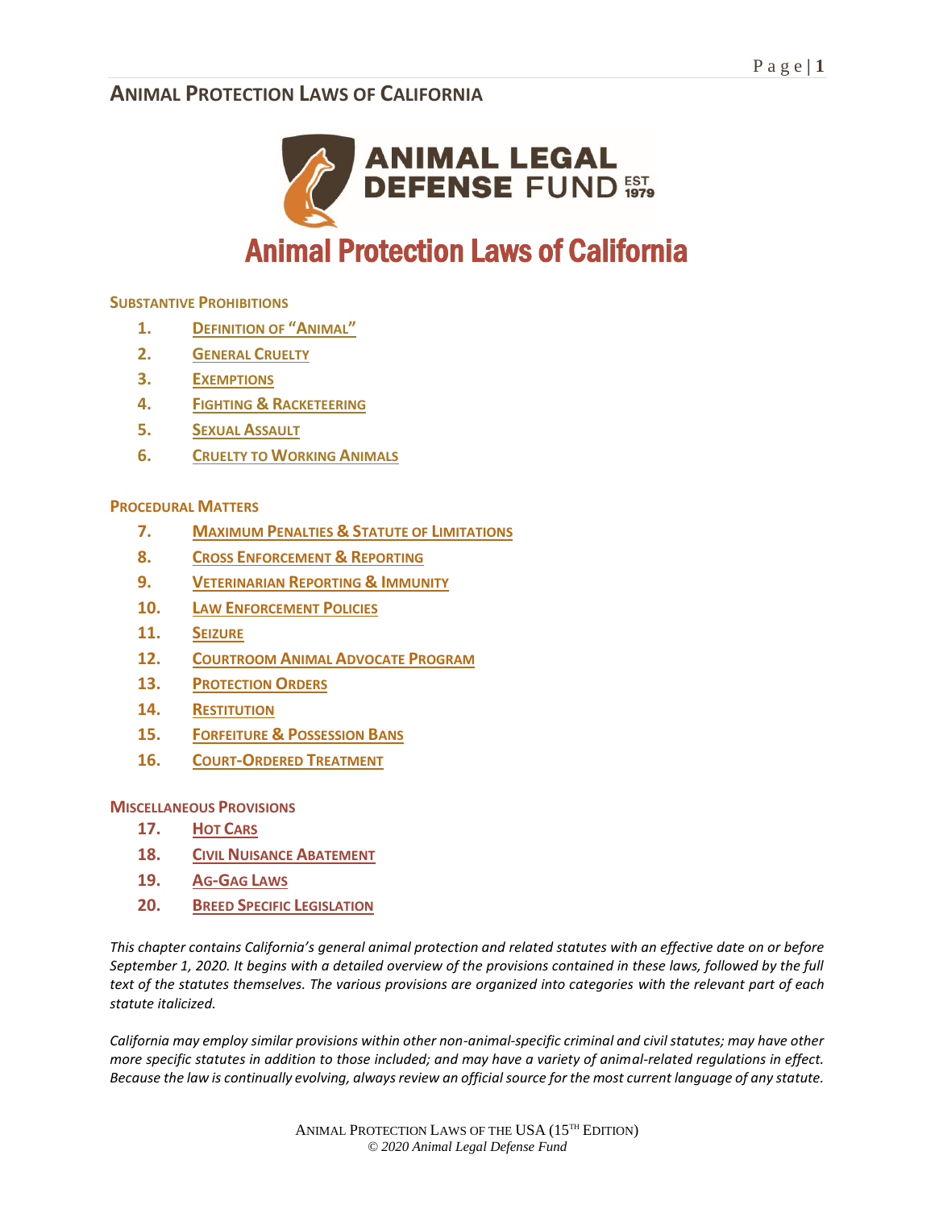# Animal Protection Laws of California

**Substantive Prohibitions**

1. Definition of "Animal"
2. General Cruelty
3. Exemptions
4. Fighting & Racketeering
5. Sexual Assault
6. Cruelty to Working Animals

**Procedural Matters**

7. Maximum Penalties & Statute of Limitations
8. Cross Enforcement & Reporting
9. Veterinarian Reporting & Immunity
10. Law Enforcement Policies
11. Seizure
12. Courtroom Animal Advocate Program
13. Protection Orders
14. Restitution
15. Forfeiture & Possession Bans
16. Court-Ordered Treatment

**Miscellaneous Provisions**

17. Hot Cars
18. Civil Nuisance Abatement
19. Ag-Gag Laws
20. Breed Specific Legislation

*This chapter contains California's general animal protection and related statutes with an effective date on or before September 1, 2020. It begins with a detailed overview of the provisions contained in these laws, followed by the full text of the statutes themselves. The various provisions are organized into categories with the relevant part of each statute italicized.*

*California may employ similar provisions within other non-animal-specific criminal and civil statutes; may have other more specific statutes in addition to those included; and may have a variety of animal-related regulations in effect. Because the law is continually evolving, always review an official source for the most current language of any statute.*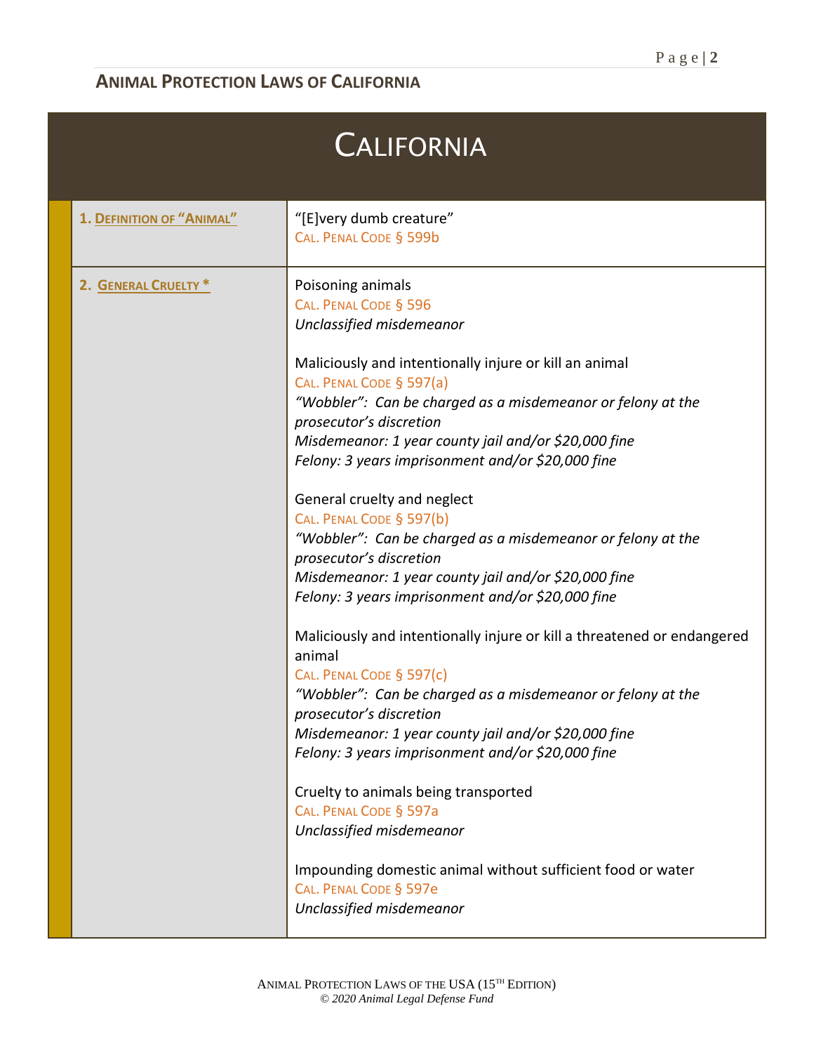# CALIFORNIA

| | |
|---|---|
| **1. DEFINITION OF "ANIMAL"** | "[E]very dumb creature"<br>CAL. PENAL CODE § 599b |
| **2. GENERAL CRUELTY *** | Poisoning animals<br>CAL. PENAL CODE § 596<br>*Unclassified misdemeanor*<br><br>Maliciously and intentionally injure or kill an animal<br>CAL. PENAL CODE § 597(a)<br>*"Wobbler": Can be charged as a misdemeanor or felony at the prosecutor's discretion*<br>*Misdemeanor: 1 year county jail and/or $20,000 fine*<br>*Felony: 3 years imprisonment and/or $20,000 fine*<br><br>General cruelty and neglect<br>CAL. PENAL CODE § 597(b)<br>*"Wobbler": Can be charged as a misdemeanor or felony at the prosecutor's discretion*<br>*Misdemeanor: 1 year county jail and/or $20,000 fine*<br>*Felony: 3 years imprisonment and/or $20,000 fine*<br><br>Maliciously and intentionally injure or kill a threatened or endangered animal<br>CAL. PENAL CODE § 597(c)<br>*"Wobbler": Can be charged as a misdemeanor or felony at the prosecutor's discretion*<br>*Misdemeanor: 1 year county jail and/or $20,000 fine*<br>*Felony: 3 years imprisonment and/or $20,000 fine*<br><br>Cruelty to animals being transported<br>CAL. PENAL CODE § 597a<br>*Unclassified misdemeanor*<br><br>Impounding domestic animal without sufficient food or water<br>CAL. PENAL CODE § 597e<br>*Unclassified misdemeanor* |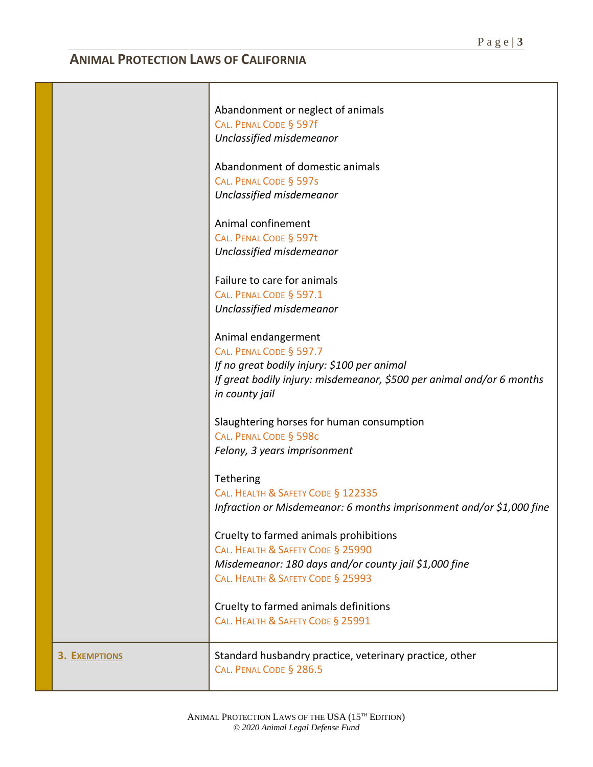## ANIMAL PROTECTION LAWS OF CALIFORNIA

| | |
|---|---|
| | Abandonment or neglect of animals<br>CAL. PENAL CODE § 597f<br>*Unclassified misdemeanor*<br><br>Abandonment of domestic animals<br>CAL. PENAL CODE § 597s<br>*Unclassified misdemeanor*<br><br>Animal confinement<br>CAL. PENAL CODE § 597t<br>*Unclassified misdemeanor*<br><br>Failure to care for animals<br>CAL. PENAL CODE § 597.1<br>*Unclassified misdemeanor*<br><br>Animal endangerment<br>CAL. PENAL CODE § 597.7<br>*If no great bodily injury: $100 per animal*<br>*If great bodily injury: misdemeanor, $500 per animal and/or 6 months in county jail*<br><br>Slaughtering horses for human consumption<br>CAL. PENAL CODE § 598c<br>*Felony, 3 years imprisonment*<br><br>Tethering<br>CAL. HEALTH & SAFETY CODE § 122335<br>*Infraction or Misdemeanor: 6 months imprisonment and/or $1,000 fine*<br><br>Cruelty to farmed animals prohibitions<br>CAL. HEALTH & SAFETY CODE § 25990<br>*Misdemeanor: 180 days and/or county jail $1,000 fine*<br>CAL. HEALTH & SAFETY CODE § 25993<br><br>Cruelty to farmed animals definitions<br>CAL. HEALTH & SAFETY CODE § 25991 |
| **3. EXEMPTIONS** | Standard husbandry practice, veterinary practice, other<br>CAL. PENAL CODE § 286.5 |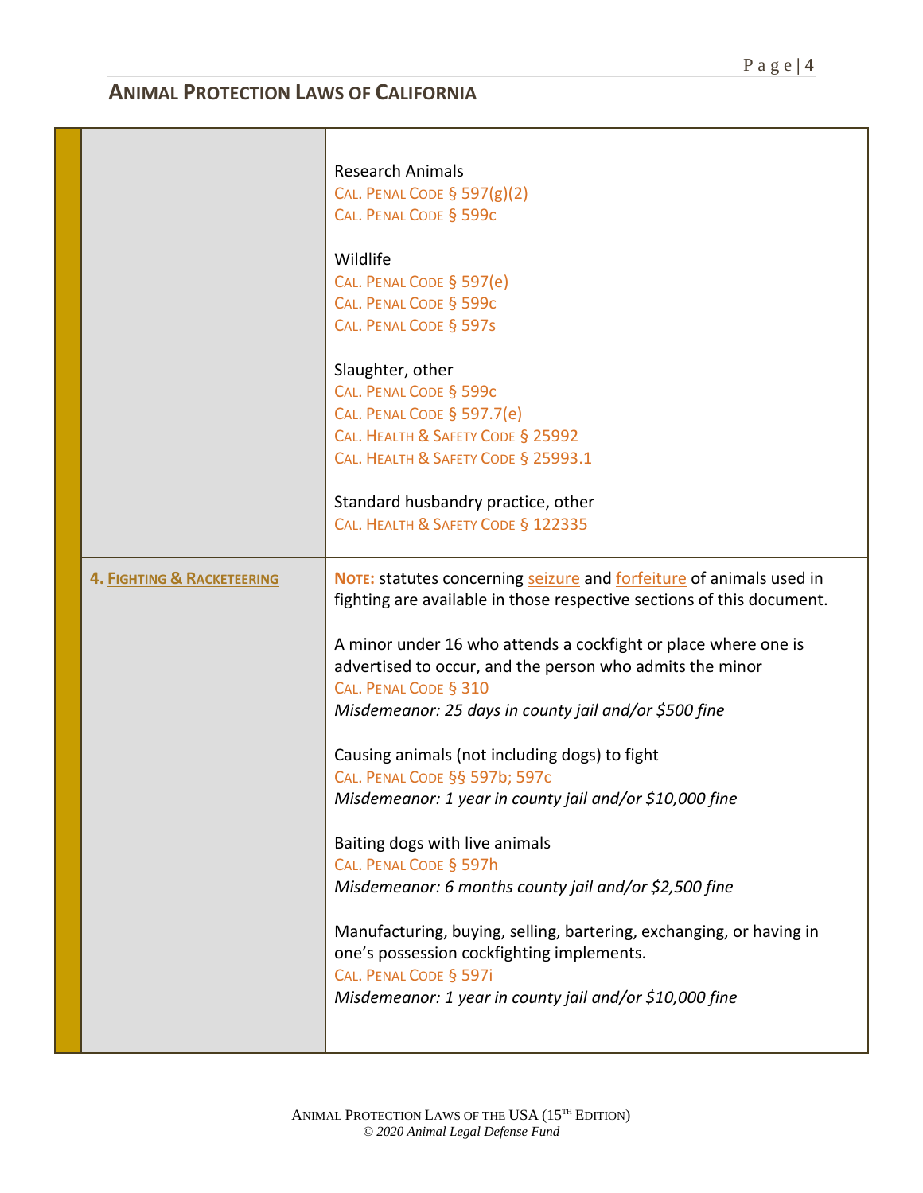## ANIMAL PROTECTION LAWS OF CALIFORNIA

| | |
|---|---|
| | Research Animals<br>CAL. PENAL CODE § 597(g)(2)<br>CAL. PENAL CODE § 599c<br><br>Wildlife<br>CAL. PENAL CODE § 597(e)<br>CAL. PENAL CODE § 599c<br>CAL. PENAL CODE § 597s<br><br>Slaughter, other<br>CAL. PENAL CODE § 599c<br>CAL. PENAL CODE § 597.7(e)<br>CAL. HEALTH & SAFETY CODE § 25992<br>CAL. HEALTH & SAFETY CODE § 25993.1<br><br>Standard husbandry practice, other<br>CAL. HEALTH & SAFETY CODE § 122335 |
| **4. FIGHTING & RACKETEERING** | **NOTE:** statutes concerning seizure and forfeiture of animals used in fighting are available in those respective sections of this document.<br><br>A minor under 16 who attends a cockfight or place where one is advertised to occur, and the person who admits the minor<br>CAL. PENAL CODE § 310<br>*Misdemeanor: 25 days in county jail and/or $500 fine*<br><br>Causing animals (not including dogs) to fight<br>CAL. PENAL CODE §§ 597b; 597c<br>*Misdemeanor: 1 year in county jail and/or $10,000 fine*<br><br>Baiting dogs with live animals<br>CAL. PENAL CODE § 597h<br>*Misdemeanor: 6 months county jail and/or $2,500 fine*<br><br>Manufacturing, buying, selling, bartering, exchanging, or having in one's possession cockfighting implements.<br>CAL. PENAL CODE § 597i<br>*Misdemeanor: 1 year in county jail and/or $10,000 fine* |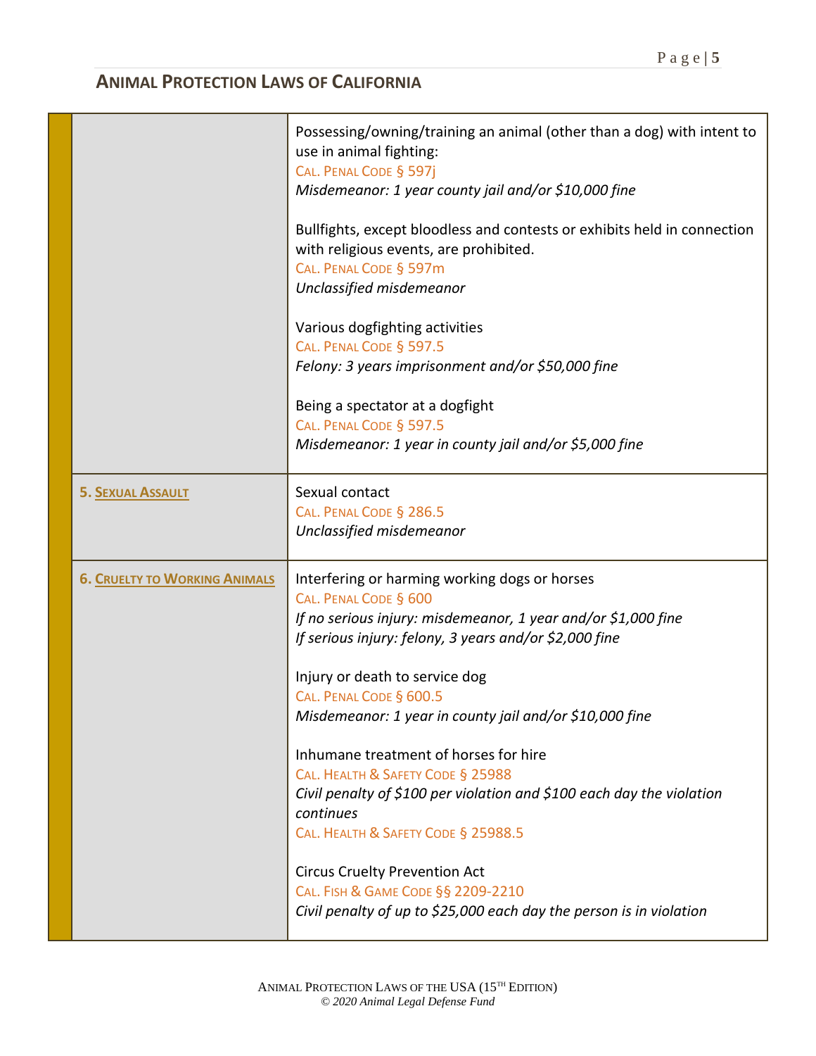## ANIMAL PROTECTION LAWS OF CALIFORNIA

| | |
|---|---|
| | Possessing/owning/training an animal (other than a dog) with intent to use in animal fighting:<br>CAL. PENAL CODE § 597j<br>*Misdemeanor: 1 year county jail and/or $10,000 fine*<br><br>Bullfights, except bloodless and contests or exhibits held in connection with religious events, are prohibited.<br>CAL. PENAL CODE § 597m<br>*Unclassified misdemeanor*<br><br>Various dogfighting activities<br>CAL. PENAL CODE § 597.5<br>*Felony: 3 years imprisonment and/or $50,000 fine*<br><br>Being a spectator at a dogfight<br>CAL. PENAL CODE § 597.5<br>*Misdemeanor: 1 year in county jail and/or $5,000 fine* |
| **5. SEXUAL ASSAULT** | Sexual contact<br>CAL. PENAL CODE § 286.5<br>*Unclassified misdemeanor* |
| **6. CRUELTY TO WORKING ANIMALS** | Interfering or harming working dogs or horses<br>CAL. PENAL CODE § 600<br>*If no serious injury: misdemeanor, 1 year and/or $1,000 fine*<br>*If serious injury: felony, 3 years and/or $2,000 fine*<br><br>Injury or death to service dog<br>CAL. PENAL CODE § 600.5<br>*Misdemeanor: 1 year in county jail and/or $10,000 fine*<br><br>Inhumane treatment of horses for hire<br>CAL. HEALTH & SAFETY CODE § 25988<br>*Civil penalty of $100 per violation and $100 each day the violation continues*<br>CAL. HEALTH & SAFETY CODE § 25988.5<br><br>Circus Cruelty Prevention Act<br>CAL. FISH & GAME CODE §§ 2209-2210<br>*Civil penalty of up to $25,000 each day the person is in violation* |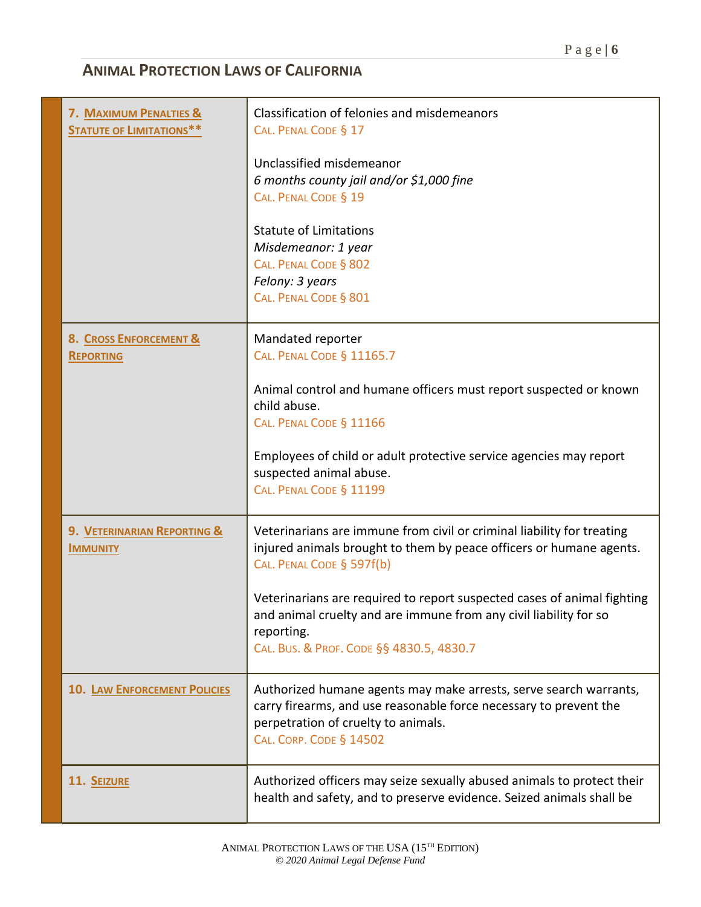## ANIMAL PROTECTION LAWS OF CALIFORNIA

| | |
|---|---|
| **7. MAXIMUM PENALTIES & STATUTE OF LIMITATIONS**** | Classification of felonies and misdemeanors<br>CAL. PENAL CODE § 17<br><br>Unclassified misdemeanor<br>*6 months county jail and/or $1,000 fine*<br>CAL. PENAL CODE § 19<br><br>Statute of Limitations<br>*Misdemeanor: 1 year*<br>CAL. PENAL CODE § 802<br>*Felony: 3 years*<br>CAL. PENAL CODE § 801 |
| **8. CROSS ENFORCEMENT & REPORTING** | Mandated reporter<br>CAL. PENAL CODE § 11165.7<br><br>Animal control and humane officers must report suspected or known child abuse.<br>CAL. PENAL CODE § 11166<br><br>Employees of child or adult protective service agencies may report suspected animal abuse.<br>CAL. PENAL CODE § 11199 |
| **9. VETERINARIAN REPORTING & IMMUNITY** | Veterinarians are immune from civil or criminal liability for treating injured animals brought to them by peace officers or humane agents.<br>CAL. PENAL CODE § 597f(b)<br><br>Veterinarians are required to report suspected cases of animal fighting and animal cruelty and are immune from any civil liability for so reporting.<br>CAL. BUS. & PROF. CODE §§ 4830.5, 4830.7 |
| **10. LAW ENFORCEMENT POLICIES** | Authorized humane agents may make arrests, serve search warrants, carry firearms, and use reasonable force necessary to prevent the perpetration of cruelty to animals.<br>CAL. CORP. CODE § 14502 |
| **11. SEIZURE** | Authorized officers may seize sexually abused animals to protect their health and safety, and to preserve evidence. Seized animals shall be |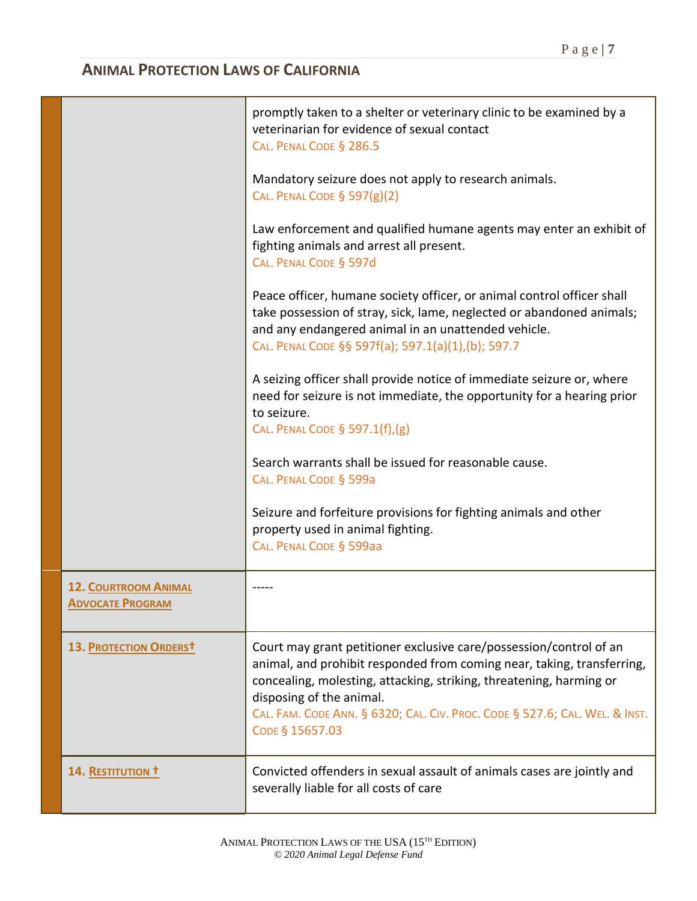| | |
|---|---|
| | promptly taken to a shelter or veterinary clinic to be examined by a veterinarian for evidence of sexual contact<br>CAL. PENAL CODE § 286.5<br><br>Mandatory seizure does not apply to research animals.<br>CAL. PENAL CODE § 597(g)(2)<br><br>Law enforcement and qualified humane agents may enter an exhibit of fighting animals and arrest all present.<br>CAL. PENAL CODE § 597d<br><br>Peace officer, humane society officer, or animal control officer shall take possession of stray, sick, lame, neglected or abandoned animals; and any endangered animal in an unattended vehicle.<br>CAL. PENAL CODE §§ 597f(a); 597.1(a)(1),(b); 597.7<br><br>A seizing officer shall provide notice of immediate seizure or, where need for seizure is not immediate, the opportunity for a hearing prior to seizure.<br>CAL. PENAL CODE § 597.1(f),(g)<br><br>Search warrants shall be issued for reasonable cause.<br>CAL. PENAL CODE § 599a<br><br>Seizure and forfeiture provisions for fighting animals and other property used in animal fighting.<br>CAL. PENAL CODE § 599aa |
| **12. COURTROOM ANIMAL ADVOCATE PROGRAM** | ----- |
| **13. PROTECTION ORDERS†** | Court may grant petitioner exclusive care/possession/control of an animal, and prohibit responded from coming near, taking, transferring, concealing, molesting, attacking, striking, threatening, harming or disposing of the animal.<br>CAL. FAM. CODE ANN. § 6320; CAL. CIV. PROC. CODE § 527.6; CAL. WEL. & INST. CODE § 15657.03 |
| **14. RESTITUTION †** | Convicted offenders in sexual assault of animals cases are jointly and severally liable for all costs of care |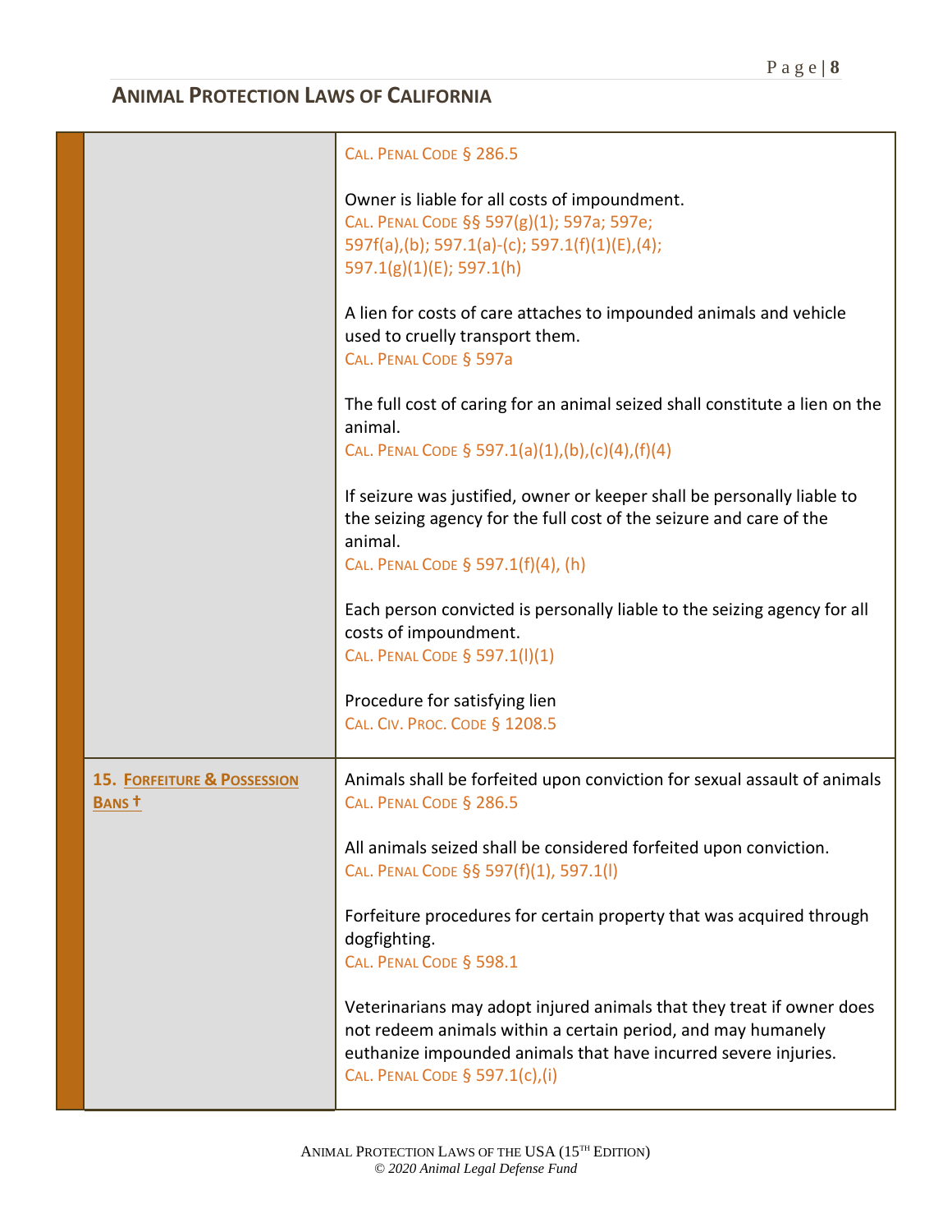| | |
|---|---|
| | CAL. PENAL CODE § 286.5<br><br>Owner is liable for all costs of impoundment.<br>CAL. PENAL CODE §§ 597(g)(1); 597a; 597e; 597f(a),(b); 597.1(a)-(c); 597.1(f)(1)(E),(4); 597.1(g)(1)(E); 597.1(h)<br><br>A lien for costs of care attaches to impounded animals and vehicle used to cruelly transport them.<br>CAL. PENAL CODE § 597a<br><br>The full cost of caring for an animal seized shall constitute a lien on the animal.<br>CAL. PENAL CODE § 597.1(a)(1),(b),(c)(4),(f)(4)<br><br>If seizure was justified, owner or keeper shall be personally liable to the seizing agency for the full cost of the seizure and care of the animal.<br>CAL. PENAL CODE § 597.1(f)(4), (h)<br><br>Each person convicted is personally liable to the seizing agency for all costs of impoundment.<br>CAL. PENAL CODE § 597.1(l)(1)<br><br>Procedure for satisfying lien<br>CAL. CIV. PROC. CODE § 1208.5 |
| **15. FORFEITURE & POSSESSION BANS †** | Animals shall be forfeited upon conviction for sexual assault of animals<br>CAL. PENAL CODE § 286.5<br><br>All animals seized shall be considered forfeited upon conviction.<br>CAL. PENAL CODE §§ 597(f)(1), 597.1(l)<br><br>Forfeiture procedures for certain property that was acquired through dogfighting.<br>CAL. PENAL CODE § 598.1<br><br>Veterinarians may adopt injured animals that they treat if owner does not redeem animals within a certain period, and may humanely euthanize impounded animals that have incurred severe injuries.<br>CAL. PENAL CODE § 597.1(c),(i) |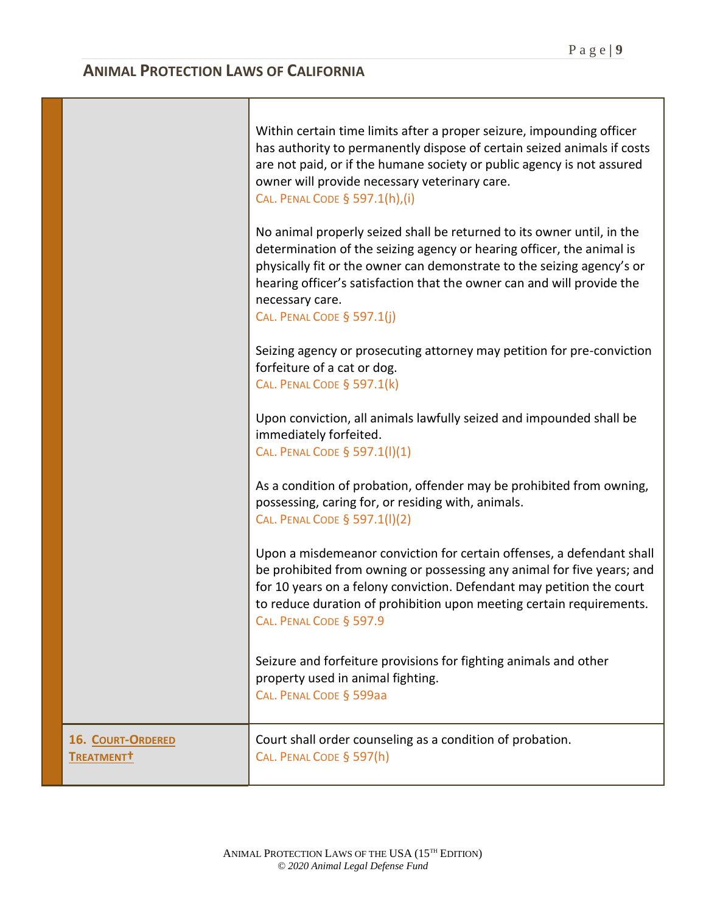## Animal Protection Laws of California

| | |
|---|---|
| | Within certain time limits after a proper seizure, impounding officer has authority to permanently dispose of certain seized animals if costs are not paid, or if the humane society or public agency is not assured owner will provide necessary veterinary care.<br>CAL. PENAL CODE § 597.1(h),(i)<br><br>No animal properly seized shall be returned to its owner until, in the determination of the seizing agency or hearing officer, the animal is physically fit or the owner can demonstrate to the seizing agency's or hearing officer's satisfaction that the owner can and will provide the necessary care.<br>CAL. PENAL CODE § 597.1(j)<br><br>Seizing agency or prosecuting attorney may petition for pre-conviction forfeiture of a cat or dog.<br>CAL. PENAL CODE § 597.1(k)<br><br>Upon conviction, all animals lawfully seized and impounded shall be immediately forfeited.<br>CAL. PENAL CODE § 597.1(l)(1)<br><br>As a condition of probation, offender may be prohibited from owning, possessing, caring for, or residing with, animals.<br>CAL. PENAL CODE § 597.1(l)(2)<br><br>Upon a misdemeanor conviction for certain offenses, a defendant shall be prohibited from owning or possessing any animal for five years; and for 10 years on a felony conviction. Defendant may petition the court to reduce duration of prohibition upon meeting certain requirements.<br>CAL. PENAL CODE § 597.9<br><br>Seizure and forfeiture provisions for fighting animals and other property used in animal fighting.<br>CAL. PENAL CODE § 599aa |
| **16. Court-Ordered Treatment†** | Court shall order counseling as a condition of probation.<br>CAL. PENAL CODE § 597(h) |

Animal Protection Laws of the USA (15th Edition)
*© 2020 Animal Legal Defense Fund*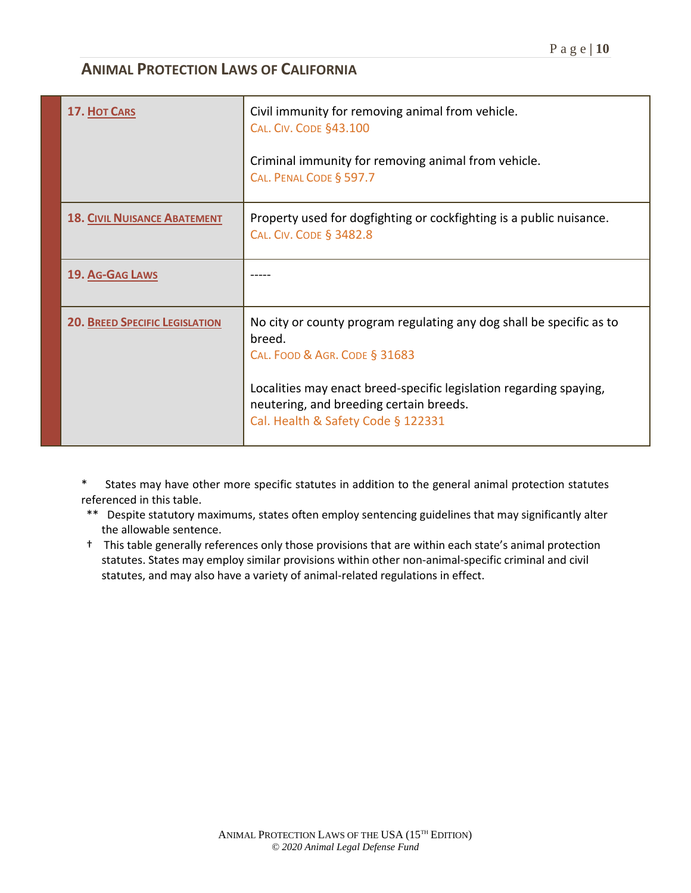## ANIMAL PROTECTION LAWS OF CALIFORNIA

| | |
|---|---|
| **17. HOT CARS** | Civil immunity for removing animal from vehicle.<br>CAL. CIV. CODE §43.100<br><br>Criminal immunity for removing animal from vehicle.<br>CAL. PENAL CODE § 597.7 |
| **18. CIVIL NUISANCE ABATEMENT** | Property used for dogfighting or cockfighting is a public nuisance.<br>CAL. CIV. CODE § 3482.8 |
| **19. AG-GAG LAWS** | ----- |
| **20. BREED SPECIFIC LEGISLATION** | No city or county program regulating any dog shall be specific as to breed.<br>CAL. FOOD & AGR. CODE § 31683<br><br>Localities may enact breed-specific legislation regarding spaying, neutering, and breeding certain breeds.<br>Cal. Health & Safety Code § 122331 |

\* States may have other more specific statutes in addition to the general animal protection statutes referenced in this table.

\*\* Despite statutory maximums, states often employ sentencing guidelines that may significantly alter the allowable sentence.

† This table generally references only those provisions that are within each state's animal protection statutes. States may employ similar provisions within other non-animal-specific criminal and civil statutes, and may also have a variety of animal-related regulations in effect.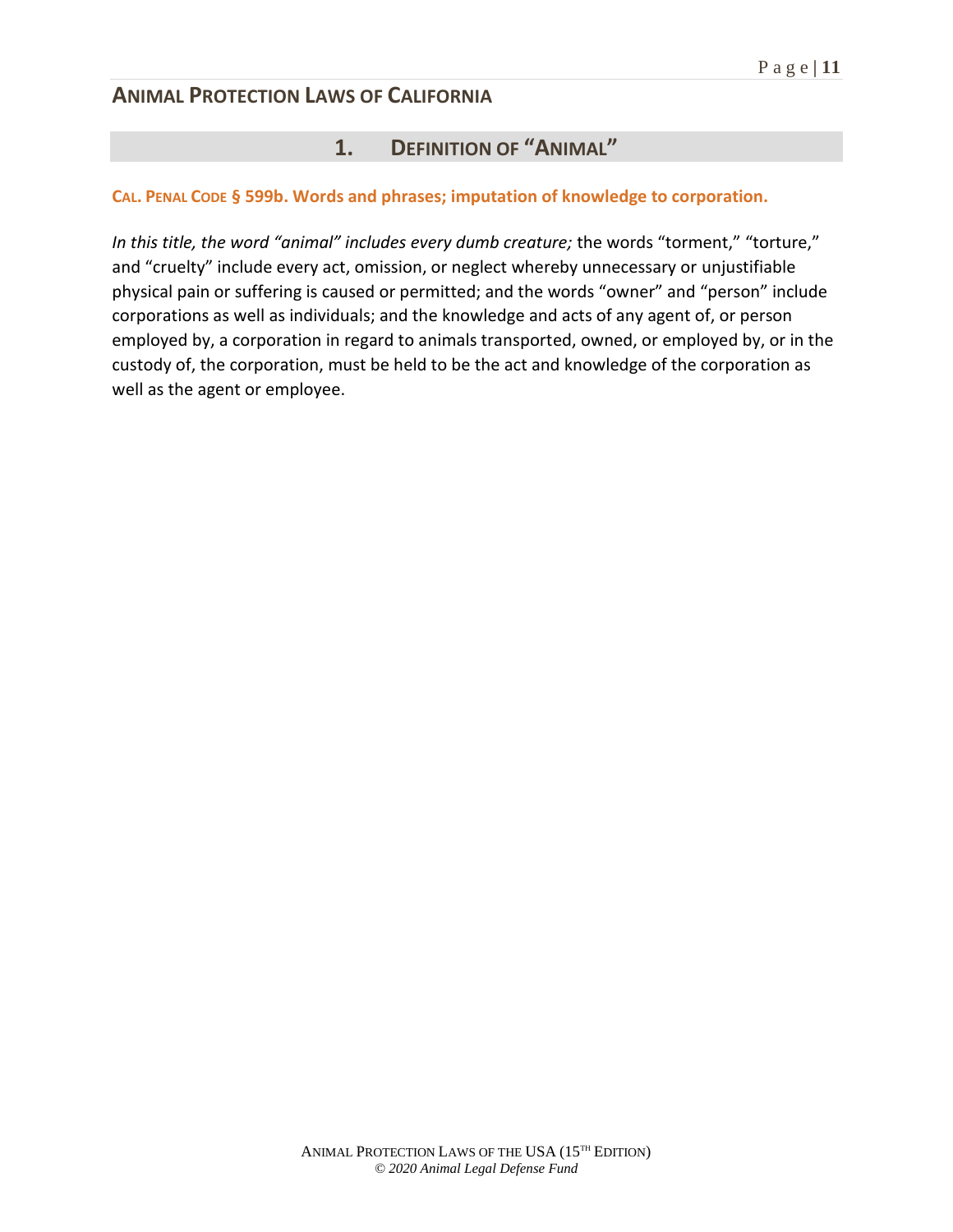## Animal Protection Laws of California

### 1. Definition of "Animal"

**Cal. Penal Code § 599b. Words and phrases; imputation of knowledge to corporation.**

*In this title, the word "animal" includes every dumb creature;* the words "torment," "torture," and "cruelty" include every act, omission, or neglect whereby unnecessary or unjustifiable physical pain or suffering is caused or permitted; and the words "owner" and "person" include corporations as well as individuals; and the knowledge and acts of any agent of, or person employed by, a corporation in regard to animals transported, owned, or employed by, or in the custody of, the corporation, must be held to be the act and knowledge of the corporation as well as the agent or employee.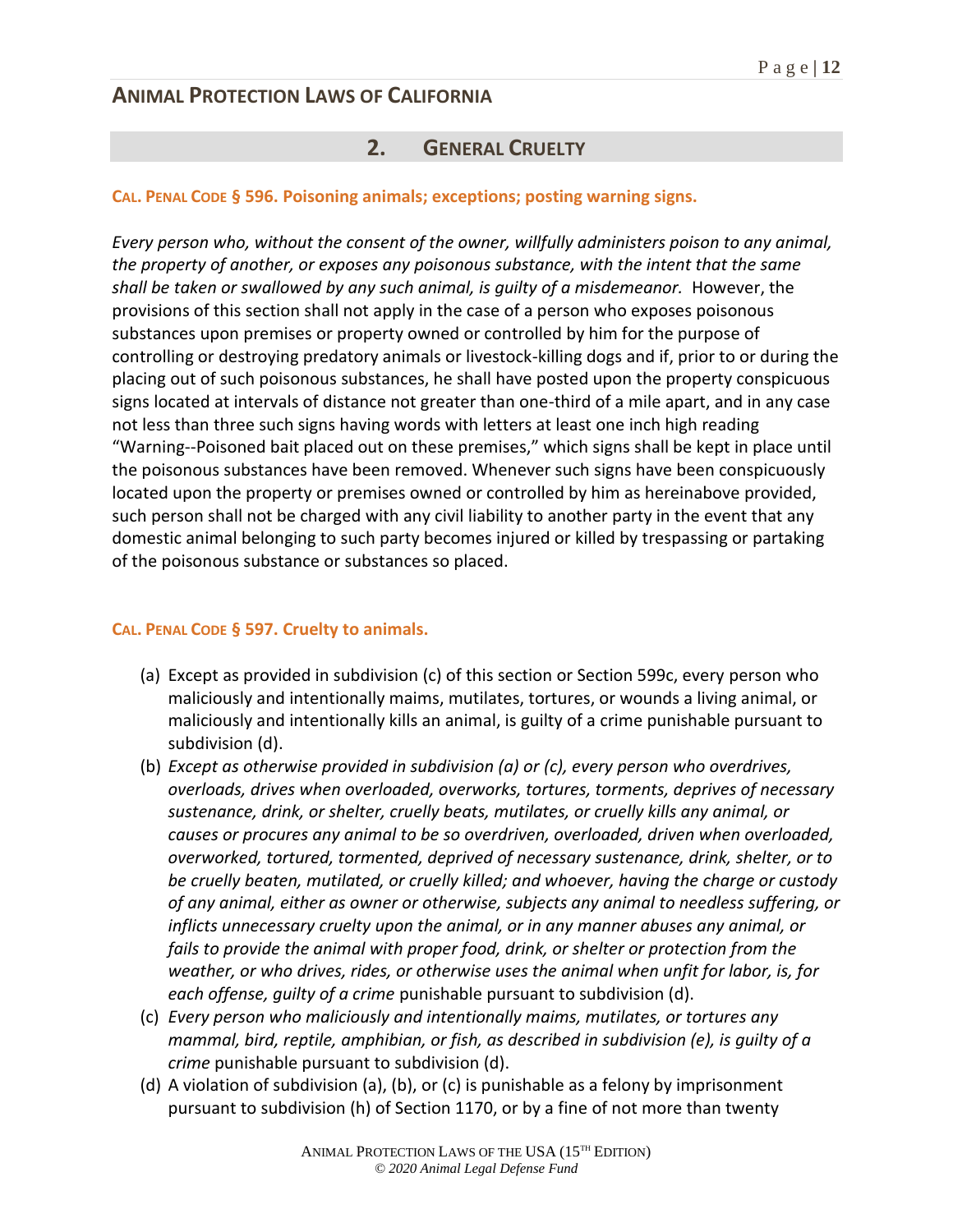## 2. GENERAL CRUELTY

**CAL. PENAL CODE § 596. Poisoning animals; exceptions; posting warning signs.**

*Every person who, without the consent of the owner, willfully administers poison to any animal, the property of another, or exposes any poisonous substance, with the intent that the same shall be taken or swallowed by any such animal, is guilty of a misdemeanor.* However, the provisions of this section shall not apply in the case of a person who exposes poisonous substances upon premises or property owned or controlled by him for the purpose of controlling or destroying predatory animals or livestock-killing dogs and if, prior to or during the placing out of such poisonous substances, he shall have posted upon the property conspicuous signs located at intervals of distance not greater than one-third of a mile apart, and in any case not less than three such signs having words with letters at least one inch high reading "Warning--Poisoned bait placed out on these premises," which signs shall be kept in place until the poisonous substances have been removed. Whenever such signs have been conspicuously located upon the property or premises owned or controlled by him as hereinabove provided, such person shall not be charged with any civil liability to another party in the event that any domestic animal belonging to such party becomes injured or killed by trespassing or partaking of the poisonous substance or substances so placed.

**CAL. PENAL CODE § 597. Cruelty to animals.**

(a) Except as provided in subdivision (c) of this section or Section 599c, every person who maliciously and intentionally maims, mutilates, tortures, or wounds a living animal, or maliciously and intentionally kills an animal, is guilty of a crime punishable pursuant to subdivision (d).

(b) *Except as otherwise provided in subdivision (a) or (c), every person who overdrives, overloads, drives when overloaded, overworks, tortures, torments, deprives of necessary sustenance, drink, or shelter, cruelly beats, mutilates, or cruelly kills any animal, or causes or procures any animal to be so overdriven, overloaded, driven when overloaded, overworked, tortured, tormented, deprived of necessary sustenance, drink, shelter, or to be cruelly beaten, mutilated, or cruelly killed; and whoever, having the charge or custody of any animal, either as owner or otherwise, subjects any animal to needless suffering, or inflicts unnecessary cruelty upon the animal, or in any manner abuses any animal, or fails to provide the animal with proper food, drink, or shelter or protection from the weather, or who drives, rides, or otherwise uses the animal when unfit for labor, is, for each offense, guilty of a crime* punishable pursuant to subdivision (d).

(c) *Every person who maliciously and intentionally maims, mutilates, or tortures any mammal, bird, reptile, amphibian, or fish, as described in subdivision (e), is guilty of a crime* punishable pursuant to subdivision (d).

(d) A violation of subdivision (a), (b), or (c) is punishable as a felony by imprisonment pursuant to subdivision (h) of Section 1170, or by a fine of not more than twenty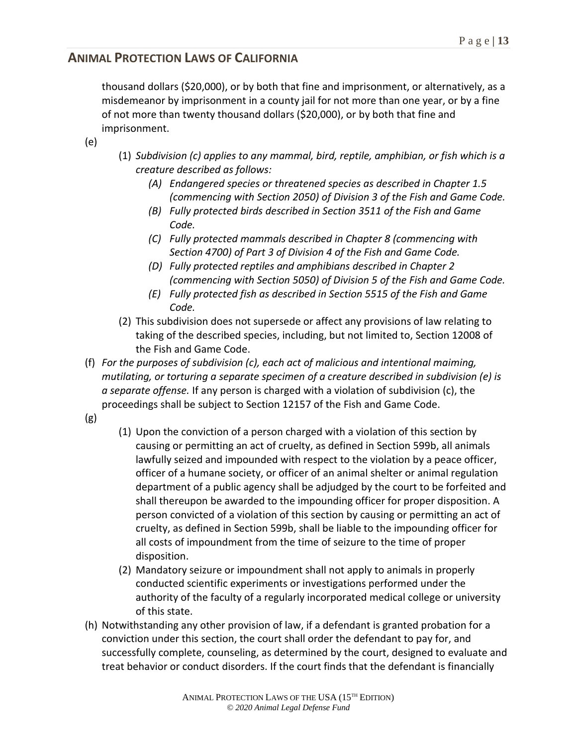thousand dollars ($20,000), or by both that fine and imprisonment, or alternatively, as a misdemeanor by imprisonment in a county jail for not more than one year, or by a fine of not more than twenty thousand dollars ($20,000), or by both that fine and imprisonment.

(e)

(1) *Subdivision (c) applies to any mammal, bird, reptile, amphibian, or fish which is a creature described as follows:*

*(A) Endangered species or threatened species as described in Chapter 1.5 (commencing with Section 2050) of Division 3 of the Fish and Game Code.*

*(B) Fully protected birds described in Section 3511 of the Fish and Game Code.*

*(C) Fully protected mammals described in Chapter 8 (commencing with Section 4700) of Part 3 of Division 4 of the Fish and Game Code.*

*(D) Fully protected reptiles and amphibians described in Chapter 2 (commencing with Section 5050) of Division 5 of the Fish and Game Code.*

*(E) Fully protected fish as described in Section 5515 of the Fish and Game Code.*

(2) This subdivision does not supersede or affect any provisions of law relating to taking of the described species, including, but not limited to, Section 12008 of the Fish and Game Code.

(f) *For the purposes of subdivision (c), each act of malicious and intentional maiming, mutilating, or torturing a separate specimen of a creature described in subdivision (e) is a separate offense.* If any person is charged with a violation of subdivision (c), the proceedings shall be subject to Section 12157 of the Fish and Game Code.

(g)

(1) Upon the conviction of a person charged with a violation of this section by causing or permitting an act of cruelty, as defined in Section 599b, all animals lawfully seized and impounded with respect to the violation by a peace officer, officer of a humane society, or officer of an animal shelter or animal regulation department of a public agency shall be adjudged by the court to be forfeited and shall thereupon be awarded to the impounding officer for proper disposition. A person convicted of a violation of this section by causing or permitting an act of cruelty, as defined in Section 599b, shall be liable to the impounding officer for all costs of impoundment from the time of seizure to the time of proper disposition.

(2) Mandatory seizure or impoundment shall not apply to animals in properly conducted scientific experiments or investigations performed under the authority of the faculty of a regularly incorporated medical college or university of this state.

(h) Notwithstanding any other provision of law, if a defendant is granted probation for a conviction under this section, the court shall order the defendant to pay for, and successfully complete, counseling, as determined by the court, designed to evaluate and treat behavior or conduct disorders. If the court finds that the defendant is financially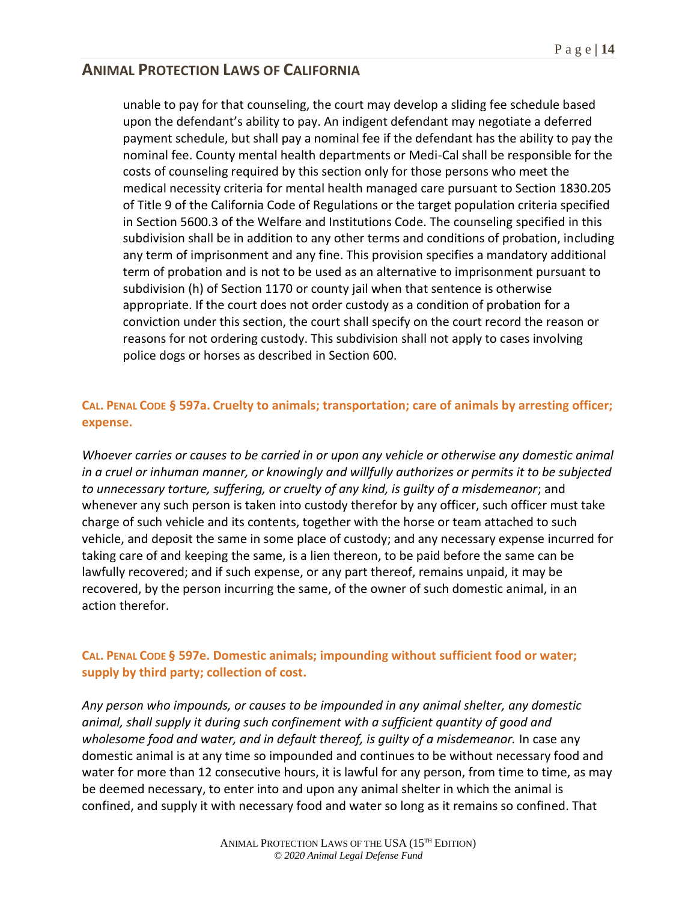unable to pay for that counseling, the court may develop a sliding fee schedule based upon the defendant's ability to pay. An indigent defendant may negotiate a deferred payment schedule, but shall pay a nominal fee if the defendant has the ability to pay the nominal fee. County mental health departments or Medi-Cal shall be responsible for the costs of counseling required by this section only for those persons who meet the medical necessity criteria for mental health managed care pursuant to Section 1830.205 of Title 9 of the California Code of Regulations or the target population criteria specified in Section 5600.3 of the Welfare and Institutions Code. The counseling specified in this subdivision shall be in addition to any other terms and conditions of probation, including any term of imprisonment and any fine. This provision specifies a mandatory additional term of probation and is not to be used as an alternative to imprisonment pursuant to subdivision (h) of Section 1170 or county jail when that sentence is otherwise appropriate. If the court does not order custody as a condition of probation for a conviction under this section, the court shall specify on the court record the reason or reasons for not ordering custody. This subdivision shall not apply to cases involving police dogs or horses as described in Section 600.

### CAL. PENAL CODE § 597a. Cruelty to animals; transportation; care of animals by arresting officer; expense.

*Whoever carries or causes to be carried in or upon any vehicle or otherwise any domestic animal in a cruel or inhuman manner, or knowingly and willfully authorizes or permits it to be subjected to unnecessary torture, suffering, or cruelty of any kind, is guilty of a misdemeanor*; and whenever any such person is taken into custody therefor by any officer, such officer must take charge of such vehicle and its contents, together with the horse or team attached to such vehicle, and deposit the same in some place of custody; and any necessary expense incurred for taking care of and keeping the same, is a lien thereon, to be paid before the same can be lawfully recovered; and if such expense, or any part thereof, remains unpaid, it may be recovered, by the person incurring the same, of the owner of such domestic animal, in an action therefor.

### CAL. PENAL CODE § 597e. Domestic animals; impounding without sufficient food or water; supply by third party; collection of cost.

*Any person who impounds, or causes to be impounded in any animal shelter, any domestic animal, shall supply it during such confinement with a sufficient quantity of good and wholesome food and water, and in default thereof, is guilty of a misdemeanor.* In case any domestic animal is at any time so impounded and continues to be without necessary food and water for more than 12 consecutive hours, it is lawful for any person, from time to time, as may be deemed necessary, to enter into and upon any animal shelter in which the animal is confined, and supply it with necessary food and water so long as it remains so confined. That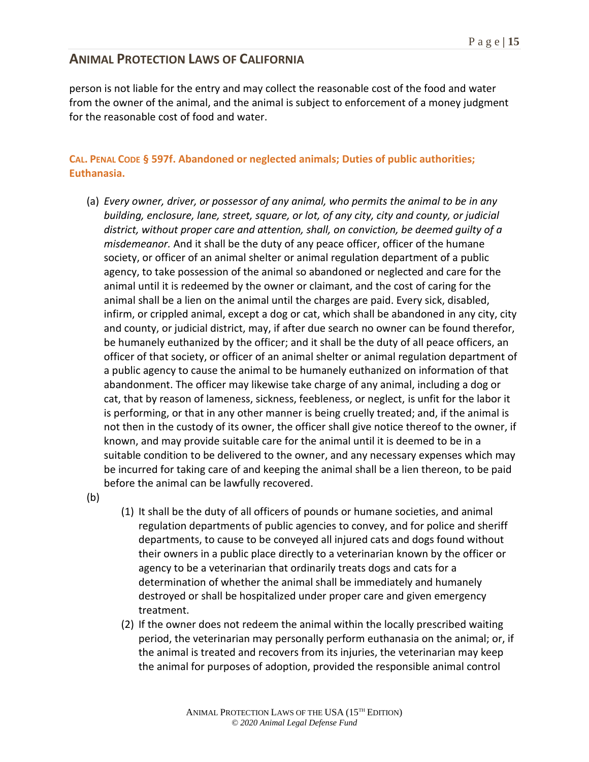person is not liable for the entry and may collect the reasonable cost of the food and water from the owner of the animal, and the animal is subject to enforcement of a money judgment for the reasonable cost of food and water.

### **CAL. PENAL CODE § 597f. Abandoned or neglected animals; Duties of public authorities; Euthanasia.**

(a) *Every owner, driver, or possessor of any animal, who permits the animal to be in any building, enclosure, lane, street, square, or lot, of any city, city and county, or judicial district, without proper care and attention, shall, on conviction, be deemed guilty of a misdemeanor.* And it shall be the duty of any peace officer, officer of the humane society, or officer of an animal shelter or animal regulation department of a public agency, to take possession of the animal so abandoned or neglected and care for the animal until it is redeemed by the owner or claimant, and the cost of caring for the animal shall be a lien on the animal until the charges are paid. Every sick, disabled, infirm, or crippled animal, except a dog or cat, which shall be abandoned in any city, city and county, or judicial district, may, if after due search no owner can be found therefor, be humanely euthanized by the officer; and it shall be the duty of all peace officers, an officer of that society, or officer of an animal shelter or animal regulation department of a public agency to cause the animal to be humanely euthanized on information of that abandonment. The officer may likewise take charge of any animal, including a dog or cat, that by reason of lameness, sickness, feebleness, or neglect, is unfit for the labor it is performing, or that in any other manner is being cruelly treated; and, if the animal is not then in the custody of its owner, the officer shall give notice thereof to the owner, if known, and may provide suitable care for the animal until it is deemed to be in a suitable condition to be delivered to the owner, and any necessary expenses which may be incurred for taking care of and keeping the animal shall be a lien thereon, to be paid before the animal can be lawfully recovered.

(b)

1. It shall be the duty of all officers of pounds or humane societies, and animal regulation departments of public agencies to convey, and for police and sheriff departments, to cause to be conveyed all injured cats and dogs found without their owners in a public place directly to a veterinarian known by the officer or agency to be a veterinarian that ordinarily treats dogs and cats for a determination of whether the animal shall be immediately and humanely destroyed or shall be hospitalized under proper care and given emergency treatment.
2. If the owner does not redeem the animal within the locally prescribed waiting period, the veterinarian may personally perform euthanasia on the animal; or, if the animal is treated and recovers from its injuries, the veterinarian may keep the animal for purposes of adoption, provided the responsible animal control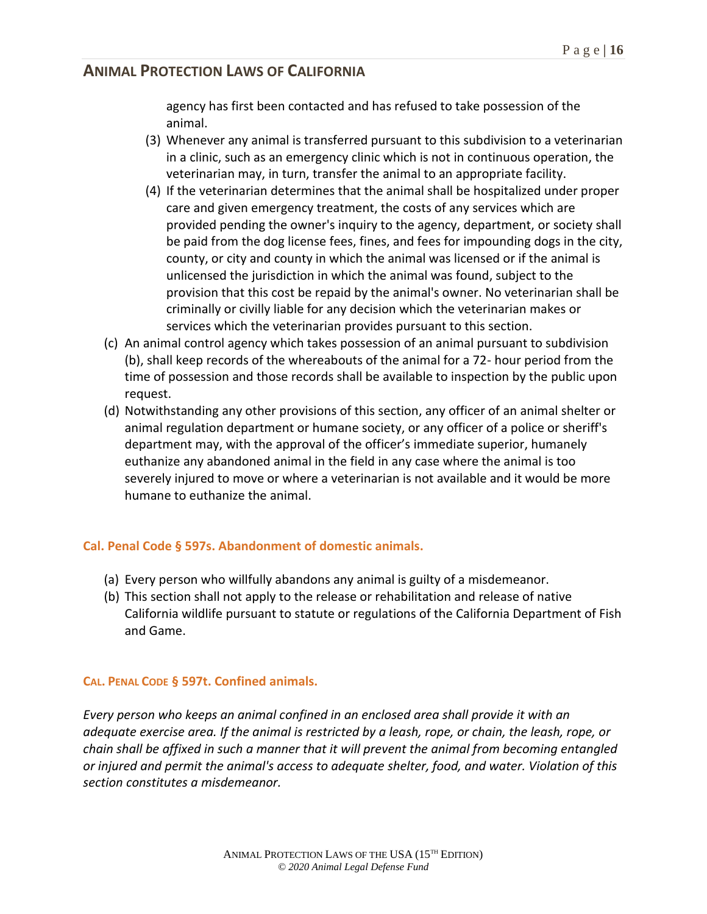agency has first been contacted and has refused to take possession of the animal.

(3) Whenever any animal is transferred pursuant to this subdivision to a veterinarian in a clinic, such as an emergency clinic which is not in continuous operation, the veterinarian may, in turn, transfer the animal to an appropriate facility.

(4) If the veterinarian determines that the animal shall be hospitalized under proper care and given emergency treatment, the costs of any services which are provided pending the owner's inquiry to the agency, department, or society shall be paid from the dog license fees, fines, and fees for impounding dogs in the city, county, or city and county in which the animal was licensed or if the animal is unlicensed the jurisdiction in which the animal was found, subject to the provision that this cost be repaid by the animal's owner. No veterinarian shall be criminally or civilly liable for any decision which the veterinarian makes or services which the veterinarian provides pursuant to this section.

(c) An animal control agency which takes possession of an animal pursuant to subdivision (b), shall keep records of the whereabouts of the animal for a 72- hour period from the time of possession and those records shall be available to inspection by the public upon request.

(d) Notwithstanding any other provisions of this section, any officer of an animal shelter or animal regulation department or humane society, or any officer of a police or sheriff's department may, with the approval of the officer's immediate superior, humanely euthanize any abandoned animal in the field in any case where the animal is too severely injured to move or where a veterinarian is not available and it would be more humane to euthanize the animal.

### Cal. Penal Code § 597s. Abandonment of domestic animals.

(a) Every person who willfully abandons any animal is guilty of a misdemeanor.

(b) This section shall not apply to the release or rehabilitation and release of native California wildlife pursuant to statute or regulations of the California Department of Fish and Game.

### Cal. Penal Code § 597t. Confined animals.

*Every person who keeps an animal confined in an enclosed area shall provide it with an adequate exercise area. If the animal is restricted by a leash, rope, or chain, the leash, rope, or chain shall be affixed in such a manner that it will prevent the animal from becoming entangled or injured and permit the animal's access to adequate shelter, food, and water. Violation of this section constitutes a misdemeanor.*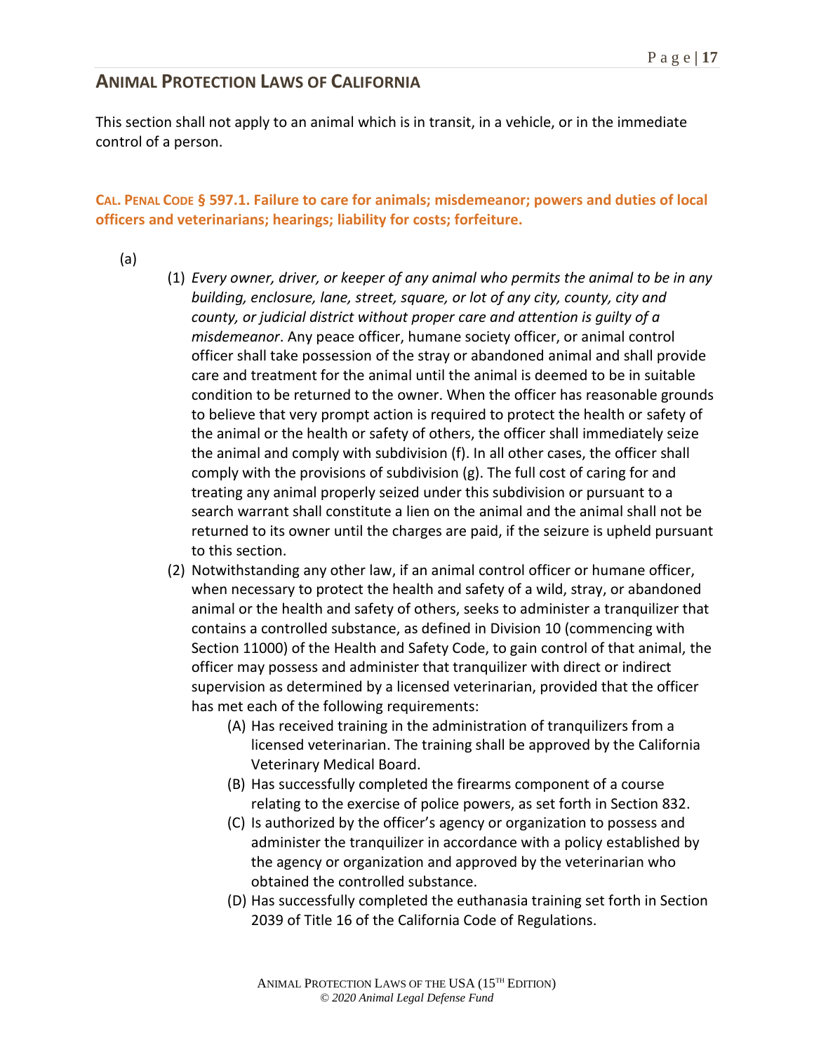This section shall not apply to an animal which is in transit, in a vehicle, or in the immediate control of a person.

### CAL. PENAL CODE § 597.1. Failure to care for animals; misdemeanor; powers and duties of local officers and veterinarians; hearings; liability for costs; forfeiture.

(a)

(1) *Every owner, driver, or keeper of any animal who permits the animal to be in any building, enclosure, lane, street, square, or lot of any city, county, city and county, or judicial district without proper care and attention is guilty of a misdemeanor*. Any peace officer, humane society officer, or animal control officer shall take possession of the stray or abandoned animal and shall provide care and treatment for the animal until the animal is deemed to be in suitable condition to be returned to the owner. When the officer has reasonable grounds to believe that very prompt action is required to protect the health or safety of the animal or the health or safety of others, the officer shall immediately seize the animal and comply with subdivision (f). In all other cases, the officer shall comply with the provisions of subdivision (g). The full cost of caring for and treating any animal properly seized under this subdivision or pursuant to a search warrant shall constitute a lien on the animal and the animal shall not be returned to its owner until the charges are paid, if the seizure is upheld pursuant to this section.

(2) Notwithstanding any other law, if an animal control officer or humane officer, when necessary to protect the health and safety of a wild, stray, or abandoned animal or the health and safety of others, seeks to administer a tranquilizer that contains a controlled substance, as defined in Division 10 (commencing with Section 11000) of the Health and Safety Code, to gain control of that animal, the officer may possess and administer that tranquilizer with direct or indirect supervision as determined by a licensed veterinarian, provided that the officer has met each of the following requirements:

- (A) Has received training in the administration of tranquilizers from a licensed veterinarian. The training shall be approved by the California Veterinary Medical Board.
- (B) Has successfully completed the firearms component of a course relating to the exercise of police powers, as set forth in Section 832.
- (C) Is authorized by the officer's agency or organization to possess and administer the tranquilizer in accordance with a policy established by the agency or organization and approved by the veterinarian who obtained the controlled substance.
- (D) Has successfully completed the euthanasia training set forth in Section 2039 of Title 16 of the California Code of Regulations.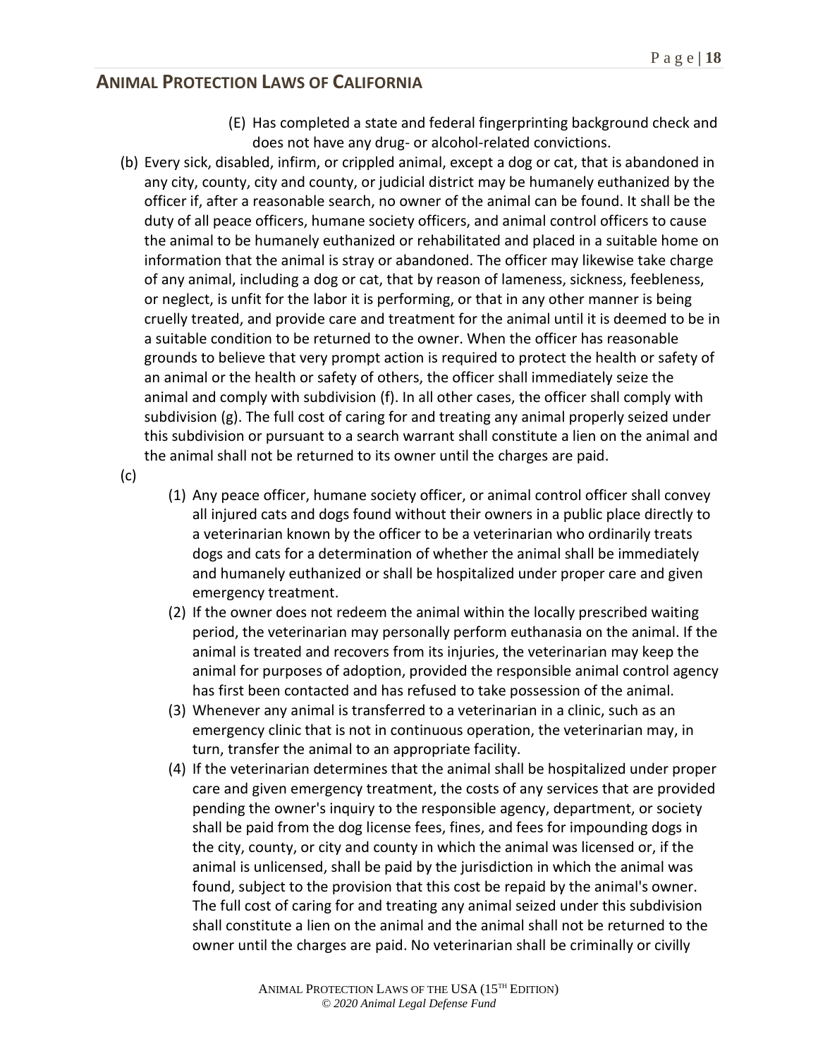(E) Has completed a state and federal fingerprinting background check and does not have any drug- or alcohol-related convictions.

(b) Every sick, disabled, infirm, or crippled animal, except a dog or cat, that is abandoned in any city, county, city and county, or judicial district may be humanely euthanized by the officer if, after a reasonable search, no owner of the animal can be found. It shall be the duty of all peace officers, humane society officers, and animal control officers to cause the animal to be humanely euthanized or rehabilitated and placed in a suitable home on information that the animal is stray or abandoned. The officer may likewise take charge of any animal, including a dog or cat, that by reason of lameness, sickness, feebleness, or neglect, is unfit for the labor it is performing, or that in any other manner is being cruelly treated, and provide care and treatment for the animal until it is deemed to be in a suitable condition to be returned to the owner. When the officer has reasonable grounds to believe that very prompt action is required to protect the health or safety of an animal or the health or safety of others, the officer shall immediately seize the animal and comply with subdivision (f). In all other cases, the officer shall comply with subdivision (g). The full cost of caring for and treating any animal properly seized under this subdivision or pursuant to a search warrant shall constitute a lien on the animal and the animal shall not be returned to its owner until the charges are paid.

(c)

(1) Any peace officer, humane society officer, or animal control officer shall convey all injured cats and dogs found without their owners in a public place directly to a veterinarian known by the officer to be a veterinarian who ordinarily treats dogs and cats for a determination of whether the animal shall be immediately and humanely euthanized or shall be hospitalized under proper care and given emergency treatment.

(2) If the owner does not redeem the animal within the locally prescribed waiting period, the veterinarian may personally perform euthanasia on the animal. If the animal is treated and recovers from its injuries, the veterinarian may keep the animal for purposes of adoption, provided the responsible animal control agency has first been contacted and has refused to take possession of the animal.

(3) Whenever any animal is transferred to a veterinarian in a clinic, such as an emergency clinic that is not in continuous operation, the veterinarian may, in turn, transfer the animal to an appropriate facility.

(4) If the veterinarian determines that the animal shall be hospitalized under proper care and given emergency treatment, the costs of any services that are provided pending the owner's inquiry to the responsible agency, department, or society shall be paid from the dog license fees, fines, and fees for impounding dogs in the city, county, or city and county in which the animal was licensed or, if the animal is unlicensed, shall be paid by the jurisdiction in which the animal was found, subject to the provision that this cost be repaid by the animal's owner. The full cost of caring for and treating any animal seized under this subdivision shall constitute a lien on the animal and the animal shall not be returned to the owner until the charges are paid. No veterinarian shall be criminally or civilly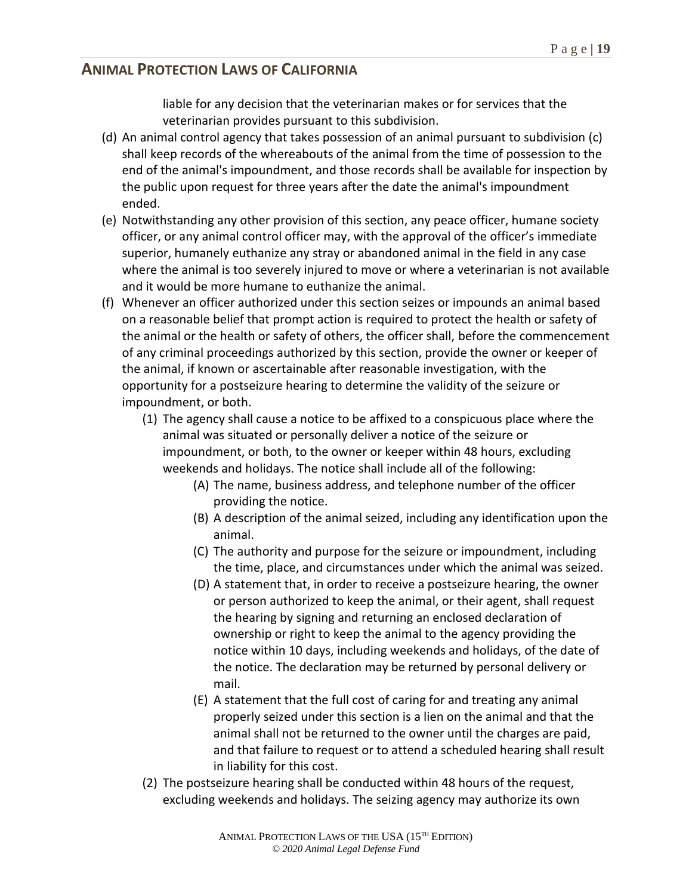liable for any decision that the veterinarian makes or for services that the veterinarian provides pursuant to this subdivision.

(d) An animal control agency that takes possession of an animal pursuant to subdivision (c) shall keep records of the whereabouts of the animal from the time of possession to the end of the animal's impoundment, and those records shall be available for inspection by the public upon request for three years after the date the animal's impoundment ended.

(e) Notwithstanding any other provision of this section, any peace officer, humane society officer, or any animal control officer may, with the approval of the officer's immediate superior, humanely euthanize any stray or abandoned animal in the field in any case where the animal is too severely injured to move or where a veterinarian is not available and it would be more humane to euthanize the animal.

(f) Whenever an officer authorized under this section seizes or impounds an animal based on a reasonable belief that prompt action is required to protect the health or safety of the animal or the health or safety of others, the officer shall, before the commencement of any criminal proceedings authorized by this section, provide the owner or keeper of the animal, if known or ascertainable after reasonable investigation, with the opportunity for a postseizure hearing to determine the validity of the seizure or impoundment, or both.

  (1) The agency shall cause a notice to be affixed to a conspicuous place where the animal was situated or personally deliver a notice of the seizure or impoundment, or both, to the owner or keeper within 48 hours, excluding weekends and holidays. The notice shall include all of the following:

    (A) The name, business address, and telephone number of the officer providing the notice.

    (B) A description of the animal seized, including any identification upon the animal.

    (C) The authority and purpose for the seizure or impoundment, including the time, place, and circumstances under which the animal was seized.

    (D) A statement that, in order to receive a postseizure hearing, the owner or person authorized to keep the animal, or their agent, shall request the hearing by signing and returning an enclosed declaration of ownership or right to keep the animal to the agency providing the notice within 10 days, including weekends and holidays, of the date of the notice. The declaration may be returned by personal delivery or mail.

    (E) A statement that the full cost of caring for and treating any animal properly seized under this section is a lien on the animal and that the animal shall not be returned to the owner until the charges are paid, and that failure to request or to attend a scheduled hearing shall result in liability for this cost.

  (2) The postseizure hearing shall be conducted within 48 hours of the request, excluding weekends and holidays. The seizing agency may authorize its own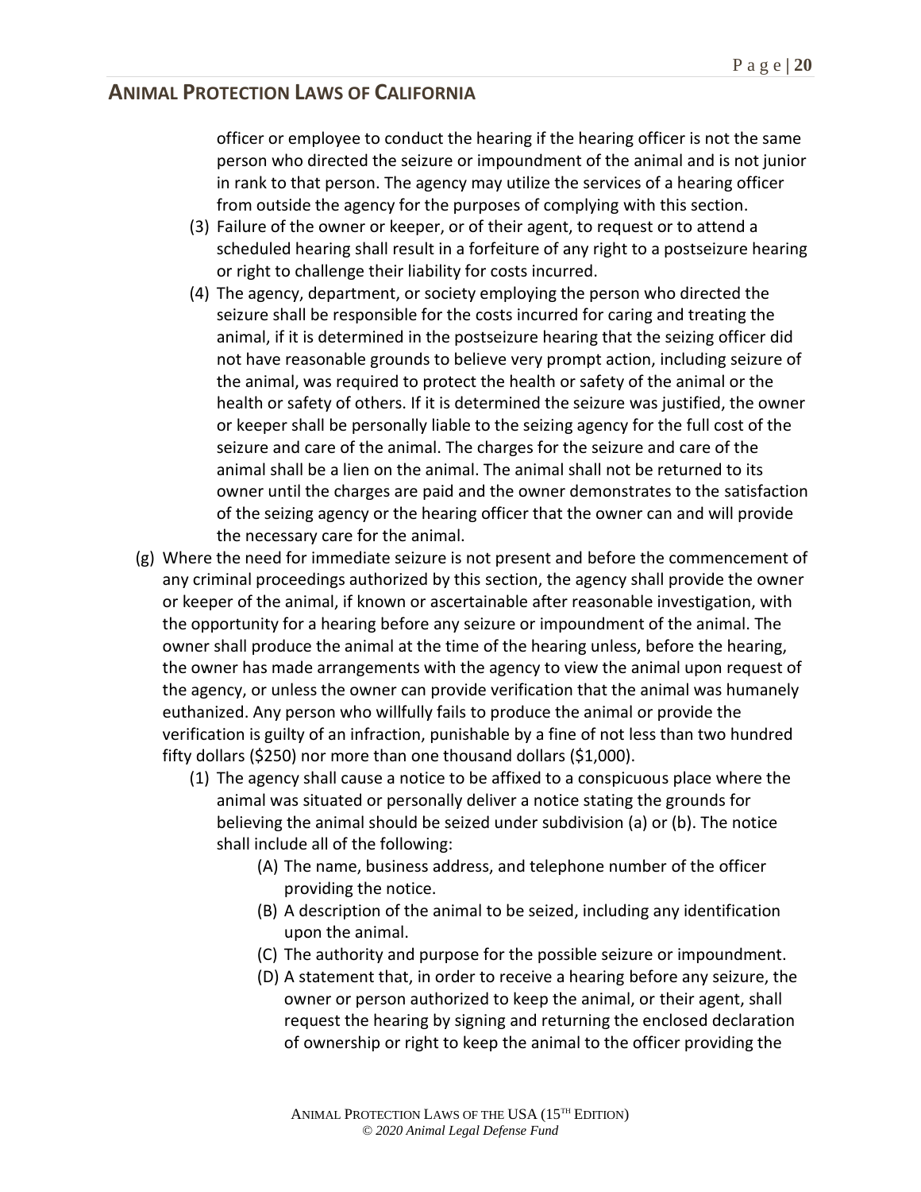officer or employee to conduct the hearing if the hearing officer is not the same person who directed the seizure or impoundment of the animal and is not junior in rank to that person. The agency may utilize the services of a hearing officer from outside the agency for the purposes of complying with this section.

(3) Failure of the owner or keeper, or of their agent, to request or to attend a scheduled hearing shall result in a forfeiture of any right to a postseizure hearing or right to challenge their liability for costs incurred.

(4) The agency, department, or society employing the person who directed the seizure shall be responsible for the costs incurred for caring and treating the animal, if it is determined in the postseizure hearing that the seizing officer did not have reasonable grounds to believe very prompt action, including seizure of the animal, was required to protect the health or safety of the animal or the health or safety of others. If it is determined the seizure was justified, the owner or keeper shall be personally liable to the seizing agency for the full cost of the seizure and care of the animal. The charges for the seizure and care of the animal shall be a lien on the animal. The animal shall not be returned to its owner until the charges are paid and the owner demonstrates to the satisfaction of the seizing agency or the hearing officer that the owner can and will provide the necessary care for the animal.

(g) Where the need for immediate seizure is not present and before the commencement of any criminal proceedings authorized by this section, the agency shall provide the owner or keeper of the animal, if known or ascertainable after reasonable investigation, with the opportunity for a hearing before any seizure or impoundment of the animal. The owner shall produce the animal at the time of the hearing unless, before the hearing, the owner has made arrangements with the agency to view the animal upon request of the agency, or unless the owner can provide verification that the animal was humanely euthanized. Any person who willfully fails to produce the animal or provide the verification is guilty of an infraction, punishable by a fine of not less than two hundred fifty dollars ($250) nor more than one thousand dollars ($1,000).

(1) The agency shall cause a notice to be affixed to a conspicuous place where the animal was situated or personally deliver a notice stating the grounds for believing the animal should be seized under subdivision (a) or (b). The notice shall include all of the following:

(A) The name, business address, and telephone number of the officer providing the notice.

(B) A description of the animal to be seized, including any identification upon the animal.

(C) The authority and purpose for the possible seizure or impoundment.

(D) A statement that, in order to receive a hearing before any seizure, the owner or person authorized to keep the animal, or their agent, shall request the hearing by signing and returning the enclosed declaration of ownership or right to keep the animal to the officer providing the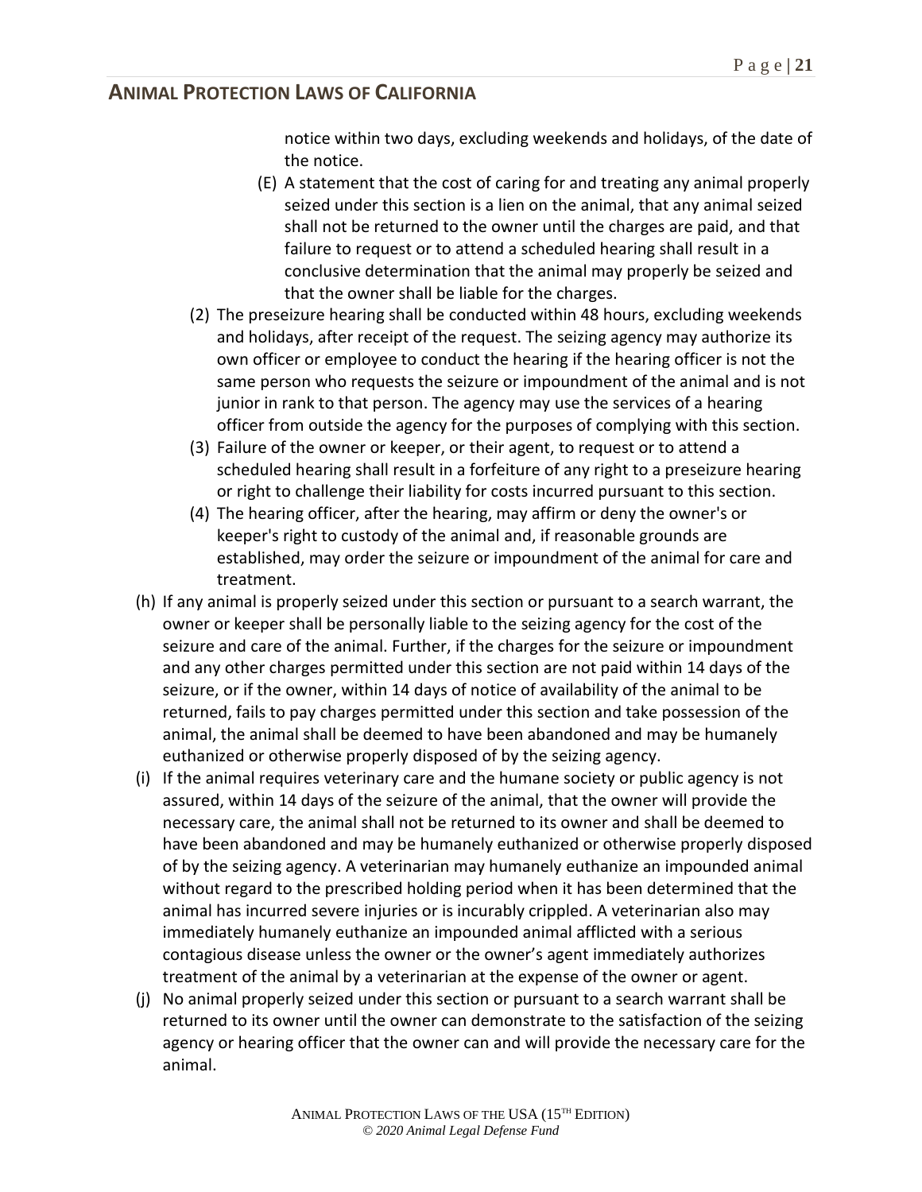notice within two days, excluding weekends and holidays, of the date of the notice.

   (E) A statement that the cost of caring for and treating any animal properly seized under this section is a lien on the animal, that any animal seized shall not be returned to the owner until the charges are paid, and that failure to request or to attend a scheduled hearing shall result in a conclusive determination that the animal may properly be seized and that the owner shall be liable for the charges.

(2) The preseizure hearing shall be conducted within 48 hours, excluding weekends and holidays, after receipt of the request. The seizing agency may authorize its own officer or employee to conduct the hearing if the hearing officer is not the same person who requests the seizure or impoundment of the animal and is not junior in rank to that person. The agency may use the services of a hearing officer from outside the agency for the purposes of complying with this section.

(3) Failure of the owner or keeper, or their agent, to request or to attend a scheduled hearing shall result in a forfeiture of any right to a preseizure hearing or right to challenge their liability for costs incurred pursuant to this section.

(4) The hearing officer, after the hearing, may affirm or deny the owner's or keeper's right to custody of the animal and, if reasonable grounds are established, may order the seizure or impoundment of the animal for care and treatment.

(h) If any animal is properly seized under this section or pursuant to a search warrant, the owner or keeper shall be personally liable to the seizing agency for the cost of the seizure and care of the animal. Further, if the charges for the seizure or impoundment and any other charges permitted under this section are not paid within 14 days of the seizure, or if the owner, within 14 days of notice of availability of the animal to be returned, fails to pay charges permitted under this section and take possession of the animal, the animal shall be deemed to have been abandoned and may be humanely euthanized or otherwise properly disposed of by the seizing agency.

(i) If the animal requires veterinary care and the humane society or public agency is not assured, within 14 days of the seizure of the animal, that the owner will provide the necessary care, the animal shall not be returned to its owner and shall be deemed to have been abandoned and may be humanely euthanized or otherwise properly disposed of by the seizing agency. A veterinarian may humanely euthanize an impounded animal without regard to the prescribed holding period when it has been determined that the animal has incurred severe injuries or is incurably crippled. A veterinarian also may immediately humanely euthanize an impounded animal afflicted with a serious contagious disease unless the owner or the owner's agent immediately authorizes treatment of the animal by a veterinarian at the expense of the owner or agent.

(j) No animal properly seized under this section or pursuant to a search warrant shall be returned to its owner until the owner can demonstrate to the satisfaction of the seizing agency or hearing officer that the owner can and will provide the necessary care for the animal.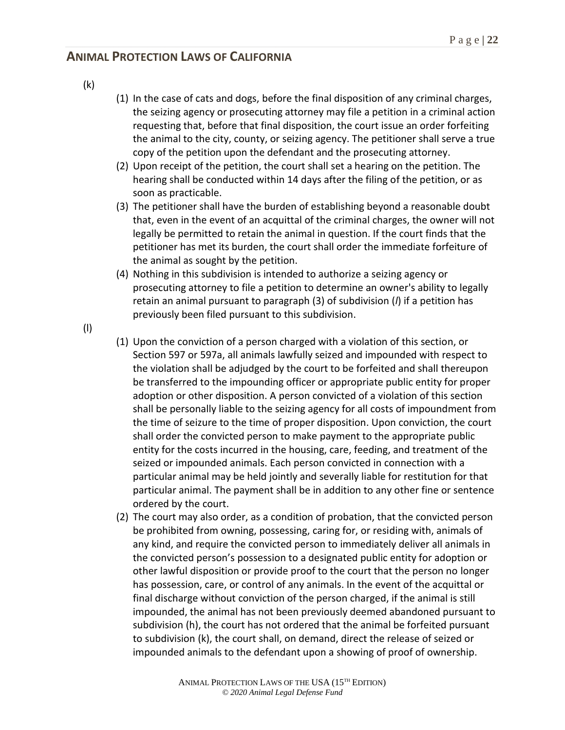(k)

(1) In the case of cats and dogs, before the final disposition of any criminal charges, the seizing agency or prosecuting attorney may file a petition in a criminal action requesting that, before that final disposition, the court issue an order forfeiting the animal to the city, county, or seizing agency. The petitioner shall serve a true copy of the petition upon the defendant and the prosecuting attorney.

(2) Upon receipt of the petition, the court shall set a hearing on the petition. The hearing shall be conducted within 14 days after the filing of the petition, or as soon as practicable.

(3) The petitioner shall have the burden of establishing beyond a reasonable doubt that, even in the event of an acquittal of the criminal charges, the owner will not legally be permitted to retain the animal in question. If the court finds that the petitioner has met its burden, the court shall order the immediate forfeiture of the animal as sought by the petition.

(4) Nothing in this subdivision is intended to authorize a seizing agency or prosecuting attorney to file a petition to determine an owner's ability to legally retain an animal pursuant to paragraph (3) of subdivision (*l*) if a petition has previously been filed pursuant to this subdivision.

(l)

(1) Upon the conviction of a person charged with a violation of this section, or Section 597 or 597a, all animals lawfully seized and impounded with respect to the violation shall be adjudged by the court to be forfeited and shall thereupon be transferred to the impounding officer or appropriate public entity for proper adoption or other disposition. A person convicted of a violation of this section shall be personally liable to the seizing agency for all costs of impoundment from the time of seizure to the time of proper disposition. Upon conviction, the court shall order the convicted person to make payment to the appropriate public entity for the costs incurred in the housing, care, feeding, and treatment of the seized or impounded animals. Each person convicted in connection with a particular animal may be held jointly and severally liable for restitution for that particular animal. The payment shall be in addition to any other fine or sentence ordered by the court.

(2) The court may also order, as a condition of probation, that the convicted person be prohibited from owning, possessing, caring for, or residing with, animals of any kind, and require the convicted person to immediately deliver all animals in the convicted person's possession to a designated public entity for adoption or other lawful disposition or provide proof to the court that the person no longer has possession, care, or control of any animals. In the event of the acquittal or final discharge without conviction of the person charged, if the animal is still impounded, the animal has not been previously deemed abandoned pursuant to subdivision (h), the court has not ordered that the animal be forfeited pursuant to subdivision (k), the court shall, on demand, direct the release of seized or impounded animals to the defendant upon a showing of proof of ownership.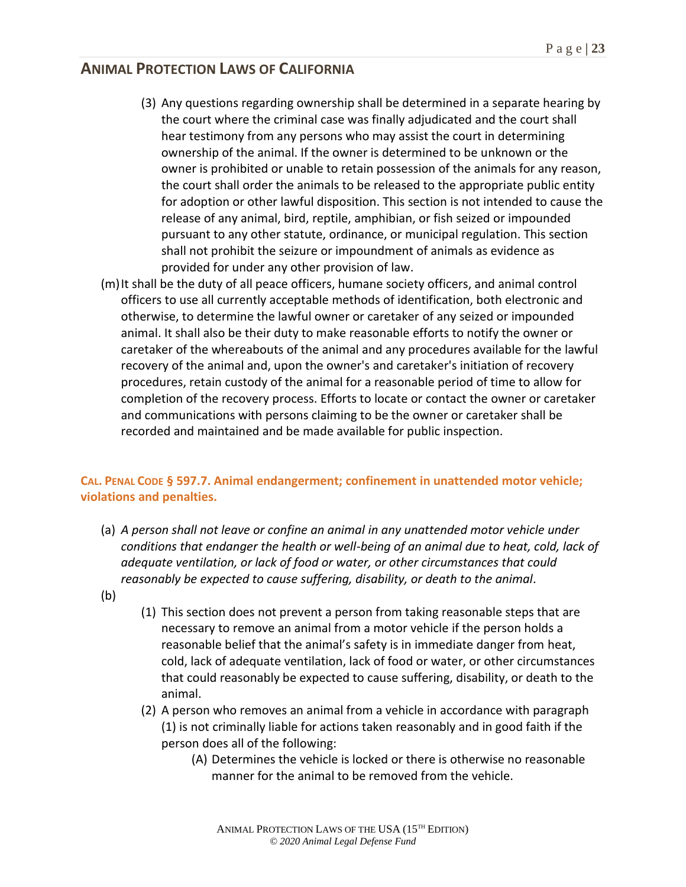(3) Any questions regarding ownership shall be determined in a separate hearing by the court where the criminal case was finally adjudicated and the court shall hear testimony from any persons who may assist the court in determining ownership of the animal. If the owner is determined to be unknown or the owner is prohibited or unable to retain possession of the animals for any reason, the court shall order the animals to be released to the appropriate public entity for adoption or other lawful disposition. This section is not intended to cause the release of any animal, bird, reptile, amphibian, or fish seized or impounded pursuant to any other statute, ordinance, or municipal regulation. This section shall not prohibit the seizure or impoundment of animals as evidence as provided for under any other provision of law.

(m) It shall be the duty of all peace officers, humane society officers, and animal control officers to use all currently acceptable methods of identification, both electronic and otherwise, to determine the lawful owner or caretaker of any seized or impounded animal. It shall also be their duty to make reasonable efforts to notify the owner or caretaker of the whereabouts of the animal and any procedures available for the lawful recovery of the animal and, upon the owner's and caretaker's initiation of recovery procedures, retain custody of the animal for a reasonable period of time to allow for completion of the recovery process. Efforts to locate or contact the owner or caretaker and communications with persons claiming to be the owner or caretaker shall be recorded and maintained and be made available for public inspection.

### CAL. PENAL CODE § 597.7. Animal endangerment; confinement in unattended motor vehicle; violations and penalties.

(a) *A person shall not leave or confine an animal in any unattended motor vehicle under conditions that endanger the health or well-being of an animal due to heat, cold, lack of adequate ventilation, or lack of food or water, or other circumstances that could reasonably be expected to cause suffering, disability, or death to the animal*.

(b)

(1) This section does not prevent a person from taking reasonable steps that are necessary to remove an animal from a motor vehicle if the person holds a reasonable belief that the animal's safety is in immediate danger from heat, cold, lack of adequate ventilation, lack of food or water, or other circumstances that could reasonably be expected to cause suffering, disability, or death to the animal.

(2) A person who removes an animal from a vehicle in accordance with paragraph (1) is not criminally liable for actions taken reasonably and in good faith if the person does all of the following:

(A) Determines the vehicle is locked or there is otherwise no reasonable manner for the animal to be removed from the vehicle.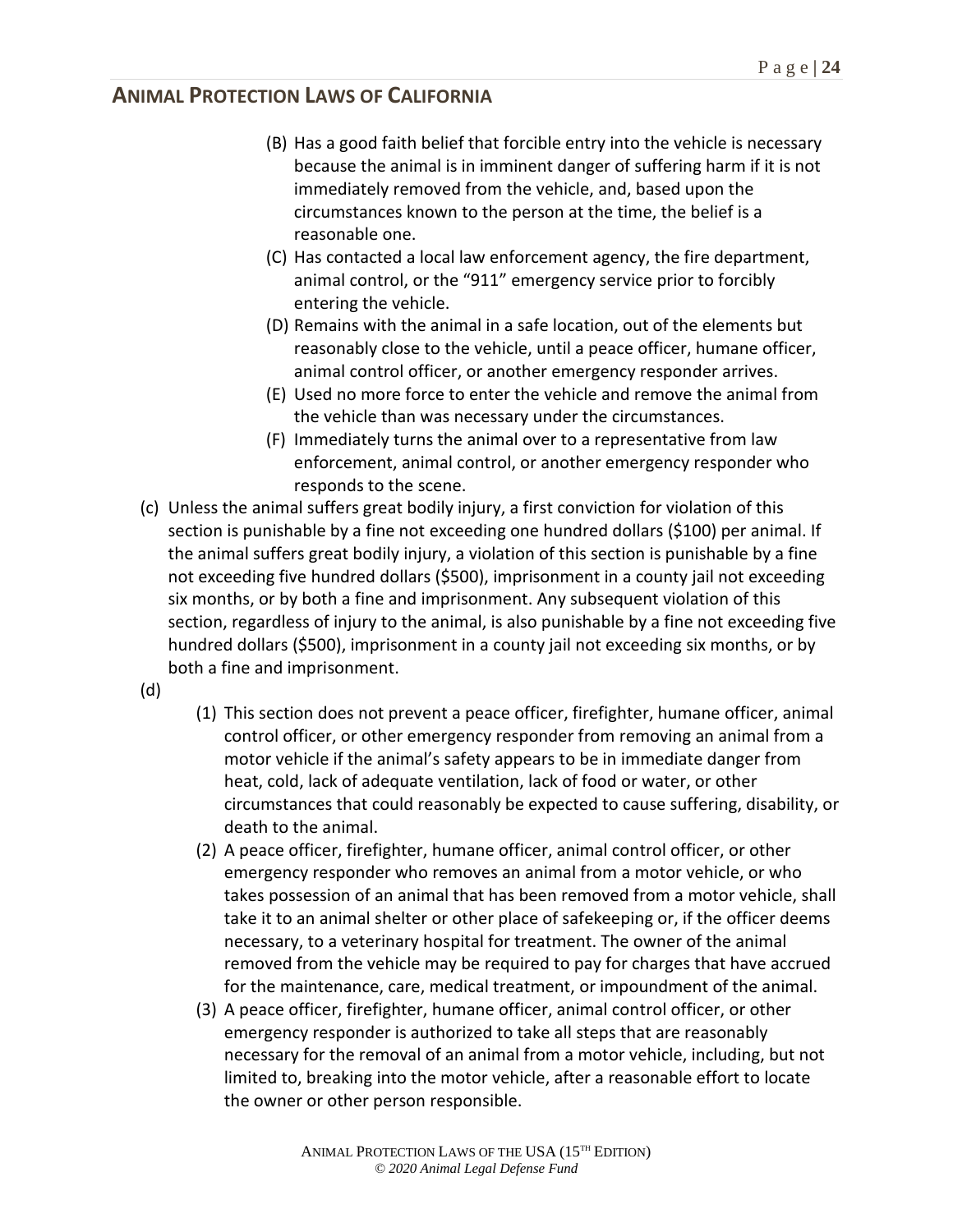(B) Has a good faith belief that forcible entry into the vehicle is necessary because the animal is in imminent danger of suffering harm if it is not immediately removed from the vehicle, and, based upon the circumstances known to the person at the time, the belief is a reasonable one.

(C) Has contacted a local law enforcement agency, the fire department, animal control, or the "911" emergency service prior to forcibly entering the vehicle.

(D) Remains with the animal in a safe location, out of the elements but reasonably close to the vehicle, until a peace officer, humane officer, animal control officer, or another emergency responder arrives.

(E) Used no more force to enter the vehicle and remove the animal from the vehicle than was necessary under the circumstances.

(F) Immediately turns the animal over to a representative from law enforcement, animal control, or another emergency responder who responds to the scene.

(c) Unless the animal suffers great bodily injury, a first conviction for violation of this section is punishable by a fine not exceeding one hundred dollars ($100) per animal. If the animal suffers great bodily injury, a violation of this section is punishable by a fine not exceeding five hundred dollars ($500), imprisonment in a county jail not exceeding six months, or by both a fine and imprisonment. Any subsequent violation of this section, regardless of injury to the animal, is also punishable by a fine not exceeding five hundred dollars ($500), imprisonment in a county jail not exceeding six months, or by both a fine and imprisonment.

(d)

(1) This section does not prevent a peace officer, firefighter, humane officer, animal control officer, or other emergency responder from removing an animal from a motor vehicle if the animal's safety appears to be in immediate danger from heat, cold, lack of adequate ventilation, lack of food or water, or other circumstances that could reasonably be expected to cause suffering, disability, or death to the animal.

(2) A peace officer, firefighter, humane officer, animal control officer, or other emergency responder who removes an animal from a motor vehicle, or who takes possession of an animal that has been removed from a motor vehicle, shall take it to an animal shelter or other place of safekeeping or, if the officer deems necessary, to a veterinary hospital for treatment. The owner of the animal removed from the vehicle may be required to pay for charges that have accrued for the maintenance, care, medical treatment, or impoundment of the animal.

(3) A peace officer, firefighter, humane officer, animal control officer, or other emergency responder is authorized to take all steps that are reasonably necessary for the removal of an animal from a motor vehicle, including, but not limited to, breaking into the motor vehicle, after a reasonable effort to locate the owner or other person responsible.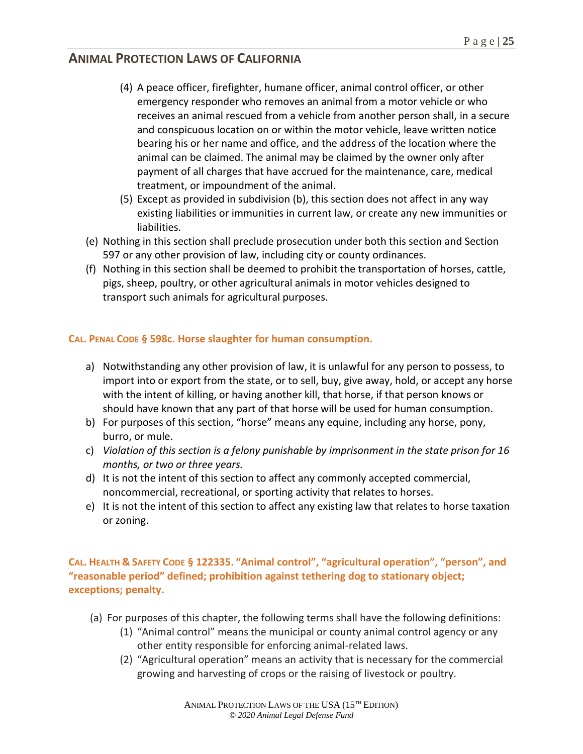(4) A peace officer, firefighter, humane officer, animal control officer, or other emergency responder who removes an animal from a motor vehicle or who receives an animal rescued from a vehicle from another person shall, in a secure and conspicuous location on or within the motor vehicle, leave written notice bearing his or her name and office, and the address of the location where the animal can be claimed. The animal may be claimed by the owner only after payment of all charges that have accrued for the maintenance, care, medical treatment, or impoundment of the animal.

(5) Except as provided in subdivision (b), this section does not affect in any way existing liabilities or immunities in current law, or create any new immunities or liabilities.

(e) Nothing in this section shall preclude prosecution under both this section and Section 597 or any other provision of law, including city or county ordinances.

(f) Nothing in this section shall be deemed to prohibit the transportation of horses, cattle, pigs, sheep, poultry, or other agricultural animals in motor vehicles designed to transport such animals for agricultural purposes.

### CAL. PENAL CODE § 598c. Horse slaughter for human consumption.

a) Notwithstanding any other provision of law, it is unlawful for any person to possess, to import into or export from the state, or to sell, buy, give away, hold, or accept any horse with the intent of killing, or having another kill, that horse, if that person knows or should have known that any part of that horse will be used for human consumption.

b) For purposes of this section, "horse" means any equine, including any horse, pony, burro, or mule.

c) *Violation of this section is a felony punishable by imprisonment in the state prison for 16 months, or two or three years.*

d) It is not the intent of this section to affect any commonly accepted commercial, noncommercial, recreational, or sporting activity that relates to horses.

e) It is not the intent of this section to affect any existing law that relates to horse taxation or zoning.

### CAL. HEALTH & SAFETY CODE § 122335. "Animal control", "agricultural operation", "person", and "reasonable period" defined; prohibition against tethering dog to stationary object; exceptions; penalty.

(a) For purposes of this chapter, the following terms shall have the following definitions:

(1) "Animal control" means the municipal or county animal control agency or any other entity responsible for enforcing animal-related laws.

(2) "Agricultural operation" means an activity that is necessary for the commercial growing and harvesting of crops or the raising of livestock or poultry.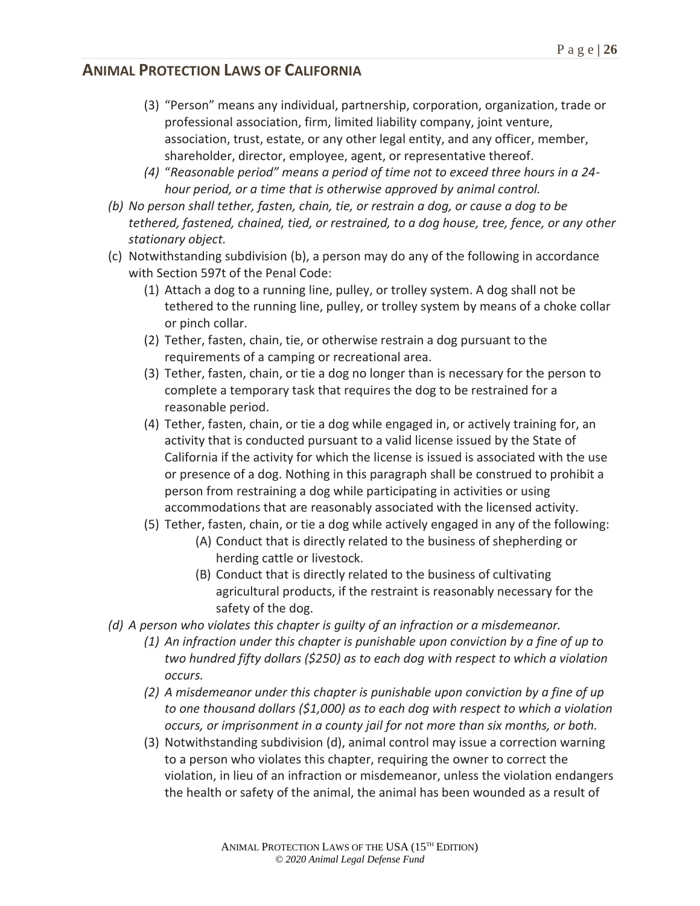(3) "Person" means any individual, partnership, corporation, organization, trade or professional association, firm, limited liability company, joint venture, association, trust, estate, or any other legal entity, and any officer, member, shareholder, director, employee, agent, or representative thereof.

*(4) "Reasonable period" means a period of time not to exceed three hours in a 24-hour period, or a time that is otherwise approved by animal control.*

*(b) No person shall tether, fasten, chain, tie, or restrain a dog, or cause a dog to be tethered, fastened, chained, tied, or restrained, to a dog house, tree, fence, or any other stationary object.*

(c) Notwithstanding subdivision (b), a person may do any of the following in accordance with Section 597t of the Penal Code:

(1) Attach a dog to a running line, pulley, or trolley system. A dog shall not be tethered to the running line, pulley, or trolley system by means of a choke collar or pinch collar.

(2) Tether, fasten, chain, tie, or otherwise restrain a dog pursuant to the requirements of a camping or recreational area.

(3) Tether, fasten, chain, or tie a dog no longer than is necessary for the person to complete a temporary task that requires the dog to be restrained for a reasonable period.

(4) Tether, fasten, chain, or tie a dog while engaged in, or actively training for, an activity that is conducted pursuant to a valid license issued by the State of California if the activity for which the license is issued is associated with the use or presence of a dog. Nothing in this paragraph shall be construed to prohibit a person from restraining a dog while participating in activities or using accommodations that are reasonably associated with the licensed activity.

(5) Tether, fasten, chain, or tie a dog while actively engaged in any of the following:

(A) Conduct that is directly related to the business of shepherding or herding cattle or livestock.

(B) Conduct that is directly related to the business of cultivating agricultural products, if the restraint is reasonably necessary for the safety of the dog.

*(d) A person who violates this chapter is guilty of an infraction or a misdemeanor.*

*(1) An infraction under this chapter is punishable upon conviction by a fine of up to two hundred fifty dollars ($250) as to each dog with respect to which a violation occurs.*

*(2) A misdemeanor under this chapter is punishable upon conviction by a fine of up to one thousand dollars ($1,000) as to each dog with respect to which a violation occurs, or imprisonment in a county jail for not more than six months, or both.*

(3) Notwithstanding subdivision (d), animal control may issue a correction warning to a person who violates this chapter, requiring the owner to correct the violation, in lieu of an infraction or misdemeanor, unless the violation endangers the health or safety of the animal, the animal has been wounded as a result of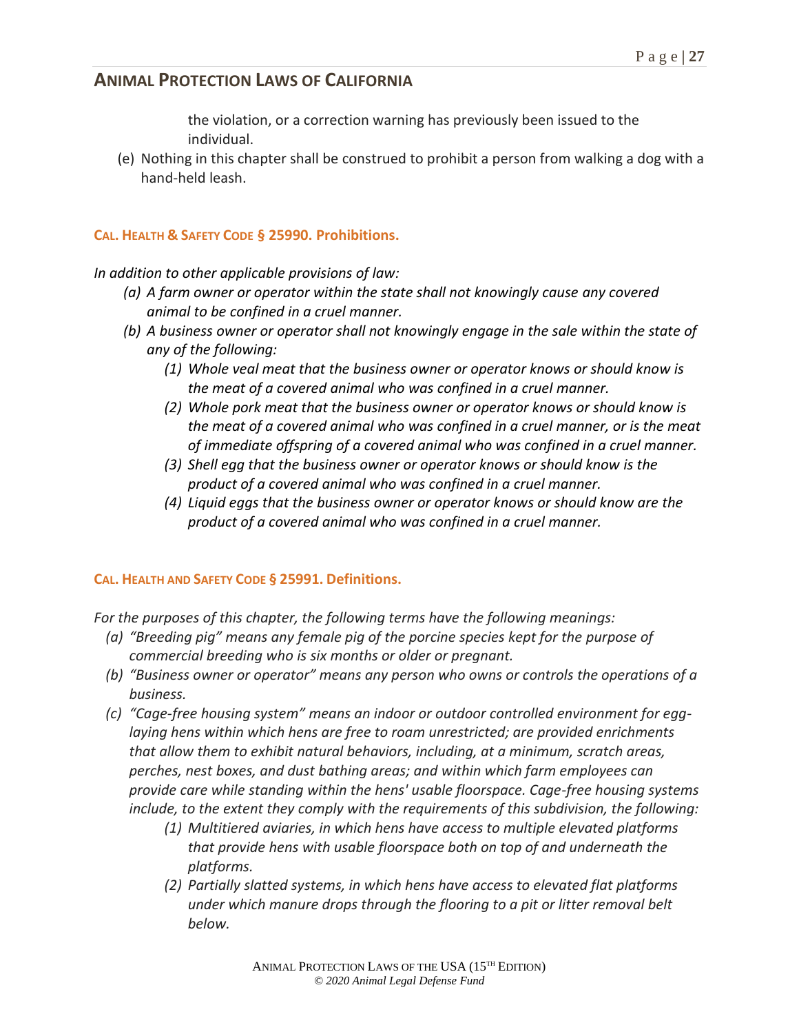the violation, or a correction warning has previously been issued to the individual.

(e) Nothing in this chapter shall be construed to prohibit a person from walking a dog with a hand-held leash.

### CAL. HEALTH & SAFETY CODE § 25990. Prohibitions.

*In addition to other applicable provisions of law:*

*(a) A farm owner or operator within the state shall not knowingly cause any covered animal to be confined in a cruel manner.*

*(b) A business owner or operator shall not knowingly engage in the sale within the state of any of the following:*

*(1) Whole veal meat that the business owner or operator knows or should know is the meat of a covered animal who was confined in a cruel manner.*

*(2) Whole pork meat that the business owner or operator knows or should know is the meat of a covered animal who was confined in a cruel manner, or is the meat of immediate offspring of a covered animal who was confined in a cruel manner.*

*(3) Shell egg that the business owner or operator knows or should know is the product of a covered animal who was confined in a cruel manner.*

*(4) Liquid eggs that the business owner or operator knows or should know are the product of a covered animal who was confined in a cruel manner.*

### CAL. HEALTH AND SAFETY CODE § 25991. Definitions.

*For the purposes of this chapter, the following terms have the following meanings:*

*(a) "Breeding pig" means any female pig of the porcine species kept for the purpose of commercial breeding who is six months or older or pregnant.*

*(b) "Business owner or operator" means any person who owns or controls the operations of a business.*

*(c) "Cage-free housing system" means an indoor or outdoor controlled environment for egg-laying hens within which hens are free to roam unrestricted; are provided enrichments that allow them to exhibit natural behaviors, including, at a minimum, scratch areas, perches, nest boxes, and dust bathing areas; and within which farm employees can provide care while standing within the hens' usable floorspace. Cage-free housing systems include, to the extent they comply with the requirements of this subdivision, the following:*

*(1) Multitiered aviaries, in which hens have access to multiple elevated platforms that provide hens with usable floorspace both on top of and underneath the platforms.*

*(2) Partially slatted systems, in which hens have access to elevated flat platforms under which manure drops through the flooring to a pit or litter removal belt below.*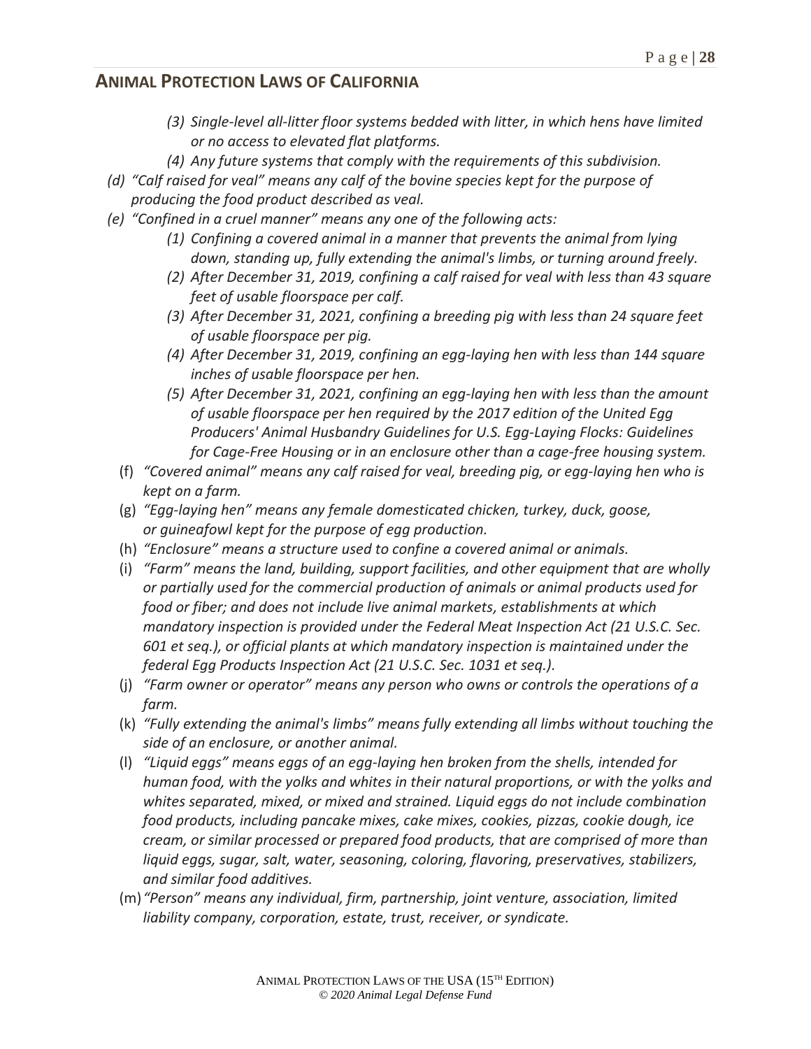*(3) Single-level all-litter floor systems bedded with litter, in which hens have limited or no access to elevated flat platforms.*

*(4) Any future systems that comply with the requirements of this subdivision.*

*(d) "Calf raised for veal" means any calf of the bovine species kept for the purpose of producing the food product described as veal.*

*(e) "Confined in a cruel manner" means any one of the following acts:*

*(1) Confining a covered animal in a manner that prevents the animal from lying down, standing up, fully extending the animal's limbs, or turning around freely.*

*(2) After December 31, 2019, confining a calf raised for veal with less than 43 square feet of usable floorspace per calf.*

*(3) After December 31, 2021, confining a breeding pig with less than 24 square feet of usable floorspace per pig.*

*(4) After December 31, 2019, confining an egg-laying hen with less than 144 square inches of usable floorspace per hen.*

*(5) After December 31, 2021, confining an egg-laying hen with less than the amount of usable floorspace per hen required by the 2017 edition of the United Egg Producers' Animal Husbandry Guidelines for U.S. Egg-Laying Flocks: Guidelines for Cage-Free Housing or in an enclosure other than a cage-free housing system.*

(f) *"Covered animal" means any calf raised for veal, breeding pig, or egg-laying hen who is kept on a farm.*

(g) *"Egg-laying hen" means any female domesticated chicken, turkey, duck, goose, or guineafowl kept for the purpose of egg production.*

(h) *"Enclosure" means a structure used to confine a covered animal or animals.*

(i) *"Farm" means the land, building, support facilities, and other equipment that are wholly or partially used for the commercial production of animals or animal products used for food or fiber; and does not include live animal markets, establishments at which mandatory inspection is provided under the Federal Meat Inspection Act (21 U.S.C. Sec. 601 et seq.), or official plants at which mandatory inspection is maintained under the federal Egg Products Inspection Act (21 U.S.C. Sec. 1031 et seq.).*

(j) *"Farm owner or operator" means any person who owns or controls the operations of a farm.*

(k) *"Fully extending the animal's limbs" means fully extending all limbs without touching the side of an enclosure, or another animal.*

(l) *"Liquid eggs" means eggs of an egg-laying hen broken from the shells, intended for human food, with the yolks and whites in their natural proportions, or with the yolks and whites separated, mixed, or mixed and strained. Liquid eggs do not include combination food products, including pancake mixes, cake mixes, cookies, pizzas, cookie dough, ice cream, or similar processed or prepared food products, that are comprised of more than liquid eggs, sugar, salt, water, seasoning, coloring, flavoring, preservatives, stabilizers, and similar food additives.*

(m) *"Person" means any individual, firm, partnership, joint venture, association, limited liability company, corporation, estate, trust, receiver, or syndicate.*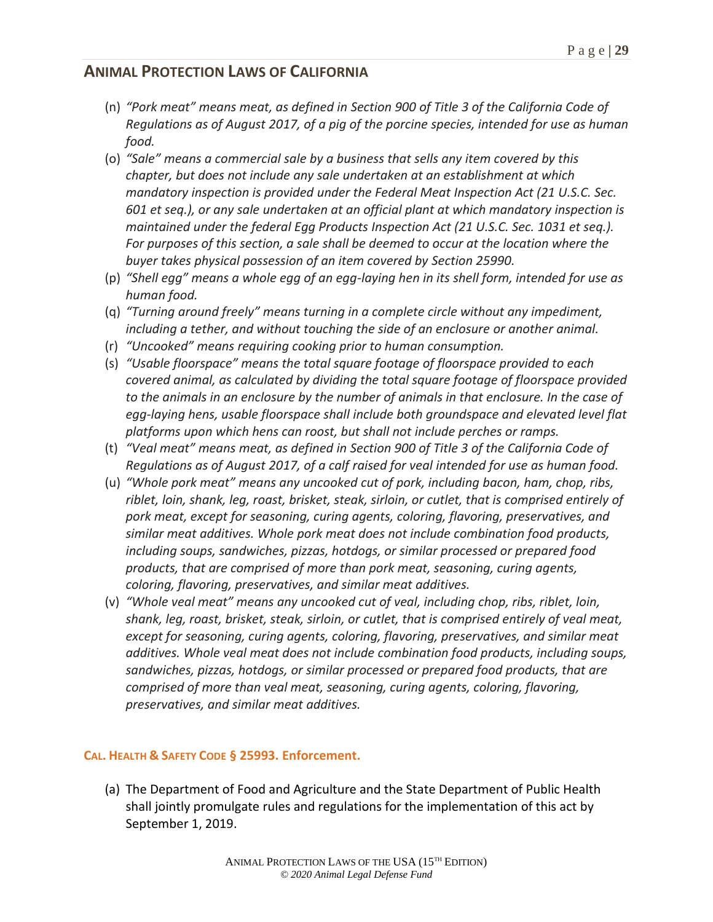(n) *"Pork meat" means meat, as defined in Section 900 of Title 3 of the California Code of Regulations as of August 2017, of a pig of the porcine species, intended for use as human food.*

(o) *"Sale" means a commercial sale by a business that sells any item covered by this chapter, but does not include any sale undertaken at an establishment at which mandatory inspection is provided under the Federal Meat Inspection Act (21 U.S.C. Sec. 601 et seq.), or any sale undertaken at an official plant at which mandatory inspection is maintained under the federal Egg Products Inspection Act (21 U.S.C. Sec. 1031 et seq.). For purposes of this section, a sale shall be deemed to occur at the location where the buyer takes physical possession of an item covered by Section 25990.*

(p) *"Shell egg" means a whole egg of an egg-laying hen in its shell form, intended for use as human food.*

(q) *"Turning around freely" means turning in a complete circle without any impediment, including a tether, and without touching the side of an enclosure or another animal.*

(r) *"Uncooked" means requiring cooking prior to human consumption.*

(s) *"Usable floorspace" means the total square footage of floorspace provided to each covered animal, as calculated by dividing the total square footage of floorspace provided to the animals in an enclosure by the number of animals in that enclosure. In the case of egg-laying hens, usable floorspace shall include both groundspace and elevated level flat platforms upon which hens can roost, but shall not include perches or ramps.*

(t) *"Veal meat" means meat, as defined in Section 900 of Title 3 of the California Code of Regulations as of August 2017, of a calf raised for veal intended for use as human food.*

(u) *"Whole pork meat" means any uncooked cut of pork, including bacon, ham, chop, ribs, riblet, loin, shank, leg, roast, brisket, steak, sirloin, or cutlet, that is comprised entirely of pork meat, except for seasoning, curing agents, coloring, flavoring, preservatives, and similar meat additives. Whole pork meat does not include combination food products, including soups, sandwiches, pizzas, hotdogs, or similar processed or prepared food products, that are comprised of more than pork meat, seasoning, curing agents, coloring, flavoring, preservatives, and similar meat additives.*

(v) *"Whole veal meat" means any uncooked cut of veal, including chop, ribs, riblet, loin, shank, leg, roast, brisket, steak, sirloin, or cutlet, that is comprised entirely of veal meat, except for seasoning, curing agents, coloring, flavoring, preservatives, and similar meat additives. Whole veal meat does not include combination food products, including soups, sandwiches, pizzas, hotdogs, or similar processed or prepared food products, that are comprised of more than veal meat, seasoning, curing agents, coloring, flavoring, preservatives, and similar meat additives.*

#### CAL. HEALTH & SAFETY CODE § 25993. Enforcement.

(a) The Department of Food and Agriculture and the State Department of Public Health shall jointly promulgate rules and regulations for the implementation of this act by September 1, 2019.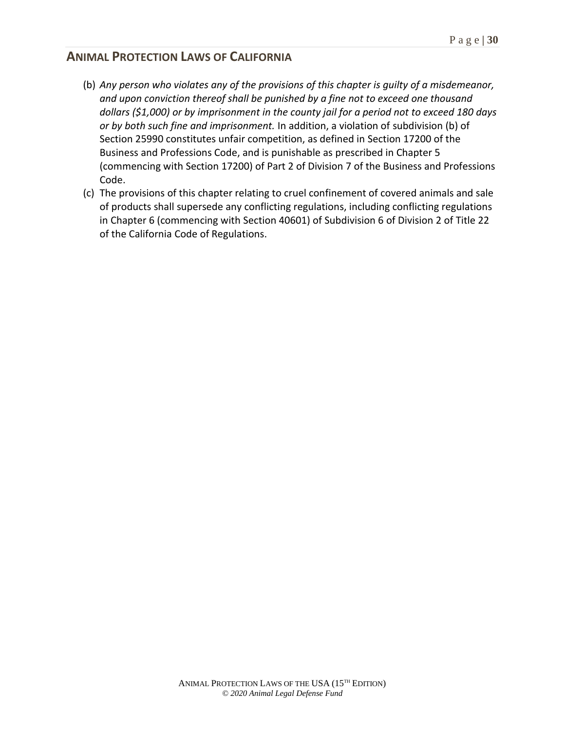(b) *Any person who violates any of the provisions of this chapter is guilty of a misdemeanor, and upon conviction thereof shall be punished by a fine not to exceed one thousand dollars ($1,000) or by imprisonment in the county jail for a period not to exceed 180 days or by both such fine and imprisonment.* In addition, a violation of subdivision (b) of Section 25990 constitutes unfair competition, as defined in Section 17200 of the Business and Professions Code, and is punishable as prescribed in Chapter 5 (commencing with Section 17200) of Part 2 of Division 7 of the Business and Professions Code.

(c) The provisions of this chapter relating to cruel confinement of covered animals and sale of products shall supersede any conflicting regulations, including conflicting regulations in Chapter 6 (commencing with Section 40601) of Subdivision 6 of Division 2 of Title 22 of the California Code of Regulations.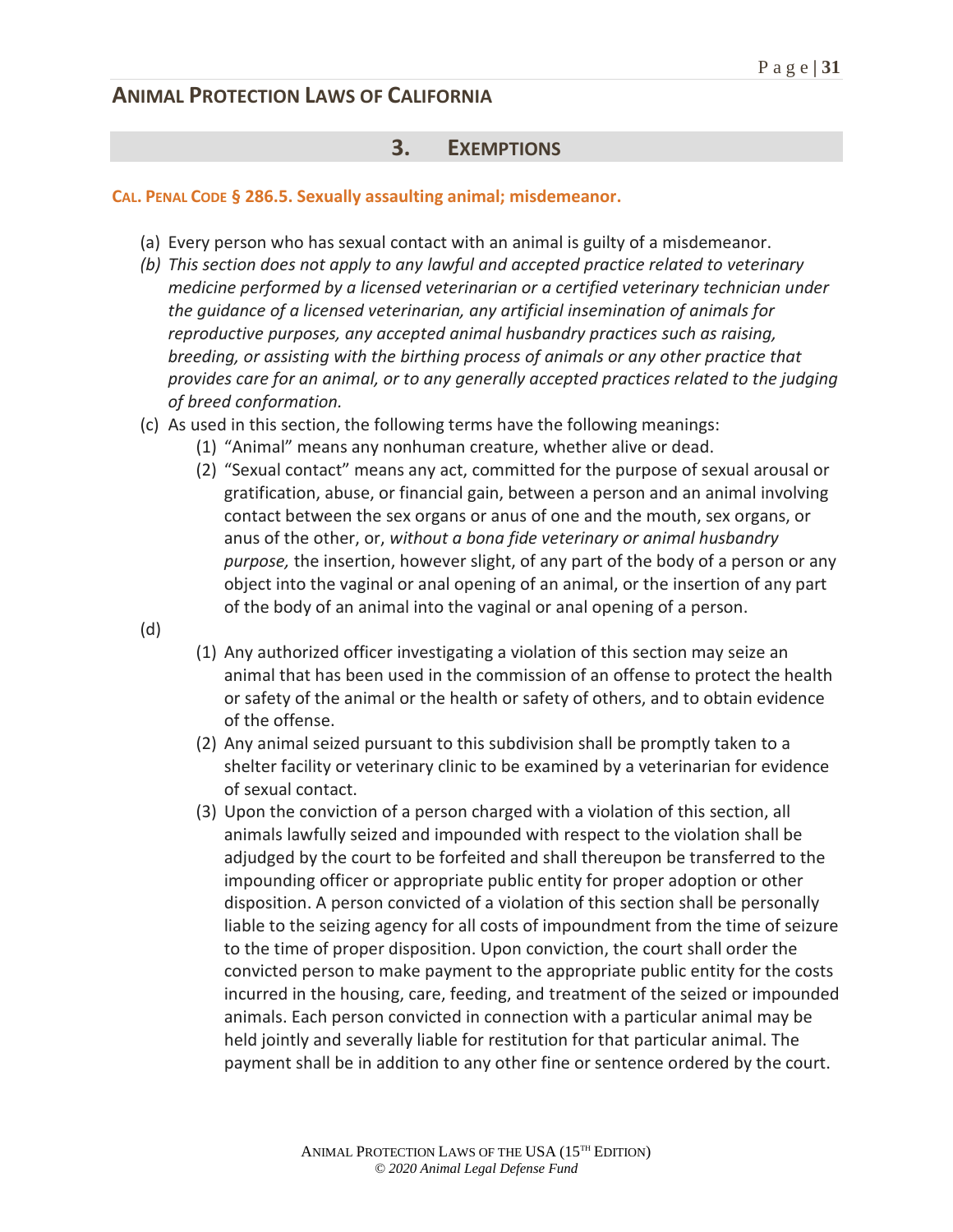## 3. EXEMPTIONS

**CAL. PENAL CODE § 286.5. Sexually assaulting animal; misdemeanor.**

(a) Every person who has sexual contact with an animal is guilty of a misdemeanor.

*(b) This section does not apply to any lawful and accepted practice related to veterinary medicine performed by a licensed veterinarian or a certified veterinary technician under the guidance of a licensed veterinarian, any artificial insemination of animals for reproductive purposes, any accepted animal husbandry practices such as raising, breeding, or assisting with the birthing process of animals or any other practice that provides care for an animal, or to any generally accepted practices related to the judging of breed conformation.*

(c) As used in this section, the following terms have the following meanings:

(1) "Animal" means any nonhuman creature, whether alive or dead.

(2) "Sexual contact" means any act, committed for the purpose of sexual arousal or gratification, abuse, or financial gain, between a person and an animal involving contact between the sex organs or anus of one and the mouth, sex organs, or anus of the other, or, *without a bona fide veterinary or animal husbandry purpose,* the insertion, however slight, of any part of the body of a person or any object into the vaginal or anal opening of an animal, or the insertion of any part of the body of an animal into the vaginal or anal opening of a person.

(d)

(1) Any authorized officer investigating a violation of this section may seize an animal that has been used in the commission of an offense to protect the health or safety of the animal or the health or safety of others, and to obtain evidence of the offense.

(2) Any animal seized pursuant to this subdivision shall be promptly taken to a shelter facility or veterinary clinic to be examined by a veterinarian for evidence of sexual contact.

(3) Upon the conviction of a person charged with a violation of this section, all animals lawfully seized and impounded with respect to the violation shall be adjudged by the court to be forfeited and shall thereupon be transferred to the impounding officer or appropriate public entity for proper adoption or other disposition. A person convicted of a violation of this section shall be personally liable to the seizing agency for all costs of impoundment from the time of seizure to the time of proper disposition. Upon conviction, the court shall order the convicted person to make payment to the appropriate public entity for the costs incurred in the housing, care, feeding, and treatment of the seized or impounded animals. Each person convicted in connection with a particular animal may be held jointly and severally liable for restitution for that particular animal. The payment shall be in addition to any other fine or sentence ordered by the court.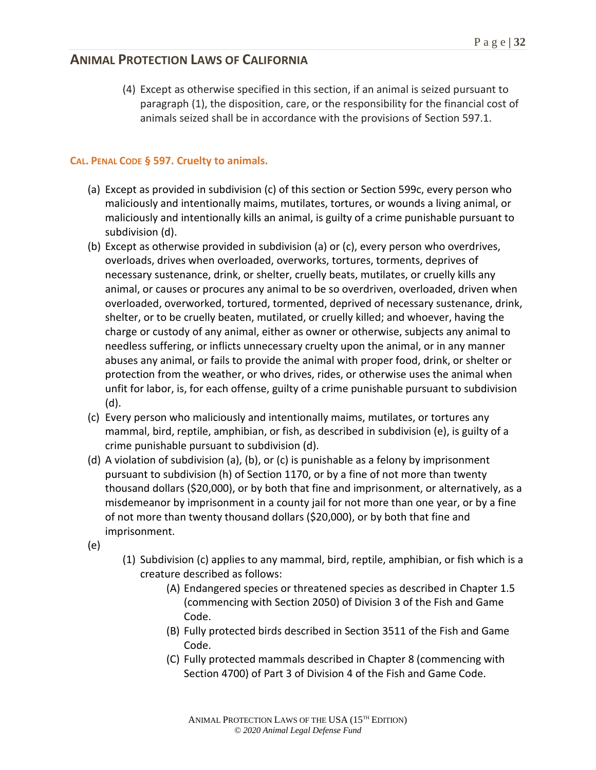(4) Except as otherwise specified in this section, if an animal is seized pursuant to paragraph (1), the disposition, care, or the responsibility for the financial cost of animals seized shall be in accordance with the provisions of Section 597.1.

**CAL. PENAL CODE § 597. Cruelty to animals.**

(a) Except as provided in subdivision (c) of this section or Section 599c, every person who maliciously and intentionally maims, mutilates, tortures, or wounds a living animal, or maliciously and intentionally kills an animal, is guilty of a crime punishable pursuant to subdivision (d).

(b) Except as otherwise provided in subdivision (a) or (c), every person who overdrives, overloads, drives when overloaded, overworks, tortures, torments, deprives of necessary sustenance, drink, or shelter, cruelly beats, mutilates, or cruelly kills any animal, or causes or procures any animal to be so overdriven, overloaded, driven when overloaded, overworked, tortured, tormented, deprived of necessary sustenance, drink, shelter, or to be cruelly beaten, mutilated, or cruelly killed; and whoever, having the charge or custody of any animal, either as owner or otherwise, subjects any animal to needless suffering, or inflicts unnecessary cruelty upon the animal, or in any manner abuses any animal, or fails to provide the animal with proper food, drink, or shelter or protection from the weather, or who drives, rides, or otherwise uses the animal when unfit for labor, is, for each offense, guilty of a crime punishable pursuant to subdivision (d).

(c) Every person who maliciously and intentionally maims, mutilates, or tortures any mammal, bird, reptile, amphibian, or fish, as described in subdivision (e), is guilty of a crime punishable pursuant to subdivision (d).

(d) A violation of subdivision (a), (b), or (c) is punishable as a felony by imprisonment pursuant to subdivision (h) of Section 1170, or by a fine of not more than twenty thousand dollars ($20,000), or by both that fine and imprisonment, or alternatively, as a misdemeanor by imprisonment in a county jail for not more than one year, or by a fine of not more than twenty thousand dollars ($20,000), or by both that fine and imprisonment.

(e)

(1) Subdivision (c) applies to any mammal, bird, reptile, amphibian, or fish which is a creature described as follows:

(A) Endangered species or threatened species as described in Chapter 1.5 (commencing with Section 2050) of Division 3 of the Fish and Game Code.

(B) Fully protected birds described in Section 3511 of the Fish and Game Code.

(C) Fully protected mammals described in Chapter 8 (commencing with Section 4700) of Part 3 of Division 4 of the Fish and Game Code.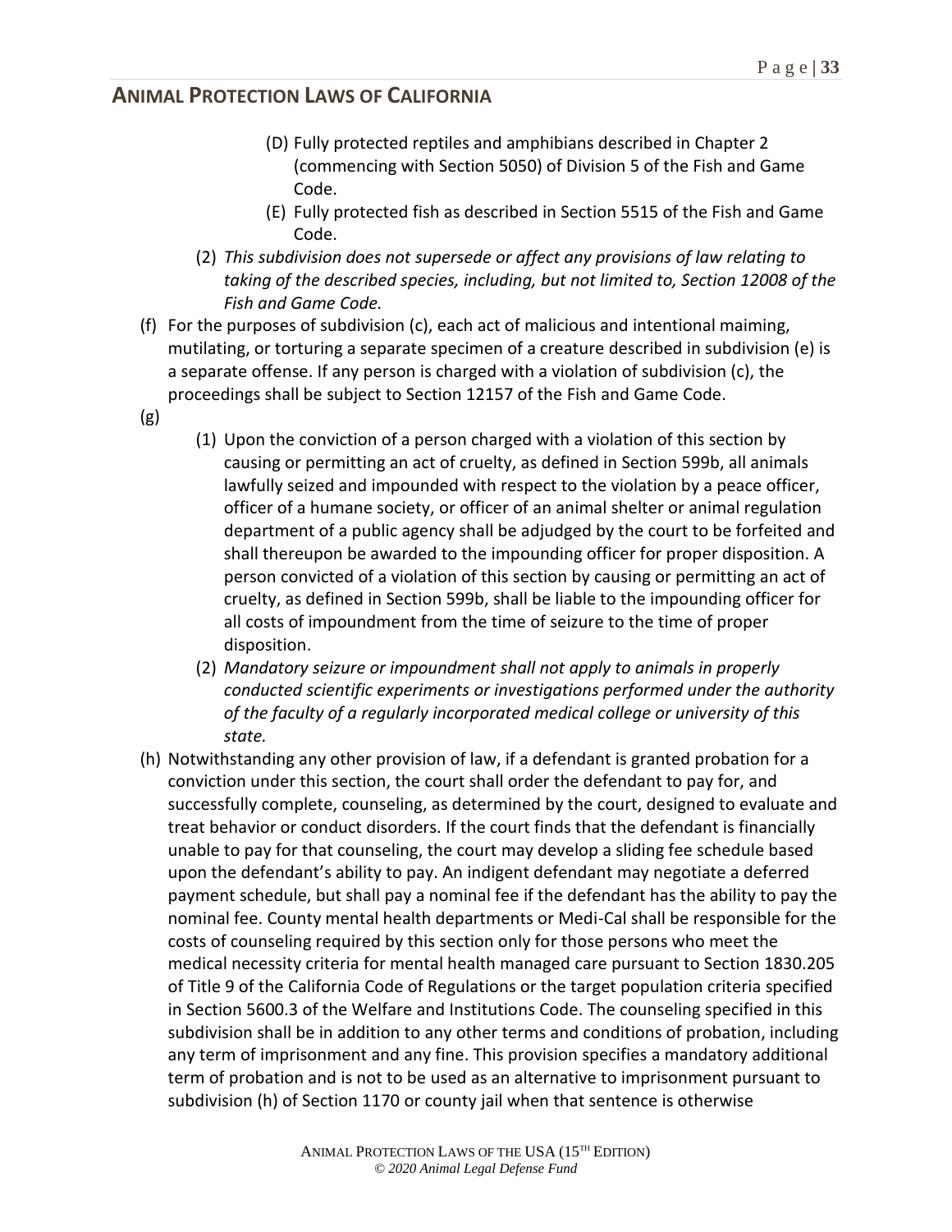(D) Fully protected reptiles and amphibians described in Chapter 2 (commencing with Section 5050) of Division 5 of the Fish and Game Code.

(E) Fully protected fish as described in Section 5515 of the Fish and Game Code.

(2) *This subdivision does not supersede or affect any provisions of law relating to taking of the described species, including, but not limited to, Section 12008 of the Fish and Game Code.*

(f) For the purposes of subdivision (c), each act of malicious and intentional maiming, mutilating, or torturing a separate specimen of a creature described in subdivision (e) is a separate offense. If any person is charged with a violation of subdivision (c), the proceedings shall be subject to Section 12157 of the Fish and Game Code.

(g)

(1) Upon the conviction of a person charged with a violation of this section by causing or permitting an act of cruelty, as defined in Section 599b, all animals lawfully seized and impounded with respect to the violation by a peace officer, officer of a humane society, or officer of an animal shelter or animal regulation department of a public agency shall be adjudged by the court to be forfeited and shall thereupon be awarded to the impounding officer for proper disposition. A person convicted of a violation of this section by causing or permitting an act of cruelty, as defined in Section 599b, shall be liable to the impounding officer for all costs of impoundment from the time of seizure to the time of proper disposition.

(2) *Mandatory seizure or impoundment shall not apply to animals in properly conducted scientific experiments or investigations performed under the authority of the faculty of a regularly incorporated medical college or university of this state.*

(h) Notwithstanding any other provision of law, if a defendant is granted probation for a conviction under this section, the court shall order the defendant to pay for, and successfully complete, counseling, as determined by the court, designed to evaluate and treat behavior or conduct disorders. If the court finds that the defendant is financially unable to pay for that counseling, the court may develop a sliding fee schedule based upon the defendant's ability to pay. An indigent defendant may negotiate a deferred payment schedule, but shall pay a nominal fee if the defendant has the ability to pay the nominal fee. County mental health departments or Medi-Cal shall be responsible for the costs of counseling required by this section only for those persons who meet the medical necessity criteria for mental health managed care pursuant to Section 1830.205 of Title 9 of the California Code of Regulations or the target population criteria specified in Section 5600.3 of the Welfare and Institutions Code. The counseling specified in this subdivision shall be in addition to any other terms and conditions of probation, including any term of imprisonment and any fine. This provision specifies a mandatory additional term of probation and is not to be used as an alternative to imprisonment pursuant to subdivision (h) of Section 1170 or county jail when that sentence is otherwise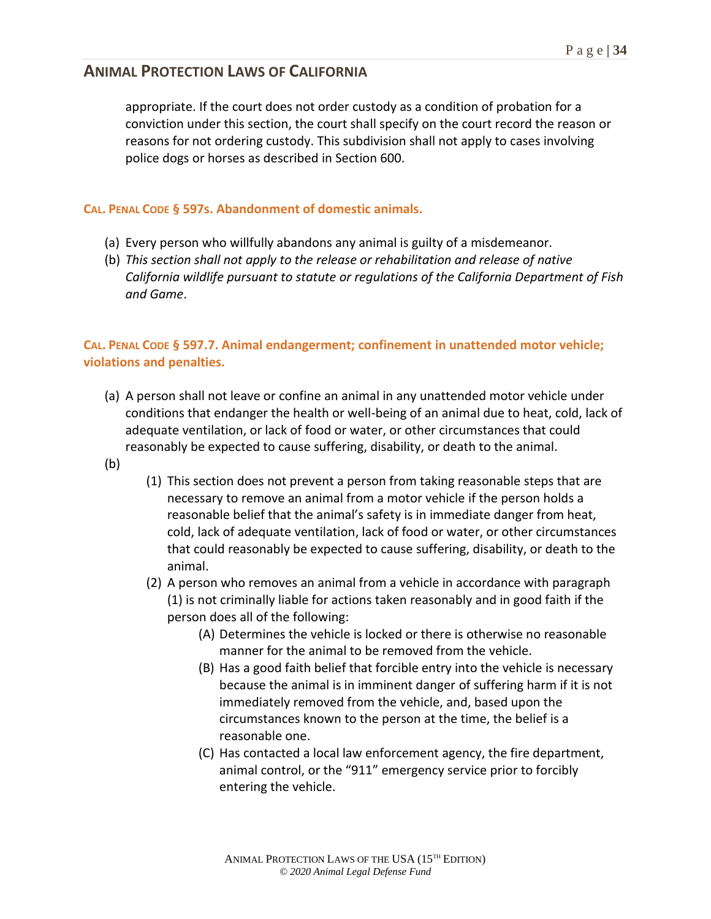appropriate. If the court does not order custody as a condition of probation for a conviction under this section, the court shall specify on the court record the reason or reasons for not ordering custody. This subdivision shall not apply to cases involving police dogs or horses as described in Section 600.

### CAL. PENAL CODE § 597s. Abandonment of domestic animals.

(a) Every person who willfully abandons any animal is guilty of a misdemeanor.
(b) *This section shall not apply to the release or rehabilitation and release of native California wildlife pursuant to statute or regulations of the California Department of Fish and Game*.

### CAL. PENAL CODE § 597.7. Animal endangerment; confinement in unattended motor vehicle; violations and penalties.

(a) A person shall not leave or confine an animal in any unattended motor vehicle under conditions that endanger the health or well-being of an animal due to heat, cold, lack of adequate ventilation, or lack of food or water, or other circumstances that could reasonably be expected to cause suffering, disability, or death to the animal.

(b)

- (1) This section does not prevent a person from taking reasonable steps that are necessary to remove an animal from a motor vehicle if the person holds a reasonable belief that the animal's safety is in immediate danger from heat, cold, lack of adequate ventilation, lack of food or water, or other circumstances that could reasonably be expected to cause suffering, disability, or death to the animal.
- (2) A person who removes an animal from a vehicle in accordance with paragraph (1) is not criminally liable for actions taken reasonably and in good faith if the person does all of the following:
  - (A) Determines the vehicle is locked or there is otherwise no reasonable manner for the animal to be removed from the vehicle.
  - (B) Has a good faith belief that forcible entry into the vehicle is necessary because the animal is in imminent danger of suffering harm if it is not immediately removed from the vehicle, and, based upon the circumstances known to the person at the time, the belief is a reasonable one.
  - (C) Has contacted a local law enforcement agency, the fire department, animal control, or the "911" emergency service prior to forcibly entering the vehicle.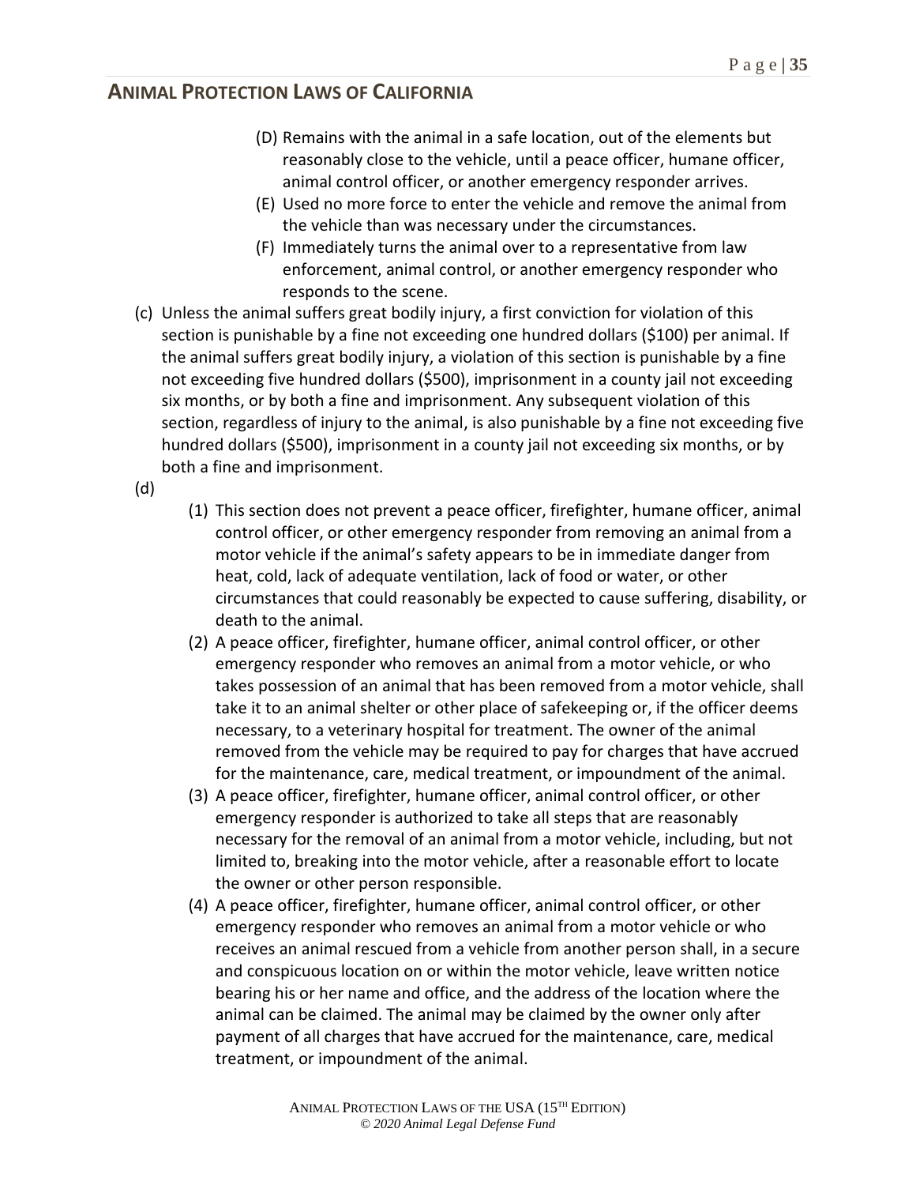(D) Remains with the animal in a safe location, out of the elements but reasonably close to the vehicle, until a peace officer, humane officer, animal control officer, or another emergency responder arrives.

(E) Used no more force to enter the vehicle and remove the animal from the vehicle than was necessary under the circumstances.

(F) Immediately turns the animal over to a representative from law enforcement, animal control, or another emergency responder who responds to the scene.

(c) Unless the animal suffers great bodily injury, a first conviction for violation of this section is punishable by a fine not exceeding one hundred dollars ($100) per animal. If the animal suffers great bodily injury, a violation of this section is punishable by a fine not exceeding five hundred dollars ($500), imprisonment in a county jail not exceeding six months, or by both a fine and imprisonment. Any subsequent violation of this section, regardless of injury to the animal, is also punishable by a fine not exceeding five hundred dollars ($500), imprisonment in a county jail not exceeding six months, or by both a fine and imprisonment.

(d)

(1) This section does not prevent a peace officer, firefighter, humane officer, animal control officer, or other emergency responder from removing an animal from a motor vehicle if the animal's safety appears to be in immediate danger from heat, cold, lack of adequate ventilation, lack of food or water, or other circumstances that could reasonably be expected to cause suffering, disability, or death to the animal.

(2) A peace officer, firefighter, humane officer, animal control officer, or other emergency responder who removes an animal from a motor vehicle, or who takes possession of an animal that has been removed from a motor vehicle, shall take it to an animal shelter or other place of safekeeping or, if the officer deems necessary, to a veterinary hospital for treatment. The owner of the animal removed from the vehicle may be required to pay for charges that have accrued for the maintenance, care, medical treatment, or impoundment of the animal.

(3) A peace officer, firefighter, humane officer, animal control officer, or other emergency responder is authorized to take all steps that are reasonably necessary for the removal of an animal from a motor vehicle, including, but not limited to, breaking into the motor vehicle, after a reasonable effort to locate the owner or other person responsible.

(4) A peace officer, firefighter, humane officer, animal control officer, or other emergency responder who removes an animal from a motor vehicle or who receives an animal rescued from a vehicle from another person shall, in a secure and conspicuous location on or within the motor vehicle, leave written notice bearing his or her name and office, and the address of the location where the animal can be claimed. The animal may be claimed by the owner only after payment of all charges that have accrued for the maintenance, care, medical treatment, or impoundment of the animal.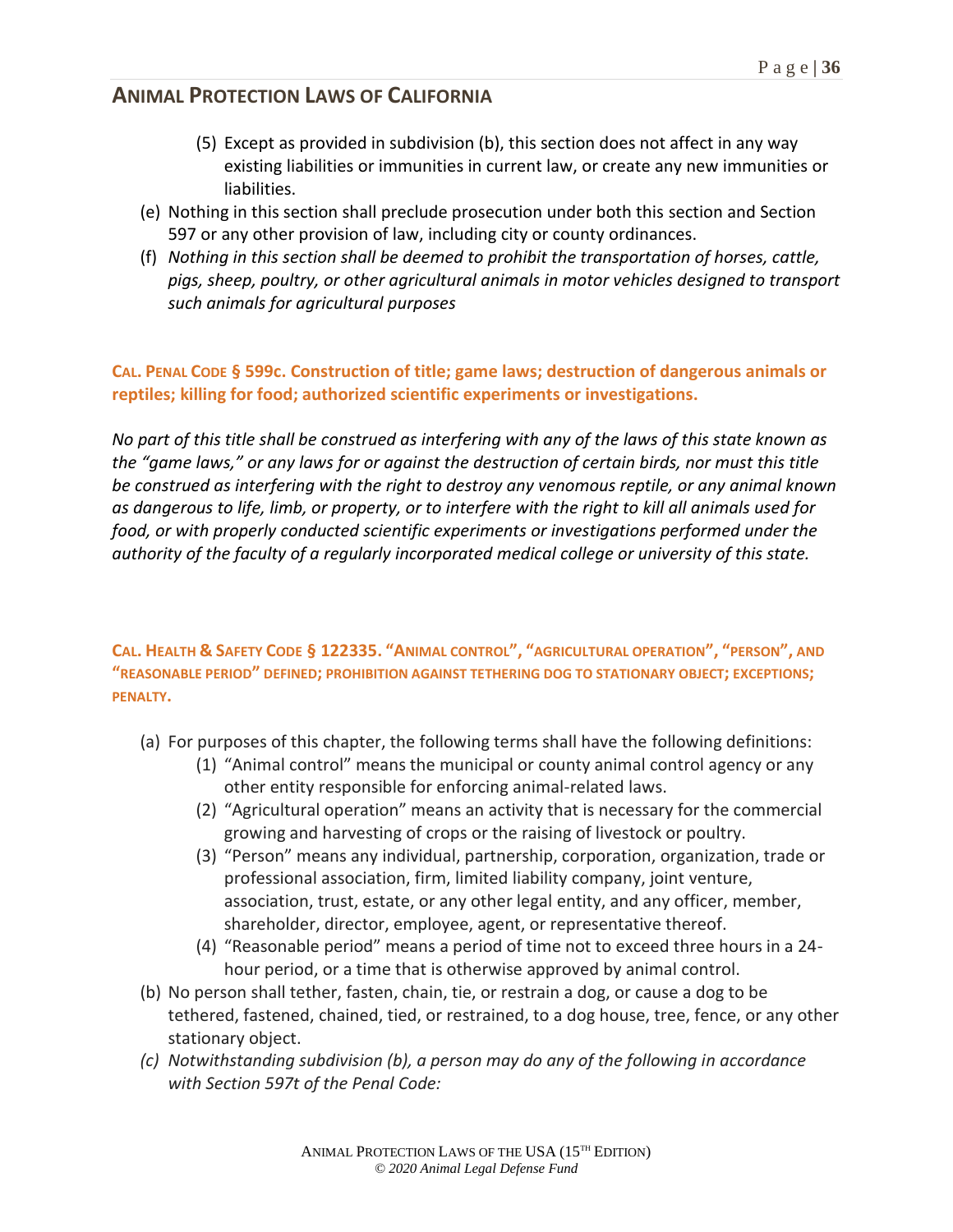(5) Except as provided in subdivision (b), this section does not affect in any way existing liabilities or immunities in current law, or create any new immunities or liabilities.

(e) Nothing in this section shall preclude prosecution under both this section and Section 597 or any other provision of law, including city or county ordinances.

(f) *Nothing in this section shall be deemed to prohibit the transportation of horses, cattle, pigs, sheep, poultry, or other agricultural animals in motor vehicles designed to transport such animals for agricultural purposes*

### CAL. PENAL CODE § 599c. Construction of title; game laws; destruction of dangerous animals or reptiles; killing for food; authorized scientific experiments or investigations.

*No part of this title shall be construed as interfering with any of the laws of this state known as the "game laws," or any laws for or against the destruction of certain birds, nor must this title be construed as interfering with the right to destroy any venomous reptile, or any animal known as dangerous to life, limb, or property, or to interfere with the right to kill all animals used for food, or with properly conducted scientific experiments or investigations performed under the authority of the faculty of a regularly incorporated medical college or university of this state.*

### CAL. HEALTH & SAFETY CODE § 122335. "ANIMAL CONTROL", "AGRICULTURAL OPERATION", "PERSON", AND "REASONABLE PERIOD" DEFINED; PROHIBITION AGAINST TETHERING DOG TO STATIONARY OBJECT; EXCEPTIONS; PENALTY.

(a) For purposes of this chapter, the following terms shall have the following definitions:
  (1) "Animal control" means the municipal or county animal control agency or any other entity responsible for enforcing animal-related laws.
  (2) "Agricultural operation" means an activity that is necessary for the commercial growing and harvesting of crops or the raising of livestock or poultry.
  (3) "Person" means any individual, partnership, corporation, organization, trade or professional association, firm, limited liability company, joint venture, association, trust, estate, or any other legal entity, and any officer, member, shareholder, director, employee, agent, or representative thereof.
  (4) "Reasonable period" means a period of time not to exceed three hours in a 24-hour period, or a time that is otherwise approved by animal control.

(b) No person shall tether, fasten, chain, tie, or restrain a dog, or cause a dog to be tethered, fastened, chained, tied, or restrained, to a dog house, tree, fence, or any other stationary object.

*(c) Notwithstanding subdivision (b), a person may do any of the following in accordance with Section 597t of the Penal Code:*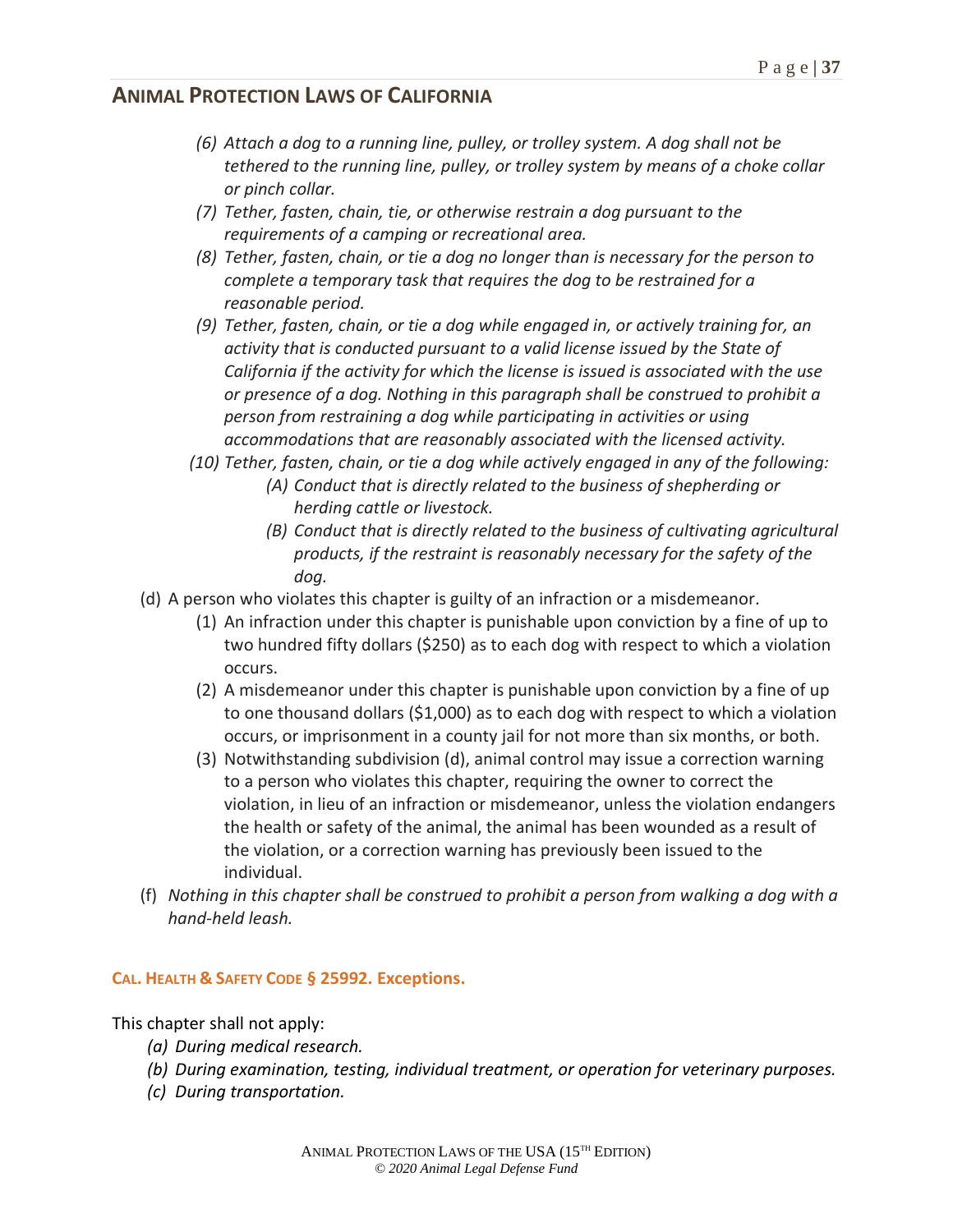*(6) Attach a dog to a running line, pulley, or trolley system. A dog shall not be tethered to the running line, pulley, or trolley system by means of a choke collar or pinch collar.*

*(7) Tether, fasten, chain, tie, or otherwise restrain a dog pursuant to the requirements of a camping or recreational area.*

*(8) Tether, fasten, chain, or tie a dog no longer than is necessary for the person to complete a temporary task that requires the dog to be restrained for a reasonable period.*

*(9) Tether, fasten, chain, or tie a dog while engaged in, or actively training for, an activity that is conducted pursuant to a valid license issued by the State of California if the activity for which the license is issued is associated with the use or presence of a dog. Nothing in this paragraph shall be construed to prohibit a person from restraining a dog while participating in activities or using accommodations that are reasonably associated with the licensed activity.*

*(10) Tether, fasten, chain, or tie a dog while actively engaged in any of the following:*

*(A) Conduct that is directly related to the business of shepherding or herding cattle or livestock.*

*(B) Conduct that is directly related to the business of cultivating agricultural products, if the restraint is reasonably necessary for the safety of the dog.*

(d) A person who violates this chapter is guilty of an infraction or a misdemeanor.

(1) An infraction under this chapter is punishable upon conviction by a fine of up to two hundred fifty dollars ($250) as to each dog with respect to which a violation occurs.

(2) A misdemeanor under this chapter is punishable upon conviction by a fine of up to one thousand dollars ($1,000) as to each dog with respect to which a violation occurs, or imprisonment in a county jail for not more than six months, or both.

(3) Notwithstanding subdivision (d), animal control may issue a correction warning to a person who violates this chapter, requiring the owner to correct the violation, in lieu of an infraction or misdemeanor, unless the violation endangers the health or safety of the animal, the animal has been wounded as a result of the violation, or a correction warning has previously been issued to the individual.

(f) *Nothing in this chapter shall be construed to prohibit a person from walking a dog with a hand-held leash.*

### CAL. HEALTH & SAFETY CODE § 25992. Exceptions.

This chapter shall not apply:

*(a) During medical research.*

*(b) During examination, testing, individual treatment, or operation for veterinary purposes.*

*(c) During transportation.*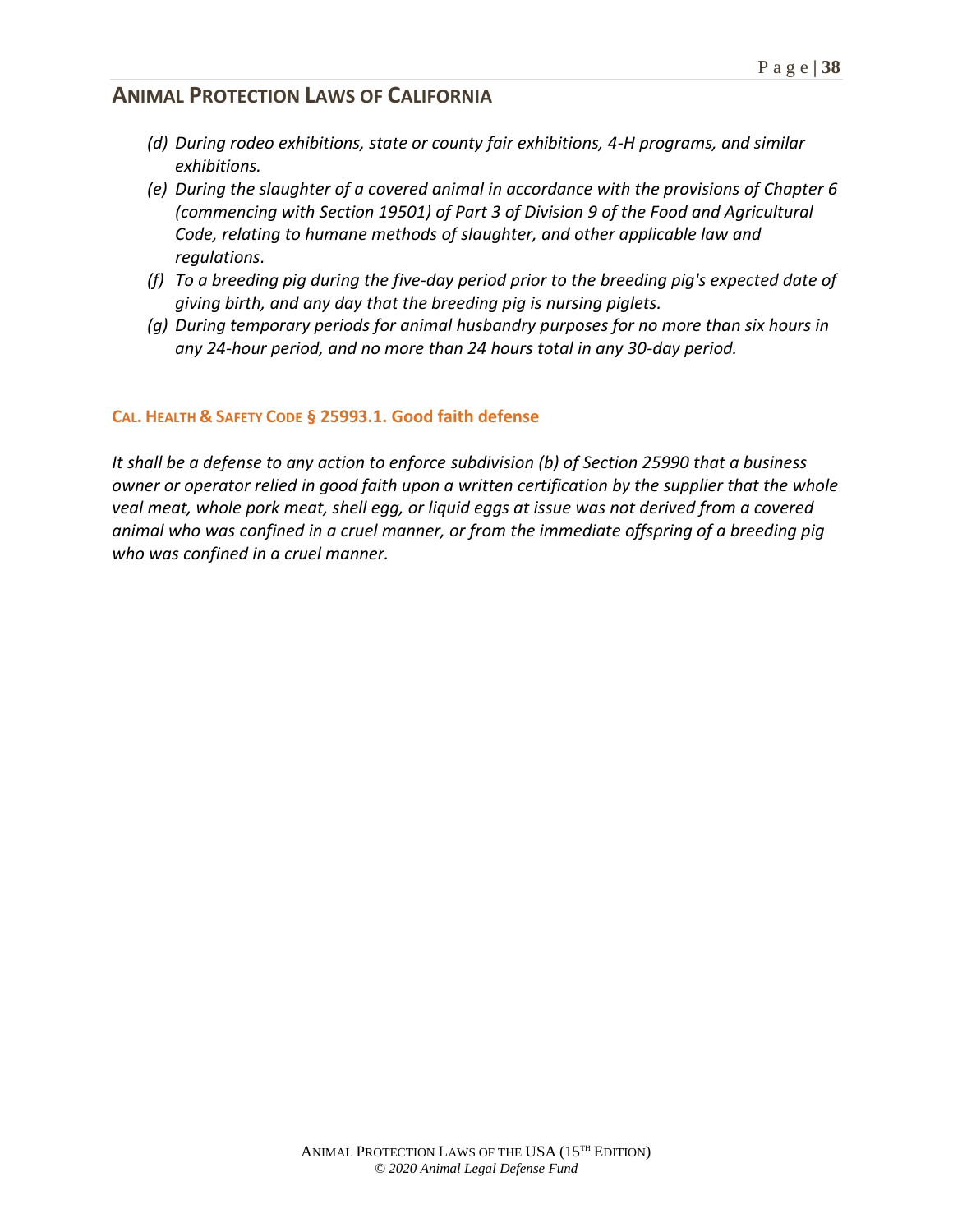*(d) During rodeo exhibitions, state or county fair exhibitions, 4-H programs, and similar exhibitions.*

*(e) During the slaughter of a covered animal in accordance with the provisions of Chapter 6 (commencing with Section 19501) of Part 3 of Division 9 of the Food and Agricultural Code, relating to humane methods of slaughter, and other applicable law and regulations.*

*(f) To a breeding pig during the five-day period prior to the breeding pig's expected date of giving birth, and any day that the breeding pig is nursing piglets.*

*(g) During temporary periods for animal husbandry purposes for no more than six hours in any 24-hour period, and no more than 24 hours total in any 30-day period.*

### CAL. HEALTH & SAFETY CODE § 25993.1. Good faith defense

*It shall be a defense to any action to enforce subdivision (b) of Section 25990 that a business owner or operator relied in good faith upon a written certification by the supplier that the whole veal meat, whole pork meat, shell egg, or liquid eggs at issue was not derived from a covered animal who was confined in a cruel manner, or from the immediate offspring of a breeding pig who was confined in a cruel manner.*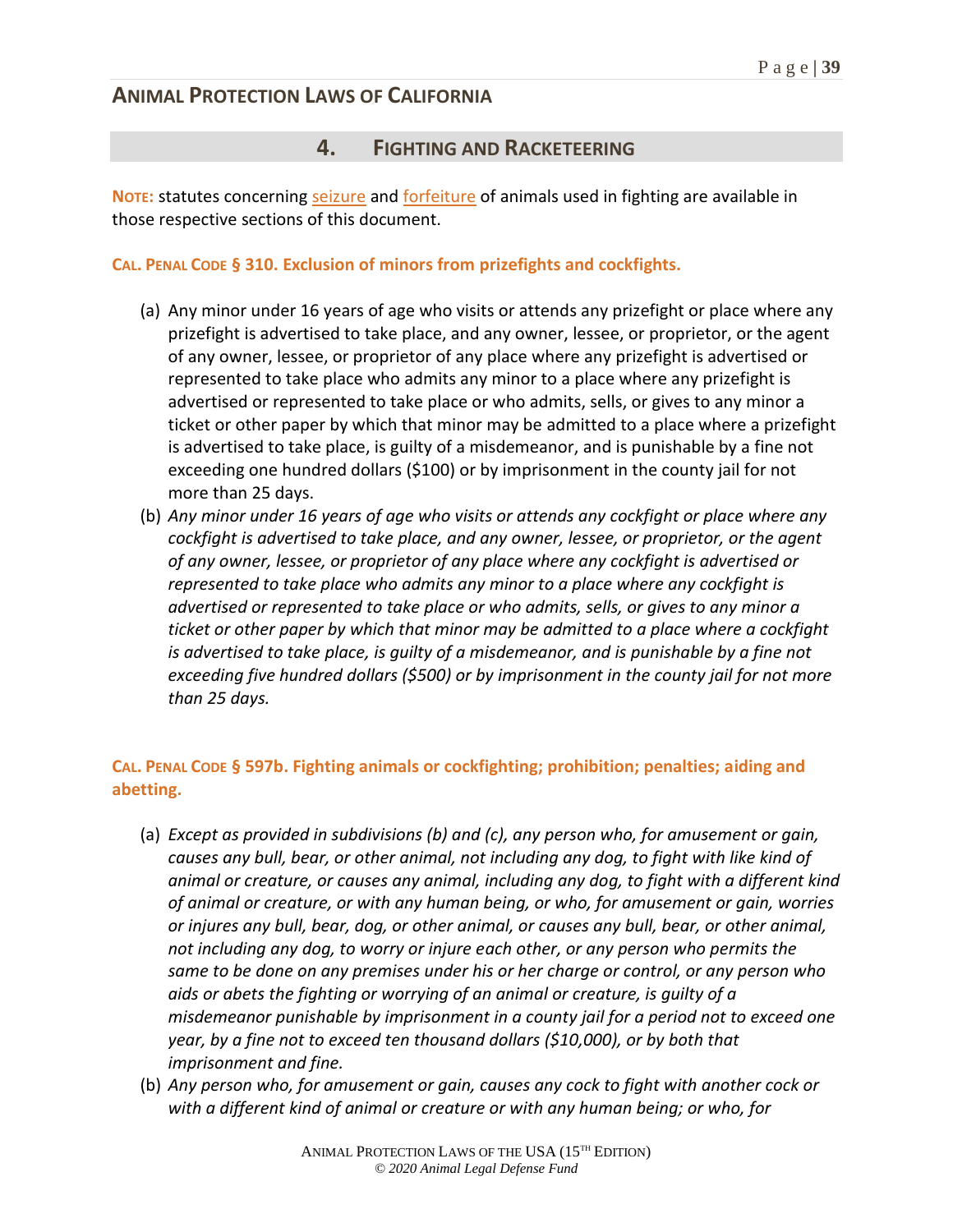## 4. FIGHTING AND RACKETEERING

**NOTE:** statutes concerning seizure and forfeiture of animals used in fighting are available in those respective sections of this document.

**CAL. PENAL CODE § 310. Exclusion of minors from prizefights and cockfights.**

(a) Any minor under 16 years of age who visits or attends any prizefight or place where any prizefight is advertised to take place, and any owner, lessee, or proprietor, or the agent of any owner, lessee, or proprietor of any place where any prizefight is advertised or represented to take place who admits any minor to a place where any prizefight is advertised or represented to take place or who admits, sells, or gives to any minor a ticket or other paper by which that minor may be admitted to a place where a prizefight is advertised to take place, is guilty of a misdemeanor, and is punishable by a fine not exceeding one hundred dollars ($100) or by imprisonment in the county jail for not more than 25 days.

(b) *Any minor under 16 years of age who visits or attends any cockfight or place where any cockfight is advertised to take place, and any owner, lessee, or proprietor, or the agent of any owner, lessee, or proprietor of any place where any cockfight is advertised or represented to take place who admits any minor to a place where any cockfight is advertised or represented to take place or who admits, sells, or gives to any minor a ticket or other paper by which that minor may be admitted to a place where a cockfight is advertised to take place, is guilty of a misdemeanor, and is punishable by a fine not exceeding five hundred dollars ($500) or by imprisonment in the county jail for not more than 25 days.*

**CAL. PENAL CODE § 597b. Fighting animals or cockfighting; prohibition; penalties; aiding and abetting.**

(a) *Except as provided in subdivisions (b) and (c), any person who, for amusement or gain, causes any bull, bear, or other animal, not including any dog, to fight with like kind of animal or creature, or causes any animal, including any dog, to fight with a different kind of animal or creature, or with any human being, or who, for amusement or gain, worries or injures any bull, bear, dog, or other animal, or causes any bull, bear, or other animal, not including any dog, to worry or injure each other, or any person who permits the same to be done on any premises under his or her charge or control, or any person who aids or abets the fighting or worrying of an animal or creature, is guilty of a misdemeanor punishable by imprisonment in a county jail for a period not to exceed one year, by a fine not to exceed ten thousand dollars ($10,000), or by both that imprisonment and fine.*

(b) *Any person who, for amusement or gain, causes any cock to fight with another cock or with a different kind of animal or creature or with any human being; or who, for*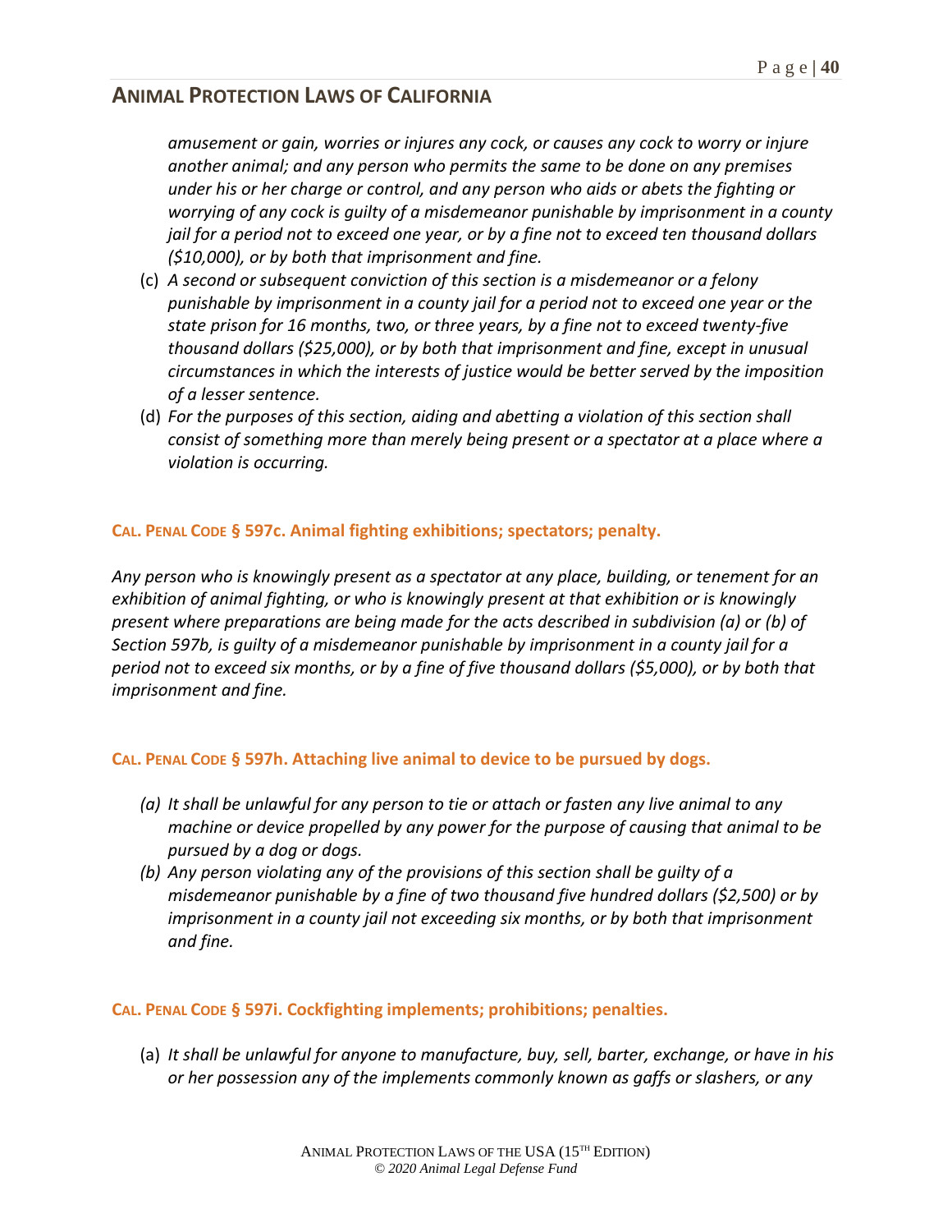*amusement or gain, worries or injures any cock, or causes any cock to worry or injure another animal; and any person who permits the same to be done on any premises under his or her charge or control, and any person who aids or abets the fighting or worrying of any cock is guilty of a misdemeanor punishable by imprisonment in a county jail for a period not to exceed one year, or by a fine not to exceed ten thousand dollars ($10,000), or by both that imprisonment and fine.*

(c) *A second or subsequent conviction of this section is a misdemeanor or a felony punishable by imprisonment in a county jail for a period not to exceed one year or the state prison for 16 months, two, or three years, by a fine not to exceed twenty-five thousand dollars ($25,000), or by both that imprisonment and fine, except in unusual circumstances in which the interests of justice would be better served by the imposition of a lesser sentence.*

(d) *For the purposes of this section, aiding and abetting a violation of this section shall consist of something more than merely being present or a spectator at a place where a violation is occurring.*

### CAL. PENAL CODE § 597c. Animal fighting exhibitions; spectators; penalty.

*Any person who is knowingly present as a spectator at any place, building, or tenement for an exhibition of animal fighting, or who is knowingly present at that exhibition or is knowingly present where preparations are being made for the acts described in subdivision (a) or (b) of Section 597b, is guilty of a misdemeanor punishable by imprisonment in a county jail for a period not to exceed six months, or by a fine of five thousand dollars ($5,000), or by both that imprisonment and fine.*

### CAL. PENAL CODE § 597h. Attaching live animal to device to be pursued by dogs.

*(a) It shall be unlawful for any person to tie or attach or fasten any live animal to any machine or device propelled by any power for the purpose of causing that animal to be pursued by a dog or dogs.*

*(b) Any person violating any of the provisions of this section shall be guilty of a misdemeanor punishable by a fine of two thousand five hundred dollars ($2,500) or by imprisonment in a county jail not exceeding six months, or by both that imprisonment and fine.*

### CAL. PENAL CODE § 597i. Cockfighting implements; prohibitions; penalties.

(a) *It shall be unlawful for anyone to manufacture, buy, sell, barter, exchange, or have in his or her possession any of the implements commonly known as gaffs or slashers, or any*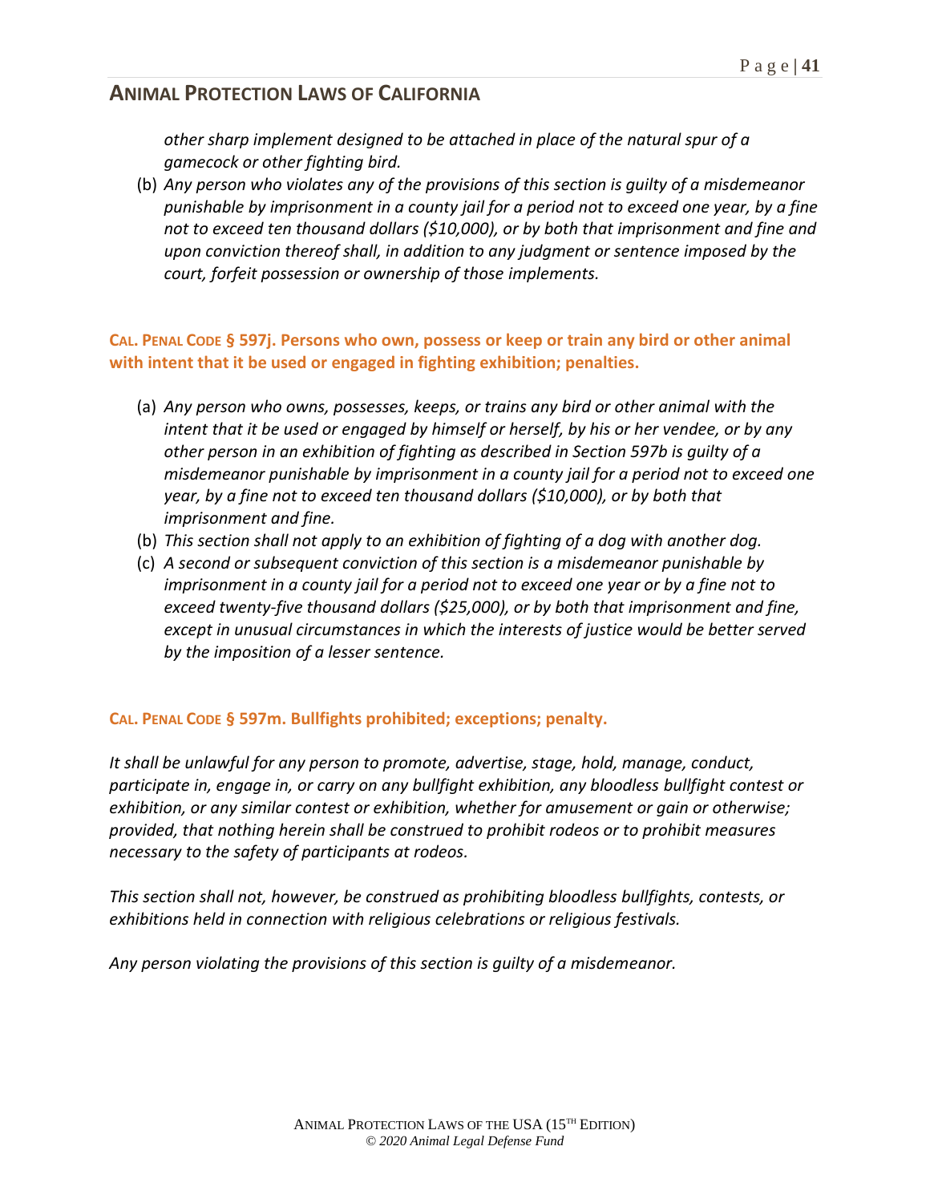*other sharp implement designed to be attached in place of the natural spur of a gamecock or other fighting bird.*

(b) *Any person who violates any of the provisions of this section is guilty of a misdemeanor punishable by imprisonment in a county jail for a period not to exceed one year, by a fine not to exceed ten thousand dollars ($10,000), or by both that imprisonment and fine and upon conviction thereof shall, in addition to any judgment or sentence imposed by the court, forfeit possession or ownership of those implements.*

### CAL. PENAL CODE § 597j. Persons who own, possess or keep or train any bird or other animal with intent that it be used or engaged in fighting exhibition; penalties.

(a) *Any person who owns, possesses, keeps, or trains any bird or other animal with the intent that it be used or engaged by himself or herself, by his or her vendee, or by any other person in an exhibition of fighting as described in Section 597b is guilty of a misdemeanor punishable by imprisonment in a county jail for a period not to exceed one year, by a fine not to exceed ten thousand dollars ($10,000), or by both that imprisonment and fine.*

(b) *This section shall not apply to an exhibition of fighting of a dog with another dog.*

(c) *A second or subsequent conviction of this section is a misdemeanor punishable by imprisonment in a county jail for a period not to exceed one year or by a fine not to exceed twenty-five thousand dollars ($25,000), or by both that imprisonment and fine, except in unusual circumstances in which the interests of justice would be better served by the imposition of a lesser sentence.*

### CAL. PENAL CODE § 597m. Bullfights prohibited; exceptions; penalty.

*It shall be unlawful for any person to promote, advertise, stage, hold, manage, conduct, participate in, engage in, or carry on any bullfight exhibition, any bloodless bullfight contest or exhibition, or any similar contest or exhibition, whether for amusement or gain or otherwise; provided, that nothing herein shall be construed to prohibit rodeos or to prohibit measures necessary to the safety of participants at rodeos.*

*This section shall not, however, be construed as prohibiting bloodless bullfights, contests, or exhibitions held in connection with religious celebrations or religious festivals.*

*Any person violating the provisions of this section is guilty of a misdemeanor.*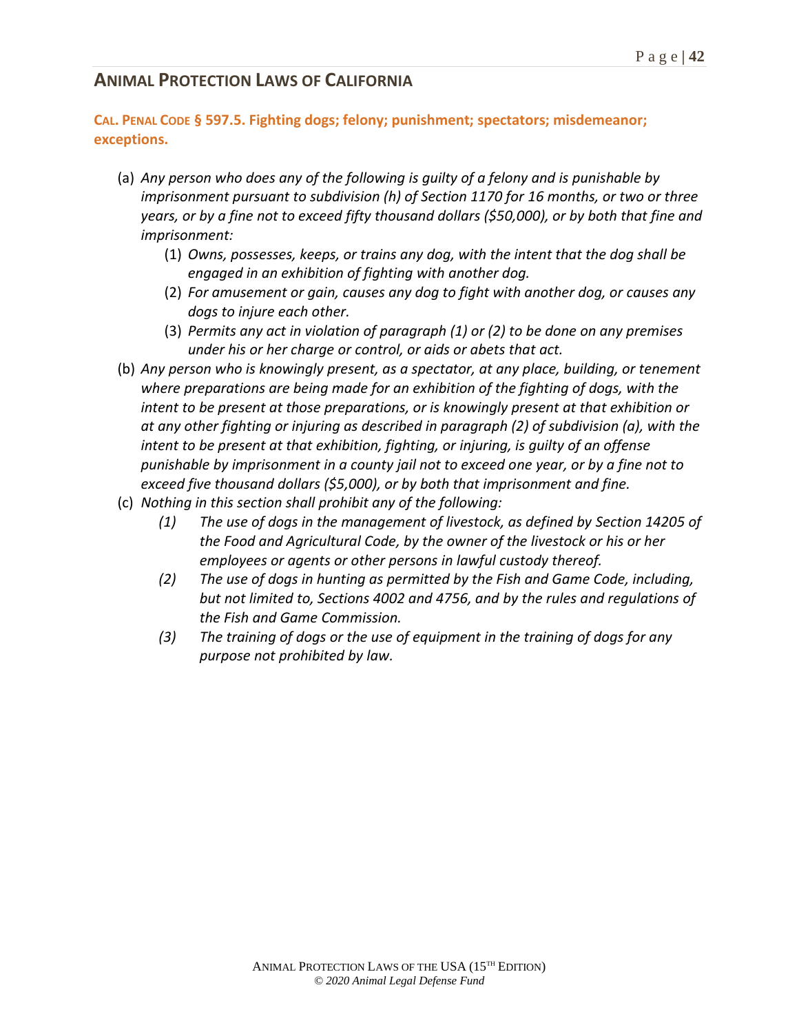## Animal Protection Laws of California

### Cal. Penal Code § 597.5. Fighting dogs; felony; punishment; spectators; misdemeanor; exceptions.

(a) *Any person who does any of the following is guilty of a felony and is punishable by imprisonment pursuant to subdivision (h) of Section 1170 for 16 months, or two or three years, or by a fine not to exceed fifty thousand dollars ($50,000), or by both that fine and imprisonment:*

  (1) *Owns, possesses, keeps, or trains any dog, with the intent that the dog shall be engaged in an exhibition of fighting with another dog.*

  (2) *For amusement or gain, causes any dog to fight with another dog, or causes any dogs to injure each other.*

  (3) *Permits any act in violation of paragraph (1) or (2) to be done on any premises under his or her charge or control, or aids or abets that act.*

(b) *Any person who is knowingly present, as a spectator, at any place, building, or tenement where preparations are being made for an exhibition of the fighting of dogs, with the intent to be present at those preparations, or is knowingly present at that exhibition or at any other fighting or injuring as described in paragraph (2) of subdivision (a), with the intent to be present at that exhibition, fighting, or injuring, is guilty of an offense punishable by imprisonment in a county jail not to exceed one year, or by a fine not to exceed five thousand dollars ($5,000), or by both that imprisonment and fine.*

(c) *Nothing in this section shall prohibit any of the following:*

  *(1) The use of dogs in the management of livestock, as defined by Section 14205 of the Food and Agricultural Code, by the owner of the livestock or his or her employees or agents or other persons in lawful custody thereof.*

  *(2) The use of dogs in hunting as permitted by the Fish and Game Code, including, but not limited to, Sections 4002 and 4756, and by the rules and regulations of the Fish and Game Commission.*

  *(3) The training of dogs or the use of equipment in the training of dogs for any purpose not prohibited by law.*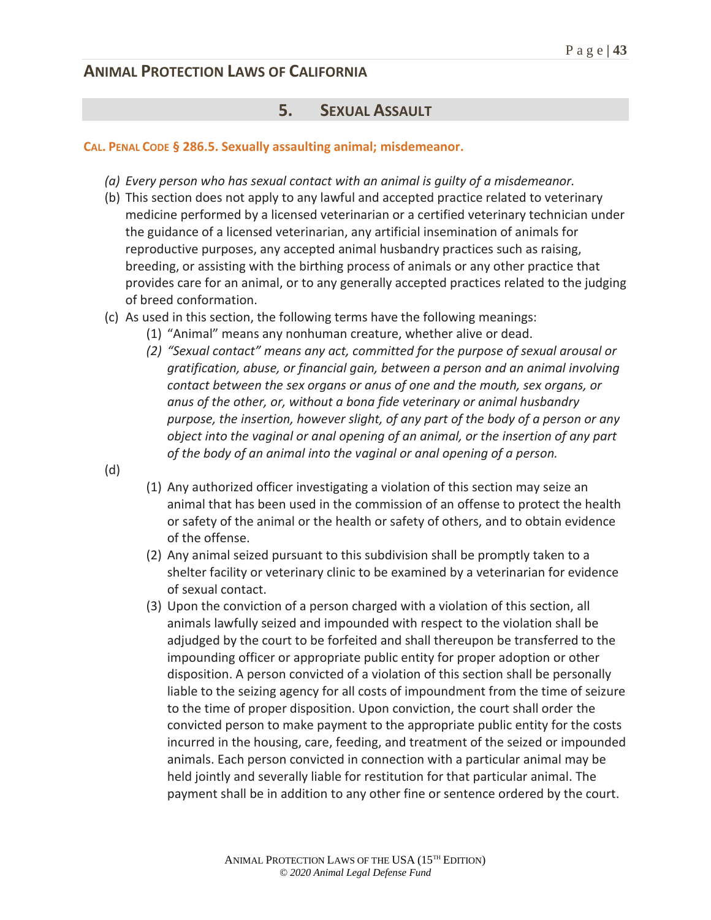## 5. Sexual Assault

**Cal. Penal Code § 286.5. Sexually assaulting animal; misdemeanor.**

*(a) Every person who has sexual contact with an animal is guilty of a misdemeanor.*

(b) This section does not apply to any lawful and accepted practice related to veterinary medicine performed by a licensed veterinarian or a certified veterinary technician under the guidance of a licensed veterinarian, any artificial insemination of animals for reproductive purposes, any accepted animal husbandry practices such as raising, breeding, or assisting with the birthing process of animals or any other practice that provides care for an animal, or to any generally accepted practices related to the judging of breed conformation.

(c) As used in this section, the following terms have the following meanings:

(1) "Animal" means any nonhuman creature, whether alive or dead.

*(2) "Sexual contact" means any act, committed for the purpose of sexual arousal or gratification, abuse, or financial gain, between a person and an animal involving contact between the sex organs or anus of one and the mouth, sex organs, or anus of the other, or, without a bona fide veterinary or animal husbandry purpose, the insertion, however slight, of any part of the body of a person or any object into the vaginal or anal opening of an animal, or the insertion of any part of the body of an animal into the vaginal or anal opening of a person.*

(d)

(1) Any authorized officer investigating a violation of this section may seize an animal that has been used in the commission of an offense to protect the health or safety of the animal or the health or safety of others, and to obtain evidence of the offense.

(2) Any animal seized pursuant to this subdivision shall be promptly taken to a shelter facility or veterinary clinic to be examined by a veterinarian for evidence of sexual contact.

(3) Upon the conviction of a person charged with a violation of this section, all animals lawfully seized and impounded with respect to the violation shall be adjudged by the court to be forfeited and shall thereupon be transferred to the impounding officer or appropriate public entity for proper adoption or other disposition. A person convicted of a violation of this section shall be personally liable to the seizing agency for all costs of impoundment from the time of seizure to the time of proper disposition. Upon conviction, the court shall order the convicted person to make payment to the appropriate public entity for the costs incurred in the housing, care, feeding, and treatment of the seized or impounded animals. Each person convicted in connection with a particular animal may be held jointly and severally liable for restitution for that particular animal. The payment shall be in addition to any other fine or sentence ordered by the court.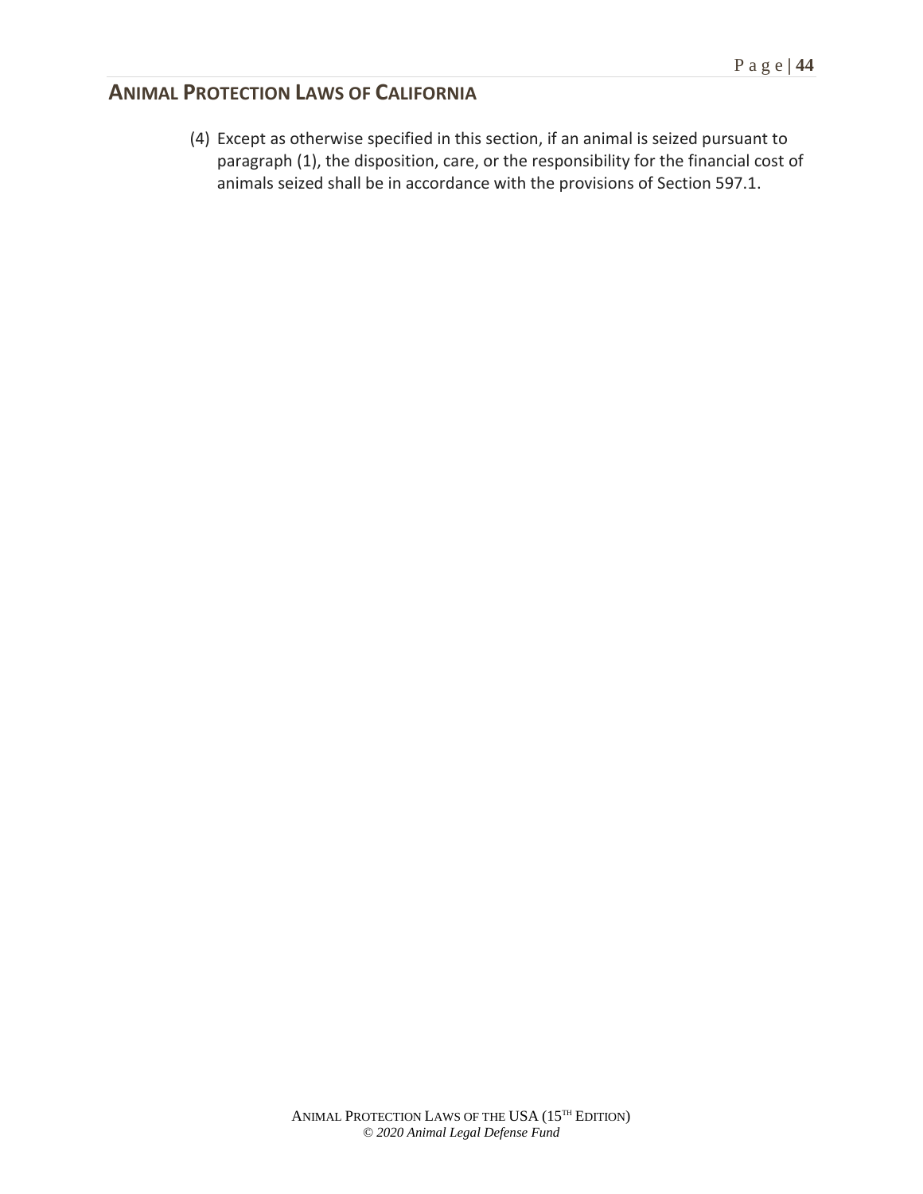(4) Except as otherwise specified in this section, if an animal is seized pursuant to paragraph (1), the disposition, care, or the responsibility for the financial cost of animals seized shall be in accordance with the provisions of Section 597.1.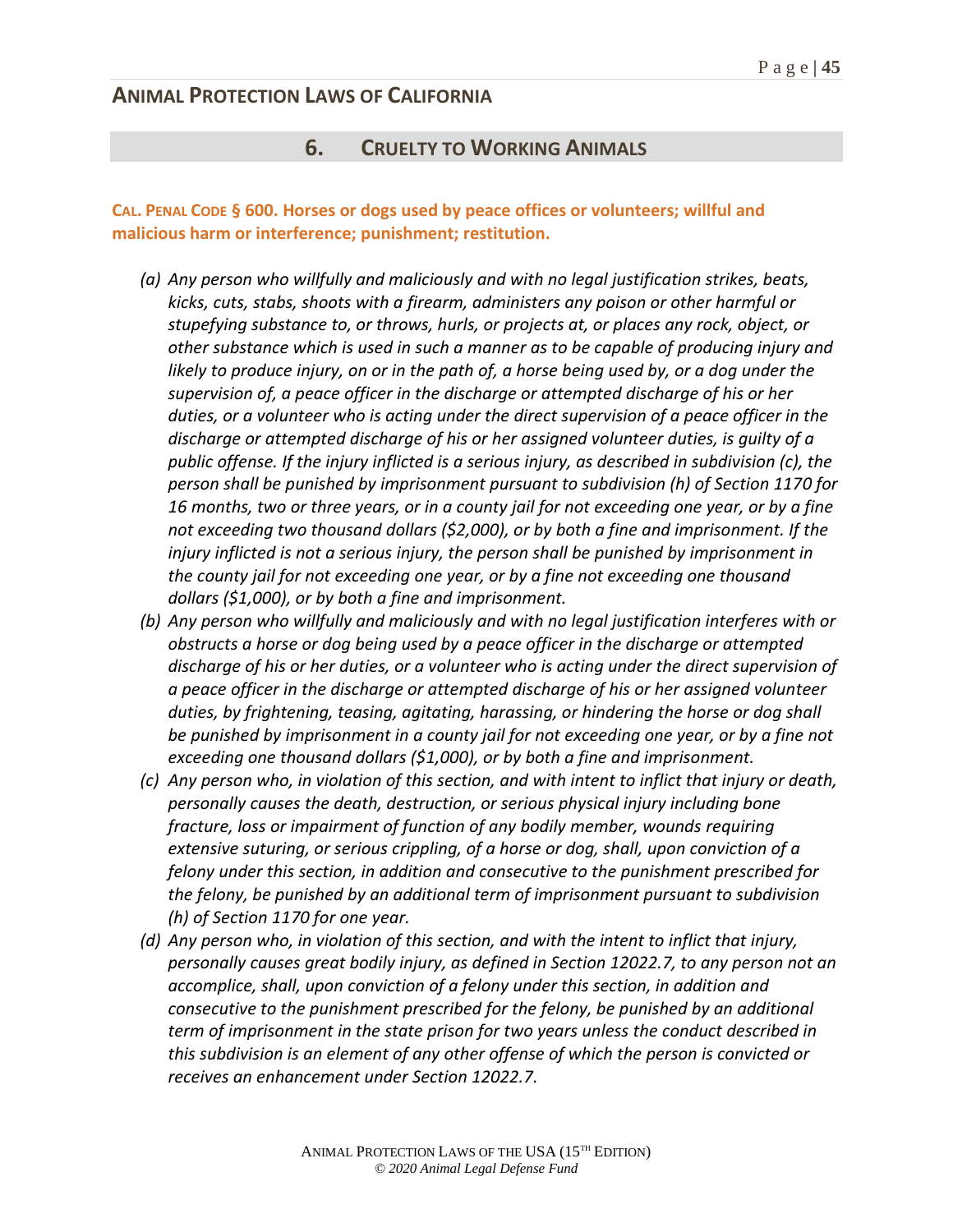## 6. Cruelty to Working Animals

**CAL. PENAL CODE § 600. Horses or dogs used by peace offices or volunteers; willful and malicious harm or interference; punishment; restitution.**

- *(a) Any person who willfully and maliciously and with no legal justification strikes, beats, kicks, cuts, stabs, shoots with a firearm, administers any poison or other harmful or stupefying substance to, or throws, hurls, or projects at, or places any rock, object, or other substance which is used in such a manner as to be capable of producing injury and likely to produce injury, on or in the path of, a horse being used by, or a dog under the supervision of, a peace officer in the discharge or attempted discharge of his or her duties, or a volunteer who is acting under the direct supervision of a peace officer in the discharge or attempted discharge of his or her assigned volunteer duties, is guilty of a public offense. If the injury inflicted is a serious injury, as described in subdivision (c), the person shall be punished by imprisonment pursuant to subdivision (h) of Section 1170 for 16 months, two or three years, or in a county jail for not exceeding one year, or by a fine not exceeding two thousand dollars ($2,000), or by both a fine and imprisonment. If the injury inflicted is not a serious injury, the person shall be punished by imprisonment in the county jail for not exceeding one year, or by a fine not exceeding one thousand dollars ($1,000), or by both a fine and imprisonment.*
- *(b) Any person who willfully and maliciously and with no legal justification interferes with or obstructs a horse or dog being used by a peace officer in the discharge or attempted discharge of his or her duties, or a volunteer who is acting under the direct supervision of a peace officer in the discharge or attempted discharge of his or her assigned volunteer duties, by frightening, teasing, agitating, harassing, or hindering the horse or dog shall be punished by imprisonment in a county jail for not exceeding one year, or by a fine not exceeding one thousand dollars ($1,000), or by both a fine and imprisonment.*
- *(c) Any person who, in violation of this section, and with intent to inflict that injury or death, personally causes the death, destruction, or serious physical injury including bone fracture, loss or impairment of function of any bodily member, wounds requiring extensive suturing, or serious crippling, of a horse or dog, shall, upon conviction of a felony under this section, in addition and consecutive to the punishment prescribed for the felony, be punished by an additional term of imprisonment pursuant to subdivision (h) of Section 1170 for one year.*
- *(d) Any person who, in violation of this section, and with the intent to inflict that injury, personally causes great bodily injury, as defined in Section 12022.7, to any person not an accomplice, shall, upon conviction of a felony under this section, in addition and consecutive to the punishment prescribed for the felony, be punished by an additional term of imprisonment in the state prison for two years unless the conduct described in this subdivision is an element of any other offense of which the person is convicted or receives an enhancement under Section 12022.7.*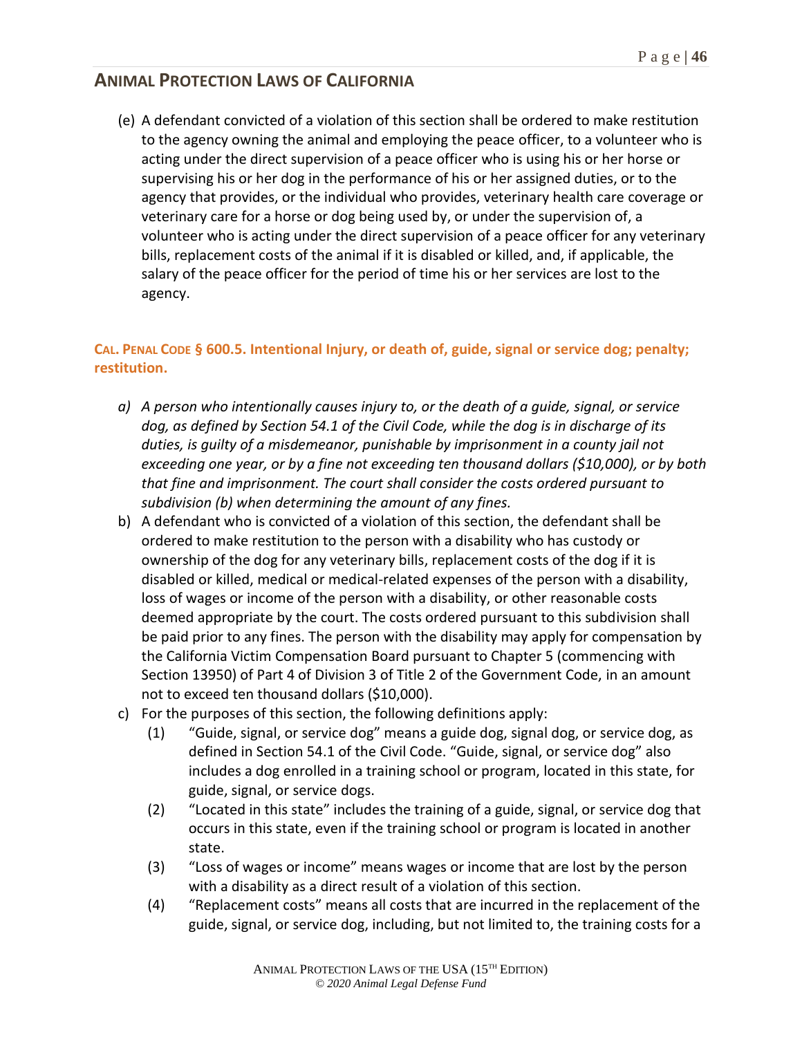## ANIMAL PROTECTION LAWS OF CALIFORNIA

(e) A defendant convicted of a violation of this section shall be ordered to make restitution to the agency owning the animal and employing the peace officer, to a volunteer who is acting under the direct supervision of a peace officer who is using his or her horse or supervising his or her dog in the performance of his or her assigned duties, or to the agency that provides, or the individual who provides, veterinary health care coverage or veterinary care for a horse or dog being used by, or under the supervision of, a volunteer who is acting under the direct supervision of a peace officer for any veterinary bills, replacement costs of the animal if it is disabled or killed, and, if applicable, the salary of the peace officer for the period of time his or her services are lost to the agency.

### CAL. PENAL CODE § 600.5. Intentional Injury, or death of, guide, signal or service dog; penalty; restitution.

a) *A person who intentionally causes injury to, or the death of a guide, signal, or service dog, as defined by Section 54.1 of the Civil Code, while the dog is in discharge of its duties, is guilty of a misdemeanor, punishable by imprisonment in a county jail not exceeding one year, or by a fine not exceeding ten thousand dollars ($10,000), or by both that fine and imprisonment. The court shall consider the costs ordered pursuant to subdivision (b) when determining the amount of any fines.*

b) A defendant who is convicted of a violation of this section, the defendant shall be ordered to make restitution to the person with a disability who has custody or ownership of the dog for any veterinary bills, replacement costs of the dog if it is disabled or killed, medical or medical-related expenses of the person with a disability, loss of wages or income of the person with a disability, or other reasonable costs deemed appropriate by the court. The costs ordered pursuant to this subdivision shall be paid prior to any fines. The person with the disability may apply for compensation by the California Victim Compensation Board pursuant to Chapter 5 (commencing with Section 13950) of Part 4 of Division 3 of Title 2 of the Government Code, in an amount not to exceed ten thousand dollars ($10,000).

c) For the purposes of this section, the following definitions apply:
   (1) "Guide, signal, or service dog" means a guide dog, signal dog, or service dog, as defined in Section 54.1 of the Civil Code. "Guide, signal, or service dog" also includes a dog enrolled in a training school or program, located in this state, for guide, signal, or service dogs.
   (2) "Located in this state" includes the training of a guide, signal, or service dog that occurs in this state, even if the training school or program is located in another state.
   (3) "Loss of wages or income" means wages or income that are lost by the person with a disability as a direct result of a violation of this section.
   (4) "Replacement costs" means all costs that are incurred in the replacement of the guide, signal, or service dog, including, but not limited to, the training costs for a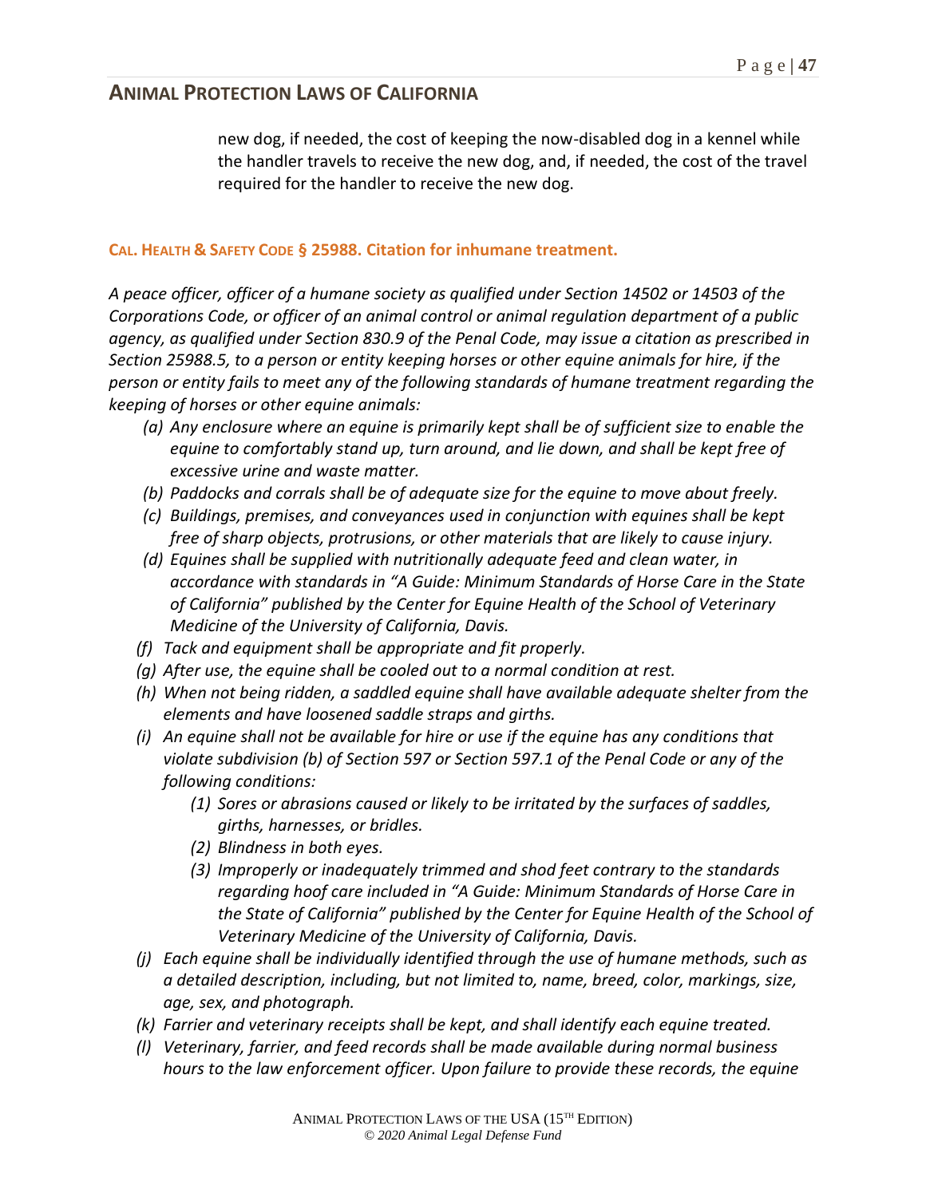new dog, if needed, the cost of keeping the now-disabled dog in a kennel while the handler travels to receive the new dog, and, if needed, the cost of the travel required for the handler to receive the new dog.

### CAL. HEALTH & SAFETY CODE § 25988. Citation for inhumane treatment.

*A peace officer, officer of a humane society as qualified under Section 14502 or 14503 of the Corporations Code, or officer of an animal control or animal regulation department of a public agency, as qualified under Section 830.9 of the Penal Code, may issue a citation as prescribed in Section 25988.5, to a person or entity keeping horses or other equine animals for hire, if the person or entity fails to meet any of the following standards of humane treatment regarding the keeping of horses or other equine animals:*

- *(a) Any enclosure where an equine is primarily kept shall be of sufficient size to enable the equine to comfortably stand up, turn around, and lie down, and shall be kept free of excessive urine and waste matter.*
- *(b) Paddocks and corrals shall be of adequate size for the equine to move about freely.*
- *(c) Buildings, premises, and conveyances used in conjunction with equines shall be kept free of sharp objects, protrusions, or other materials that are likely to cause injury.*
- *(d) Equines shall be supplied with nutritionally adequate feed and clean water, in accordance with standards in "A Guide: Minimum Standards of Horse Care in the State of California" published by the Center for Equine Health of the School of Veterinary Medicine of the University of California, Davis.*
- *(f) Tack and equipment shall be appropriate and fit properly.*
- *(g) After use, the equine shall be cooled out to a normal condition at rest.*
- *(h) When not being ridden, a saddled equine shall have available adequate shelter from the elements and have loosened saddle straps and girths.*
- *(i) An equine shall not be available for hire or use if the equine has any conditions that violate subdivision (b) of Section 597 or Section 597.1 of the Penal Code or any of the following conditions:*
  - *(1) Sores or abrasions caused or likely to be irritated by the surfaces of saddles, girths, harnesses, or bridles.*
  - *(2) Blindness in both eyes.*
  - *(3) Improperly or inadequately trimmed and shod feet contrary to the standards regarding hoof care included in "A Guide: Minimum Standards of Horse Care in the State of California" published by the Center for Equine Health of the School of Veterinary Medicine of the University of California, Davis.*
- *(j) Each equine shall be individually identified through the use of humane methods, such as a detailed description, including, but not limited to, name, breed, color, markings, size, age, sex, and photograph.*
- *(k) Farrier and veterinary receipts shall be kept, and shall identify each equine treated.*
- *(l) Veterinary, farrier, and feed records shall be made available during normal business hours to the law enforcement officer. Upon failure to provide these records, the equine*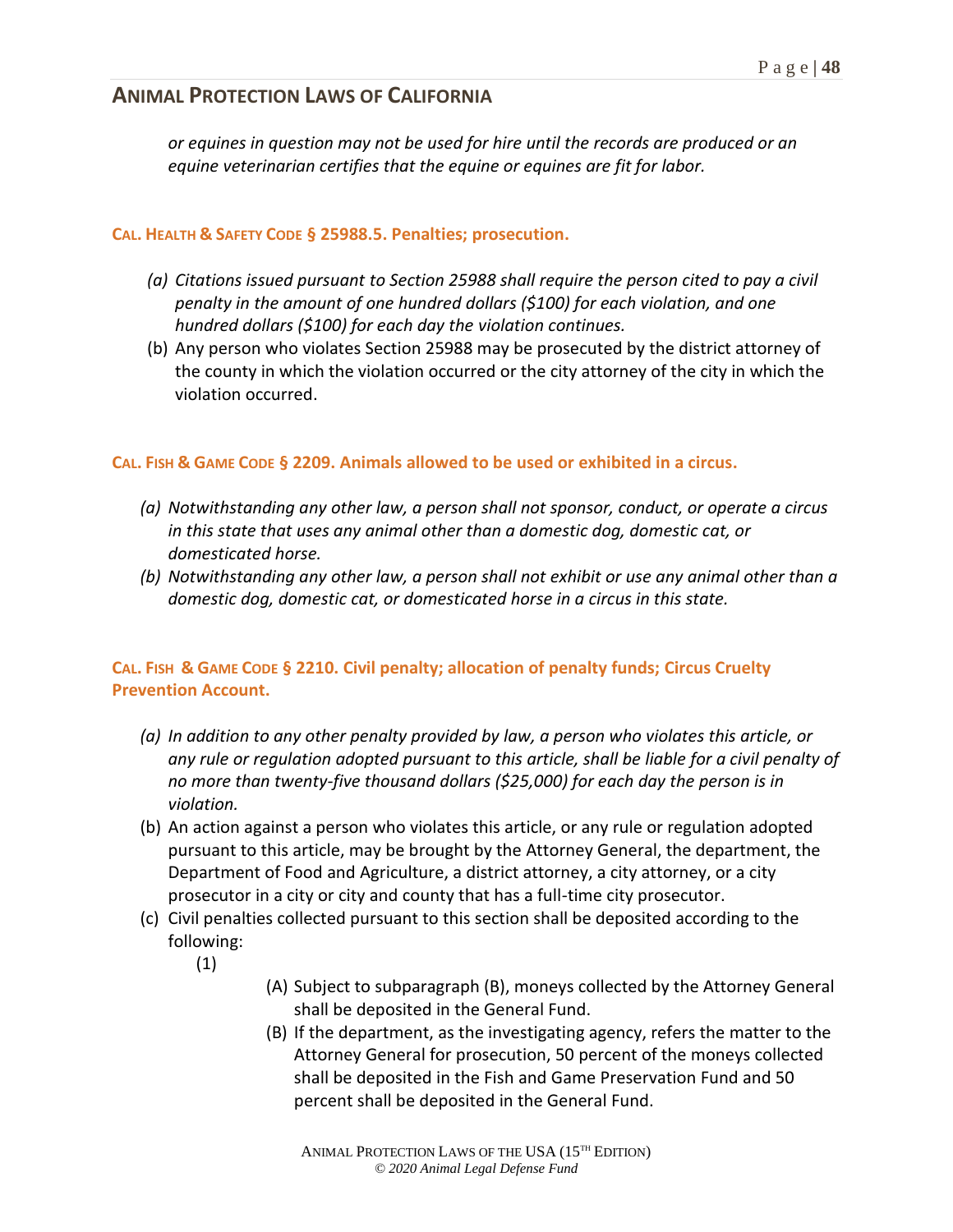*or equines in question may not be used for hire until the records are produced or an equine veterinarian certifies that the equine or equines are fit for labor.*

**CAL. HEALTH & SAFETY CODE § 25988.5. Penalties; prosecution.**

(a) *Citations issued pursuant to Section 25988 shall require the person cited to pay a civil penalty in the amount of one hundred dollars ($100) for each violation, and one hundred dollars ($100) for each day the violation continues.*

(b) Any person who violates Section 25988 may be prosecuted by the district attorney of the county in which the violation occurred or the city attorney of the city in which the violation occurred.

**CAL. FISH & GAME CODE § 2209. Animals allowed to be used or exhibited in a circus.**

(a) *Notwithstanding any other law, a person shall not sponsor, conduct, or operate a circus in this state that uses any animal other than a domestic dog, domestic cat, or domesticated horse.*

(b) *Notwithstanding any other law, a person shall not exhibit or use any animal other than a domestic dog, domestic cat, or domesticated horse in a circus in this state.*

**CAL. FISH & GAME CODE § 2210. Civil penalty; allocation of penalty funds; Circus Cruelty Prevention Account.**

(a) *In addition to any other penalty provided by law, a person who violates this article, or any rule or regulation adopted pursuant to this article, shall be liable for a civil penalty of no more than twenty-five thousand dollars ($25,000) for each day the person is in violation.*

(b) An action against a person who violates this article, or any rule or regulation adopted pursuant to this article, may be brought by the Attorney General, the department, the Department of Food and Agriculture, a district attorney, a city attorney, or a city prosecutor in a city or city and county that has a full-time city prosecutor.

(c) Civil penalties collected pursuant to this section shall be deposited according to the following:

(1)

(A) Subject to subparagraph (B), moneys collected by the Attorney General shall be deposited in the General Fund.

(B) If the department, as the investigating agency, refers the matter to the Attorney General for prosecution, 50 percent of the moneys collected shall be deposited in the Fish and Game Preservation Fund and 50 percent shall be deposited in the General Fund.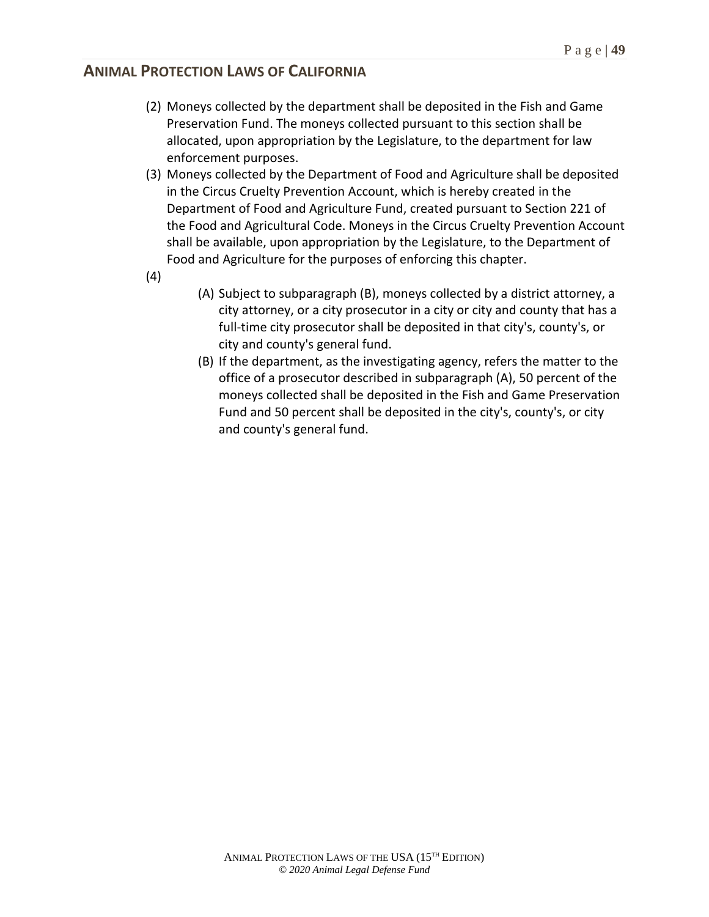(2) Moneys collected by the department shall be deposited in the Fish and Game Preservation Fund. The moneys collected pursuant to this section shall be allocated, upon appropriation by the Legislature, to the department for law enforcement purposes.

(3) Moneys collected by the Department of Food and Agriculture shall be deposited in the Circus Cruelty Prevention Account, which is hereby created in the Department of Food and Agriculture Fund, created pursuant to Section 221 of the Food and Agricultural Code. Moneys in the Circus Cruelty Prevention Account shall be available, upon appropriation by the Legislature, to the Department of Food and Agriculture for the purposes of enforcing this chapter.

(4)

- (A) Subject to subparagraph (B), moneys collected by a district attorney, a city attorney, or a city prosecutor in a city or city and county that has a full-time city prosecutor shall be deposited in that city's, county's, or city and county's general fund.
- (B) If the department, as the investigating agency, refers the matter to the office of a prosecutor described in subparagraph (A), 50 percent of the moneys collected shall be deposited in the Fish and Game Preservation Fund and 50 percent shall be deposited in the city's, county's, or city and county's general fund.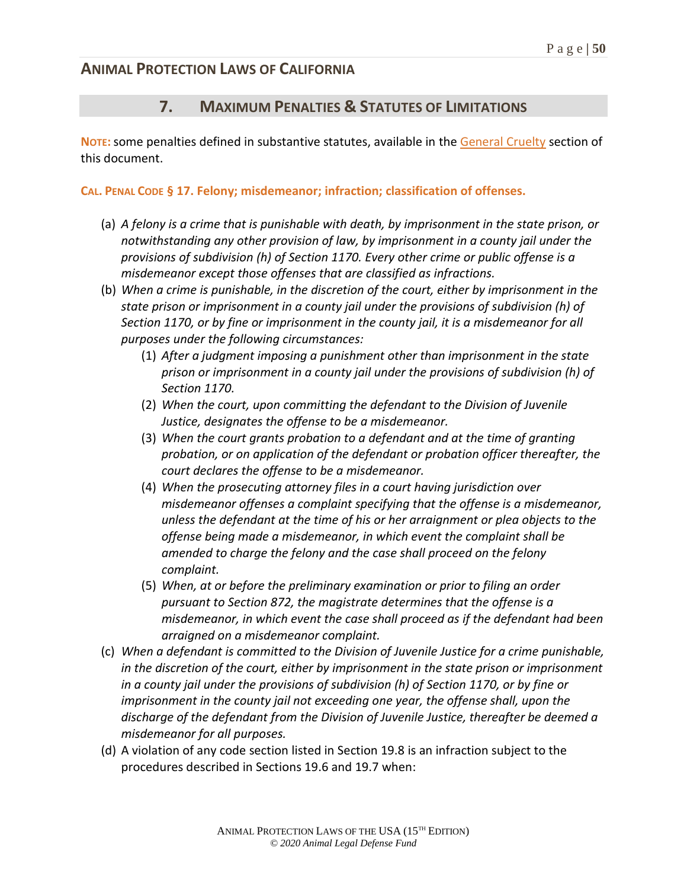## 7. MAXIMUM PENALTIES & STATUTES OF LIMITATIONS

**NOTE:** some penalties defined in substantive statutes, available in the General Cruelty section of this document.

**CAL. PENAL CODE § 17. Felony; misdemeanor; infraction; classification of offenses.**

(a) *A felony is a crime that is punishable with death, by imprisonment in the state prison, or notwithstanding any other provision of law, by imprisonment in a county jail under the provisions of subdivision (h) of Section 1170. Every other crime or public offense is a misdemeanor except those offenses that are classified as infractions.*

(b) *When a crime is punishable, in the discretion of the court, either by imprisonment in the state prison or imprisonment in a county jail under the provisions of subdivision (h) of Section 1170, or by fine or imprisonment in the county jail, it is a misdemeanor for all purposes under the following circumstances:*

   (1) *After a judgment imposing a punishment other than imprisonment in the state prison or imprisonment in a county jail under the provisions of subdivision (h) of Section 1170.*

   (2) *When the court, upon committing the defendant to the Division of Juvenile Justice, designates the offense to be a misdemeanor.*

   (3) *When the court grants probation to a defendant and at the time of granting probation, or on application of the defendant or probation officer thereafter, the court declares the offense to be a misdemeanor.*

   (4) *When the prosecuting attorney files in a court having jurisdiction over misdemeanor offenses a complaint specifying that the offense is a misdemeanor, unless the defendant at the time of his or her arraignment or plea objects to the offense being made a misdemeanor, in which event the complaint shall be amended to charge the felony and the case shall proceed on the felony complaint.*

   (5) *When, at or before the preliminary examination or prior to filing an order pursuant to Section 872, the magistrate determines that the offense is a misdemeanor, in which event the case shall proceed as if the defendant had been arraigned on a misdemeanor complaint.*

(c) *When a defendant is committed to the Division of Juvenile Justice for a crime punishable, in the discretion of the court, either by imprisonment in the state prison or imprisonment in a county jail under the provisions of subdivision (h) of Section 1170, or by fine or imprisonment in the county jail not exceeding one year, the offense shall, upon the discharge of the defendant from the Division of Juvenile Justice, thereafter be deemed a misdemeanor for all purposes.*

(d) A violation of any code section listed in Section 19.8 is an infraction subject to the procedures described in Sections 19.6 and 19.7 when: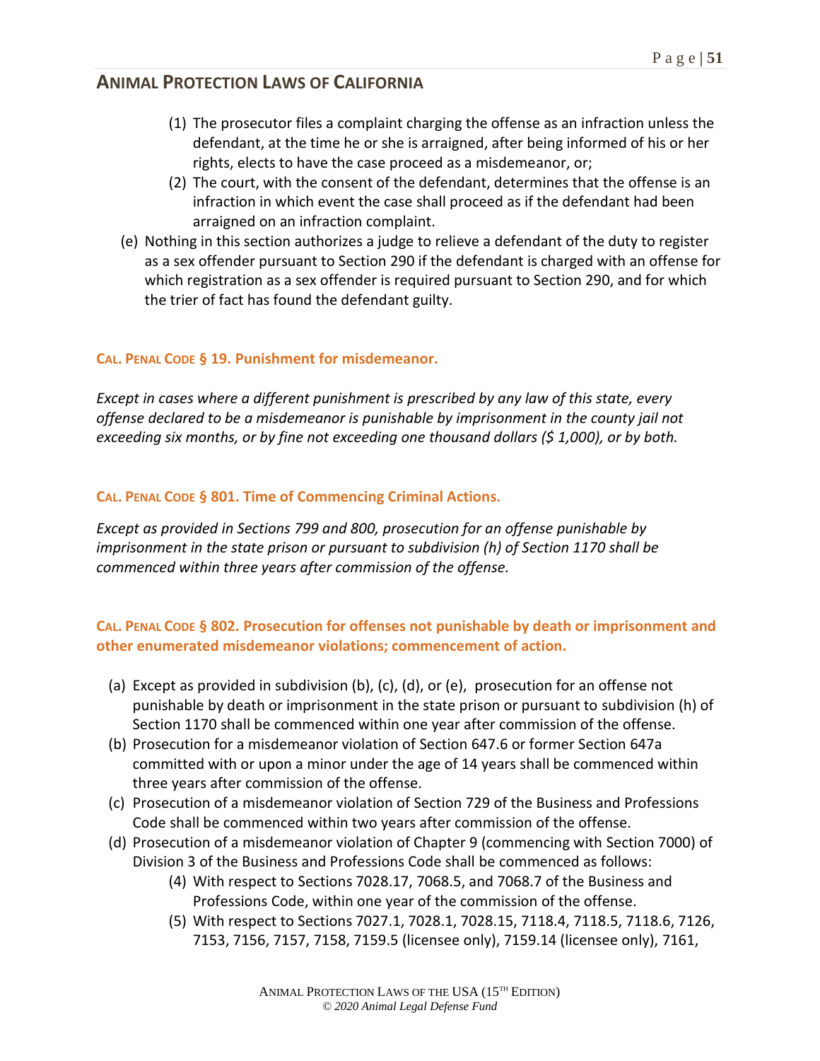(1) The prosecutor files a complaint charging the offense as an infraction unless the defendant, at the time he or she is arraigned, after being informed of his or her rights, elects to have the case proceed as a misdemeanor, or;

(2) The court, with the consent of the defendant, determines that the offense is an infraction in which event the case shall proceed as if the defendant had been arraigned on an infraction complaint.

(e) Nothing in this section authorizes a judge to relieve a defendant of the duty to register as a sex offender pursuant to Section 290 if the defendant is charged with an offense for which registration as a sex offender is required pursuant to Section 290, and for which the trier of fact has found the defendant guilty.

**CAL. PENAL CODE § 19. Punishment for misdemeanor.**

*Except in cases where a different punishment is prescribed by any law of this state, every offense declared to be a misdemeanor is punishable by imprisonment in the county jail not exceeding six months, or by fine not exceeding one thousand dollars ($ 1,000), or by both.*

**CAL. PENAL CODE § 801. Time of Commencing Criminal Actions.**

*Except as provided in Sections 799 and 800, prosecution for an offense punishable by imprisonment in the state prison or pursuant to subdivision (h) of Section 1170 shall be commenced within three years after commission of the offense.*

**CAL. PENAL CODE § 802. Prosecution for offenses not punishable by death or imprisonment and other enumerated misdemeanor violations; commencement of action.**

(a) Except as provided in subdivision (b), (c), (d), or (e), prosecution for an offense not punishable by death or imprisonment in the state prison or pursuant to subdivision (h) of Section 1170 shall be commenced within one year after commission of the offense.

(b) Prosecution for a misdemeanor violation of Section 647.6 or former Section 647a committed with or upon a minor under the age of 14 years shall be commenced within three years after commission of the offense.

(c) Prosecution of a misdemeanor violation of Section 729 of the Business and Professions Code shall be commenced within two years after commission of the offense.

(d) Prosecution of a misdemeanor violation of Chapter 9 (commencing with Section 7000) of Division 3 of the Business and Professions Code shall be commenced as follows:

(4) With respect to Sections 7028.17, 7068.5, and 7068.7 of the Business and Professions Code, within one year of the commission of the offense.

(5) With respect to Sections 7027.1, 7028.1, 7028.15, 7118.4, 7118.5, 7118.6, 7126, 7153, 7156, 7157, 7158, 7159.5 (licensee only), 7159.14 (licensee only), 7161,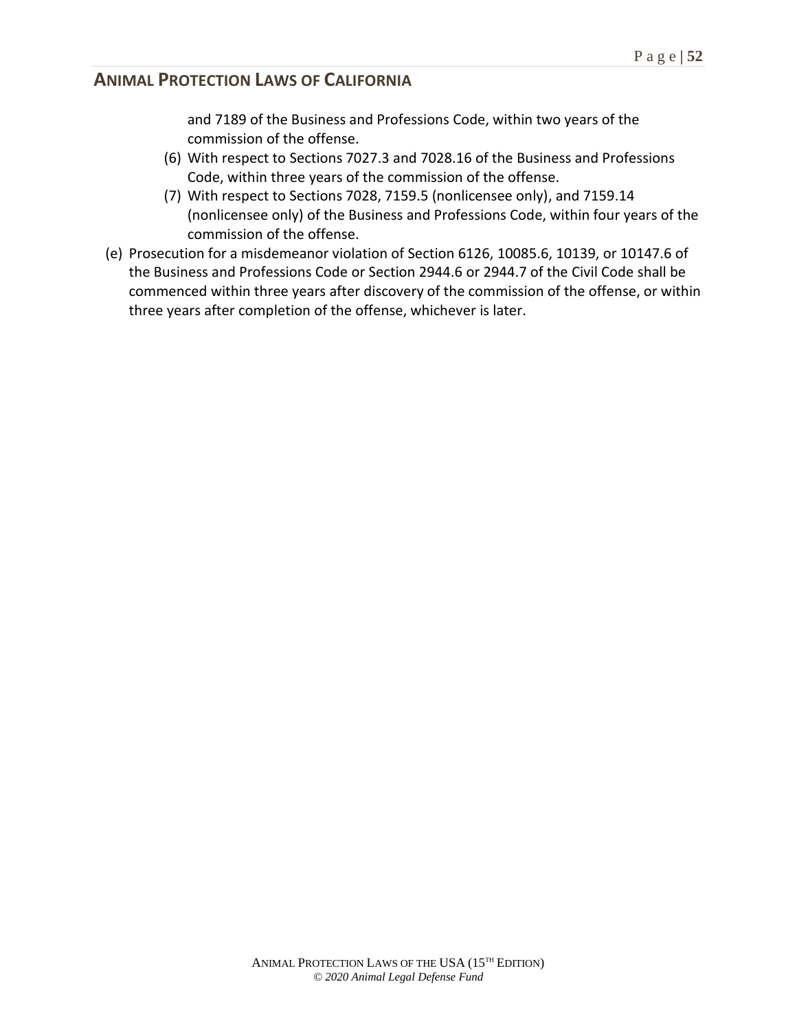and 7189 of the Business and Professions Code, within two years of the commission of the offense.

  (6) With respect to Sections 7027.3 and 7028.16 of the Business and Professions Code, within three years of the commission of the offense.
  (7) With respect to Sections 7028, 7159.5 (nonlicensee only), and 7159.14 (nonlicensee only) of the Business and Professions Code, within four years of the commission of the offense.

(e) Prosecution for a misdemeanor violation of Section 6126, 10085.6, 10139, or 10147.6 of the Business and Professions Code or Section 2944.6 or 2944.7 of the Civil Code shall be commenced within three years after discovery of the commission of the offense, or within three years after completion of the offense, whichever is later.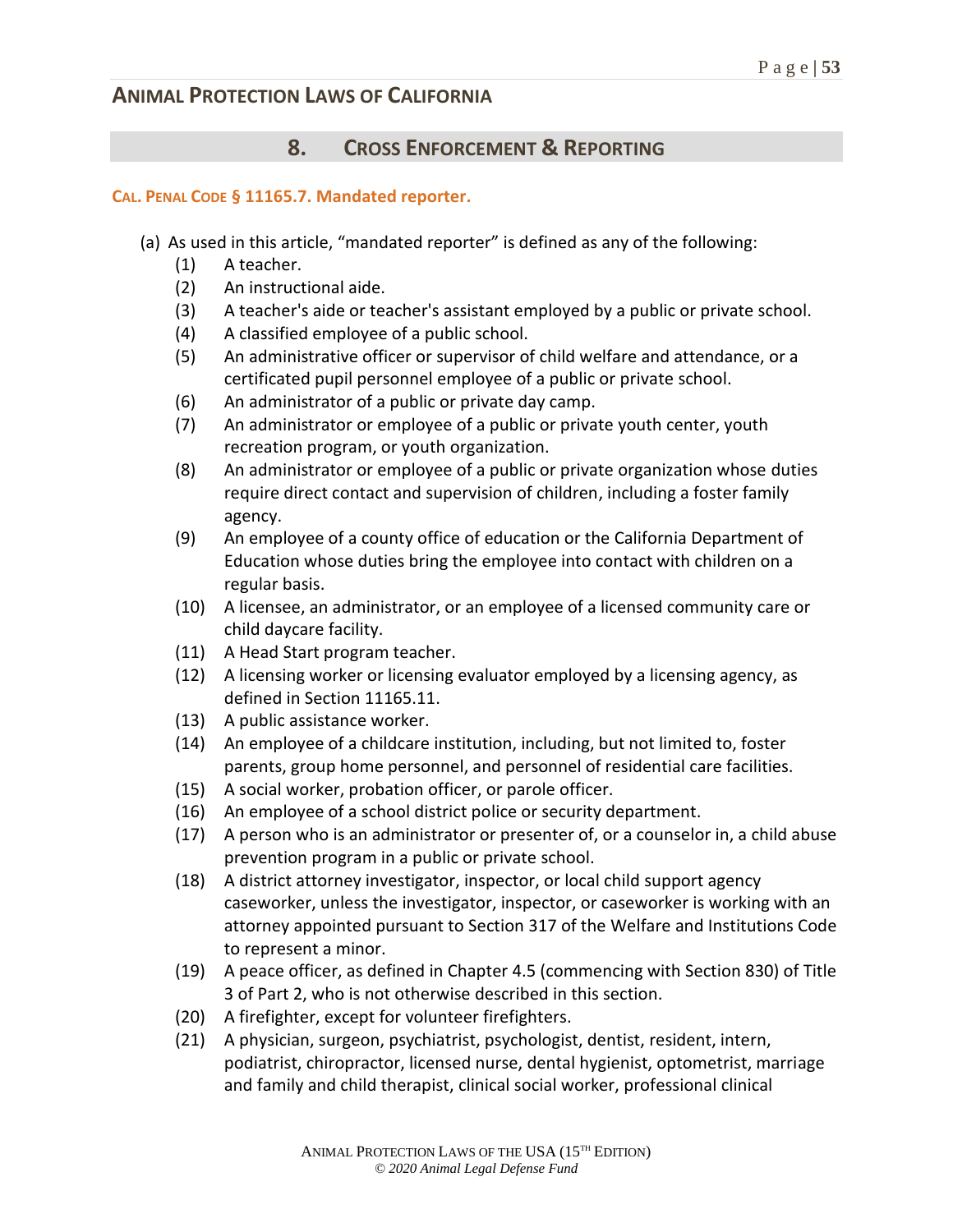## 8. CROSS ENFORCEMENT & REPORTING

### CAL. PENAL CODE § 11165.7. Mandated reporter.

(a) As used in this article, "mandated reporter" is defined as any of the following:

- (1) A teacher.
- (2) An instructional aide.
- (3) A teacher's aide or teacher's assistant employed by a public or private school.
- (4) A classified employee of a public school.
- (5) An administrative officer or supervisor of child welfare and attendance, or a certificated pupil personnel employee of a public or private school.
- (6) An administrator of a public or private day camp.
- (7) An administrator or employee of a public or private youth center, youth recreation program, or youth organization.
- (8) An administrator or employee of a public or private organization whose duties require direct contact and supervision of children, including a foster family agency.
- (9) An employee of a county office of education or the California Department of Education whose duties bring the employee into contact with children on a regular basis.
- (10) A licensee, an administrator, or an employee of a licensed community care or child daycare facility.
- (11) A Head Start program teacher.
- (12) A licensing worker or licensing evaluator employed by a licensing agency, as defined in Section 11165.11.
- (13) A public assistance worker.
- (14) An employee of a childcare institution, including, but not limited to, foster parents, group home personnel, and personnel of residential care facilities.
- (15) A social worker, probation officer, or parole officer.
- (16) An employee of a school district police or security department.
- (17) A person who is an administrator or presenter of, or a counselor in, a child abuse prevention program in a public or private school.
- (18) A district attorney investigator, inspector, or local child support agency caseworker, unless the investigator, inspector, or caseworker is working with an attorney appointed pursuant to Section 317 of the Welfare and Institutions Code to represent a minor.
- (19) A peace officer, as defined in Chapter 4.5 (commencing with Section 830) of Title 3 of Part 2, who is not otherwise described in this section.
- (20) A firefighter, except for volunteer firefighters.
- (21) A physician, surgeon, psychiatrist, psychologist, dentist, resident, intern, podiatrist, chiropractor, licensed nurse, dental hygienist, optometrist, marriage and family and child therapist, clinical social worker, professional clinical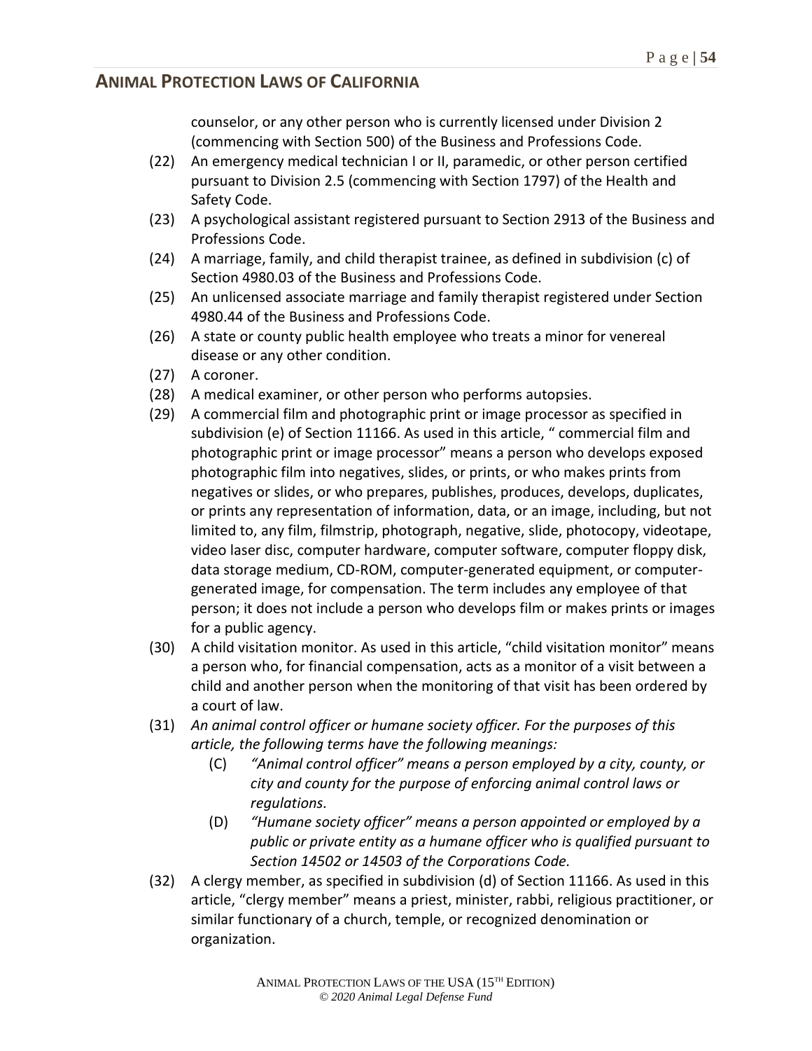counselor, or any other person who is currently licensed under Division 2 (commencing with Section 500) of the Business and Professions Code.

(22) An emergency medical technician I or II, paramedic, or other person certified pursuant to Division 2.5 (commencing with Section 1797) of the Health and Safety Code.

(23) A psychological assistant registered pursuant to Section 2913 of the Business and Professions Code.

(24) A marriage, family, and child therapist trainee, as defined in subdivision (c) of Section 4980.03 of the Business and Professions Code.

(25) An unlicensed associate marriage and family therapist registered under Section 4980.44 of the Business and Professions Code.

(26) A state or county public health employee who treats a minor for venereal disease or any other condition.

(27) A coroner.

(28) A medical examiner, or other person who performs autopsies.

(29) A commercial film and photographic print or image processor as specified in subdivision (e) of Section 11166. As used in this article, " commercial film and photographic print or image processor" means a person who develops exposed photographic film into negatives, slides, or prints, or who makes prints from negatives or slides, or who prepares, publishes, produces, develops, duplicates, or prints any representation of information, data, or an image, including, but not limited to, any film, filmstrip, photograph, negative, slide, photocopy, videotape, video laser disc, computer hardware, computer software, computer floppy disk, data storage medium, CD-ROM, computer-generated equipment, or computer-generated image, for compensation. The term includes any employee of that person; it does not include a person who develops film or makes prints or images for a public agency.

(30) A child visitation monitor. As used in this article, "child visitation monitor" means a person who, for financial compensation, acts as a monitor of a visit between a child and another person when the monitoring of that visit has been ordered by a court of law.

(31) *An animal control officer or humane society officer. For the purposes of this article, the following terms have the following meanings:*

    (C) *"Animal control officer" means a person employed by a city, county, or city and county for the purpose of enforcing animal control laws or regulations.*

    (D) *"Humane society officer" means a person appointed or employed by a public or private entity as a humane officer who is qualified pursuant to Section 14502 or 14503 of the Corporations Code.*

(32) A clergy member, as specified in subdivision (d) of Section 11166. As used in this article, "clergy member" means a priest, minister, rabbi, religious practitioner, or similar functionary of a church, temple, or recognized denomination or organization.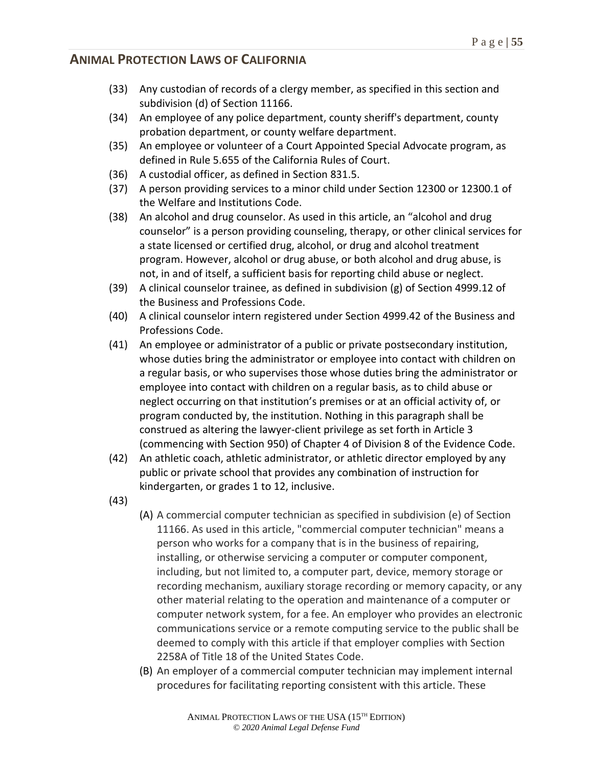(33) Any custodian of records of a clergy member, as specified in this section and subdivision (d) of Section 11166.

(34) An employee of any police department, county sheriff's department, county probation department, or county welfare department.

(35) An employee or volunteer of a Court Appointed Special Advocate program, as defined in Rule 5.655 of the California Rules of Court.

(36) A custodial officer, as defined in Section 831.5.

(37) A person providing services to a minor child under Section 12300 or 12300.1 of the Welfare and Institutions Code.

(38) An alcohol and drug counselor. As used in this article, an "alcohol and drug counselor" is a person providing counseling, therapy, or other clinical services for a state licensed or certified drug, alcohol, or drug and alcohol treatment program. However, alcohol or drug abuse, or both alcohol and drug abuse, is not, in and of itself, a sufficient basis for reporting child abuse or neglect.

(39) A clinical counselor trainee, as defined in subdivision (g) of Section 4999.12 of the Business and Professions Code.

(40) A clinical counselor intern registered under Section 4999.42 of the Business and Professions Code.

(41) An employee or administrator of a public or private postsecondary institution, whose duties bring the administrator or employee into contact with children on a regular basis, or who supervises those whose duties bring the administrator or employee into contact with children on a regular basis, as to child abuse or neglect occurring on that institution's premises or at an official activity of, or program conducted by, the institution. Nothing in this paragraph shall be construed as altering the lawyer-client privilege as set forth in Article 3 (commencing with Section 950) of Chapter 4 of Division 8 of the Evidence Code.

(42) An athletic coach, athletic administrator, or athletic director employed by any public or private school that provides any combination of instruction for kindergarten, or grades 1 to 12, inclusive.

(43)

(A) A commercial computer technician as specified in subdivision (e) of Section 11166. As used in this article, "commercial computer technician" means a person who works for a company that is in the business of repairing, installing, or otherwise servicing a computer or computer component, including, but not limited to, a computer part, device, memory storage or recording mechanism, auxiliary storage recording or memory capacity, or any other material relating to the operation and maintenance of a computer or computer network system, for a fee. An employer who provides an electronic communications service or a remote computing service to the public shall be deemed to comply with this article if that employer complies with Section 2258A of Title 18 of the United States Code.

(B) An employer of a commercial computer technician may implement internal procedures for facilitating reporting consistent with this article. These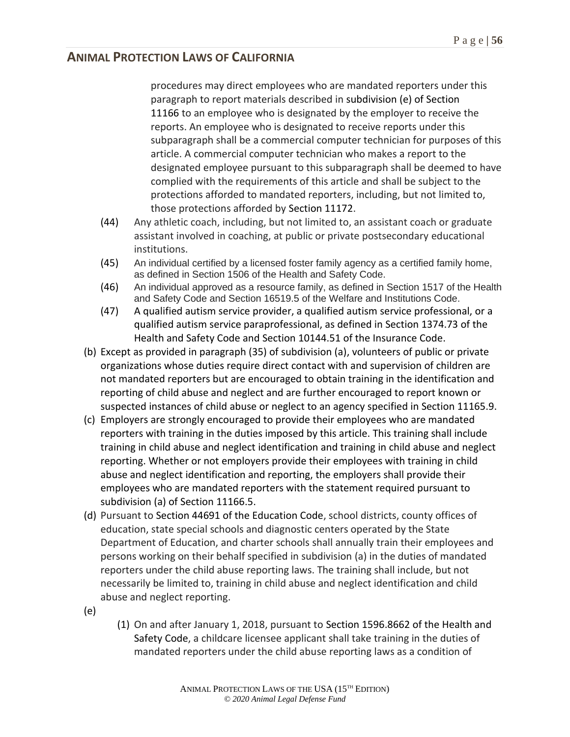procedures may direct employees who are mandated reporters under this paragraph to report materials described in subdivision (e) of Section 11166 to an employee who is designated by the employer to receive the reports. An employee who is designated to receive reports under this subparagraph shall be a commercial computer technician for purposes of this article. A commercial computer technician who makes a report to the designated employee pursuant to this subparagraph shall be deemed to have complied with the requirements of this article and shall be subject to the protections afforded to mandated reporters, including, but not limited to, those protections afforded by Section 11172.

(44) Any athletic coach, including, but not limited to, an assistant coach or graduate assistant involved in coaching, at public or private postsecondary educational institutions.

(45) An individual certified by a licensed foster family agency as a certified family home, as defined in Section 1506 of the Health and Safety Code.

(46) An individual approved as a resource family, as defined in Section 1517 of the Health and Safety Code and Section 16519.5 of the Welfare and Institutions Code.

(47) A qualified autism service provider, a qualified autism service professional, or a qualified autism service paraprofessional, as defined in Section 1374.73 of the Health and Safety Code and Section 10144.51 of the Insurance Code.

(b) Except as provided in paragraph (35) of subdivision (a), volunteers of public or private organizations whose duties require direct contact with and supervision of children are not mandated reporters but are encouraged to obtain training in the identification and reporting of child abuse and neglect and are further encouraged to report known or suspected instances of child abuse or neglect to an agency specified in Section 11165.9.

(c) Employers are strongly encouraged to provide their employees who are mandated reporters with training in the duties imposed by this article. This training shall include training in child abuse and neglect identification and training in child abuse and neglect reporting. Whether or not employers provide their employees with training in child abuse and neglect identification and reporting, the employers shall provide their employees who are mandated reporters with the statement required pursuant to subdivision (a) of Section 11166.5.

(d) Pursuant to Section 44691 of the Education Code, school districts, county offices of education, state special schools and diagnostic centers operated by the State Department of Education, and charter schools shall annually train their employees and persons working on their behalf specified in subdivision (a) in the duties of mandated reporters under the child abuse reporting laws. The training shall include, but not necessarily be limited to, training in child abuse and neglect identification and child abuse and neglect reporting.

(e)

(1) On and after January 1, 2018, pursuant to Section 1596.8662 of the Health and Safety Code, a childcare licensee applicant shall take training in the duties of mandated reporters under the child abuse reporting laws as a condition of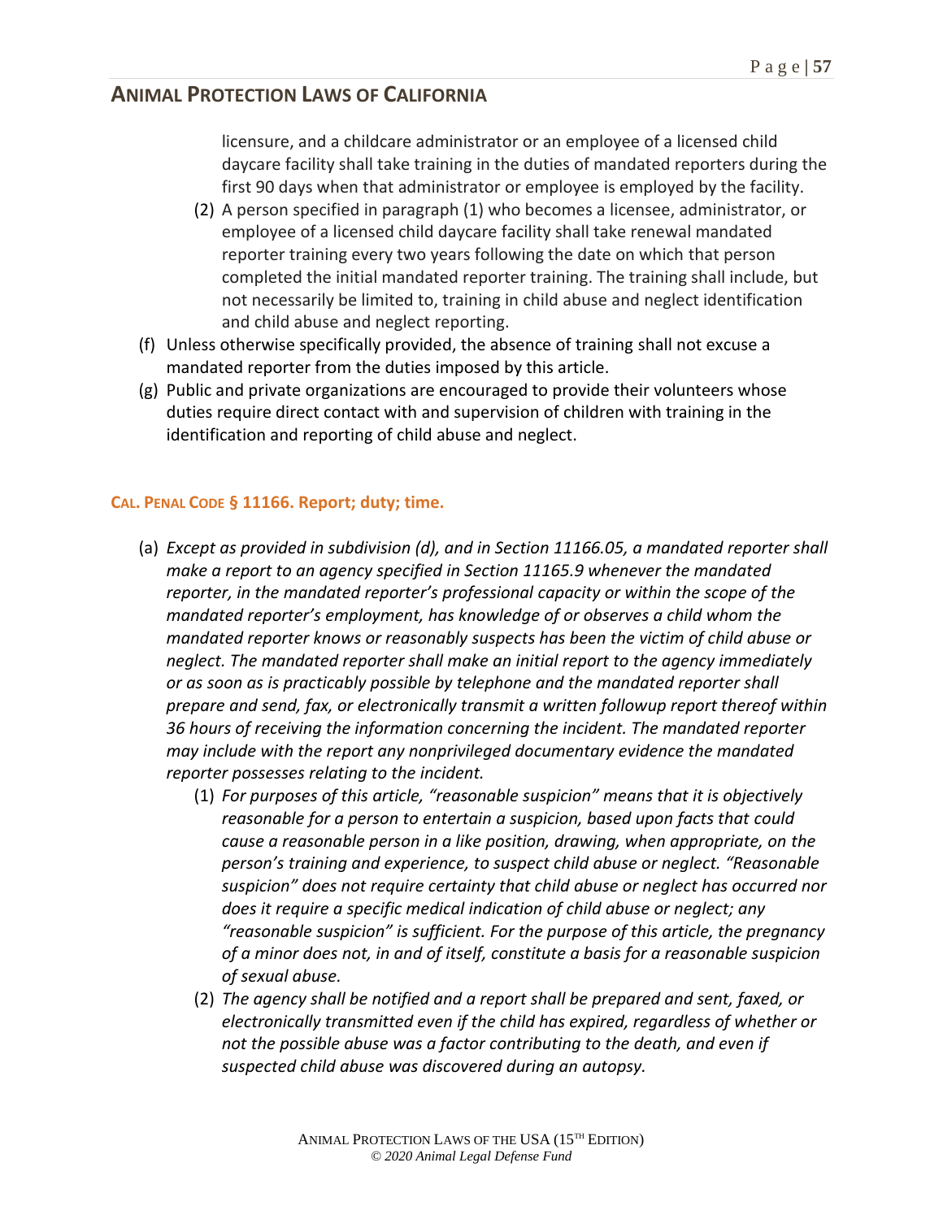licensure, and a childcare administrator or an employee of a licensed child daycare facility shall take training in the duties of mandated reporters during the first 90 days when that administrator or employee is employed by the facility.

  (2) A person specified in paragraph (1) who becomes a licensee, administrator, or employee of a licensed child daycare facility shall take renewal mandated reporter training every two years following the date on which that person completed the initial mandated reporter training. The training shall include, but not necessarily be limited to, training in child abuse and neglect identification and child abuse and neglect reporting.

(f) Unless otherwise specifically provided, the absence of training shall not excuse a mandated reporter from the duties imposed by this article.

(g) Public and private organizations are encouraged to provide their volunteers whose duties require direct contact with and supervision of children with training in the identification and reporting of child abuse and neglect.

### CAL. PENAL CODE § 11166. Report; duty; time.

(a) *Except as provided in subdivision (d), and in Section 11166.05, a mandated reporter shall make a report to an agency specified in Section 11165.9 whenever the mandated reporter, in the mandated reporter's professional capacity or within the scope of the mandated reporter's employment, has knowledge of or observes a child whom the mandated reporter knows or reasonably suspects has been the victim of child abuse or neglect. The mandated reporter shall make an initial report to the agency immediately or as soon as is practicably possible by telephone and the mandated reporter shall prepare and send, fax, or electronically transmit a written followup report thereof within 36 hours of receiving the information concerning the incident. The mandated reporter may include with the report any nonprivileged documentary evidence the mandated reporter possesses relating to the incident.*

  (1) *For purposes of this article, "reasonable suspicion" means that it is objectively reasonable for a person to entertain a suspicion, based upon facts that could cause a reasonable person in a like position, drawing, when appropriate, on the person's training and experience, to suspect child abuse or neglect. "Reasonable suspicion" does not require certainty that child abuse or neglect has occurred nor does it require a specific medical indication of child abuse or neglect; any "reasonable suspicion" is sufficient. For the purpose of this article, the pregnancy of a minor does not, in and of itself, constitute a basis for a reasonable suspicion of sexual abuse.*

  (2) *The agency shall be notified and a report shall be prepared and sent, faxed, or electronically transmitted even if the child has expired, regardless of whether or not the possible abuse was a factor contributing to the death, and even if suspected child abuse was discovered during an autopsy.*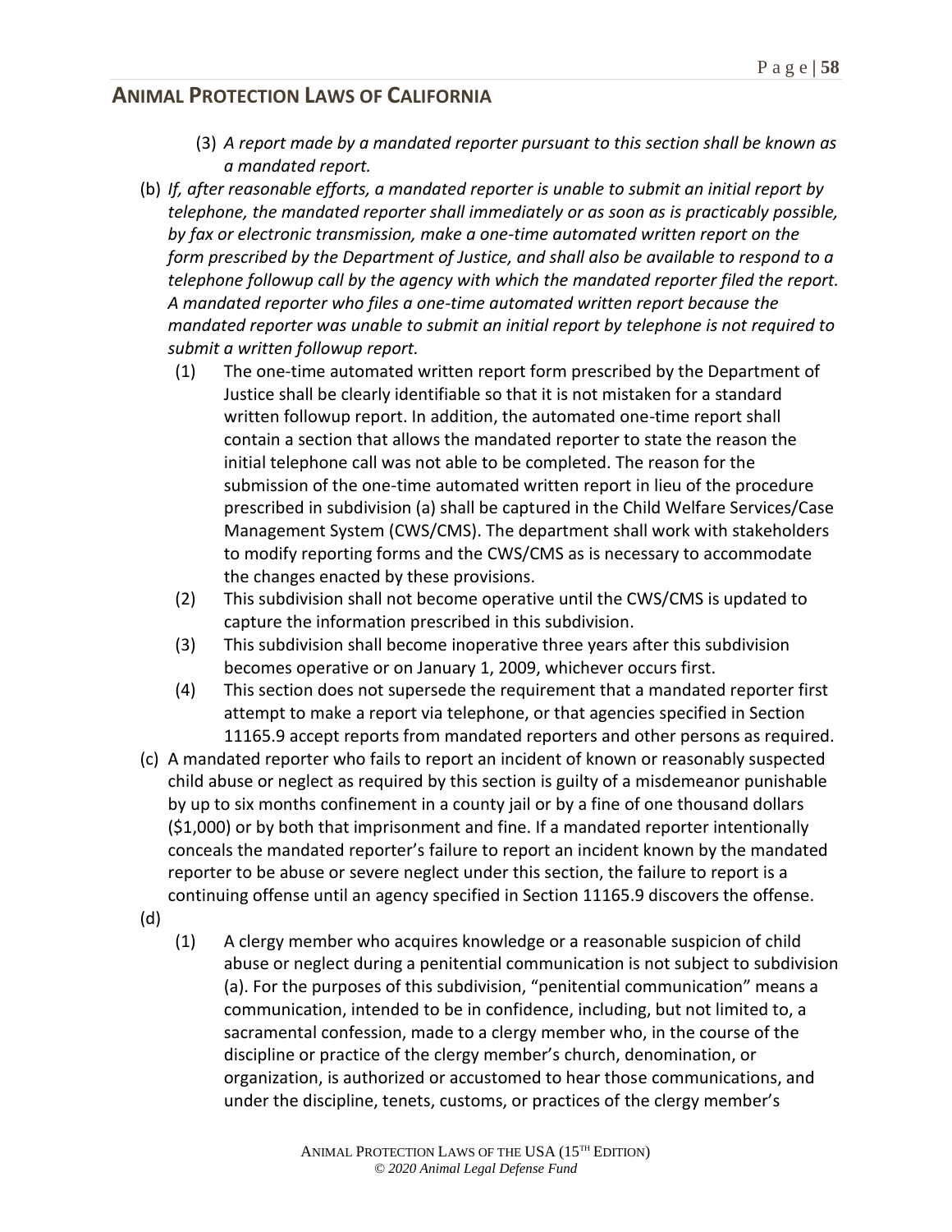(3) *A report made by a mandated reporter pursuant to this section shall be known as a mandated report.*

(b) *If, after reasonable efforts, a mandated reporter is unable to submit an initial report by telephone, the mandated reporter shall immediately or as soon as is practicably possible, by fax or electronic transmission, make a one-time automated written report on the form prescribed by the Department of Justice, and shall also be available to respond to a telephone followup call by the agency with which the mandated reporter filed the report. A mandated reporter who files a one-time automated written report because the mandated reporter was unable to submit an initial report by telephone is not required to submit a written followup report.*

(1) The one-time automated written report form prescribed by the Department of Justice shall be clearly identifiable so that it is not mistaken for a standard written followup report. In addition, the automated one-time report shall contain a section that allows the mandated reporter to state the reason the initial telephone call was not able to be completed. The reason for the submission of the one-time automated written report in lieu of the procedure prescribed in subdivision (a) shall be captured in the Child Welfare Services/Case Management System (CWS/CMS). The department shall work with stakeholders to modify reporting forms and the CWS/CMS as is necessary to accommodate the changes enacted by these provisions.

(2) This subdivision shall not become operative until the CWS/CMS is updated to capture the information prescribed in this subdivision.

(3) This subdivision shall become inoperative three years after this subdivision becomes operative or on January 1, 2009, whichever occurs first.

(4) This section does not supersede the requirement that a mandated reporter first attempt to make a report via telephone, or that agencies specified in Section 11165.9 accept reports from mandated reporters and other persons as required.

(c) A mandated reporter who fails to report an incident of known or reasonably suspected child abuse or neglect as required by this section is guilty of a misdemeanor punishable by up to six months confinement in a county jail or by a fine of one thousand dollars ($1,000) or by both that imprisonment and fine. If a mandated reporter intentionally conceals the mandated reporter's failure to report an incident known by the mandated reporter to be abuse or severe neglect under this section, the failure to report is a continuing offense until an agency specified in Section 11165.9 discovers the offense.

(d)

(1) A clergy member who acquires knowledge or a reasonable suspicion of child abuse or neglect during a penitential communication is not subject to subdivision (a). For the purposes of this subdivision, "penitential communication" means a communication, intended to be in confidence, including, but not limited to, a sacramental confession, made to a clergy member who, in the course of the discipline or practice of the clergy member's church, denomination, or organization, is authorized or accustomed to hear those communications, and under the discipline, tenets, customs, or practices of the clergy member's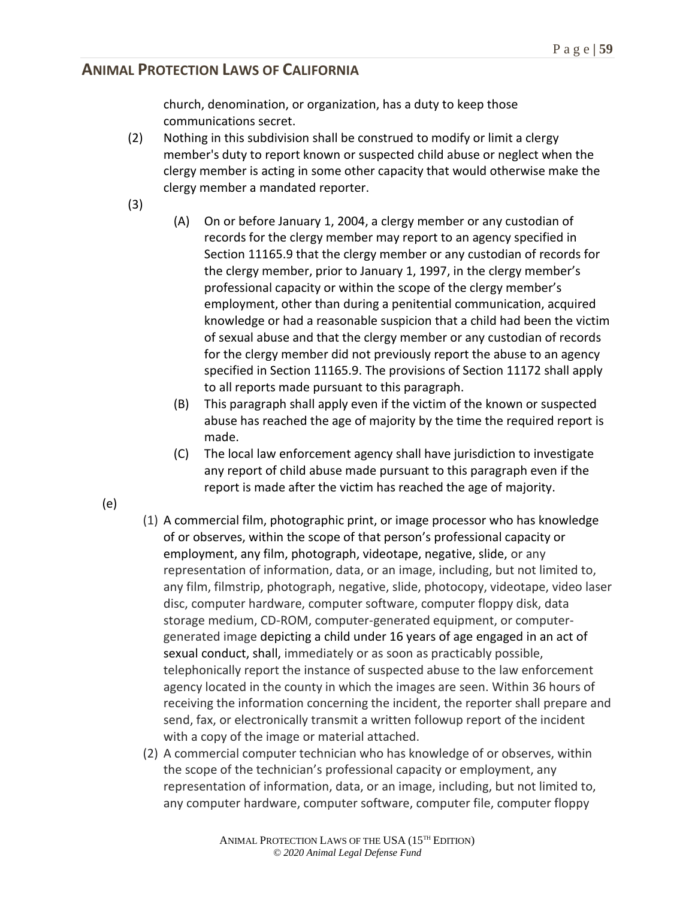church, denomination, or organization, has a duty to keep those communications secret.

(2) Nothing in this subdivision shall be construed to modify or limit a clergy member's duty to report known or suspected child abuse or neglect when the clergy member is acting in some other capacity that would otherwise make the clergy member a mandated reporter.

(3)

(A) On or before January 1, 2004, a clergy member or any custodian of records for the clergy member may report to an agency specified in Section 11165.9 that the clergy member or any custodian of records for the clergy member, prior to January 1, 1997, in the clergy member's professional capacity or within the scope of the clergy member's employment, other than during a penitential communication, acquired knowledge or had a reasonable suspicion that a child had been the victim of sexual abuse and that the clergy member or any custodian of records for the clergy member did not previously report the abuse to an agency specified in Section 11165.9. The provisions of Section 11172 shall apply to all reports made pursuant to this paragraph.

(B) This paragraph shall apply even if the victim of the known or suspected abuse has reached the age of majority by the time the required report is made.

(C) The local law enforcement agency shall have jurisdiction to investigate any report of child abuse made pursuant to this paragraph even if the report is made after the victim has reached the age of majority.

(e)

(1) A commercial film, photographic print, or image processor who has knowledge of or observes, within the scope of that person's professional capacity or employment, any film, photograph, videotape, negative, slide, or any representation of information, data, or an image, including, but not limited to, any film, filmstrip, photograph, negative, slide, photocopy, videotape, video laser disc, computer hardware, computer software, computer floppy disk, data storage medium, CD-ROM, computer-generated equipment, or computer-generated image depicting a child under 16 years of age engaged in an act of sexual conduct, shall, immediately or as soon as practicably possible, telephonically report the instance of suspected abuse to the law enforcement agency located in the county in which the images are seen. Within 36 hours of receiving the information concerning the incident, the reporter shall prepare and send, fax, or electronically transmit a written followup report of the incident with a copy of the image or material attached.

(2) A commercial computer technician who has knowledge of or observes, within the scope of the technician's professional capacity or employment, any representation of information, data, or an image, including, but not limited to, any computer hardware, computer software, computer file, computer floppy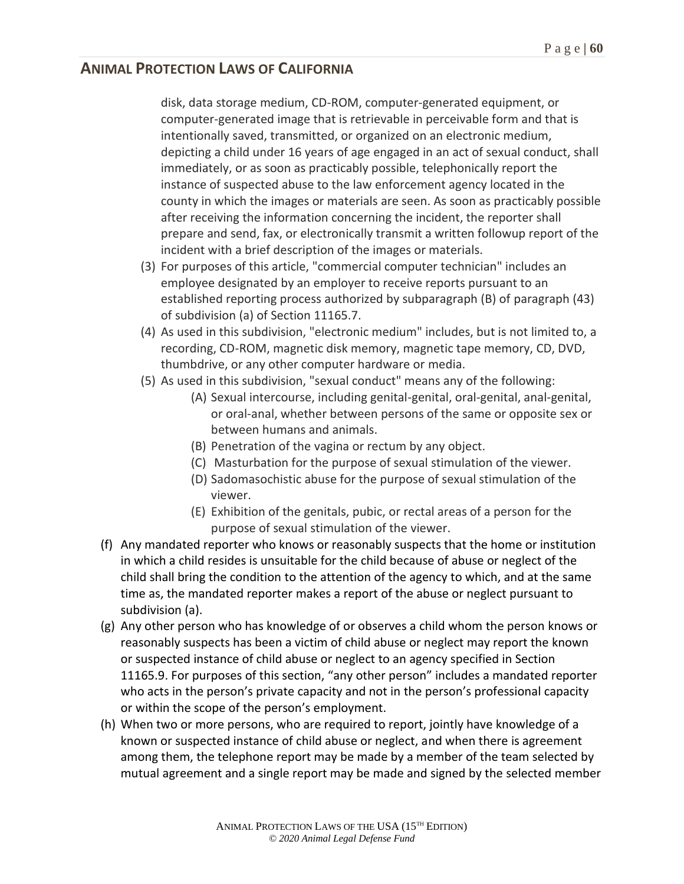disk, data storage medium, CD-ROM, computer-generated equipment, or computer-generated image that is retrievable in perceivable form and that is intentionally saved, transmitted, or organized on an electronic medium, depicting a child under 16 years of age engaged in an act of sexual conduct, shall immediately, or as soon as practicably possible, telephonically report the instance of suspected abuse to the law enforcement agency located in the county in which the images or materials are seen. As soon as practicably possible after receiving the information concerning the incident, the reporter shall prepare and send, fax, or electronically transmit a written followup report of the incident with a brief description of the images or materials.

(3) For purposes of this article, "commercial computer technician" includes an employee designated by an employer to receive reports pursuant to an established reporting process authorized by subparagraph (B) of paragraph (43) of subdivision (a) of Section 11165.7.

(4) As used in this subdivision, "electronic medium" includes, but is not limited to, a recording, CD-ROM, magnetic disk memory, magnetic tape memory, CD, DVD, thumbdrive, or any other computer hardware or media.

(5) As used in this subdivision, "sexual conduct" means any of the following:

  (A) Sexual intercourse, including genital-genital, oral-genital, anal-genital, or oral-anal, whether between persons of the same or opposite sex or between humans and animals.

  (B) Penetration of the vagina or rectum by any object.

  (C) Masturbation for the purpose of sexual stimulation of the viewer.

  (D) Sadomasochistic abuse for the purpose of sexual stimulation of the viewer.

  (E) Exhibition of the genitals, pubic, or rectal areas of a person for the purpose of sexual stimulation of the viewer.

(f) Any mandated reporter who knows or reasonably suspects that the home or institution in which a child resides is unsuitable for the child because of abuse or neglect of the child shall bring the condition to the attention of the agency to which, and at the same time as, the mandated reporter makes a report of the abuse or neglect pursuant to subdivision (a).

(g) Any other person who has knowledge of or observes a child whom the person knows or reasonably suspects has been a victim of child abuse or neglect may report the known or suspected instance of child abuse or neglect to an agency specified in Section 11165.9. For purposes of this section, "any other person" includes a mandated reporter who acts in the person's private capacity and not in the person's professional capacity or within the scope of the person's employment.

(h) When two or more persons, who are required to report, jointly have knowledge of a known or suspected instance of child abuse or neglect, and when there is agreement among them, the telephone report may be made by a member of the team selected by mutual agreement and a single report may be made and signed by the selected member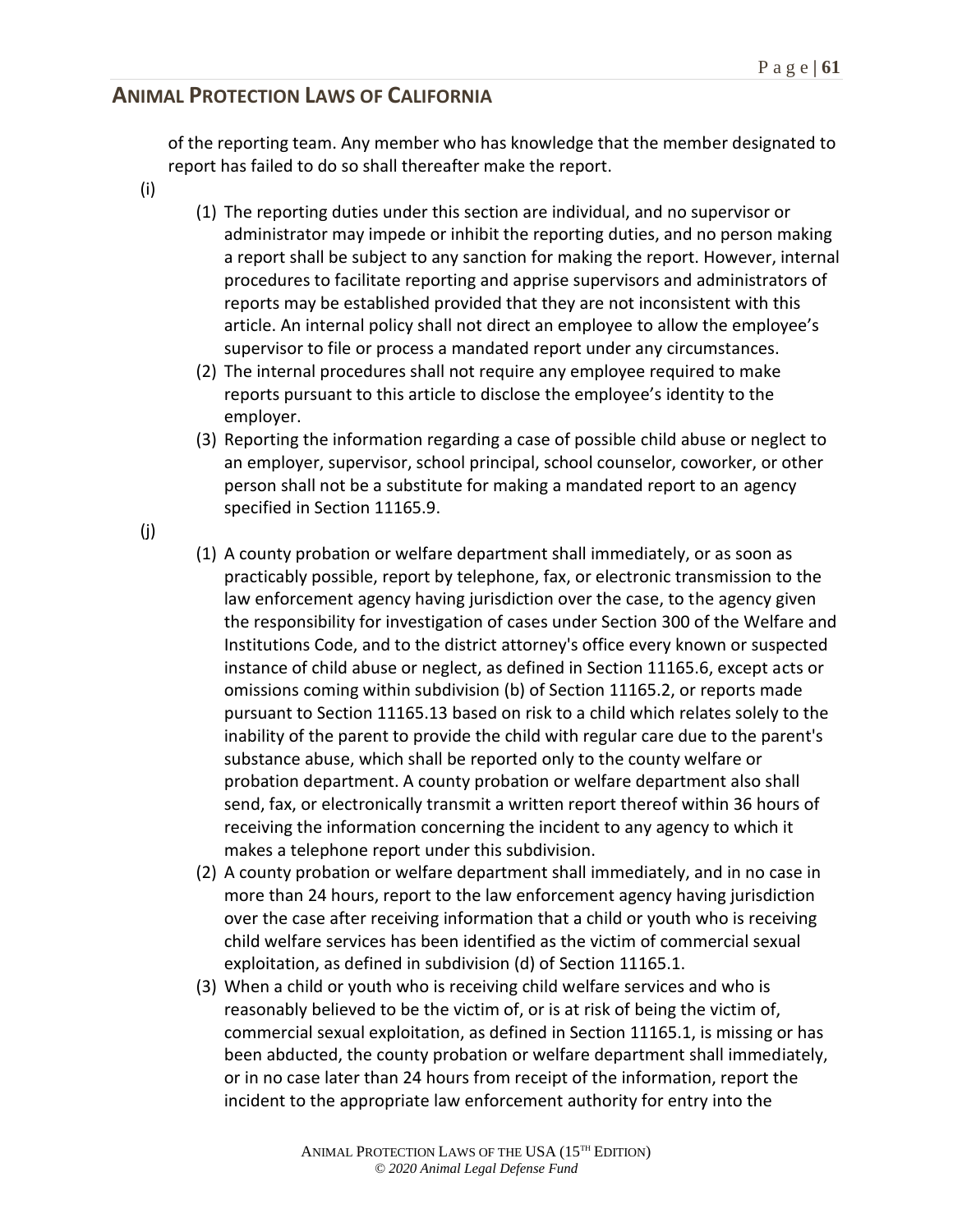of the reporting team. Any member who has knowledge that the member designated to report has failed to do so shall thereafter make the report.

(i)

(1) The reporting duties under this section are individual, and no supervisor or administrator may impede or inhibit the reporting duties, and no person making a report shall be subject to any sanction for making the report. However, internal procedures to facilitate reporting and apprise supervisors and administrators of reports may be established provided that they are not inconsistent with this article. An internal policy shall not direct an employee to allow the employee's supervisor to file or process a mandated report under any circumstances.

(2) The internal procedures shall not require any employee required to make reports pursuant to this article to disclose the employee's identity to the employer.

(3) Reporting the information regarding a case of possible child abuse or neglect to an employer, supervisor, school principal, school counselor, coworker, or other person shall not be a substitute for making a mandated report to an agency specified in Section 11165.9.

(j)

(1) A county probation or welfare department shall immediately, or as soon as practicably possible, report by telephone, fax, or electronic transmission to the law enforcement agency having jurisdiction over the case, to the agency given the responsibility for investigation of cases under Section 300 of the Welfare and Institutions Code, and to the district attorney's office every known or suspected instance of child abuse or neglect, as defined in Section 11165.6, except acts or omissions coming within subdivision (b) of Section 11165.2, or reports made pursuant to Section 11165.13 based on risk to a child which relates solely to the inability of the parent to provide the child with regular care due to the parent's substance abuse, which shall be reported only to the county welfare or probation department. A county probation or welfare department also shall send, fax, or electronically transmit a written report thereof within 36 hours of receiving the information concerning the incident to any agency to which it makes a telephone report under this subdivision.

(2) A county probation or welfare department shall immediately, and in no case in more than 24 hours, report to the law enforcement agency having jurisdiction over the case after receiving information that a child or youth who is receiving child welfare services has been identified as the victim of commercial sexual exploitation, as defined in subdivision (d) of Section 11165.1.

(3) When a child or youth who is receiving child welfare services and who is reasonably believed to be the victim of, or is at risk of being the victim of, commercial sexual exploitation, as defined in Section 11165.1, is missing or has been abducted, the county probation or welfare department shall immediately, or in no case later than 24 hours from receipt of the information, report the incident to the appropriate law enforcement authority for entry into the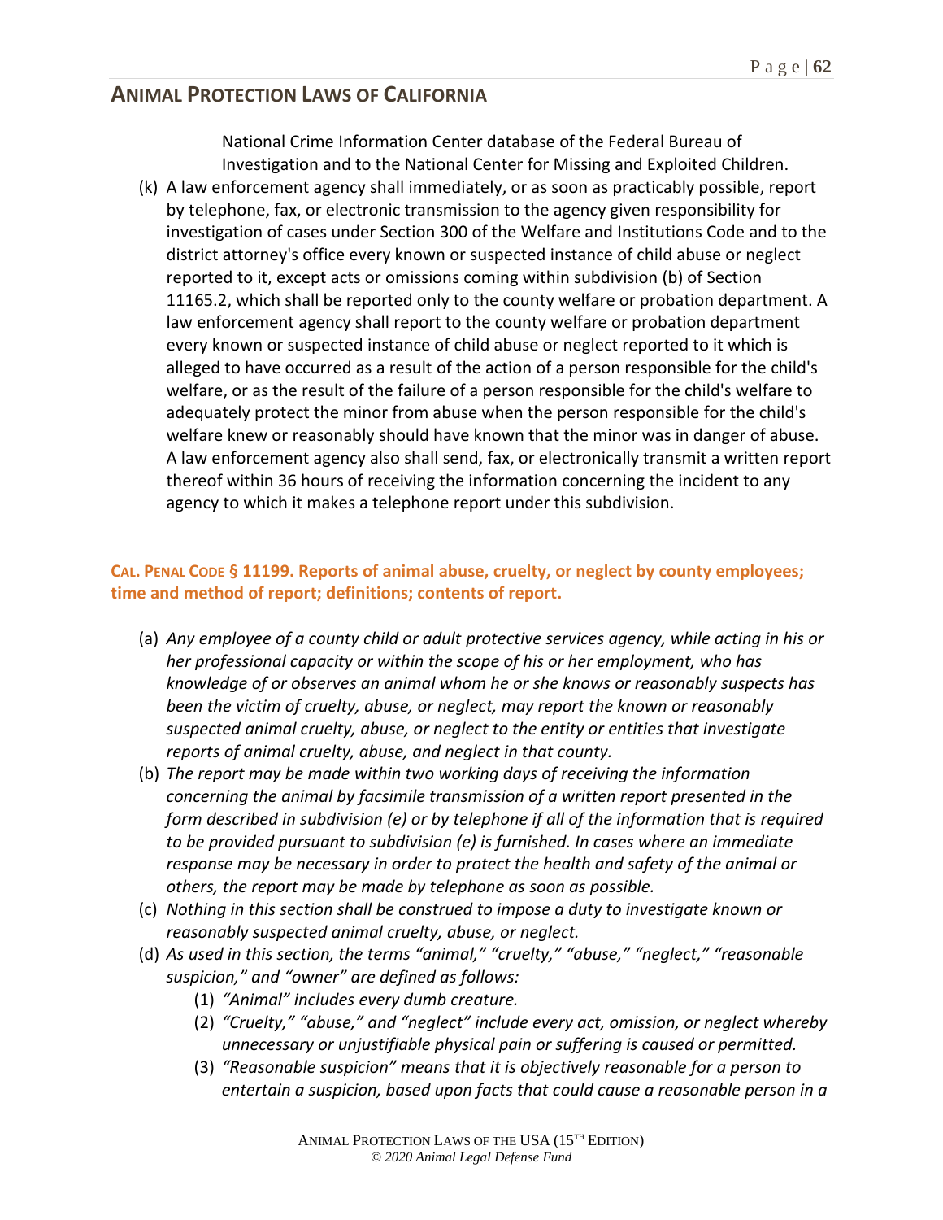National Crime Information Center database of the Federal Bureau of Investigation and to the National Center for Missing and Exploited Children.

(k) A law enforcement agency shall immediately, or as soon as practicably possible, report by telephone, fax, or electronic transmission to the agency given responsibility for investigation of cases under Section 300 of the Welfare and Institutions Code and to the district attorney's office every known or suspected instance of child abuse or neglect reported to it, except acts or omissions coming within subdivision (b) of Section 11165.2, which shall be reported only to the county welfare or probation department. A law enforcement agency shall report to the county welfare or probation department every known or suspected instance of child abuse or neglect reported to it which is alleged to have occurred as a result of the action of a person responsible for the child's welfare, or as the result of the failure of a person responsible for the child's welfare to adequately protect the minor from abuse when the person responsible for the child's welfare knew or reasonably should have known that the minor was in danger of abuse. A law enforcement agency also shall send, fax, or electronically transmit a written report thereof within 36 hours of receiving the information concerning the incident to any agency to which it makes a telephone report under this subdivision.

### CAL. PENAL CODE § 11199. Reports of animal abuse, cruelty, or neglect by county employees; time and method of report; definitions; contents of report.

(a) *Any employee of a county child or adult protective services agency, while acting in his or her professional capacity or within the scope of his or her employment, who has knowledge of or observes an animal whom he or she knows or reasonably suspects has been the victim of cruelty, abuse, or neglect, may report the known or reasonably suspected animal cruelty, abuse, or neglect to the entity or entities that investigate reports of animal cruelty, abuse, and neglect in that county.*

(b) *The report may be made within two working days of receiving the information concerning the animal by facsimile transmission of a written report presented in the form described in subdivision (e) or by telephone if all of the information that is required to be provided pursuant to subdivision (e) is furnished. In cases where an immediate response may be necessary in order to protect the health and safety of the animal or others, the report may be made by telephone as soon as possible.*

(c) *Nothing in this section shall be construed to impose a duty to investigate known or reasonably suspected animal cruelty, abuse, or neglect.*

(d) *As used in this section, the terms "animal," "cruelty," "abuse," "neglect," "reasonable suspicion," and "owner" are defined as follows:*

  (1) *"Animal" includes every dumb creature.*

  (2) *"Cruelty," "abuse," and "neglect" include every act, omission, or neglect whereby unnecessary or unjustifiable physical pain or suffering is caused or permitted.*

  (3) *"Reasonable suspicion" means that it is objectively reasonable for a person to entertain a suspicion, based upon facts that could cause a reasonable person in a*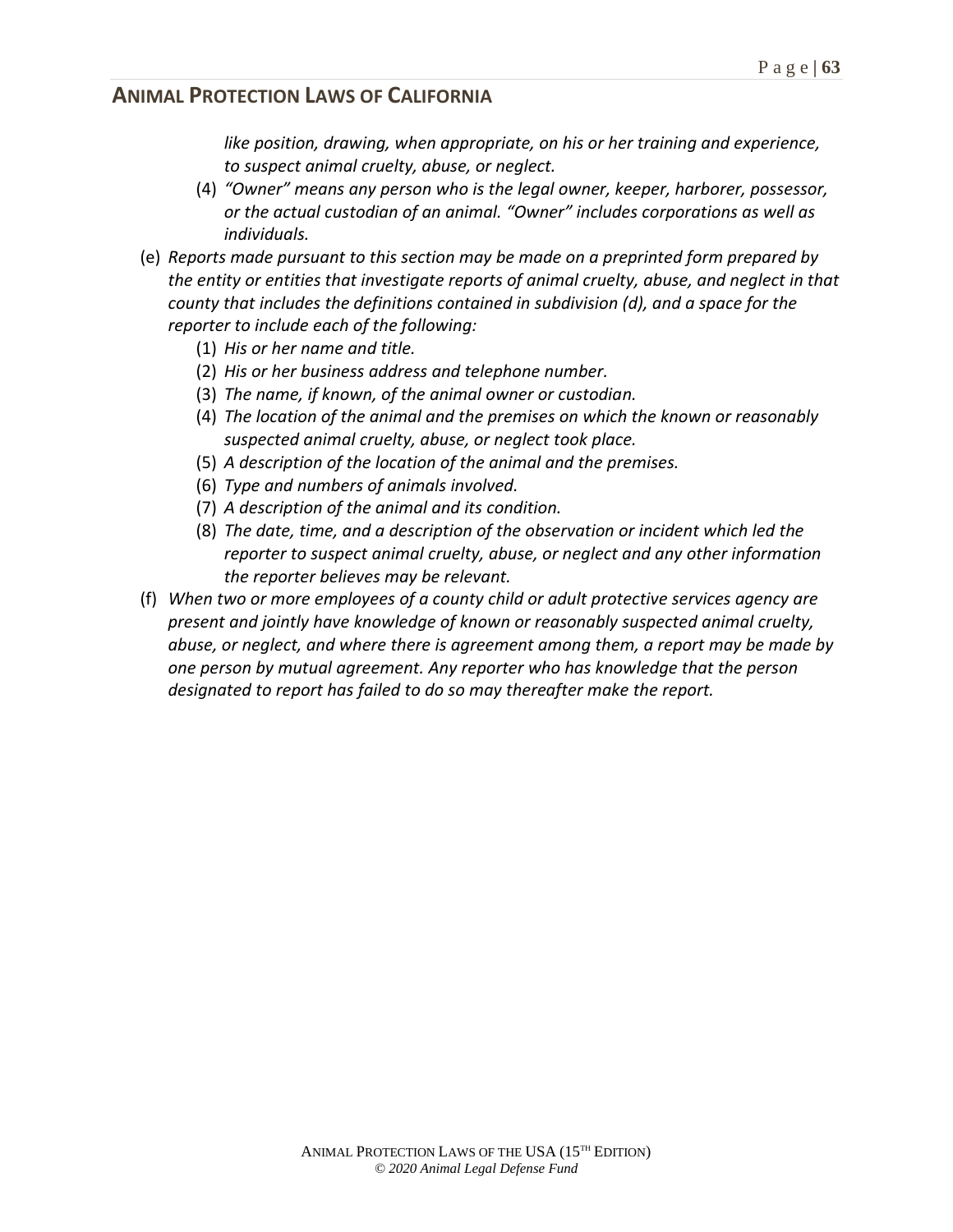*like position, drawing, when appropriate, on his or her training and experience, to suspect animal cruelty, abuse, or neglect.*

(4) *"Owner" means any person who is the legal owner, keeper, harborer, possessor, or the actual custodian of an animal. "Owner" includes corporations as well as individuals.*

(e) *Reports made pursuant to this section may be made on a preprinted form prepared by the entity or entities that investigate reports of animal cruelty, abuse, and neglect in that county that includes the definitions contained in subdivision (d), and a space for the reporter to include each of the following:*

(1) *His or her name and title.*

(2) *His or her business address and telephone number.*

(3) *The name, if known, of the animal owner or custodian.*

(4) *The location of the animal and the premises on which the known or reasonably suspected animal cruelty, abuse, or neglect took place.*

(5) *A description of the location of the animal and the premises.*

(6) *Type and numbers of animals involved.*

(7) *A description of the animal and its condition.*

(8) *The date, time, and a description of the observation or incident which led the reporter to suspect animal cruelty, abuse, or neglect and any other information the reporter believes may be relevant.*

(f) *When two or more employees of a county child or adult protective services agency are present and jointly have knowledge of known or reasonably suspected animal cruelty, abuse, or neglect, and where there is agreement among them, a report may be made by one person by mutual agreement. Any reporter who has knowledge that the person designated to report has failed to do so may thereafter make the report.*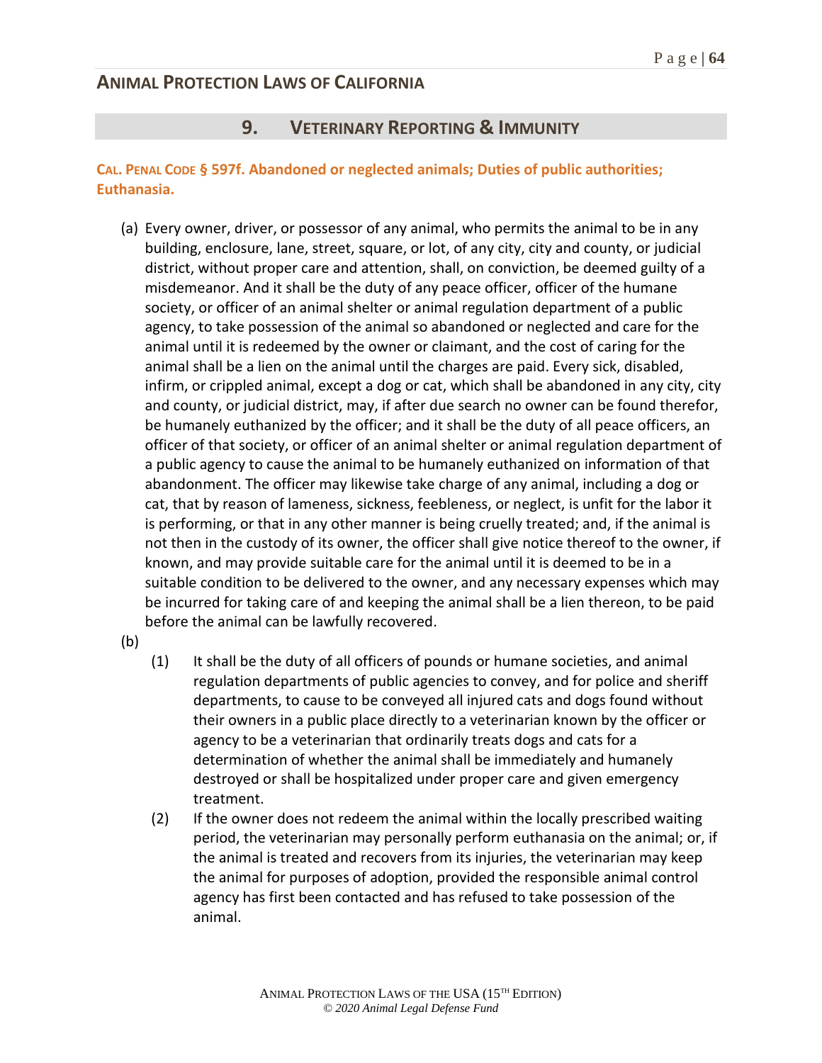## 9. Veterinary Reporting & Immunity

### Cal. Penal Code § 597f. Abandoned or neglected animals; Duties of public authorities; Euthanasia.

(a) Every owner, driver, or possessor of any animal, who permits the animal to be in any building, enclosure, lane, street, square, or lot, of any city, city and county, or judicial district, without proper care and attention, shall, on conviction, be deemed guilty of a misdemeanor. And it shall be the duty of any peace officer, officer of the humane society, or officer of an animal shelter or animal regulation department of a public agency, to take possession of the animal so abandoned or neglected and care for the animal until it is redeemed by the owner or claimant, and the cost of caring for the animal shall be a lien on the animal until the charges are paid. Every sick, disabled, infirm, or crippled animal, except a dog or cat, which shall be abandoned in any city, city and county, or judicial district, may, if after due search no owner can be found therefor, be humanely euthanized by the officer; and it shall be the duty of all peace officers, an officer of that society, or officer of an animal shelter or animal regulation department of a public agency to cause the animal to be humanely euthanized on information of that abandonment. The officer may likewise take charge of any animal, including a dog or cat, that by reason of lameness, sickness, feebleness, or neglect, is unfit for the labor it is performing, or that in any other manner is being cruelly treated; and, if the animal is not then in the custody of its owner, the officer shall give notice thereof to the owner, if known, and may provide suitable care for the animal until it is deemed to be in a suitable condition to be delivered to the owner, and any necessary expenses which may be incurred for taking care of and keeping the animal shall be a lien thereon, to be paid before the animal can be lawfully recovered.

(b)

(1) It shall be the duty of all officers of pounds or humane societies, and animal regulation departments of public agencies to convey, and for police and sheriff departments, to cause to be conveyed all injured cats and dogs found without their owners in a public place directly to a veterinarian known by the officer or agency to be a veterinarian that ordinarily treats dogs and cats for a determination of whether the animal shall be immediately and humanely destroyed or shall be hospitalized under proper care and given emergency treatment.

(2) If the owner does not redeem the animal within the locally prescribed waiting period, the veterinarian may personally perform euthanasia on the animal; or, if the animal is treated and recovers from its injuries, the veterinarian may keep the animal for purposes of adoption, provided the responsible animal control agency has first been contacted and has refused to take possession of the animal.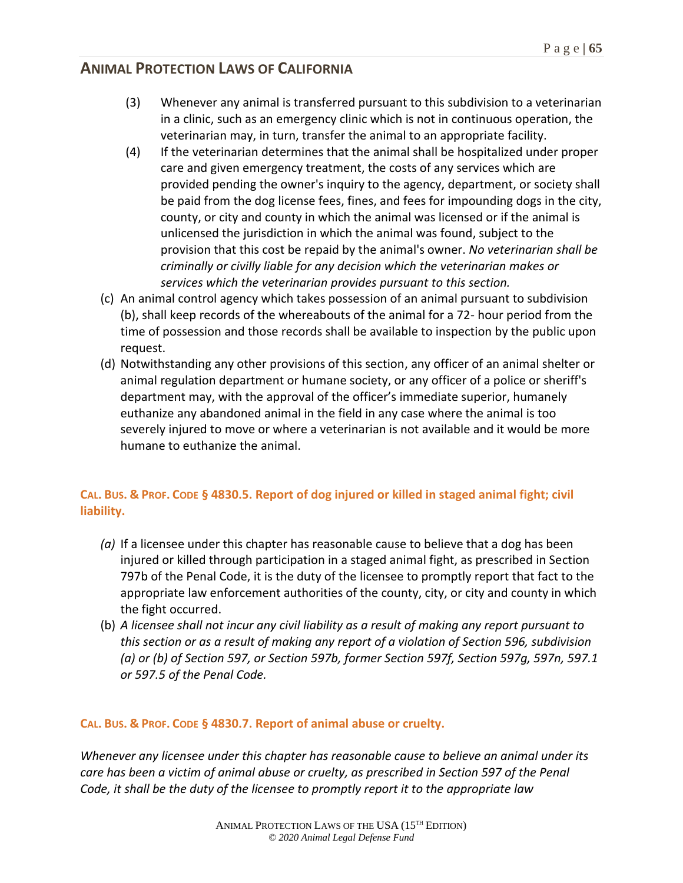(3) Whenever any animal is transferred pursuant to this subdivision to a veterinarian in a clinic, such as an emergency clinic which is not in continuous operation, the veterinarian may, in turn, transfer the animal to an appropriate facility.

(4) If the veterinarian determines that the animal shall be hospitalized under proper care and given emergency treatment, the costs of any services which are provided pending the owner's inquiry to the agency, department, or society shall be paid from the dog license fees, fines, and fees for impounding dogs in the city, county, or city and county in which the animal was licensed or if the animal is unlicensed the jurisdiction in which the animal was found, subject to the provision that this cost be repaid by the animal's owner. *No veterinarian shall be criminally or civilly liable for any decision which the veterinarian makes or services which the veterinarian provides pursuant to this section.*

(c) An animal control agency which takes possession of an animal pursuant to subdivision (b), shall keep records of the whereabouts of the animal for a 72- hour period from the time of possession and those records shall be available to inspection by the public upon request.

(d) Notwithstanding any other provisions of this section, any officer of an animal shelter or animal regulation department or humane society, or any officer of a police or sheriff's department may, with the approval of the officer's immediate superior, humanely euthanize any abandoned animal in the field in any case where the animal is too severely injured to move or where a veterinarian is not available and it would be more humane to euthanize the animal.

### CAL. BUS. & PROF. CODE § 4830.5. Report of dog injured or killed in staged animal fight; civil liability.

*(a)* If a licensee under this chapter has reasonable cause to believe that a dog has been injured or killed through participation in a staged animal fight, as prescribed in Section 797b of the Penal Code, it is the duty of the licensee to promptly report that fact to the appropriate law enforcement authorities of the county, city, or city and county in which the fight occurred.

(b) *A licensee shall not incur any civil liability as a result of making any report pursuant to this section or as a result of making any report of a violation of Section 596, subdivision (a) or (b) of Section 597, or Section 597b, former Section 597f, Section 597g, 597n, 597.1 or 597.5 of the Penal Code.*

### CAL. BUS. & PROF. CODE § 4830.7. Report of animal abuse or cruelty.

*Whenever any licensee under this chapter has reasonable cause to believe an animal under its care has been a victim of animal abuse or cruelty, as prescribed in Section 597 of the Penal Code, it shall be the duty of the licensee to promptly report it to the appropriate law*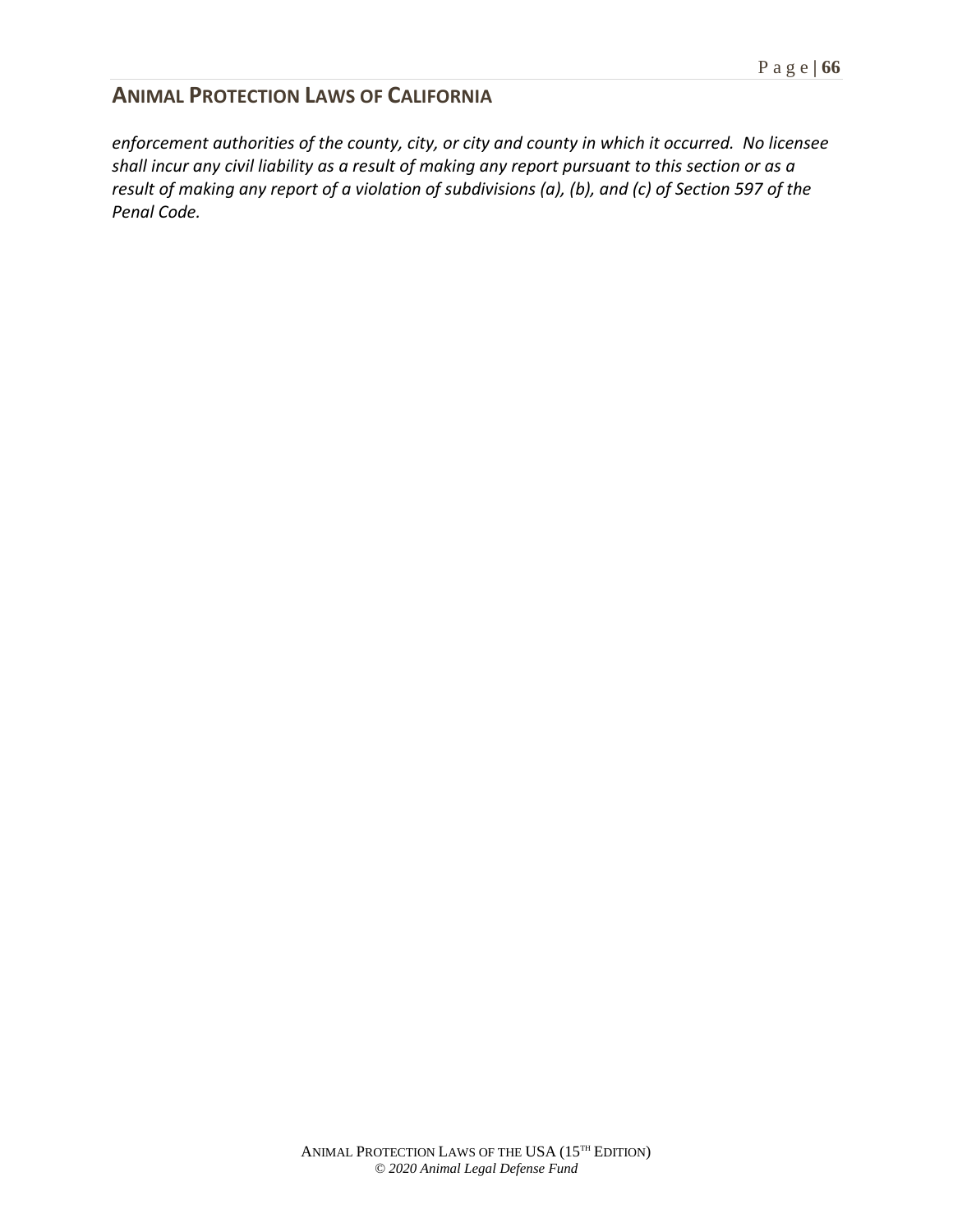*enforcement authorities of the county, city, or city and county in which it occurred. No licensee shall incur any civil liability as a result of making any report pursuant to this section or as a result of making any report of a violation of subdivisions (a), (b), and (c) of Section 597 of the Penal Code.*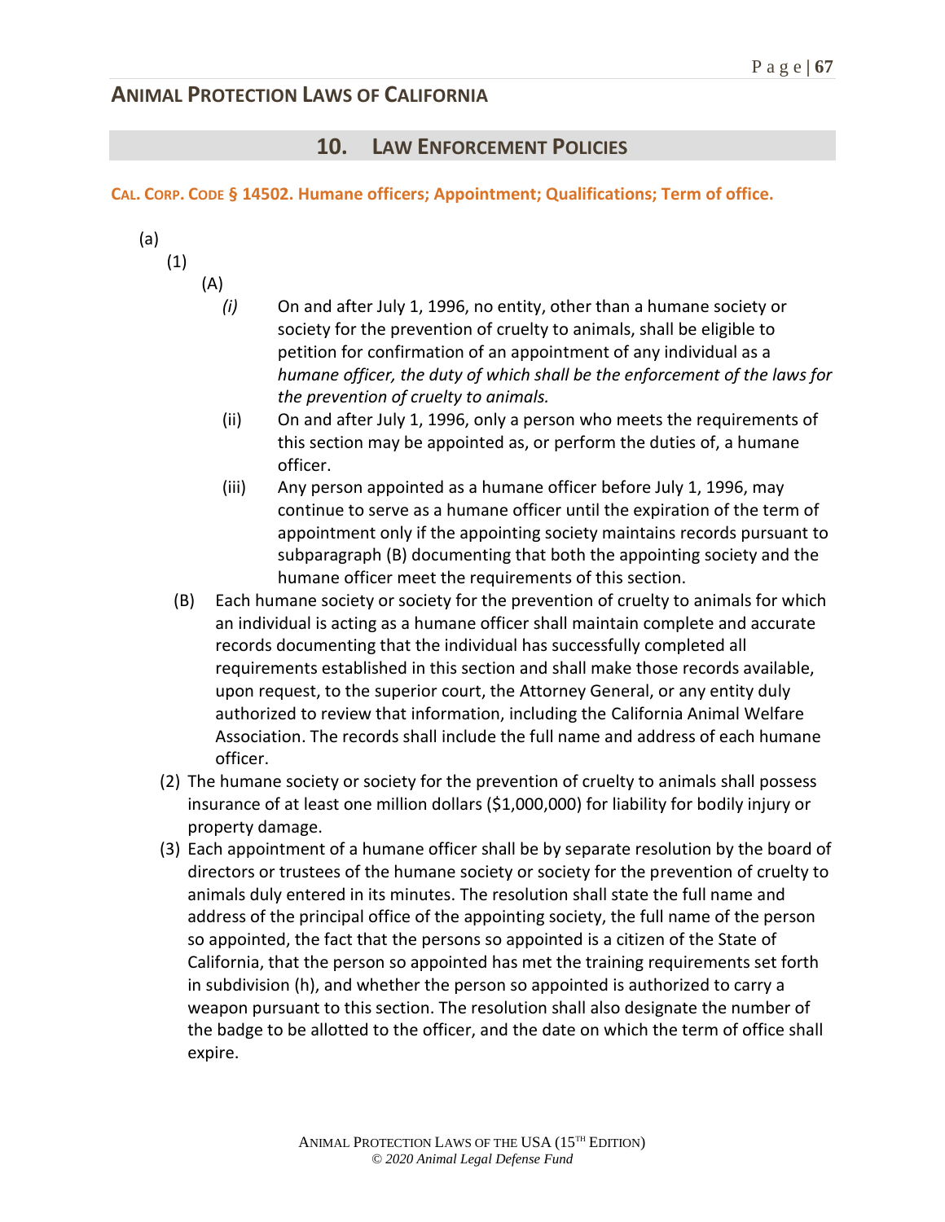## 10. Law Enforcement Policies

### CAL. CORP. CODE § 14502. Humane officers; Appointment; Qualifications; Term of office.

(a)

(1)

(A)

*(i)* On and after July 1, 1996, no entity, other than a humane society or society for the prevention of cruelty to animals, shall be eligible to petition for confirmation of an appointment of any individual as a *humane officer, the duty of which shall be the enforcement of the laws for the prevention of cruelty to animals.*

(ii) On and after July 1, 1996, only a person who meets the requirements of this section may be appointed as, or perform the duties of, a humane officer.

(iii) Any person appointed as a humane officer before July 1, 1996, may continue to serve as a humane officer until the expiration of the term of appointment only if the appointing society maintains records pursuant to subparagraph (B) documenting that both the appointing society and the humane officer meet the requirements of this section.

(B) Each humane society or society for the prevention of cruelty to animals for which an individual is acting as a humane officer shall maintain complete and accurate records documenting that the individual has successfully completed all requirements established in this section and shall make those records available, upon request, to the superior court, the Attorney General, or any entity duly authorized to review that information, including the California Animal Welfare Association. The records shall include the full name and address of each humane officer.

(2) The humane society or society for the prevention of cruelty to animals shall possess insurance of at least one million dollars ($1,000,000) for liability for bodily injury or property damage.

(3) Each appointment of a humane officer shall be by separate resolution by the board of directors or trustees of the humane society or society for the prevention of cruelty to animals duly entered in its minutes. The resolution shall state the full name and address of the principal office of the appointing society, the full name of the person so appointed, the fact that the persons so appointed is a citizen of the State of California, that the person so appointed has met the training requirements set forth in subdivision (h), and whether the person so appointed is authorized to carry a weapon pursuant to this section. The resolution shall also designate the number of the badge to be allotted to the officer, and the date on which the term of office shall expire.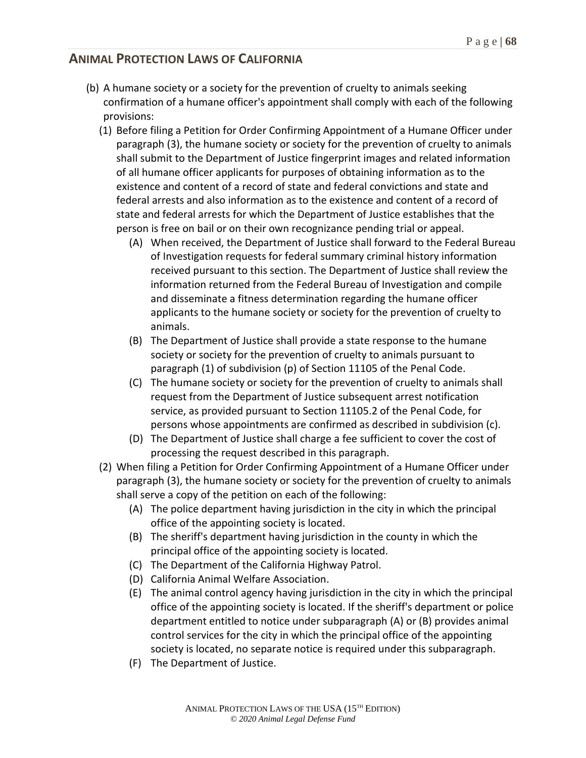## ANIMAL PROTECTION LAWS OF CALIFORNIA

(b) A humane society or a society for the prevention of cruelty to animals seeking confirmation of a humane officer's appointment shall comply with each of the following provisions:

(1) Before filing a Petition for Order Confirming Appointment of a Humane Officer under paragraph (3), the humane society or society for the prevention of cruelty to animals shall submit to the Department of Justice fingerprint images and related information of all humane officer applicants for purposes of obtaining information as to the existence and content of a record of state and federal convictions and state and federal arrests and also information as to the existence and content of a record of state and federal arrests for which the Department of Justice establishes that the person is free on bail or on their own recognizance pending trial or appeal.

(A) When received, the Department of Justice shall forward to the Federal Bureau of Investigation requests for federal summary criminal history information received pursuant to this section. The Department of Justice shall review the information returned from the Federal Bureau of Investigation and compile and disseminate a fitness determination regarding the humane officer applicants to the humane society or society for the prevention of cruelty to animals.

(B) The Department of Justice shall provide a state response to the humane society or society for the prevention of cruelty to animals pursuant to paragraph (1) of subdivision (p) of Section 11105 of the Penal Code.

(C) The humane society or society for the prevention of cruelty to animals shall request from the Department of Justice subsequent arrest notification service, as provided pursuant to Section 11105.2 of the Penal Code, for persons whose appointments are confirmed as described in subdivision (c).

(D) The Department of Justice shall charge a fee sufficient to cover the cost of processing the request described in this paragraph.

(2) When filing a Petition for Order Confirming Appointment of a Humane Officer under paragraph (3), the humane society or society for the prevention of cruelty to animals shall serve a copy of the petition on each of the following:

(A) The police department having jurisdiction in the city in which the principal office of the appointing society is located.

(B) The sheriff's department having jurisdiction in the county in which the principal office of the appointing society is located.

(C) The Department of the California Highway Patrol.

(D) California Animal Welfare Association.

(E) The animal control agency having jurisdiction in the city in which the principal office of the appointing society is located. If the sheriff's department or police department entitled to notice under subparagraph (A) or (B) provides animal control services for the city in which the principal office of the appointing society is located, no separate notice is required under this subparagraph.

(F) The Department of Justice.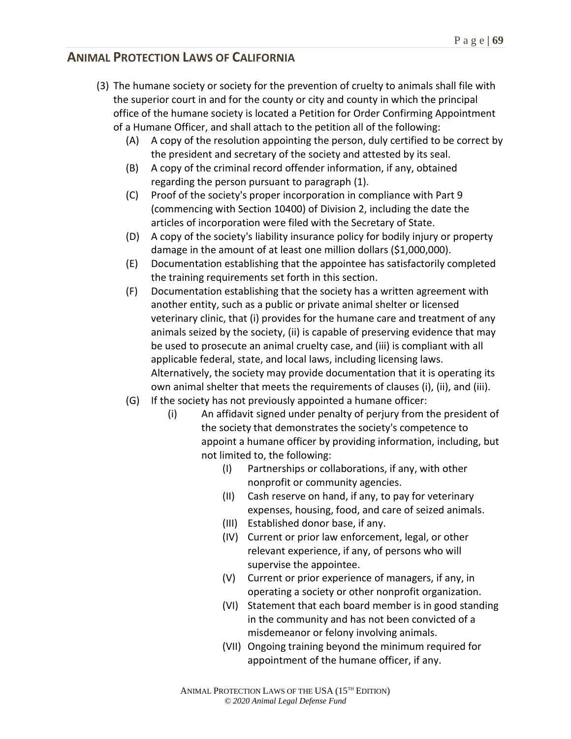(3) The humane society or society for the prevention of cruelty to animals shall file with the superior court in and for the county or city and county in which the principal office of the humane society is located a Petition for Order Confirming Appointment of a Humane Officer, and shall attach to the petition all of the following:
   - (A) A copy of the resolution appointing the person, duly certified to be correct by the president and secretary of the society and attested by its seal.
   - (B) A copy of the criminal record offender information, if any, obtained regarding the person pursuant to paragraph (1).
   - (C) Proof of the society's proper incorporation in compliance with Part 9 (commencing with Section 10400) of Division 2, including the date the articles of incorporation were filed with the Secretary of State.
   - (D) A copy of the society's liability insurance policy for bodily injury or property damage in the amount of at least one million dollars ($1,000,000).
   - (E) Documentation establishing that the appointee has satisfactorily completed the training requirements set forth in this section.
   - (F) Documentation establishing that the society has a written agreement with another entity, such as a public or private animal shelter or licensed veterinary clinic, that (i) provides for the humane care and treatment of any animals seized by the society, (ii) is capable of preserving evidence that may be used to prosecute an animal cruelty case, and (iii) is compliant with all applicable federal, state, and local laws, including licensing laws. Alternatively, the society may provide documentation that it is operating its own animal shelter that meets the requirements of clauses (i), (ii), and (iii).
   - (G) If the society has not previously appointed a humane officer:
      - (i) An affidavit signed under penalty of perjury from the president of the society that demonstrates the society's competence to appoint a humane officer by providing information, including, but not limited to, the following:
         - (I) Partnerships or collaborations, if any, with other nonprofit or community agencies.
         - (II) Cash reserve on hand, if any, to pay for veterinary expenses, housing, food, and care of seized animals.
         - (III) Established donor base, if any.
         - (IV) Current or prior law enforcement, legal, or other relevant experience, if any, of persons who will supervise the appointee.
         - (V) Current or prior experience of managers, if any, in operating a society or other nonprofit organization.
         - (VI) Statement that each board member is in good standing in the community and has not been convicted of a misdemeanor or felony involving animals.
         - (VII) Ongoing training beyond the minimum required for appointment of the humane officer, if any.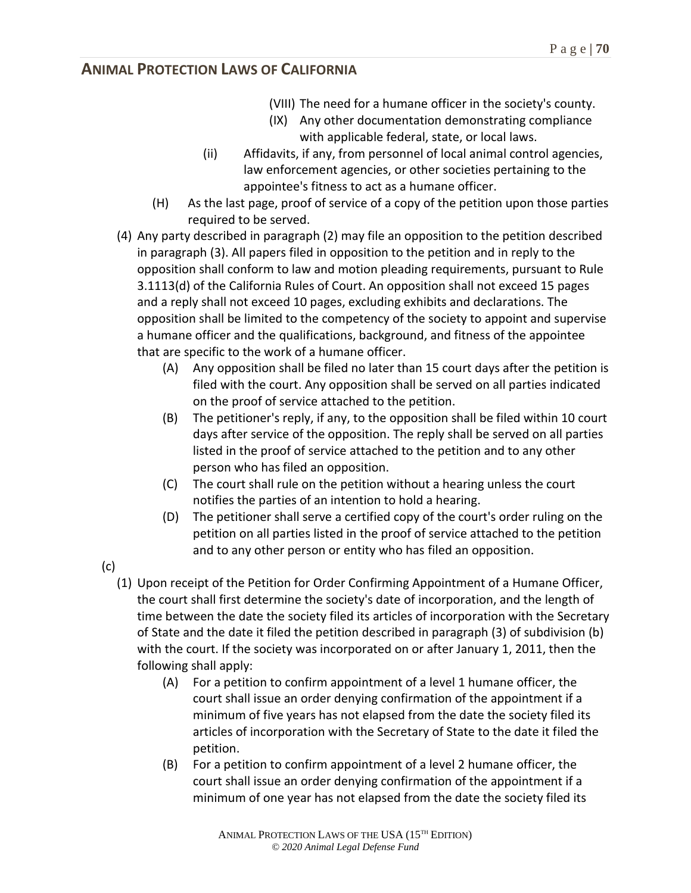(VIII) The need for a humane officer in the society's county.

(IX) Any other documentation demonstrating compliance with applicable federal, state, or local laws.

(ii) Affidavits, if any, from personnel of local animal control agencies, law enforcement agencies, or other societies pertaining to the appointee's fitness to act as a humane officer.

(H) As the last page, proof of service of a copy of the petition upon those parties required to be served.

(4) Any party described in paragraph (2) may file an opposition to the petition described in paragraph (3). All papers filed in opposition to the petition and in reply to the opposition shall conform to law and motion pleading requirements, pursuant to Rule 3.1113(d) of the California Rules of Court. An opposition shall not exceed 15 pages and a reply shall not exceed 10 pages, excluding exhibits and declarations. The opposition shall be limited to the competency of the society to appoint and supervise a humane officer and the qualifications, background, and fitness of the appointee that are specific to the work of a humane officer.

(A) Any opposition shall be filed no later than 15 court days after the petition is filed with the court. Any opposition shall be served on all parties indicated on the proof of service attached to the petition.

(B) The petitioner's reply, if any, to the opposition shall be filed within 10 court days after service of the opposition. The reply shall be served on all parties listed in the proof of service attached to the petition and to any other person who has filed an opposition.

(C) The court shall rule on the petition without a hearing unless the court notifies the parties of an intention to hold a hearing.

(D) The petitioner shall serve a certified copy of the court's order ruling on the petition on all parties listed in the proof of service attached to the petition and to any other person or entity who has filed an opposition.

(c)

(1) Upon receipt of the Petition for Order Confirming Appointment of a Humane Officer, the court shall first determine the society's date of incorporation, and the length of time between the date the society filed its articles of incorporation with the Secretary of State and the date it filed the petition described in paragraph (3) of subdivision (b) with the court. If the society was incorporated on or after January 1, 2011, then the following shall apply:

(A) For a petition to confirm appointment of a level 1 humane officer, the court shall issue an order denying confirmation of the appointment if a minimum of five years has not elapsed from the date the society filed its articles of incorporation with the Secretary of State to the date it filed the petition.

(B) For a petition to confirm appointment of a level 2 humane officer, the court shall issue an order denying confirmation of the appointment if a minimum of one year has not elapsed from the date the society filed its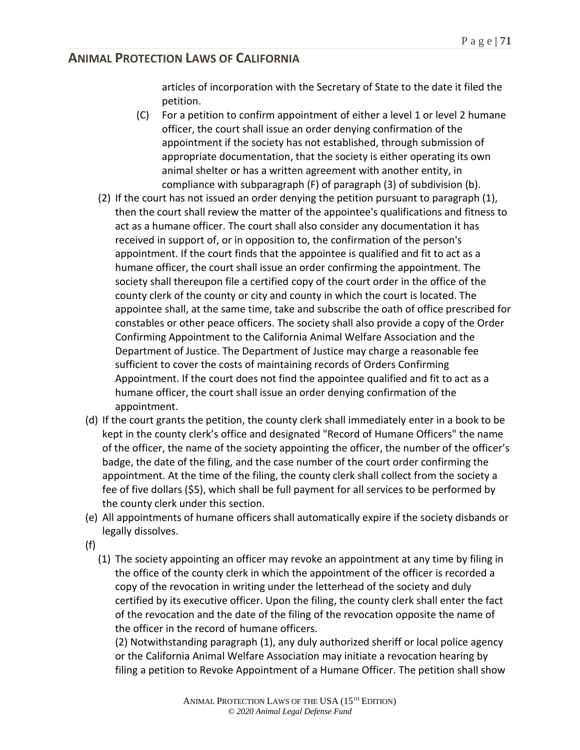articles of incorporation with the Secretary of State to the date it filed the petition.

(C) For a petition to confirm appointment of either a level 1 or level 2 humane officer, the court shall issue an order denying confirmation of the appointment if the society has not established, through submission of appropriate documentation, that the society is either operating its own animal shelter or has a written agreement with another entity, in compliance with subparagraph (F) of paragraph (3) of subdivision (b).

(2) If the court has not issued an order denying the petition pursuant to paragraph (1), then the court shall review the matter of the appointee's qualifications and fitness to act as a humane officer. The court shall also consider any documentation it has received in support of, or in opposition to, the confirmation of the person's appointment. If the court finds that the appointee is qualified and fit to act as a humane officer, the court shall issue an order confirming the appointment. The society shall thereupon file a certified copy of the court order in the office of the county clerk of the county or city and county in which the court is located. The appointee shall, at the same time, take and subscribe the oath of office prescribed for constables or other peace officers. The society shall also provide a copy of the Order Confirming Appointment to the California Animal Welfare Association and the Department of Justice. The Department of Justice may charge a reasonable fee sufficient to cover the costs of maintaining records of Orders Confirming Appointment. If the court does not find the appointee qualified and fit to act as a humane officer, the court shall issue an order denying confirmation of the appointment.

(d) If the court grants the petition, the county clerk shall immediately enter in a book to be kept in the county clerk's office and designated "Record of Humane Officers" the name of the officer, the name of the society appointing the officer, the number of the officer's badge, the date of the filing, and the case number of the court order confirming the appointment. At the time of the filing, the county clerk shall collect from the society a fee of five dollars ($5), which shall be full payment for all services to be performed by the county clerk under this section.

(e) All appointments of humane officers shall automatically expire if the society disbands or legally dissolves.

(f)

(1) The society appointing an officer may revoke an appointment at any time by filing in the office of the county clerk in which the appointment of the officer is recorded a copy of the revocation in writing under the letterhead of the society and duly certified by its executive officer. Upon the filing, the county clerk shall enter the fact of the revocation and the date of the filing of the revocation opposite the name of the officer in the record of humane officers.

(2) Notwithstanding paragraph (1), any duly authorized sheriff or local police agency or the California Animal Welfare Association may initiate a revocation hearing by filing a petition to Revoke Appointment of a Humane Officer. The petition shall show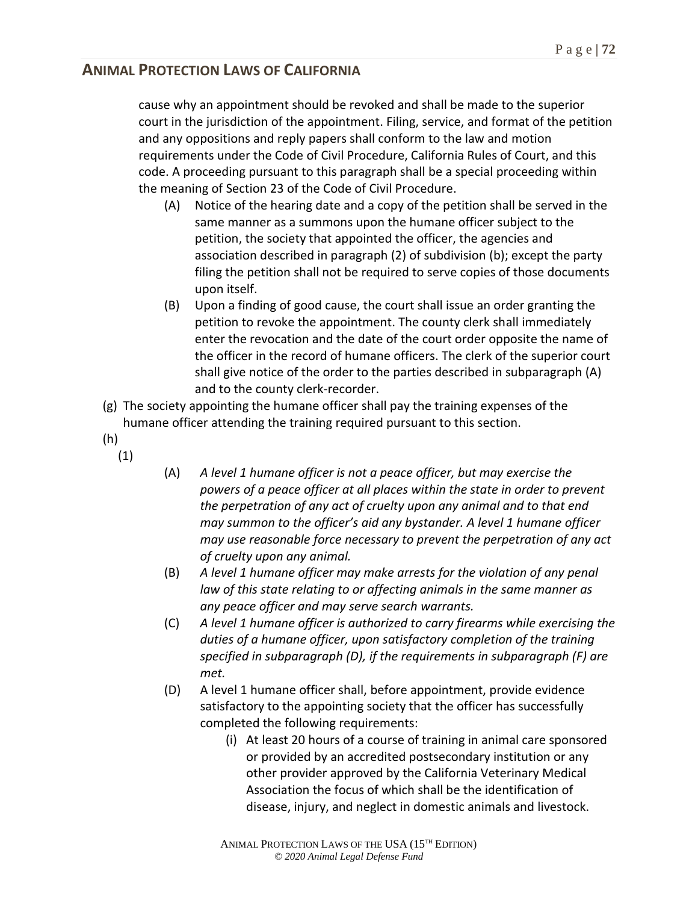cause why an appointment should be revoked and shall be made to the superior court in the jurisdiction of the appointment. Filing, service, and format of the petition and any oppositions and reply papers shall conform to the law and motion requirements under the Code of Civil Procedure, California Rules of Court, and this code. A proceeding pursuant to this paragraph shall be a special proceeding within the meaning of Section 23 of the Code of Civil Procedure.

(A) Notice of the hearing date and a copy of the petition shall be served in the same manner as a summons upon the humane officer subject to the petition, the society that appointed the officer, the agencies and association described in paragraph (2) of subdivision (b); except the party filing the petition shall not be required to serve copies of those documents upon itself.

(B) Upon a finding of good cause, the court shall issue an order granting the petition to revoke the appointment. The county clerk shall immediately enter the revocation and the date of the court order opposite the name of the officer in the record of humane officers. The clerk of the superior court shall give notice of the order to the parties described in subparagraph (A) and to the county clerk-recorder.

(g) The society appointing the humane officer shall pay the training expenses of the humane officer attending the training required pursuant to this section.

(h)

(1)

(A) *A level 1 humane officer is not a peace officer, but may exercise the powers of a peace officer at all places within the state in order to prevent the perpetration of any act of cruelty upon any animal and to that end may summon to the officer's aid any bystander. A level 1 humane officer may use reasonable force necessary to prevent the perpetration of any act of cruelty upon any animal.*

(B) *A level 1 humane officer may make arrests for the violation of any penal law of this state relating to or affecting animals in the same manner as any peace officer and may serve search warrants.*

(C) *A level 1 humane officer is authorized to carry firearms while exercising the duties of a humane officer, upon satisfactory completion of the training specified in subparagraph (D), if the requirements in subparagraph (F) are met.*

(D) A level 1 humane officer shall, before appointment, provide evidence satisfactory to the appointing society that the officer has successfully completed the following requirements:

(i) At least 20 hours of a course of training in animal care sponsored or provided by an accredited postsecondary institution or any other provider approved by the California Veterinary Medical Association the focus of which shall be the identification of disease, injury, and neglect in domestic animals and livestock.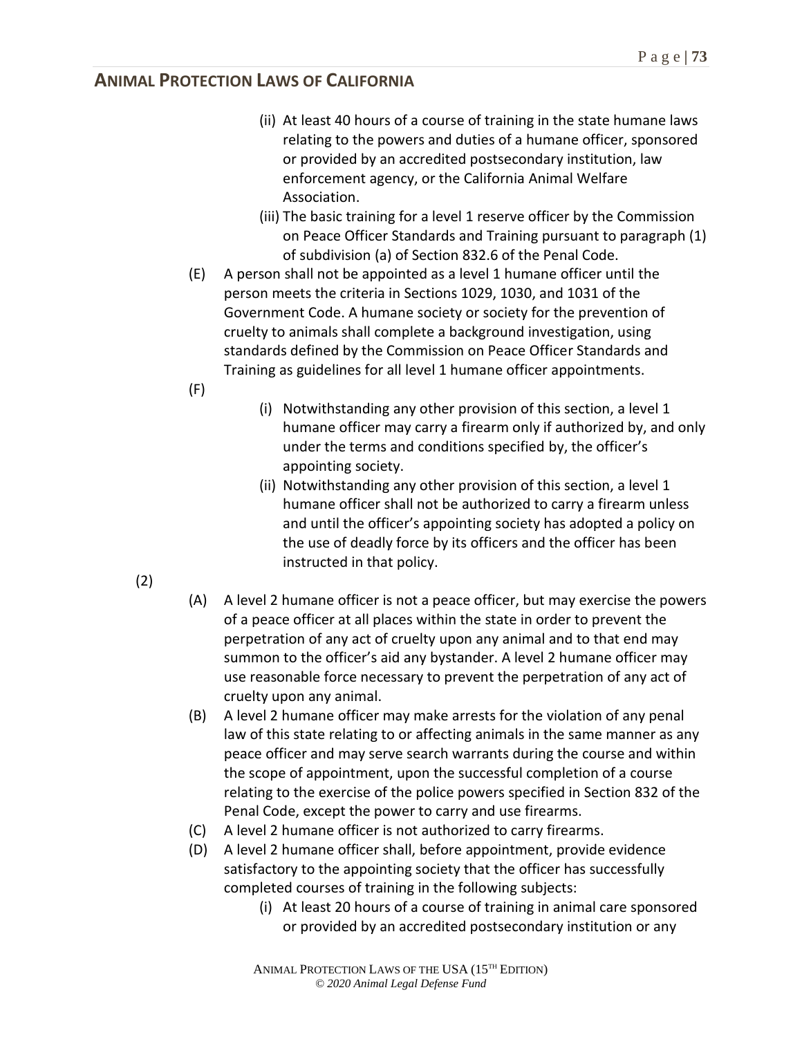(ii) At least 40 hours of a course of training in the state humane laws relating to the powers and duties of a humane officer, sponsored or provided by an accredited postsecondary institution, law enforcement agency, or the California Animal Welfare Association.

(iii) The basic training for a level 1 reserve officer by the Commission on Peace Officer Standards and Training pursuant to paragraph (1) of subdivision (a) of Section 832.6 of the Penal Code.

(E) A person shall not be appointed as a level 1 humane officer until the person meets the criteria in Sections 1029, 1030, and 1031 of the Government Code. A humane society or society for the prevention of cruelty to animals shall complete a background investigation, using standards defined by the Commission on Peace Officer Standards and Training as guidelines for all level 1 humane officer appointments.

(F)

(i) Notwithstanding any other provision of this section, a level 1 humane officer may carry a firearm only if authorized by, and only under the terms and conditions specified by, the officer's appointing society.

(ii) Notwithstanding any other provision of this section, a level 1 humane officer shall not be authorized to carry a firearm unless and until the officer's appointing society has adopted a policy on the use of deadly force by its officers and the officer has been instructed in that policy.

(2)

(A) A level 2 humane officer is not a peace officer, but may exercise the powers of a peace officer at all places within the state in order to prevent the perpetration of any act of cruelty upon any animal and to that end may summon to the officer's aid any bystander. A level 2 humane officer may use reasonable force necessary to prevent the perpetration of any act of cruelty upon any animal.

(B) A level 2 humane officer may make arrests for the violation of any penal law of this state relating to or affecting animals in the same manner as any peace officer and may serve search warrants during the course and within the scope of appointment, upon the successful completion of a course relating to the exercise of the police powers specified in Section 832 of the Penal Code, except the power to carry and use firearms.

(C) A level 2 humane officer is not authorized to carry firearms.

(D) A level 2 humane officer shall, before appointment, provide evidence satisfactory to the appointing society that the officer has successfully completed courses of training in the following subjects:

(i) At least 20 hours of a course of training in animal care sponsored or provided by an accredited postsecondary institution or any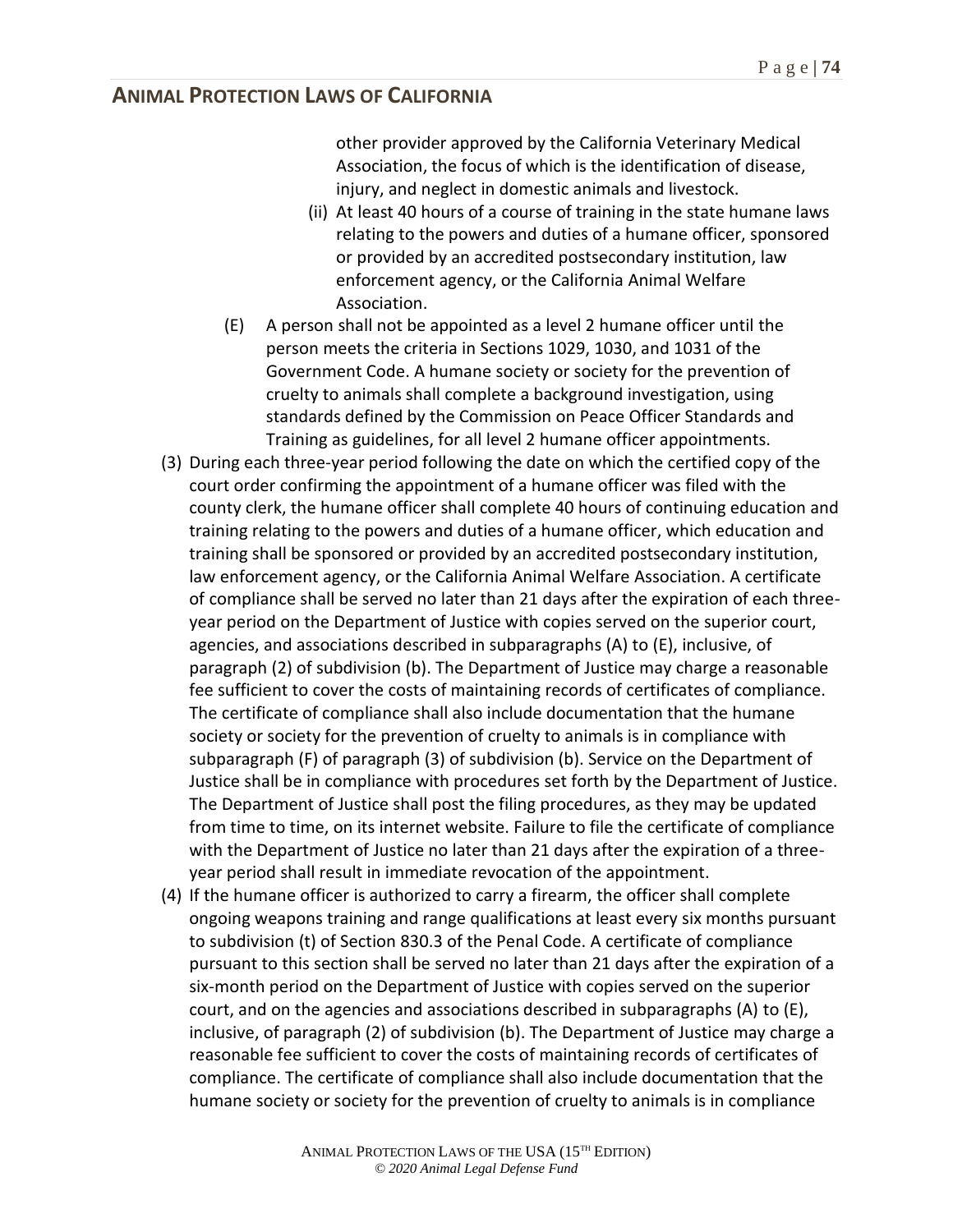other provider approved by the California Veterinary Medical Association, the focus of which is the identification of disease, injury, and neglect in domestic animals and livestock.

(ii) At least 40 hours of a course of training in the state humane laws relating to the powers and duties of a humane officer, sponsored or provided by an accredited postsecondary institution, law enforcement agency, or the California Animal Welfare Association.

(E) A person shall not be appointed as a level 2 humane officer until the person meets the criteria in Sections 1029, 1030, and 1031 of the Government Code. A humane society or society for the prevention of cruelty to animals shall complete a background investigation, using standards defined by the Commission on Peace Officer Standards and Training as guidelines, for all level 2 humane officer appointments.

(3) During each three-year period following the date on which the certified copy of the court order confirming the appointment of a humane officer was filed with the county clerk, the humane officer shall complete 40 hours of continuing education and training relating to the powers and duties of a humane officer, which education and training shall be sponsored or provided by an accredited postsecondary institution, law enforcement agency, or the California Animal Welfare Association. A certificate of compliance shall be served no later than 21 days after the expiration of each three-year period on the Department of Justice with copies served on the superior court, agencies, and associations described in subparagraphs (A) to (E), inclusive, of paragraph (2) of subdivision (b). The Department of Justice may charge a reasonable fee sufficient to cover the costs of maintaining records of certificates of compliance. The certificate of compliance shall also include documentation that the humane society or society for the prevention of cruelty to animals is in compliance with subparagraph (F) of paragraph (3) of subdivision (b). Service on the Department of Justice shall be in compliance with procedures set forth by the Department of Justice. The Department of Justice shall post the filing procedures, as they may be updated from time to time, on its internet website. Failure to file the certificate of compliance with the Department of Justice no later than 21 days after the expiration of a three-year period shall result in immediate revocation of the appointment.

(4) If the humane officer is authorized to carry a firearm, the officer shall complete ongoing weapons training and range qualifications at least every six months pursuant to subdivision (t) of Section 830.3 of the Penal Code. A certificate of compliance pursuant to this section shall be served no later than 21 days after the expiration of a six-month period on the Department of Justice with copies served on the superior court, and on the agencies and associations described in subparagraphs (A) to (E), inclusive, of paragraph (2) of subdivision (b). The Department of Justice may charge a reasonable fee sufficient to cover the costs of maintaining records of certificates of compliance. The certificate of compliance shall also include documentation that the humane society or society for the prevention of cruelty to animals is in compliance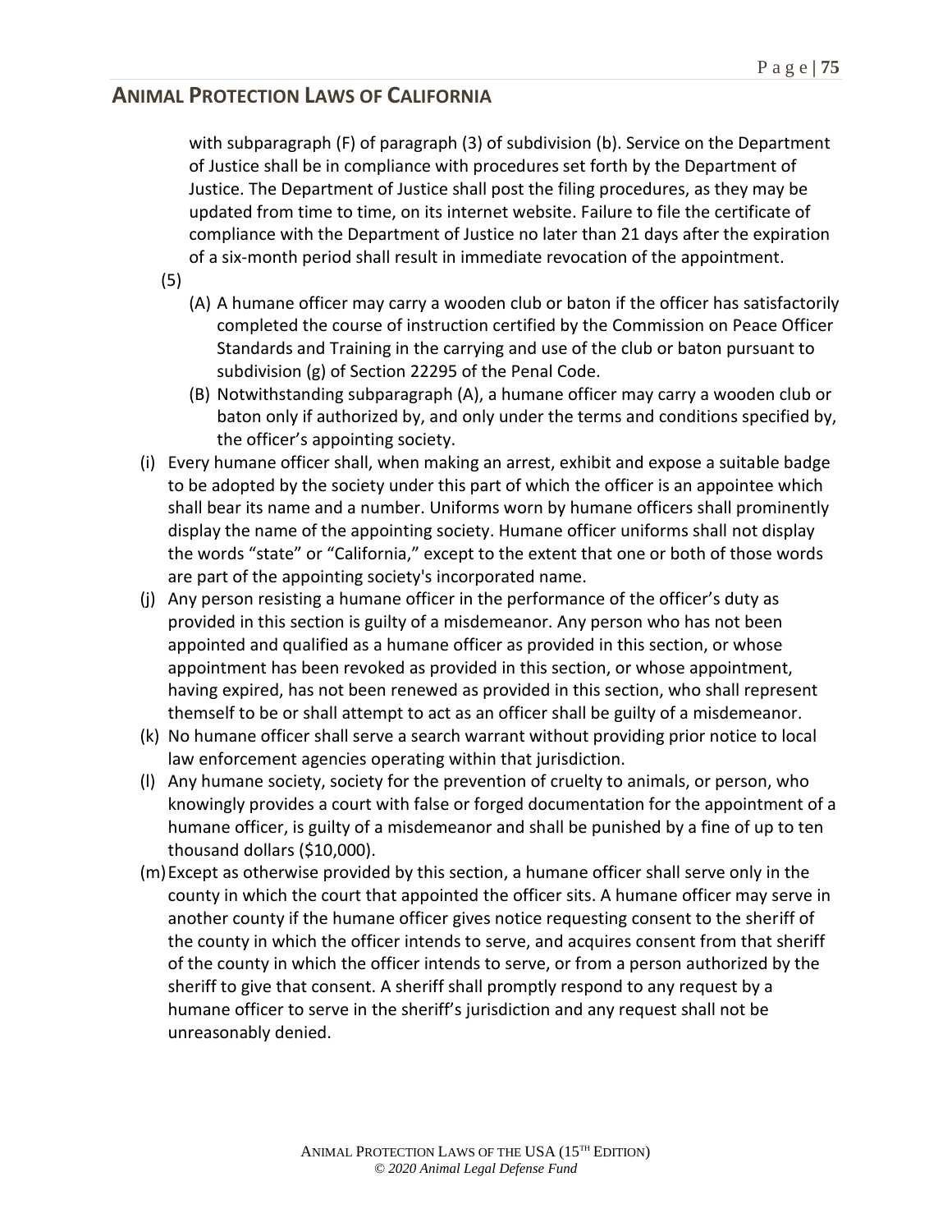with subparagraph (F) of paragraph (3) of subdivision (b). Service on the Department of Justice shall be in compliance with procedures set forth by the Department of Justice. The Department of Justice shall post the filing procedures, as they may be updated from time to time, on its internet website. Failure to file the certificate of compliance with the Department of Justice no later than 21 days after the expiration of a six-month period shall result in immediate revocation of the appointment.

(5)

(A) A humane officer may carry a wooden club or baton if the officer has satisfactorily completed the course of instruction certified by the Commission on Peace Officer Standards and Training in the carrying and use of the club or baton pursuant to subdivision (g) of Section 22295 of the Penal Code.

(B) Notwithstanding subparagraph (A), a humane officer may carry a wooden club or baton only if authorized by, and only under the terms and conditions specified by, the officer's appointing society.

(i) Every humane officer shall, when making an arrest, exhibit and expose a suitable badge to be adopted by the society under this part of which the officer is an appointee which shall bear its name and a number. Uniforms worn by humane officers shall prominently display the name of the appointing society. Humane officer uniforms shall not display the words "state" or "California," except to the extent that one or both of those words are part of the appointing society's incorporated name.

(j) Any person resisting a humane officer in the performance of the officer's duty as provided in this section is guilty of a misdemeanor. Any person who has not been appointed and qualified as a humane officer as provided in this section, or whose appointment has been revoked as provided in this section, or whose appointment, having expired, has not been renewed as provided in this section, who shall represent themself to be or shall attempt to act as an officer shall be guilty of a misdemeanor.

(k) No humane officer shall serve a search warrant without providing prior notice to local law enforcement agencies operating within that jurisdiction.

(l) Any humane society, society for the prevention of cruelty to animals, or person, who knowingly provides a court with false or forged documentation for the appointment of a humane officer, is guilty of a misdemeanor and shall be punished by a fine of up to ten thousand dollars ($10,000).

(m) Except as otherwise provided by this section, a humane officer shall serve only in the county in which the court that appointed the officer sits. A humane officer may serve in another county if the humane officer gives notice requesting consent to the sheriff of the county in which the officer intends to serve, and acquires consent from that sheriff of the county in which the officer intends to serve, or from a person authorized by the sheriff to give that consent. A sheriff shall promptly respond to any request by a humane officer to serve in the sheriff's jurisdiction and any request shall not be unreasonably denied.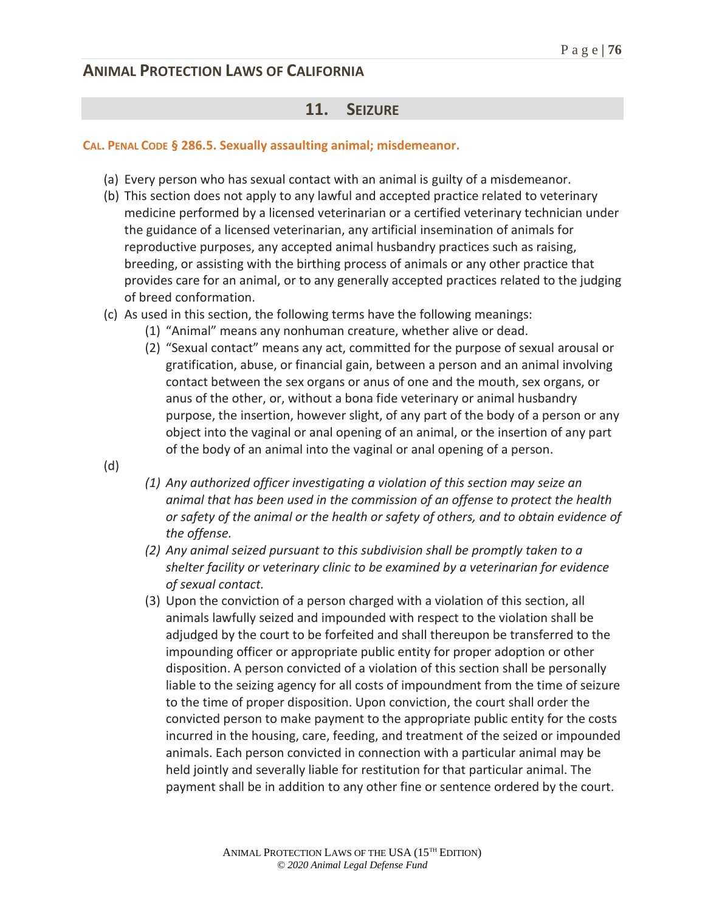## 11. SEIZURE

### CAL. PENAL CODE § 286.5. Sexually assaulting animal; misdemeanor.

(a) Every person who has sexual contact with an animal is guilty of a misdemeanor.

(b) This section does not apply to any lawful and accepted practice related to veterinary medicine performed by a licensed veterinarian or a certified veterinary technician under the guidance of a licensed veterinarian, any artificial insemination of animals for reproductive purposes, any accepted animal husbandry practices such as raising, breeding, or assisting with the birthing process of animals or any other practice that provides care for an animal, or to any generally accepted practices related to the judging of breed conformation.

(c) As used in this section, the following terms have the following meanings:

(1) "Animal" means any nonhuman creature, whether alive or dead.

(2) "Sexual contact" means any act, committed for the purpose of sexual arousal or gratification, abuse, or financial gain, between a person and an animal involving contact between the sex organs or anus of one and the mouth, sex organs, or anus of the other, or, without a bona fide veterinary or animal husbandry purpose, the insertion, however slight, of any part of the body of a person or any object into the vaginal or anal opening of an animal, or the insertion of any part of the body of an animal into the vaginal or anal opening of a person.

(d)

*(1) Any authorized officer investigating a violation of this section may seize an animal that has been used in the commission of an offense to protect the health or safety of the animal or the health or safety of others, and to obtain evidence of the offense.*

*(2) Any animal seized pursuant to this subdivision shall be promptly taken to a shelter facility or veterinary clinic to be examined by a veterinarian for evidence of sexual contact.*

(3) Upon the conviction of a person charged with a violation of this section, all animals lawfully seized and impounded with respect to the violation shall be adjudged by the court to be forfeited and shall thereupon be transferred to the impounding officer or appropriate public entity for proper adoption or other disposition. A person convicted of a violation of this section shall be personally liable to the seizing agency for all costs of impoundment from the time of seizure to the time of proper disposition. Upon conviction, the court shall order the convicted person to make payment to the appropriate public entity for the costs incurred in the housing, care, feeding, and treatment of the seized or impounded animals. Each person convicted in connection with a particular animal may be held jointly and severally liable for restitution for that particular animal. The payment shall be in addition to any other fine or sentence ordered by the court.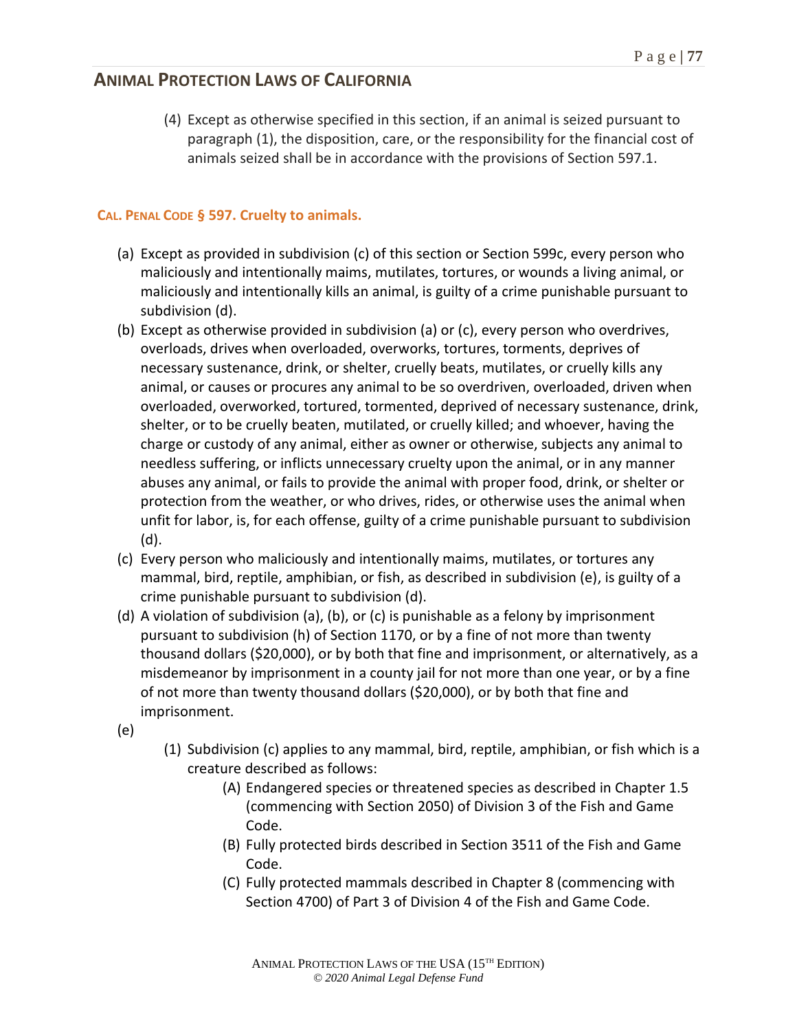(4) Except as otherwise specified in this section, if an animal is seized pursuant to paragraph (1), the disposition, care, or the responsibility for the financial cost of animals seized shall be in accordance with the provisions of Section 597.1.

### CAL. PENAL CODE § 597. Cruelty to animals.

(a) Except as provided in subdivision (c) of this section or Section 599c, every person who maliciously and intentionally maims, mutilates, tortures, or wounds a living animal, or maliciously and intentionally kills an animal, is guilty of a crime punishable pursuant to subdivision (d).

(b) Except as otherwise provided in subdivision (a) or (c), every person who overdrives, overloads, drives when overloaded, overworks, tortures, torments, deprives of necessary sustenance, drink, or shelter, cruelly beats, mutilates, or cruelly kills any animal, or causes or procures any animal to be so overdriven, overloaded, driven when overloaded, overworked, tortured, tormented, deprived of necessary sustenance, drink, shelter, or to be cruelly beaten, mutilated, or cruelly killed; and whoever, having the charge or custody of any animal, either as owner or otherwise, subjects any animal to needless suffering, or inflicts unnecessary cruelty upon the animal, or in any manner abuses any animal, or fails to provide the animal with proper food, drink, or shelter or protection from the weather, or who drives, rides, or otherwise uses the animal when unfit for labor, is, for each offense, guilty of a crime punishable pursuant to subdivision (d).

(c) Every person who maliciously and intentionally maims, mutilates, or tortures any mammal, bird, reptile, amphibian, or fish, as described in subdivision (e), is guilty of a crime punishable pursuant to subdivision (d).

(d) A violation of subdivision (a), (b), or (c) is punishable as a felony by imprisonment pursuant to subdivision (h) of Section 1170, or by a fine of not more than twenty thousand dollars ($20,000), or by both that fine and imprisonment, or alternatively, as a misdemeanor by imprisonment in a county jail for not more than one year, or by a fine of not more than twenty thousand dollars ($20,000), or by both that fine and imprisonment.

(e)

(1) Subdivision (c) applies to any mammal, bird, reptile, amphibian, or fish which is a creature described as follows:

(A) Endangered species or threatened species as described in Chapter 1.5 (commencing with Section 2050) of Division 3 of the Fish and Game Code.

(B) Fully protected birds described in Section 3511 of the Fish and Game Code.

(C) Fully protected mammals described in Chapter 8 (commencing with Section 4700) of Part 3 of Division 4 of the Fish and Game Code.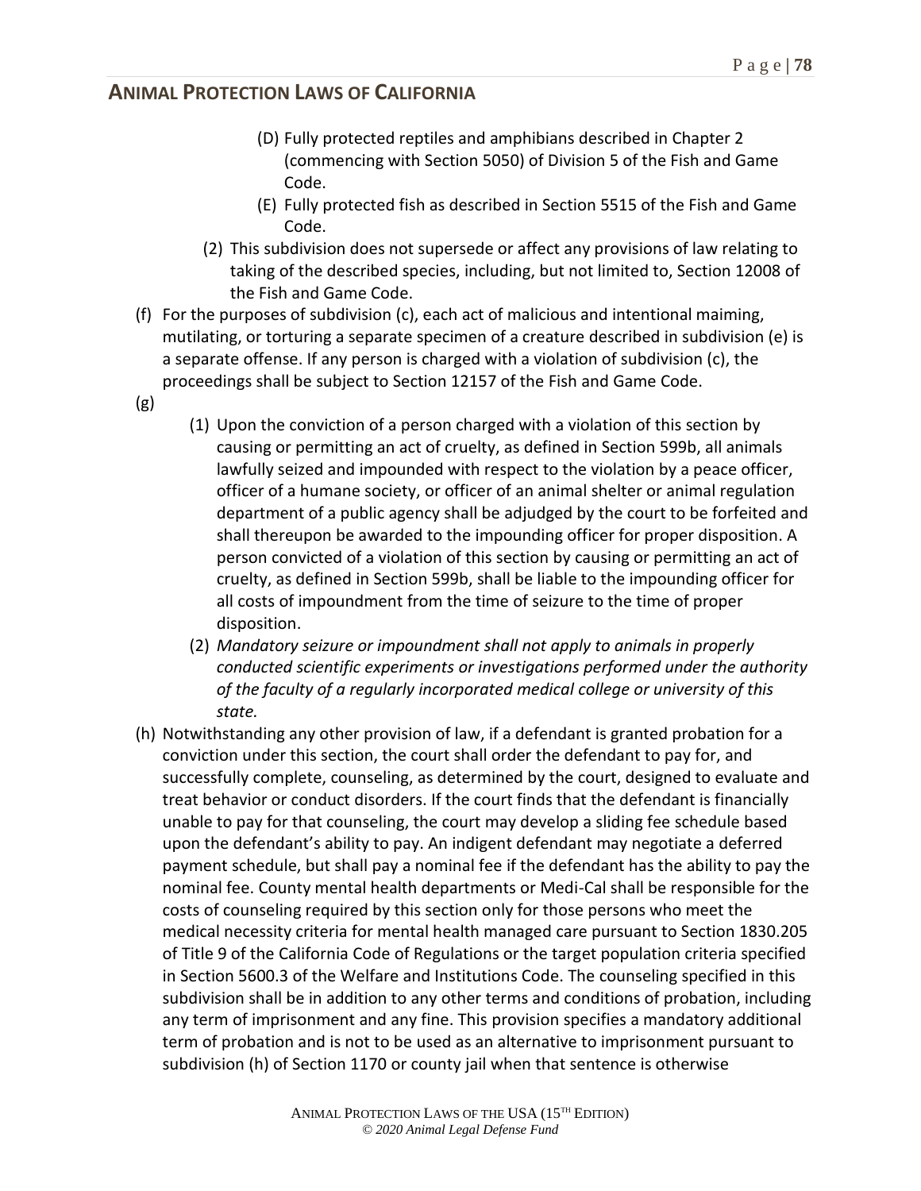- (D) Fully protected reptiles and amphibians described in Chapter 2 (commencing with Section 5050) of Division 5 of the Fish and Game Code.
- (E) Fully protected fish as described in Section 5515 of the Fish and Game Code.

(2) This subdivision does not supersede or affect any provisions of law relating to taking of the described species, including, but not limited to, Section 12008 of the Fish and Game Code.

(f) For the purposes of subdivision (c), each act of malicious and intentional maiming, mutilating, or torturing a separate specimen of a creature described in subdivision (e) is a separate offense. If any person is charged with a violation of subdivision (c), the proceedings shall be subject to Section 12157 of the Fish and Game Code.

(g)

(1) Upon the conviction of a person charged with a violation of this section by causing or permitting an act of cruelty, as defined in Section 599b, all animals lawfully seized and impounded with respect to the violation by a peace officer, officer of a humane society, or officer of an animal shelter or animal regulation department of a public agency shall be adjudged by the court to be forfeited and shall thereupon be awarded to the impounding officer for proper disposition. A person convicted of a violation of this section by causing or permitting an act of cruelty, as defined in Section 599b, shall be liable to the impounding officer for all costs of impoundment from the time of seizure to the time of proper disposition.

(2) *Mandatory seizure or impoundment shall not apply to animals in properly conducted scientific experiments or investigations performed under the authority of the faculty of a regularly incorporated medical college or university of this state.*

(h) Notwithstanding any other provision of law, if a defendant is granted probation for a conviction under this section, the court shall order the defendant to pay for, and successfully complete, counseling, as determined by the court, designed to evaluate and treat behavior or conduct disorders. If the court finds that the defendant is financially unable to pay for that counseling, the court may develop a sliding fee schedule based upon the defendant's ability to pay. An indigent defendant may negotiate a deferred payment schedule, but shall pay a nominal fee if the defendant has the ability to pay the nominal fee. County mental health departments or Medi-Cal shall be responsible for the costs of counseling required by this section only for those persons who meet the medical necessity criteria for mental health managed care pursuant to Section 1830.205 of Title 9 of the California Code of Regulations or the target population criteria specified in Section 5600.3 of the Welfare and Institutions Code. The counseling specified in this subdivision shall be in addition to any other terms and conditions of probation, including any term of imprisonment and any fine. This provision specifies a mandatory additional term of probation and is not to be used as an alternative to imprisonment pursuant to subdivision (h) of Section 1170 or county jail when that sentence is otherwise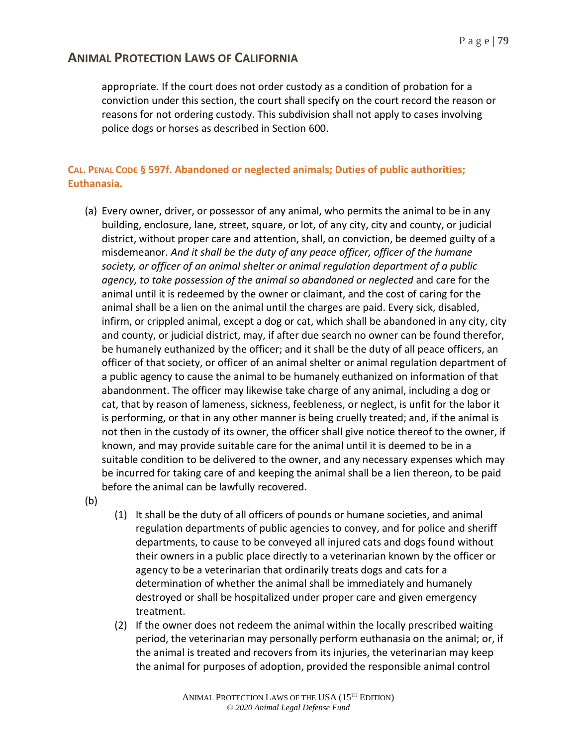appropriate. If the court does not order custody as a condition of probation for a conviction under this section, the court shall specify on the court record the reason or reasons for not ordering custody. This subdivision shall not apply to cases involving police dogs or horses as described in Section 600.

### CAL. PENAL CODE § 597f. Abandoned or neglected animals; Duties of public authorities; Euthanasia.

(a) Every owner, driver, or possessor of any animal, who permits the animal to be in any building, enclosure, lane, street, square, or lot, of any city, city and county, or judicial district, without proper care and attention, shall, on conviction, be deemed guilty of a misdemeanor. *And it shall be the duty of any peace officer, officer of the humane society, or officer of an animal shelter or animal regulation department of a public agency, to take possession of the animal so abandoned or neglected* and care for the animal until it is redeemed by the owner or claimant, and the cost of caring for the animal shall be a lien on the animal until the charges are paid. Every sick, disabled, infirm, or crippled animal, except a dog or cat, which shall be abandoned in any city, city and county, or judicial district, may, if after due search no owner can be found therefor, be humanely euthanized by the officer; and it shall be the duty of all peace officers, an officer of that society, or officer of an animal shelter or animal regulation department of a public agency to cause the animal to be humanely euthanized on information of that abandonment. The officer may likewise take charge of any animal, including a dog or cat, that by reason of lameness, sickness, feebleness, or neglect, is unfit for the labor it is performing, or that in any other manner is being cruelly treated; and, if the animal is not then in the custody of its owner, the officer shall give notice thereof to the owner, if known, and may provide suitable care for the animal until it is deemed to be in a suitable condition to be delivered to the owner, and any necessary expenses which may be incurred for taking care of and keeping the animal shall be a lien thereon, to be paid before the animal can be lawfully recovered.

(b)

1. It shall be the duty of all officers of pounds or humane societies, and animal regulation departments of public agencies to convey, and for police and sheriff departments, to cause to be conveyed all injured cats and dogs found without their owners in a public place directly to a veterinarian known by the officer or agency to be a veterinarian that ordinarily treats dogs and cats for a determination of whether the animal shall be immediately and humanely destroyed or shall be hospitalized under proper care and given emergency treatment.
2. If the owner does not redeem the animal within the locally prescribed waiting period, the veterinarian may personally perform euthanasia on the animal; or, if the animal is treated and recovers from its injuries, the veterinarian may keep the animal for purposes of adoption, provided the responsible animal control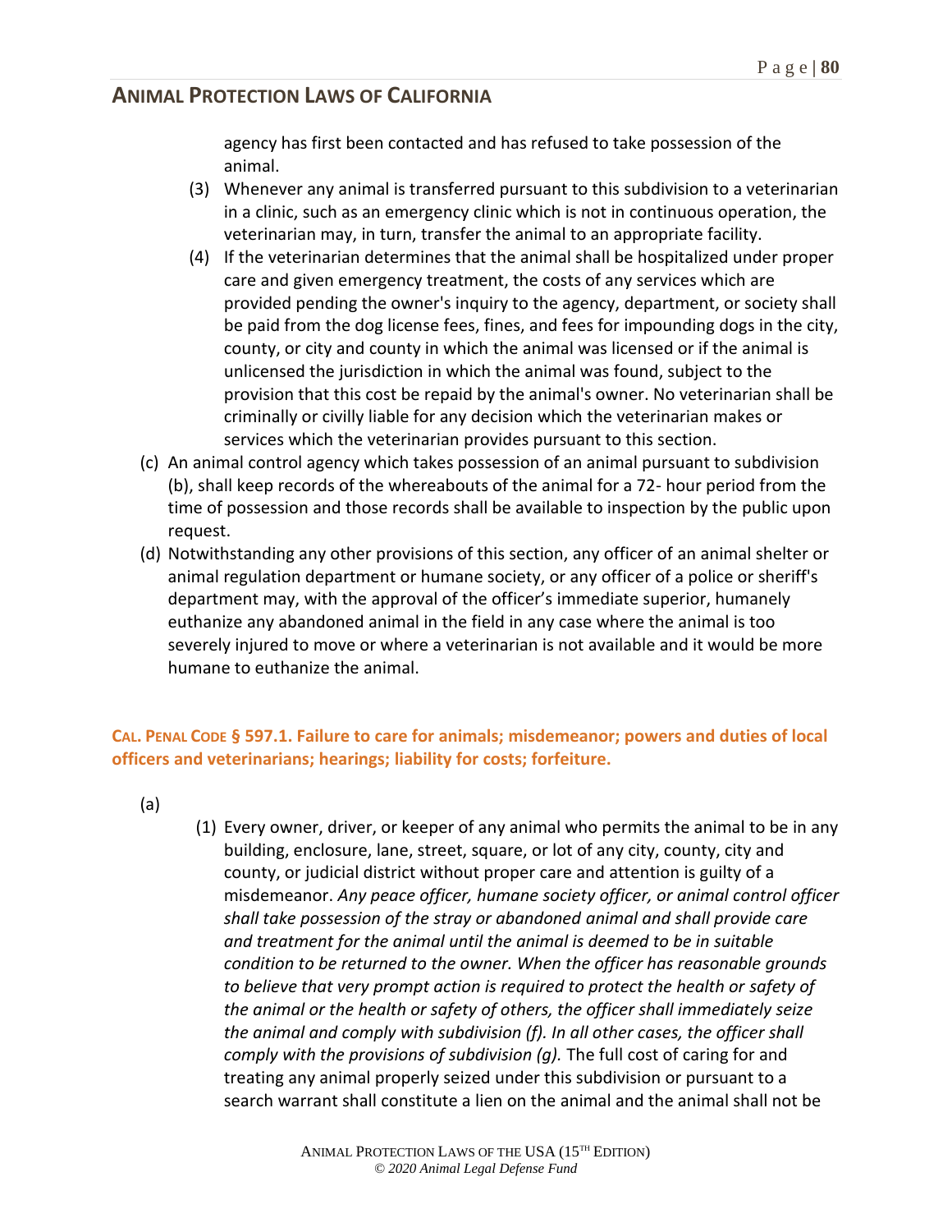agency has first been contacted and has refused to take possession of the animal.

(3) Whenever any animal is transferred pursuant to this subdivision to a veterinarian in a clinic, such as an emergency clinic which is not in continuous operation, the veterinarian may, in turn, transfer the animal to an appropriate facility.

(4) If the veterinarian determines that the animal shall be hospitalized under proper care and given emergency treatment, the costs of any services which are provided pending the owner's inquiry to the agency, department, or society shall be paid from the dog license fees, fines, and fees for impounding dogs in the city, county, or city and county in which the animal was licensed or if the animal is unlicensed the jurisdiction in which the animal was found, subject to the provision that this cost be repaid by the animal's owner. No veterinarian shall be criminally or civilly liable for any decision which the veterinarian makes or services which the veterinarian provides pursuant to this section.

(c) An animal control agency which takes possession of an animal pursuant to subdivision (b), shall keep records of the whereabouts of the animal for a 72- hour period from the time of possession and those records shall be available to inspection by the public upon request.

(d) Notwithstanding any other provisions of this section, any officer of an animal shelter or animal regulation department or humane society, or any officer of a police or sheriff's department may, with the approval of the officer's immediate superior, humanely euthanize any abandoned animal in the field in any case where the animal is too severely injured to move or where a veterinarian is not available and it would be more humane to euthanize the animal.

## CAL. PENAL CODE § 597.1. Failure to care for animals; misdemeanor; powers and duties of local officers and veterinarians; hearings; liability for costs; forfeiture.

(a)

(1) Every owner, driver, or keeper of any animal who permits the animal to be in any building, enclosure, lane, street, square, or lot of any city, county, city and county, or judicial district without proper care and attention is guilty of a misdemeanor. *Any peace officer, humane society officer, or animal control officer shall take possession of the stray or abandoned animal and shall provide care and treatment for the animal until the animal is deemed to be in suitable condition to be returned to the owner. When the officer has reasonable grounds to believe that very prompt action is required to protect the health or safety of the animal or the health or safety of others, the officer shall immediately seize the animal and comply with subdivision (f). In all other cases, the officer shall comply with the provisions of subdivision (g).* The full cost of caring for and treating any animal properly seized under this subdivision or pursuant to a search warrant shall constitute a lien on the animal and the animal shall not be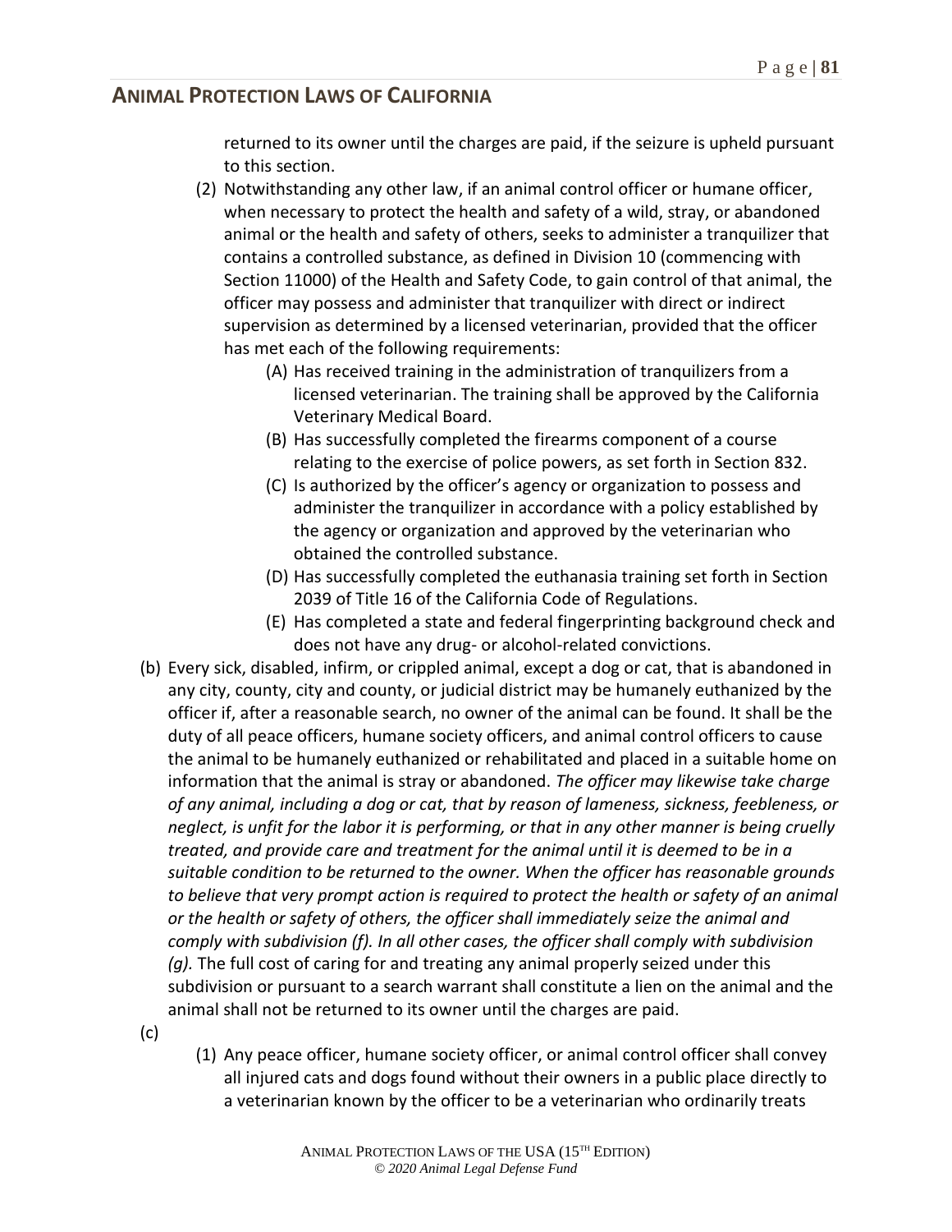returned to its owner until the charges are paid, if the seizure is upheld pursuant to this section.

(2) Notwithstanding any other law, if an animal control officer or humane officer, when necessary to protect the health and safety of a wild, stray, or abandoned animal or the health and safety of others, seeks to administer a tranquilizer that contains a controlled substance, as defined in Division 10 (commencing with Section 11000) of the Health and Safety Code, to gain control of that animal, the officer may possess and administer that tranquilizer with direct or indirect supervision as determined by a licensed veterinarian, provided that the officer has met each of the following requirements:

   (A) Has received training in the administration of tranquilizers from a licensed veterinarian. The training shall be approved by the California Veterinary Medical Board.

   (B) Has successfully completed the firearms component of a course relating to the exercise of police powers, as set forth in Section 832.

   (C) Is authorized by the officer's agency or organization to possess and administer the tranquilizer in accordance with a policy established by the agency or organization and approved by the veterinarian who obtained the controlled substance.

   (D) Has successfully completed the euthanasia training set forth in Section 2039 of Title 16 of the California Code of Regulations.

   (E) Has completed a state and federal fingerprinting background check and does not have any drug- or alcohol-related convictions.

(b) Every sick, disabled, infirm, or crippled animal, except a dog or cat, that is abandoned in any city, county, city and county, or judicial district may be humanely euthanized by the officer if, after a reasonable search, no owner of the animal can be found. It shall be the duty of all peace officers, humane society officers, and animal control officers to cause the animal to be humanely euthanized or rehabilitated and placed in a suitable home on information that the animal is stray or abandoned. *The officer may likewise take charge of any animal, including a dog or cat, that by reason of lameness, sickness, feebleness, or neglect, is unfit for the labor it is performing, or that in any other manner is being cruelly treated, and provide care and treatment for the animal until it is deemed to be in a suitable condition to be returned to the owner. When the officer has reasonable grounds to believe that very prompt action is required to protect the health or safety of an animal or the health or safety of others, the officer shall immediately seize the animal and comply with subdivision (f). In all other cases, the officer shall comply with subdivision (g).* The full cost of caring for and treating any animal properly seized under this subdivision or pursuant to a search warrant shall constitute a lien on the animal and the animal shall not be returned to its owner until the charges are paid.

(c)

(1) Any peace officer, humane society officer, or animal control officer shall convey all injured cats and dogs found without their owners in a public place directly to a veterinarian known by the officer to be a veterinarian who ordinarily treats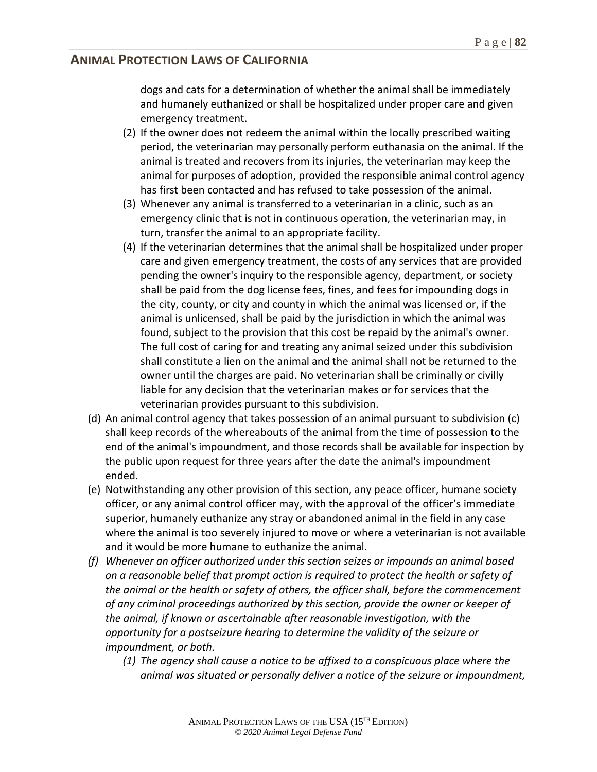dogs and cats for a determination of whether the animal shall be immediately and humanely euthanized or shall be hospitalized under proper care and given emergency treatment.

(2) If the owner does not redeem the animal within the locally prescribed waiting period, the veterinarian may personally perform euthanasia on the animal. If the animal is treated and recovers from its injuries, the veterinarian may keep the animal for purposes of adoption, provided the responsible animal control agency has first been contacted and has refused to take possession of the animal.

(3) Whenever any animal is transferred to a veterinarian in a clinic, such as an emergency clinic that is not in continuous operation, the veterinarian may, in turn, transfer the animal to an appropriate facility.

(4) If the veterinarian determines that the animal shall be hospitalized under proper care and given emergency treatment, the costs of any services that are provided pending the owner's inquiry to the responsible agency, department, or society shall be paid from the dog license fees, fines, and fees for impounding dogs in the city, county, or city and county in which the animal was licensed or, if the animal is unlicensed, shall be paid by the jurisdiction in which the animal was found, subject to the provision that this cost be repaid by the animal's owner. The full cost of caring for and treating any animal seized under this subdivision shall constitute a lien on the animal and the animal shall not be returned to the owner until the charges are paid. No veterinarian shall be criminally or civilly liable for any decision that the veterinarian makes or for services that the veterinarian provides pursuant to this subdivision.

(d) An animal control agency that takes possession of an animal pursuant to subdivision (c) shall keep records of the whereabouts of the animal from the time of possession to the end of the animal's impoundment, and those records shall be available for inspection by the public upon request for three years after the date the animal's impoundment ended.

(e) Notwithstanding any other provision of this section, any peace officer, humane society officer, or any animal control officer may, with the approval of the officer's immediate superior, humanely euthanize any stray or abandoned animal in the field in any case where the animal is too severely injured to move or where a veterinarian is not available and it would be more humane to euthanize the animal.

*(f) Whenever an officer authorized under this section seizes or impounds an animal based on a reasonable belief that prompt action is required to protect the health or safety of the animal or the health or safety of others, the officer shall, before the commencement of any criminal proceedings authorized by this section, provide the owner or keeper of the animal, if known or ascertainable after reasonable investigation, with the opportunity for a postseizure hearing to determine the validity of the seizure or impoundment, or both.*

*(1) The agency shall cause a notice to be affixed to a conspicuous place where the animal was situated or personally deliver a notice of the seizure or impoundment,*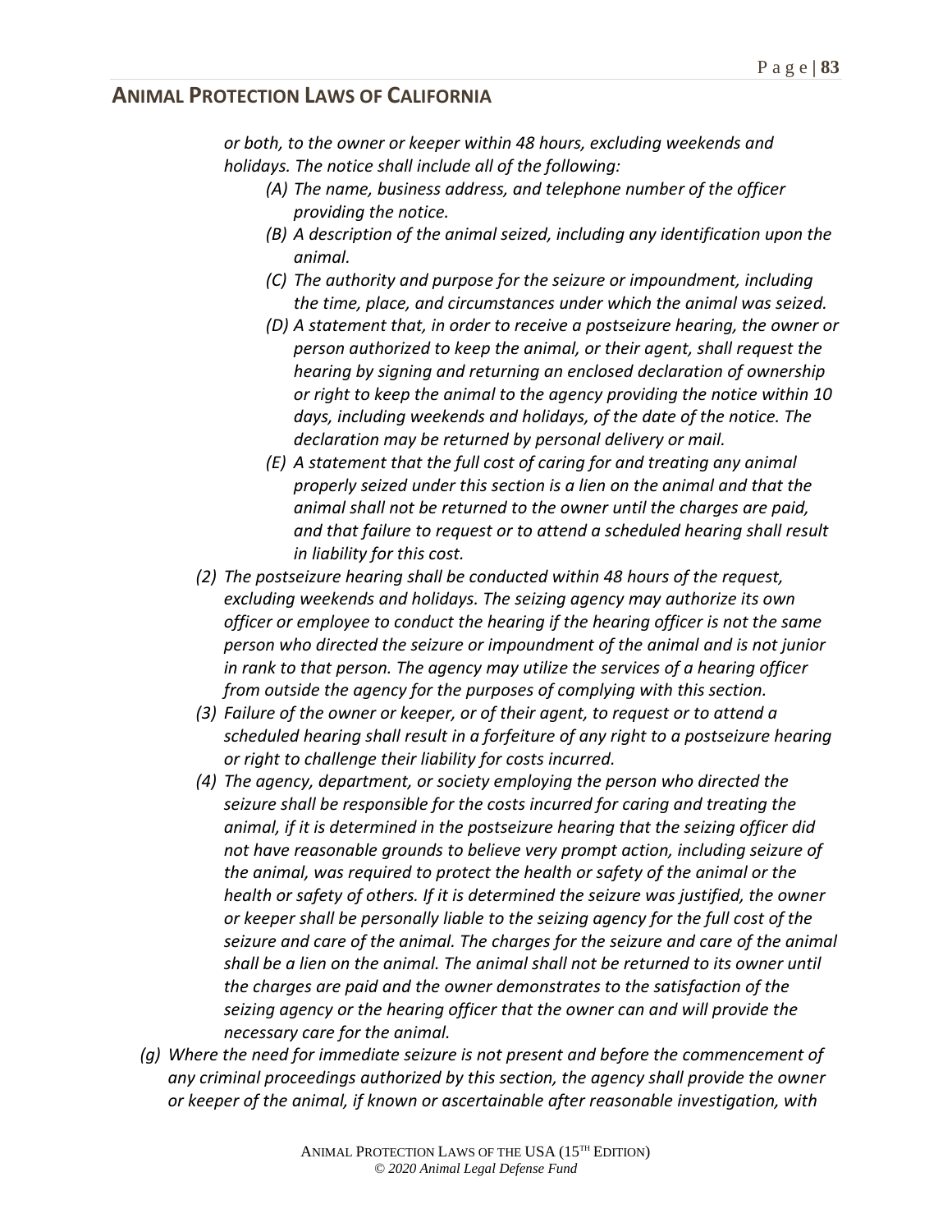*or both, to the owner or keeper within 48 hours, excluding weekends and holidays. The notice shall include all of the following:*

- *(A) The name, business address, and telephone number of the officer providing the notice.*
- *(B) A description of the animal seized, including any identification upon the animal.*
- *(C) The authority and purpose for the seizure or impoundment, including the time, place, and circumstances under which the animal was seized.*
- *(D) A statement that, in order to receive a postseizure hearing, the owner or person authorized to keep the animal, or their agent, shall request the hearing by signing and returning an enclosed declaration of ownership or right to keep the animal to the agency providing the notice within 10 days, including weekends and holidays, of the date of the notice. The declaration may be returned by personal delivery or mail.*
- *(E) A statement that the full cost of caring for and treating any animal properly seized under this section is a lien on the animal and that the animal shall not be returned to the owner until the charges are paid, and that failure to request or to attend a scheduled hearing shall result in liability for this cost.*

*(2) The postseizure hearing shall be conducted within 48 hours of the request, excluding weekends and holidays. The seizing agency may authorize its own officer or employee to conduct the hearing if the hearing officer is not the same person who directed the seizure or impoundment of the animal and is not junior in rank to that person. The agency may utilize the services of a hearing officer from outside the agency for the purposes of complying with this section.*

*(3) Failure of the owner or keeper, or of their agent, to request or to attend a scheduled hearing shall result in a forfeiture of any right to a postseizure hearing or right to challenge their liability for costs incurred.*

*(4) The agency, department, or society employing the person who directed the seizure shall be responsible for the costs incurred for caring and treating the animal, if it is determined in the postseizure hearing that the seizing officer did not have reasonable grounds to believe very prompt action, including seizure of the animal, was required to protect the health or safety of the animal or the health or safety of others. If it is determined the seizure was justified, the owner or keeper shall be personally liable to the seizing agency for the full cost of the seizure and care of the animal. The charges for the seizure and care of the animal shall be a lien on the animal. The animal shall not be returned to its owner until the charges are paid and the owner demonstrates to the satisfaction of the seizing agency or the hearing officer that the owner can and will provide the necessary care for the animal.*

*(g) Where the need for immediate seizure is not present and before the commencement of any criminal proceedings authorized by this section, the agency shall provide the owner or keeper of the animal, if known or ascertainable after reasonable investigation, with*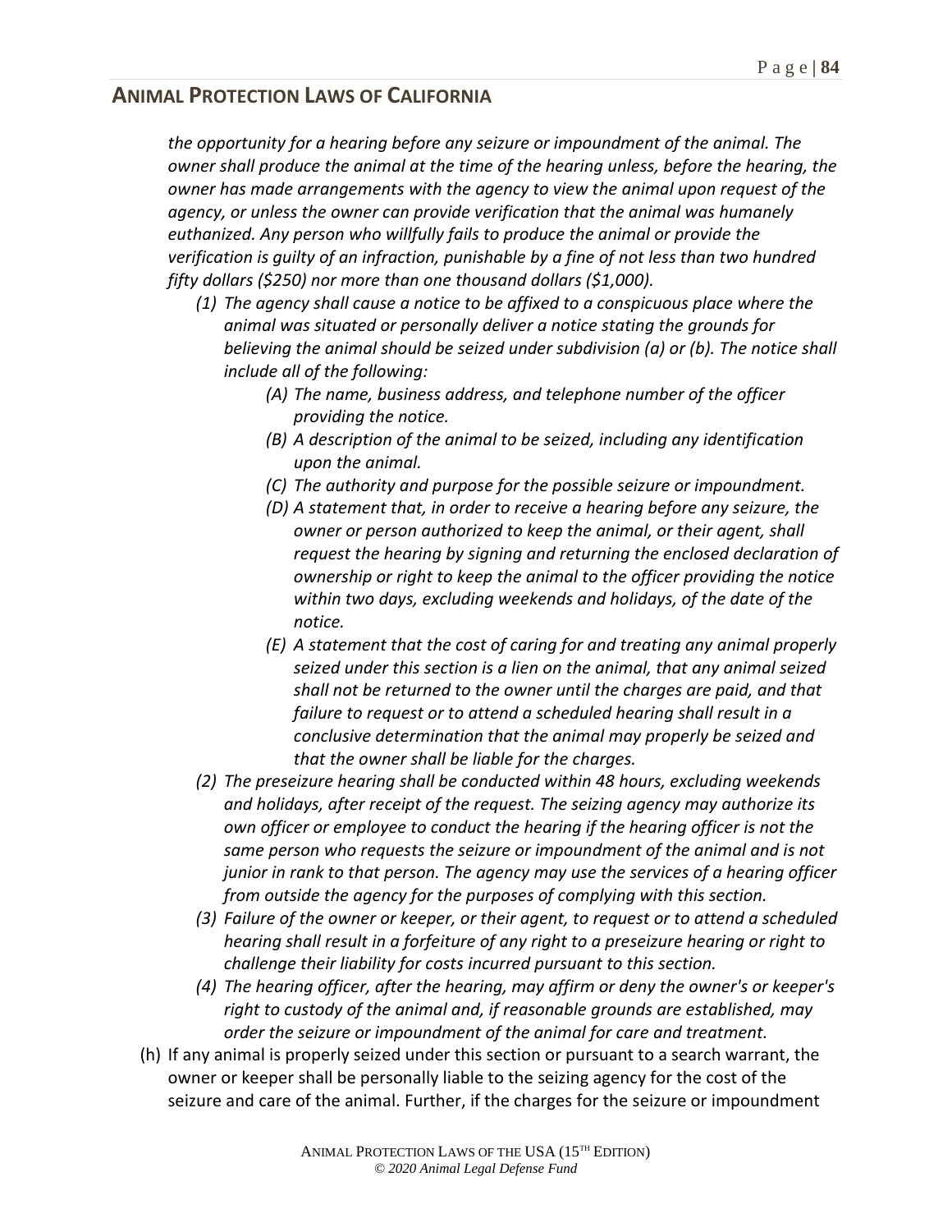*the opportunity for a hearing before any seizure or impoundment of the animal. The owner shall produce the animal at the time of the hearing unless, before the hearing, the owner has made arrangements with the agency to view the animal upon request of the agency, or unless the owner can provide verification that the animal was humanely euthanized. Any person who willfully fails to produce the animal or provide the verification is guilty of an infraction, punishable by a fine of not less than two hundred fifty dollars ($250) nor more than one thousand dollars ($1,000).*

- *(1) The agency shall cause a notice to be affixed to a conspicuous place where the animal was situated or personally deliver a notice stating the grounds for believing the animal should be seized under subdivision (a) or (b). The notice shall include all of the following:*
  - *(A) The name, business address, and telephone number of the officer providing the notice.*
  - *(B) A description of the animal to be seized, including any identification upon the animal.*
  - *(C) The authority and purpose for the possible seizure or impoundment.*
  - *(D) A statement that, in order to receive a hearing before any seizure, the owner or person authorized to keep the animal, or their agent, shall request the hearing by signing and returning the enclosed declaration of ownership or right to keep the animal to the officer providing the notice within two days, excluding weekends and holidays, of the date of the notice.*
  - *(E) A statement that the cost of caring for and treating any animal properly seized under this section is a lien on the animal, that any animal seized shall not be returned to the owner until the charges are paid, and that failure to request or to attend a scheduled hearing shall result in a conclusive determination that the animal may properly be seized and that the owner shall be liable for the charges.*
- *(2) The preseizure hearing shall be conducted within 48 hours, excluding weekends and holidays, after receipt of the request. The seizing agency may authorize its own officer or employee to conduct the hearing if the hearing officer is not the same person who requests the seizure or impoundment of the animal and is not junior in rank to that person. The agency may use the services of a hearing officer from outside the agency for the purposes of complying with this section.*
- *(3) Failure of the owner or keeper, or their agent, to request or to attend a scheduled hearing shall result in a forfeiture of any right to a preseizure hearing or right to challenge their liability for costs incurred pursuant to this section.*
- *(4) The hearing officer, after the hearing, may affirm or deny the owner's or keeper's right to custody of the animal and, if reasonable grounds are established, may order the seizure or impoundment of the animal for care and treatment.*

(h) If any animal is properly seized under this section or pursuant to a search warrant, the owner or keeper shall be personally liable to the seizing agency for the cost of the seizure and care of the animal. Further, if the charges for the seizure or impoundment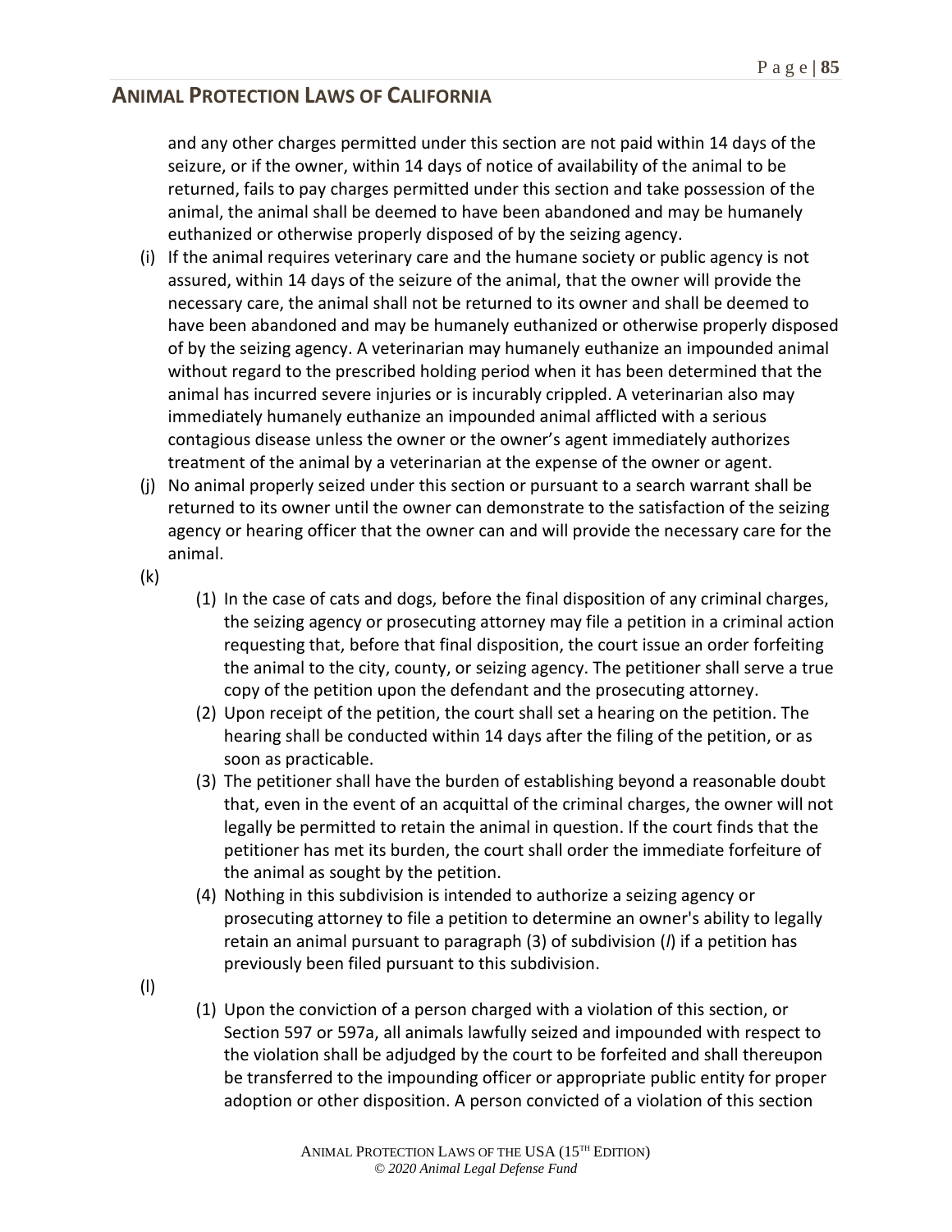and any other charges permitted under this section are not paid within 14 days of the seizure, or if the owner, within 14 days of notice of availability of the animal to be returned, fails to pay charges permitted under this section and take possession of the animal, the animal shall be deemed to have been abandoned and may be humanely euthanized or otherwise properly disposed of by the seizing agency.

(i) If the animal requires veterinary care and the humane society or public agency is not assured, within 14 days of the seizure of the animal, that the owner will provide the necessary care, the animal shall not be returned to its owner and shall be deemed to have been abandoned and may be humanely euthanized or otherwise properly disposed of by the seizing agency. A veterinarian may humanely euthanize an impounded animal without regard to the prescribed holding period when it has been determined that the animal has incurred severe injuries or is incurably crippled. A veterinarian also may immediately humanely euthanize an impounded animal afflicted with a serious contagious disease unless the owner or the owner's agent immediately authorizes treatment of the animal by a veterinarian at the expense of the owner or agent.

(j) No animal properly seized under this section or pursuant to a search warrant shall be returned to its owner until the owner can demonstrate to the satisfaction of the seizing agency or hearing officer that the owner can and will provide the necessary care for the animal.

(k)

(1) In the case of cats and dogs, before the final disposition of any criminal charges, the seizing agency or prosecuting attorney may file a petition in a criminal action requesting that, before that final disposition, the court issue an order forfeiting the animal to the city, county, or seizing agency. The petitioner shall serve a true copy of the petition upon the defendant and the prosecuting attorney.

(2) Upon receipt of the petition, the court shall set a hearing on the petition. The hearing shall be conducted within 14 days after the filing of the petition, or as soon as practicable.

(3) The petitioner shall have the burden of establishing beyond a reasonable doubt that, even in the event of an acquittal of the criminal charges, the owner will not legally be permitted to retain the animal in question. If the court finds that the petitioner has met its burden, the court shall order the immediate forfeiture of the animal as sought by the petition.

(4) Nothing in this subdivision is intended to authorize a seizing agency or prosecuting attorney to file a petition to determine an owner's ability to legally retain an animal pursuant to paragraph (3) of subdivision (*l*) if a petition has previously been filed pursuant to this subdivision.

(l)

(1) Upon the conviction of a person charged with a violation of this section, or Section 597 or 597a, all animals lawfully seized and impounded with respect to the violation shall be adjudged by the court to be forfeited and shall thereupon be transferred to the impounding officer or appropriate public entity for proper adoption or other disposition. A person convicted of a violation of this section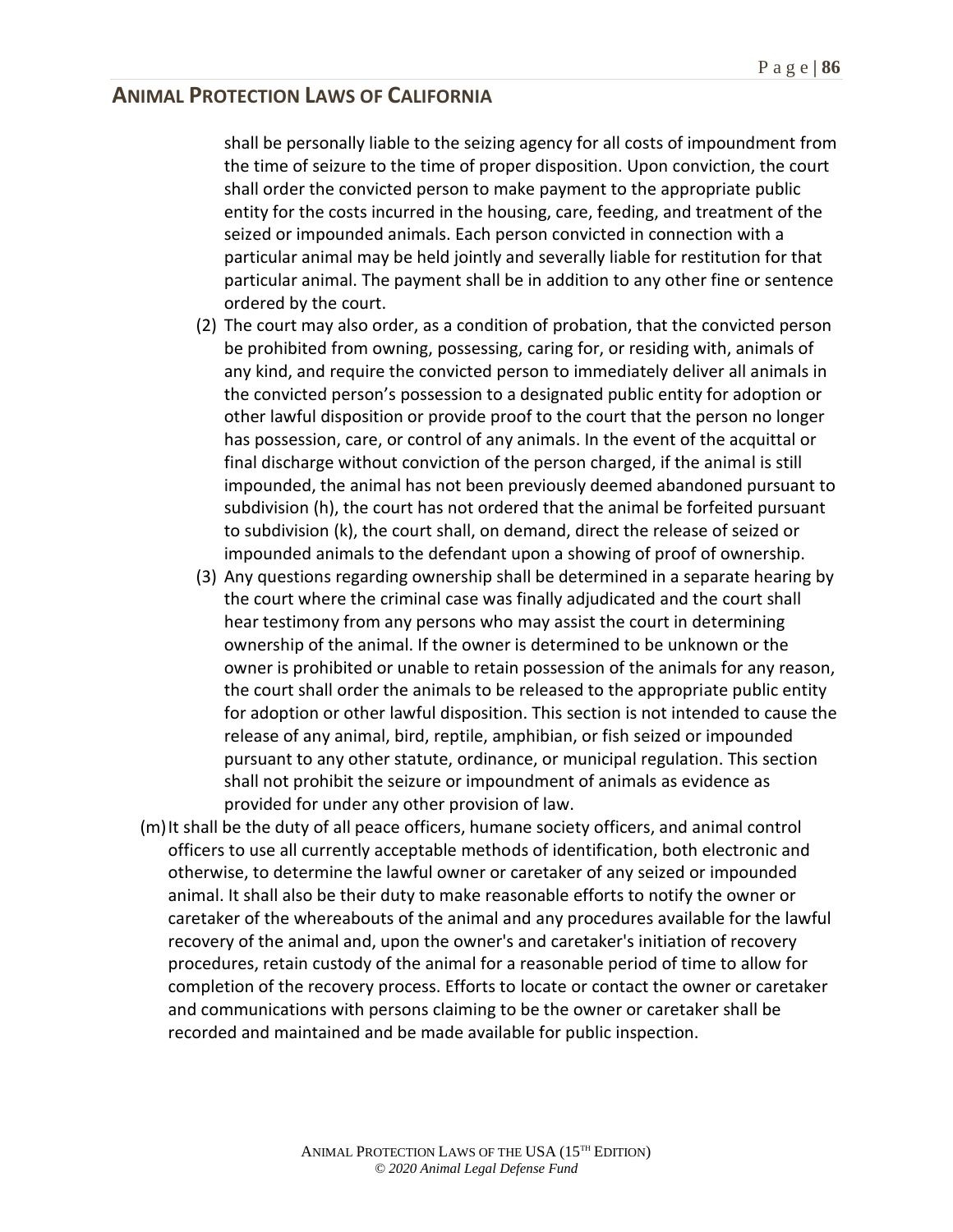shall be personally liable to the seizing agency for all costs of impoundment from the time of seizure to the time of proper disposition. Upon conviction, the court shall order the convicted person to make payment to the appropriate public entity for the costs incurred in the housing, care, feeding, and treatment of the seized or impounded animals. Each person convicted in connection with a particular animal may be held jointly and severally liable for restitution for that particular animal. The payment shall be in addition to any other fine or sentence ordered by the court.

(2) The court may also order, as a condition of probation, that the convicted person be prohibited from owning, possessing, caring for, or residing with, animals of any kind, and require the convicted person to immediately deliver all animals in the convicted person's possession to a designated public entity for adoption or other lawful disposition or provide proof to the court that the person no longer has possession, care, or control of any animals. In the event of the acquittal or final discharge without conviction of the person charged, if the animal is still impounded, the animal has not been previously deemed abandoned pursuant to subdivision (h), the court has not ordered that the animal be forfeited pursuant to subdivision (k), the court shall, on demand, direct the release of seized or impounded animals to the defendant upon a showing of proof of ownership.

(3) Any questions regarding ownership shall be determined in a separate hearing by the court where the criminal case was finally adjudicated and the court shall hear testimony from any persons who may assist the court in determining ownership of the animal. If the owner is determined to be unknown or the owner is prohibited or unable to retain possession of the animals for any reason, the court shall order the animals to be released to the appropriate public entity for adoption or other lawful disposition. This section is not intended to cause the release of any animal, bird, reptile, amphibian, or fish seized or impounded pursuant to any other statute, ordinance, or municipal regulation. This section shall not prohibit the seizure or impoundment of animals as evidence as provided for under any other provision of law.

(m) It shall be the duty of all peace officers, humane society officers, and animal control officers to use all currently acceptable methods of identification, both electronic and otherwise, to determine the lawful owner or caretaker of any seized or impounded animal. It shall also be their duty to make reasonable efforts to notify the owner or caretaker of the whereabouts of the animal and any procedures available for the lawful recovery of the animal and, upon the owner's and caretaker's initiation of recovery procedures, retain custody of the animal for a reasonable period of time to allow for completion of the recovery process. Efforts to locate or contact the owner or caretaker and communications with persons claiming to be the owner or caretaker shall be recorded and maintained and be made available for public inspection.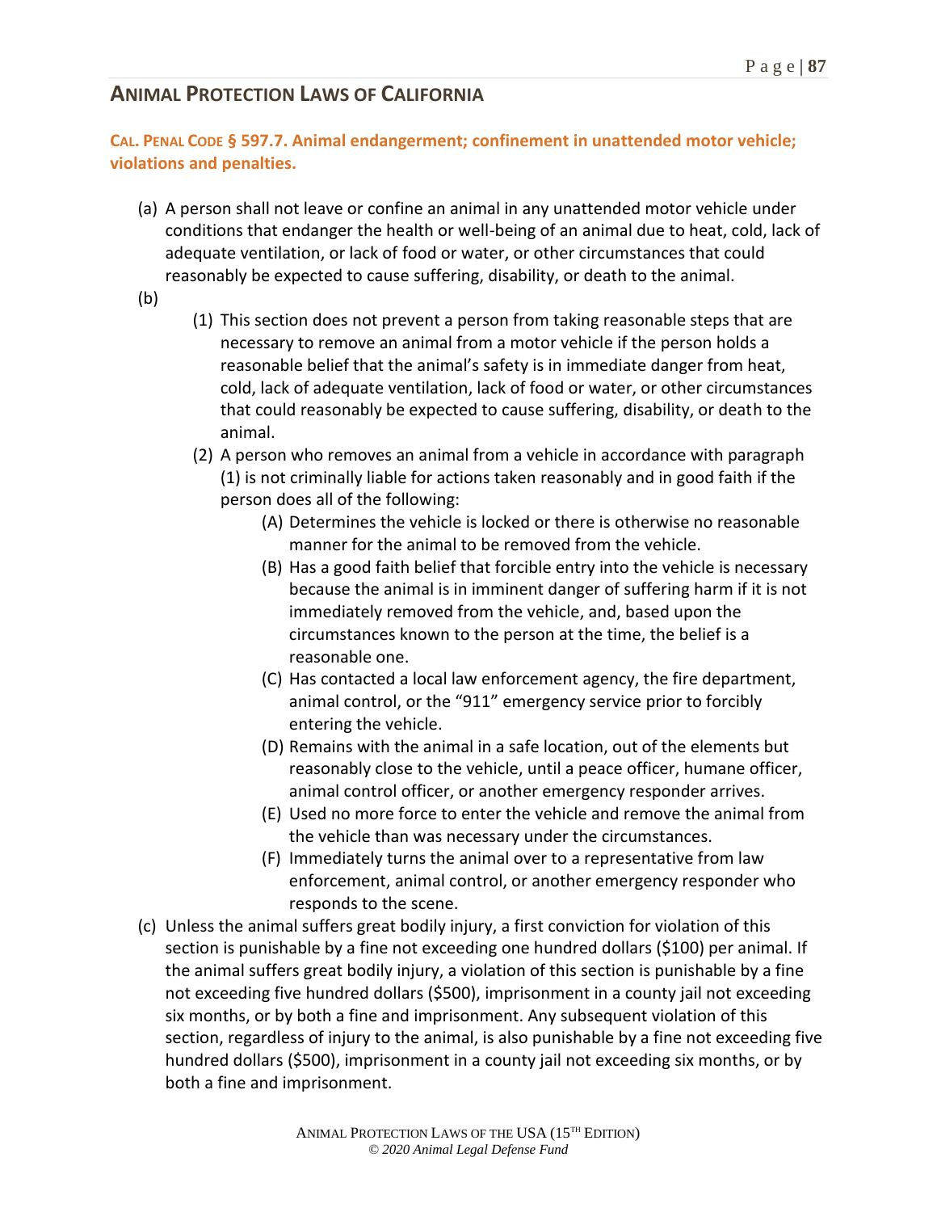## ANIMAL PROTECTION LAWS OF CALIFORNIA

### CAL. PENAL CODE § 597.7. Animal endangerment; confinement in unattended motor vehicle; violations and penalties.

(a) A person shall not leave or confine an animal in any unattended motor vehicle under conditions that endanger the health or well-being of an animal due to heat, cold, lack of adequate ventilation, or lack of food or water, or other circumstances that could reasonably be expected to cause suffering, disability, or death to the animal.

(b)

- (1) This section does not prevent a person from taking reasonable steps that are necessary to remove an animal from a motor vehicle if the person holds a reasonable belief that the animal's safety is in immediate danger from heat, cold, lack of adequate ventilation, lack of food or water, or other circumstances that could reasonably be expected to cause suffering, disability, or death to the animal.
- (2) A person who removes an animal from a vehicle in accordance with paragraph (1) is not criminally liable for actions taken reasonably and in good faith if the person does all of the following:
  - (A) Determines the vehicle is locked or there is otherwise no reasonable manner for the animal to be removed from the vehicle.
  - (B) Has a good faith belief that forcible entry into the vehicle is necessary because the animal is in imminent danger of suffering harm if it is not immediately removed from the vehicle, and, based upon the circumstances known to the person at the time, the belief is a reasonable one.
  - (C) Has contacted a local law enforcement agency, the fire department, animal control, or the "911" emergency service prior to forcibly entering the vehicle.
  - (D) Remains with the animal in a safe location, out of the elements but reasonably close to the vehicle, until a peace officer, humane officer, animal control officer, or another emergency responder arrives.
  - (E) Used no more force to enter the vehicle and remove the animal from the vehicle than was necessary under the circumstances.
  - (F) Immediately turns the animal over to a representative from law enforcement, animal control, or another emergency responder who responds to the scene.

(c) Unless the animal suffers great bodily injury, a first conviction for violation of this section is punishable by a fine not exceeding one hundred dollars ($100) per animal. If the animal suffers great bodily injury, a violation of this section is punishable by a fine not exceeding five hundred dollars ($500), imprisonment in a county jail not exceeding six months, or by both a fine and imprisonment. Any subsequent violation of this section, regardless of injury to the animal, is also punishable by a fine not exceeding five hundred dollars ($500), imprisonment in a county jail not exceeding six months, or by both a fine and imprisonment.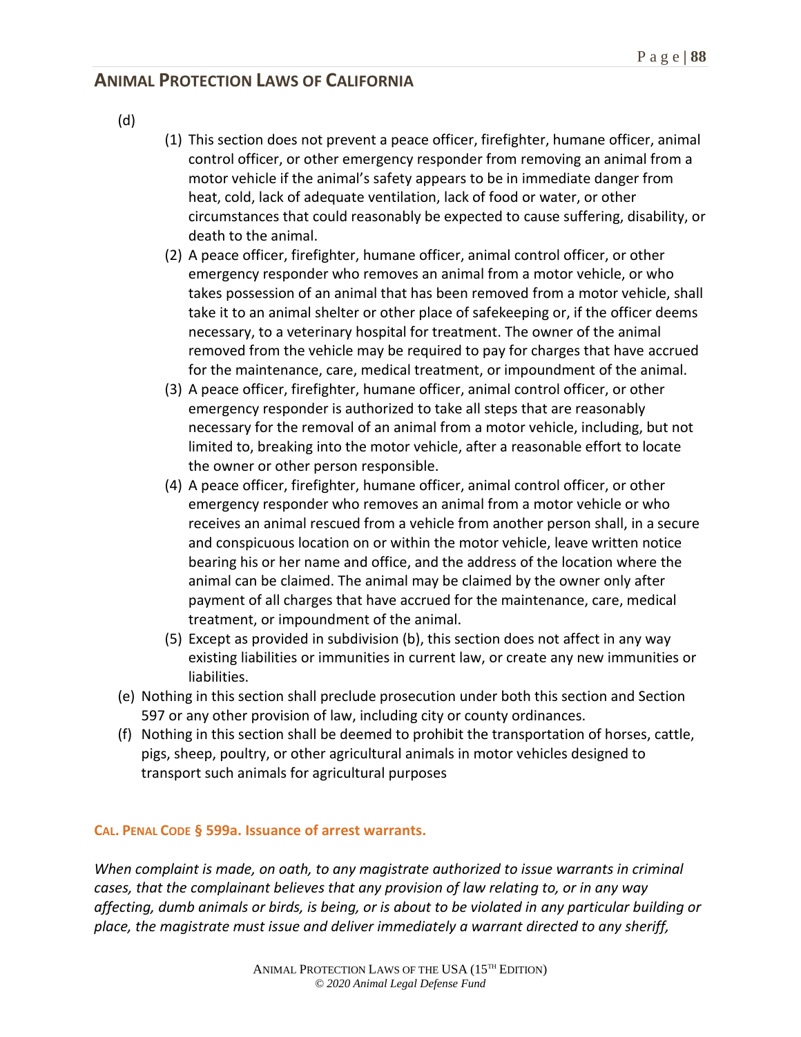(d)

(1) This section does not prevent a peace officer, firefighter, humane officer, animal control officer, or other emergency responder from removing an animal from a motor vehicle if the animal's safety appears to be in immediate danger from heat, cold, lack of adequate ventilation, lack of food or water, or other circumstances that could reasonably be expected to cause suffering, disability, or death to the animal.

(2) A peace officer, firefighter, humane officer, animal control officer, or other emergency responder who removes an animal from a motor vehicle, or who takes possession of an animal that has been removed from a motor vehicle, shall take it to an animal shelter or other place of safekeeping or, if the officer deems necessary, to a veterinary hospital for treatment. The owner of the animal removed from the vehicle may be required to pay for charges that have accrued for the maintenance, care, medical treatment, or impoundment of the animal.

(3) A peace officer, firefighter, humane officer, animal control officer, or other emergency responder is authorized to take all steps that are reasonably necessary for the removal of an animal from a motor vehicle, including, but not limited to, breaking into the motor vehicle, after a reasonable effort to locate the owner or other person responsible.

(4) A peace officer, firefighter, humane officer, animal control officer, or other emergency responder who removes an animal from a motor vehicle or who receives an animal rescued from a vehicle from another person shall, in a secure and conspicuous location on or within the motor vehicle, leave written notice bearing his or her name and office, and the address of the location where the animal can be claimed. The animal may be claimed by the owner only after payment of all charges that have accrued for the maintenance, care, medical treatment, or impoundment of the animal.

(5) Except as provided in subdivision (b), this section does not affect in any way existing liabilities or immunities in current law, or create any new immunities or liabilities.

(e) Nothing in this section shall preclude prosecution under both this section and Section 597 or any other provision of law, including city or county ordinances.

(f) Nothing in this section shall be deemed to prohibit the transportation of horses, cattle, pigs, sheep, poultry, or other agricultural animals in motor vehicles designed to transport such animals for agricultural purposes

### CAL. PENAL CODE § 599a. Issuance of arrest warrants.

*When complaint is made, on oath, to any magistrate authorized to issue warrants in criminal cases, that the complainant believes that any provision of law relating to, or in any way affecting, dumb animals or birds, is being, or is about to be violated in any particular building or place, the magistrate must issue and deliver immediately a warrant directed to any sheriff,*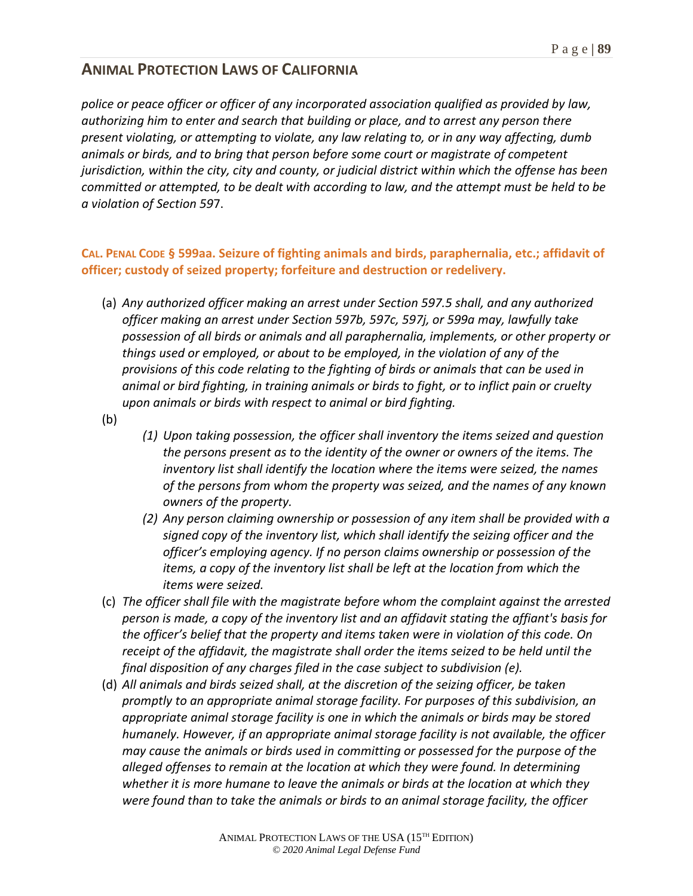*police or peace officer or officer of any incorporated association qualified as provided by law, authorizing him to enter and search that building or place, and to arrest any person there present violating, or attempting to violate, any law relating to, or in any way affecting, dumb animals or birds, and to bring that person before some court or magistrate of competent jurisdiction, within the city, city and county, or judicial district within which the offense has been committed or attempted, to be dealt with according to law, and the attempt must be held to be a violation of Section 597*.

### CAL. PENAL CODE § 599aa. Seizure of fighting animals and birds, paraphernalia, etc.; affidavit of officer; custody of seized property; forfeiture and destruction or redelivery.

(a) *Any authorized officer making an arrest under Section 597.5 shall, and any authorized officer making an arrest under Section 597b, 597c, 597j, or 599a may, lawfully take possession of all birds or animals and all paraphernalia, implements, or other property or things used or employed, or about to be employed, in the violation of any of the provisions of this code relating to the fighting of birds or animals that can be used in animal or bird fighting, in training animals or birds to fight, or to inflict pain or cruelty upon animals or birds with respect to animal or bird fighting.*

(b)

- (1) *Upon taking possession, the officer shall inventory the items seized and question the persons present as to the identity of the owner or owners of the items. The inventory list shall identify the location where the items were seized, the names of the persons from whom the property was seized, and the names of any known owners of the property.*
- (2) *Any person claiming ownership or possession of any item shall be provided with a signed copy of the inventory list, which shall identify the seizing officer and the officer's employing agency. If no person claims ownership or possession of the items, a copy of the inventory list shall be left at the location from which the items were seized.*

(c) *The officer shall file with the magistrate before whom the complaint against the arrested person is made, a copy of the inventory list and an affidavit stating the affiant's basis for the officer's belief that the property and items taken were in violation of this code. On receipt of the affidavit, the magistrate shall order the items seized to be held until the final disposition of any charges filed in the case subject to subdivision (e).*

(d) *All animals and birds seized shall, at the discretion of the seizing officer, be taken promptly to an appropriate animal storage facility. For purposes of this subdivision, an appropriate animal storage facility is one in which the animals or birds may be stored humanely. However, if an appropriate animal storage facility is not available, the officer may cause the animals or birds used in committing or possessed for the purpose of the alleged offenses to remain at the location at which they were found. In determining whether it is more humane to leave the animals or birds at the location at which they were found than to take the animals or birds to an animal storage facility, the officer*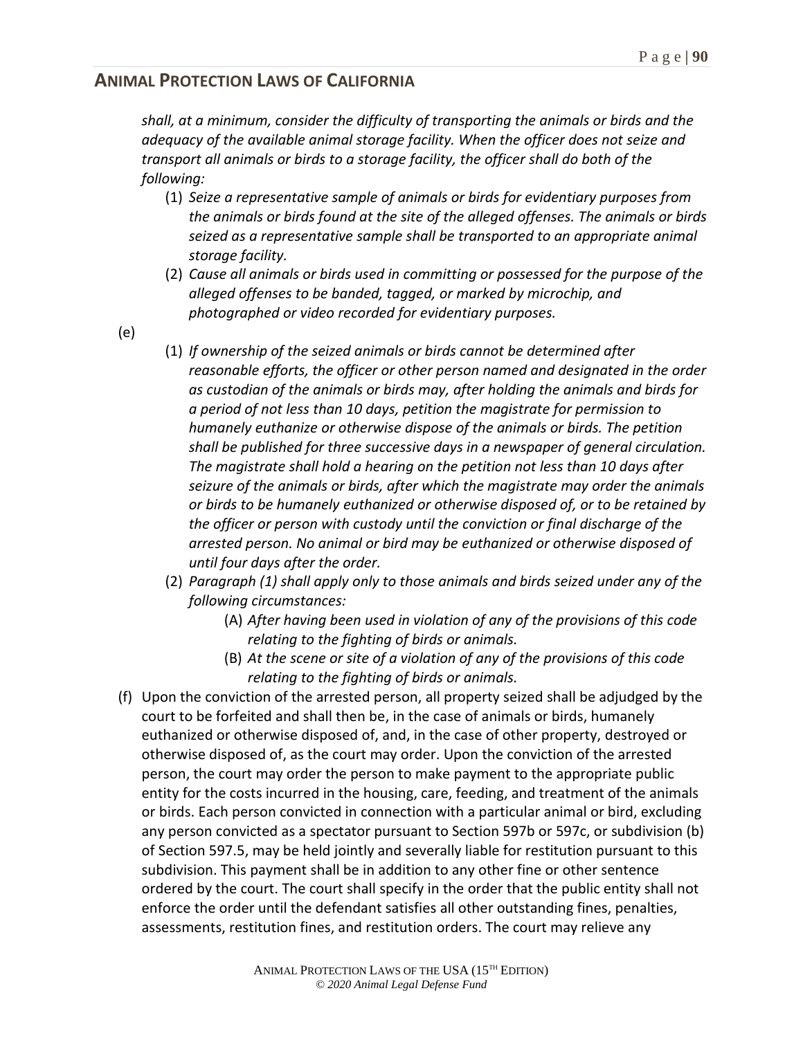*shall, at a minimum, consider the difficulty of transporting the animals or birds and the adequacy of the available animal storage facility. When the officer does not seize and transport all animals or birds to a storage facility, the officer shall do both of the following:*

1. *Seize a representative sample of animals or birds for evidentiary purposes from the animals or birds found at the site of the alleged offenses. The animals or birds seized as a representative sample shall be transported to an appropriate animal storage facility.*
2. *Cause all animals or birds used in committing or possessed for the purpose of the alleged offenses to be banded, tagged, or marked by microchip, and photographed or video recorded for evidentiary purposes.*

(e)

1. *If ownership of the seized animals or birds cannot be determined after reasonable efforts, the officer or other person named and designated in the order as custodian of the animals or birds may, after holding the animals and birds for a period of not less than 10 days, petition the magistrate for permission to humanely euthanize or otherwise dispose of the animals or birds. The petition shall be published for three successive days in a newspaper of general circulation. The magistrate shall hold a hearing on the petition not less than 10 days after seizure of the animals or birds, after which the magistrate may order the animals or birds to be humanely euthanized or otherwise disposed of, or to be retained by the officer or person with custody until the conviction or final discharge of the arrested person. No animal or bird may be euthanized or otherwise disposed of until four days after the order.*
2. *Paragraph (1) shall apply only to those animals and birds seized under any of the following circumstances:*
    - (A) *After having been used in violation of any of the provisions of this code relating to the fighting of birds or animals.*
    - (B) *At the scene or site of a violation of any of the provisions of this code relating to the fighting of birds or animals.*

(f) Upon the conviction of the arrested person, all property seized shall be adjudged by the court to be forfeited and shall then be, in the case of animals or birds, humanely euthanized or otherwise disposed of, and, in the case of other property, destroyed or otherwise disposed of, as the court may order. Upon the conviction of the arrested person, the court may order the person to make payment to the appropriate public entity for the costs incurred in the housing, care, feeding, and treatment of the animals or birds. Each person convicted in connection with a particular animal or bird, excluding any person convicted as a spectator pursuant to Section 597b or 597c, or subdivision (b) of Section 597.5, may be held jointly and severally liable for restitution pursuant to this subdivision. This payment shall be in addition to any other fine or other sentence ordered by the court. The court shall specify in the order that the public entity shall not enforce the order until the defendant satisfies all other outstanding fines, penalties, assessments, restitution fines, and restitution orders. The court may relieve any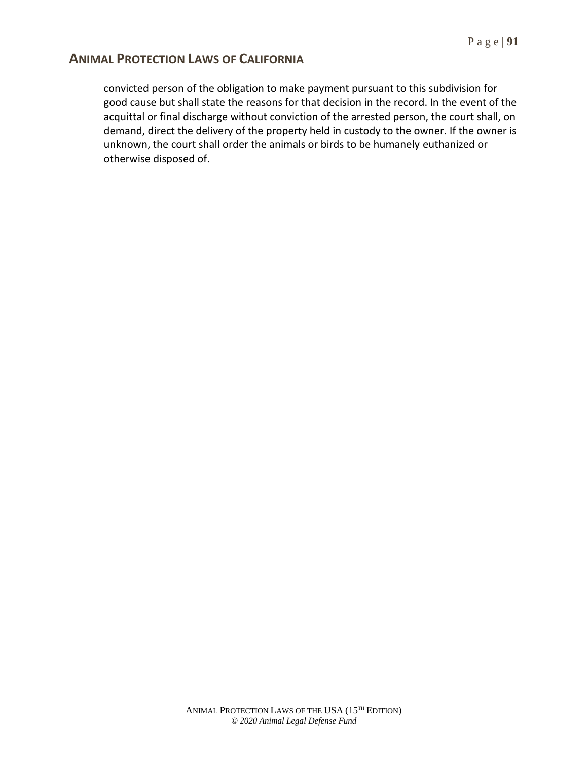convicted person of the obligation to make payment pursuant to this subdivision for good cause but shall state the reasons for that decision in the record. In the event of the acquittal or final discharge without conviction of the arrested person, the court shall, on demand, direct the delivery of the property held in custody to the owner. If the owner is unknown, the court shall order the animals or birds to be humanely euthanized or otherwise disposed of.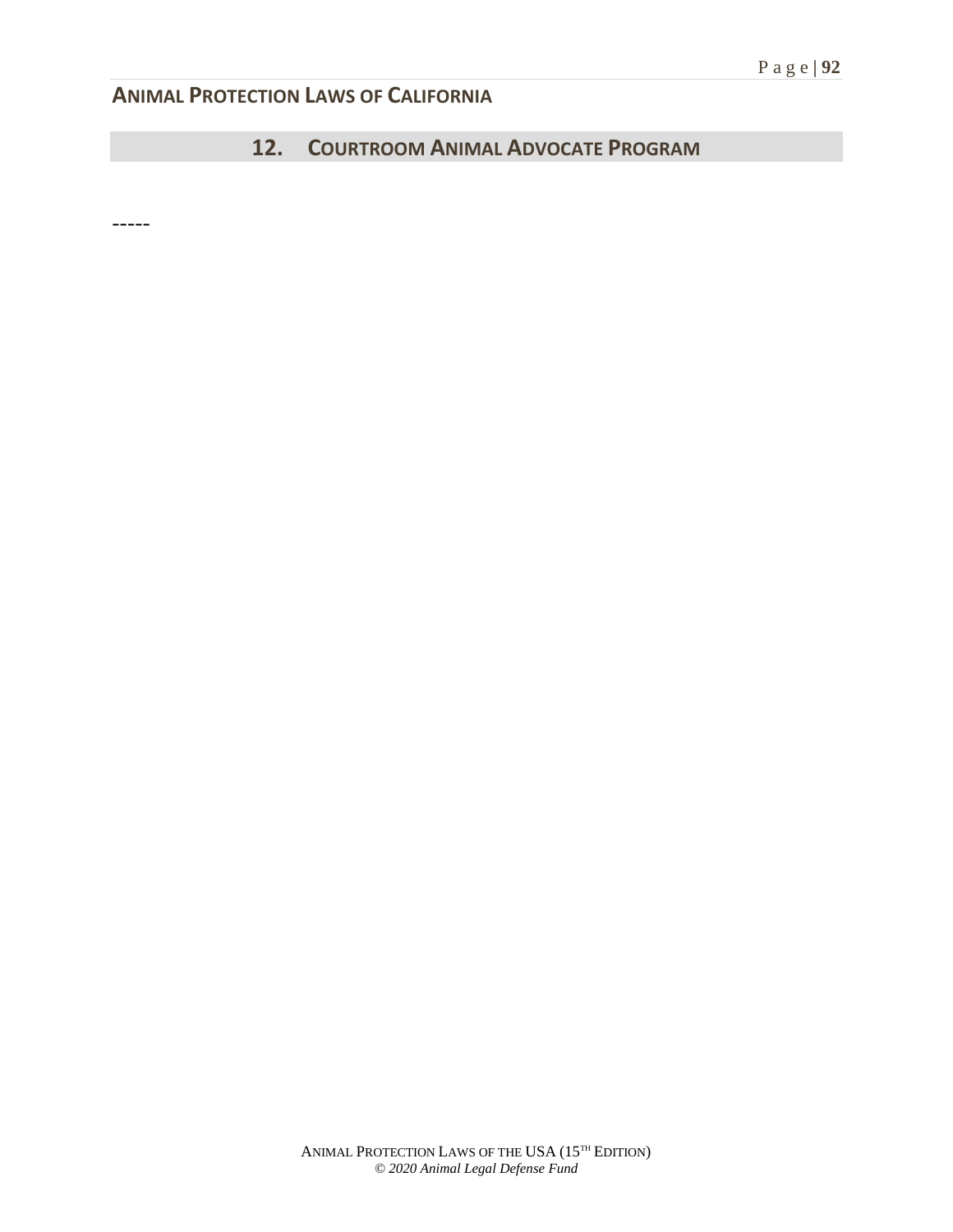## 12. COURTROOM ANIMAL ADVOCATE PROGRAM

-----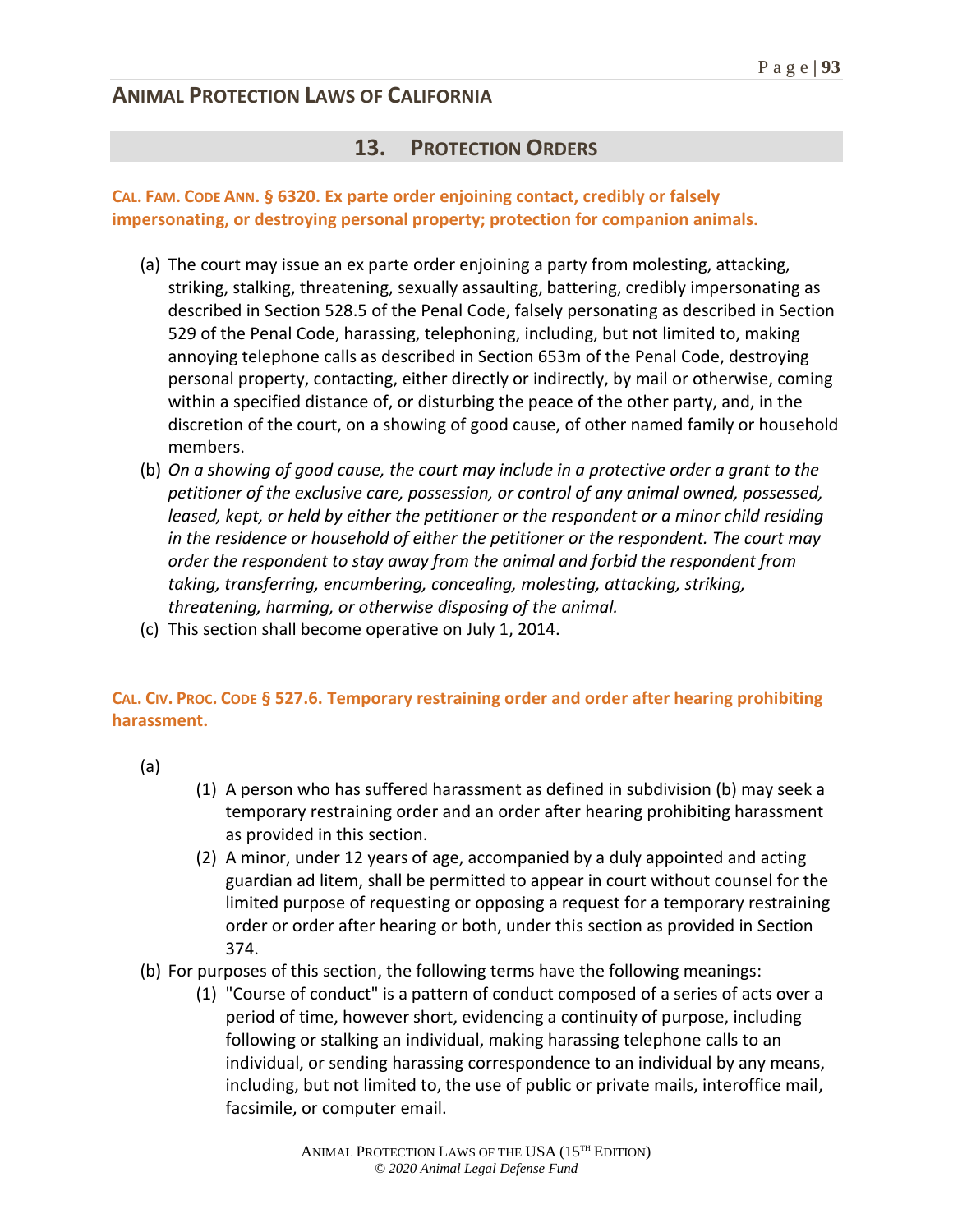## 13. PROTECTION ORDERS

**CAL. FAM. CODE ANN. § 6320. Ex parte order enjoining contact, credibly or falsely impersonating, or destroying personal property; protection for companion animals.**

(a) The court may issue an ex parte order enjoining a party from molesting, attacking, striking, stalking, threatening, sexually assaulting, battering, credibly impersonating as described in Section 528.5 of the Penal Code, falsely personating as described in Section 529 of the Penal Code, harassing, telephoning, including, but not limited to, making annoying telephone calls as described in Section 653m of the Penal Code, destroying personal property, contacting, either directly or indirectly, by mail or otherwise, coming within a specified distance of, or disturbing the peace of the other party, and, in the discretion of the court, on a showing of good cause, of other named family or household members.

(b) *On a showing of good cause, the court may include in a protective order a grant to the petitioner of the exclusive care, possession, or control of any animal owned, possessed, leased, kept, or held by either the petitioner or the respondent or a minor child residing in the residence or household of either the petitioner or the respondent. The court may order the respondent to stay away from the animal and forbid the respondent from taking, transferring, encumbering, concealing, molesting, attacking, striking, threatening, harming, or otherwise disposing of the animal.*

(c) This section shall become operative on July 1, 2014.

**CAL. CIV. PROC. CODE § 527.6. Temporary restraining order and order after hearing prohibiting harassment.**

(a)

- (1) A person who has suffered harassment as defined in subdivision (b) may seek a temporary restraining order and an order after hearing prohibiting harassment as provided in this section.
- (2) A minor, under 12 years of age, accompanied by a duly appointed and acting guardian ad litem, shall be permitted to appear in court without counsel for the limited purpose of requesting or opposing a request for a temporary restraining order or order after hearing or both, under this section as provided in Section 374.

(b) For purposes of this section, the following terms have the following meanings:

- (1) "Course of conduct" is a pattern of conduct composed of a series of acts over a period of time, however short, evidencing a continuity of purpose, including following or stalking an individual, making harassing telephone calls to an individual, or sending harassing correspondence to an individual by any means, including, but not limited to, the use of public or private mails, interoffice mail, facsimile, or computer email.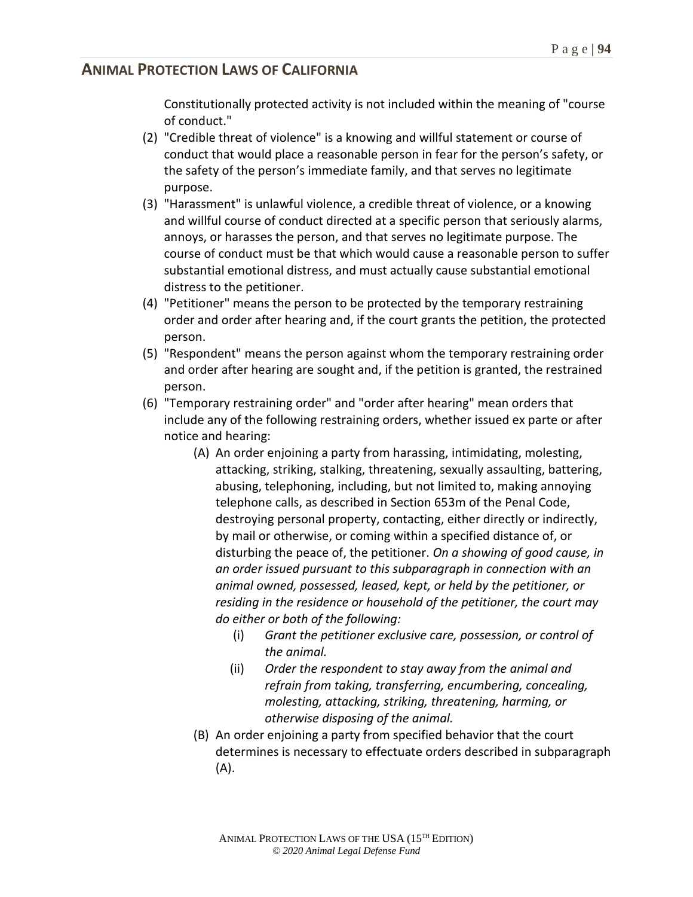Constitutionally protected activity is not included within the meaning of "course of conduct."

(2) "Credible threat of violence" is a knowing and willful statement or course of conduct that would place a reasonable person in fear for the person's safety, or the safety of the person's immediate family, and that serves no legitimate purpose.

(3) "Harassment" is unlawful violence, a credible threat of violence, or a knowing and willful course of conduct directed at a specific person that seriously alarms, annoys, or harasses the person, and that serves no legitimate purpose. The course of conduct must be that which would cause a reasonable person to suffer substantial emotional distress, and must actually cause substantial emotional distress to the petitioner.

(4) "Petitioner" means the person to be protected by the temporary restraining order and order after hearing and, if the court grants the petition, the protected person.

(5) "Respondent" means the person against whom the temporary restraining order and order after hearing are sought and, if the petition is granted, the restrained person.

(6) "Temporary restraining order" and "order after hearing" mean orders that include any of the following restraining orders, whether issued ex parte or after notice and hearing:

(A) An order enjoining a party from harassing, intimidating, molesting, attacking, striking, stalking, threatening, sexually assaulting, battering, abusing, telephoning, including, but not limited to, making annoying telephone calls, as described in Section 653m of the Penal Code, destroying personal property, contacting, either directly or indirectly, by mail or otherwise, or coming within a specified distance of, or disturbing the peace of, the petitioner. *On a showing of good cause, in an order issued pursuant to this subparagraph in connection with an animal owned, possessed, leased, kept, or held by the petitioner, or residing in the residence or household of the petitioner, the court may do either or both of the following:*

(i) *Grant the petitioner exclusive care, possession, or control of the animal.*

(ii) *Order the respondent to stay away from the animal and refrain from taking, transferring, encumbering, concealing, molesting, attacking, striking, threatening, harming, or otherwise disposing of the animal.*

(B) An order enjoining a party from specified behavior that the court determines is necessary to effectuate orders described in subparagraph (A).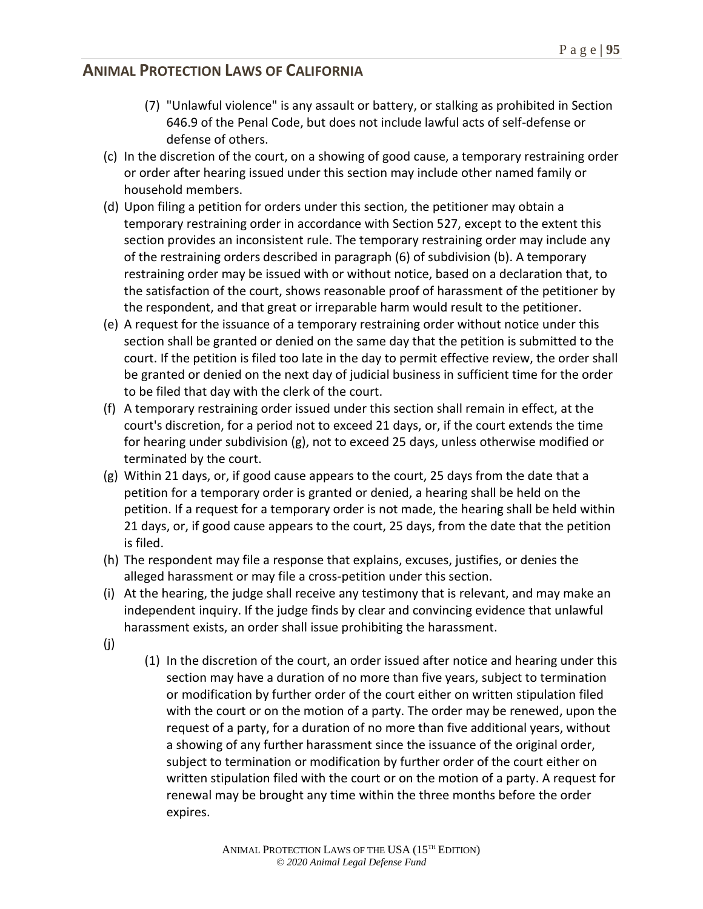(7) "Unlawful violence" is any assault or battery, or stalking as prohibited in Section 646.9 of the Penal Code, but does not include lawful acts of self-defense or defense of others.

(c) In the discretion of the court, on a showing of good cause, a temporary restraining order or order after hearing issued under this section may include other named family or household members.

(d) Upon filing a petition for orders under this section, the petitioner may obtain a temporary restraining order in accordance with Section 527, except to the extent this section provides an inconsistent rule. The temporary restraining order may include any of the restraining orders described in paragraph (6) of subdivision (b). A temporary restraining order may be issued with or without notice, based on a declaration that, to the satisfaction of the court, shows reasonable proof of harassment of the petitioner by the respondent, and that great or irreparable harm would result to the petitioner.

(e) A request for the issuance of a temporary restraining order without notice under this section shall be granted or denied on the same day that the petition is submitted to the court. If the petition is filed too late in the day to permit effective review, the order shall be granted or denied on the next day of judicial business in sufficient time for the order to be filed that day with the clerk of the court.

(f) A temporary restraining order issued under this section shall remain in effect, at the court's discretion, for a period not to exceed 21 days, or, if the court extends the time for hearing under subdivision (g), not to exceed 25 days, unless otherwise modified or terminated by the court.

(g) Within 21 days, or, if good cause appears to the court, 25 days from the date that a petition for a temporary order is granted or denied, a hearing shall be held on the petition. If a request for a temporary order is not made, the hearing shall be held within 21 days, or, if good cause appears to the court, 25 days, from the date that the petition is filed.

(h) The respondent may file a response that explains, excuses, justifies, or denies the alleged harassment or may file a cross-petition under this section.

(i) At the hearing, the judge shall receive any testimony that is relevant, and may make an independent inquiry. If the judge finds by clear and convincing evidence that unlawful harassment exists, an order shall issue prohibiting the harassment.

(j)

(1) In the discretion of the court, an order issued after notice and hearing under this section may have a duration of no more than five years, subject to termination or modification by further order of the court either on written stipulation filed with the court or on the motion of a party. The order may be renewed, upon the request of a party, for a duration of no more than five additional years, without a showing of any further harassment since the issuance of the original order, subject to termination or modification by further order of the court either on written stipulation filed with the court or on the motion of a party. A request for renewal may be brought any time within the three months before the order expires.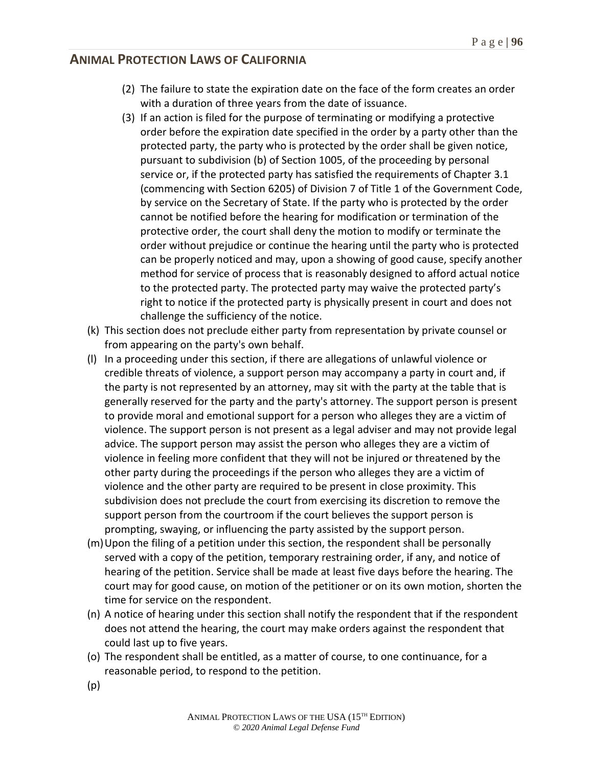(2) The failure to state the expiration date on the face of the form creates an order with a duration of three years from the date of issuance.

(3) If an action is filed for the purpose of terminating or modifying a protective order before the expiration date specified in the order by a party other than the protected party, the party who is protected by the order shall be given notice, pursuant to subdivision (b) of Section 1005, of the proceeding by personal service or, if the protected party has satisfied the requirements of Chapter 3.1 (commencing with Section 6205) of Division 7 of Title 1 of the Government Code, by service on the Secretary of State. If the party who is protected by the order cannot be notified before the hearing for modification or termination of the protective order, the court shall deny the motion to modify or terminate the order without prejudice or continue the hearing until the party who is protected can be properly noticed and may, upon a showing of good cause, specify another method for service of process that is reasonably designed to afford actual notice to the protected party. The protected party may waive the protected party's right to notice if the protected party is physically present in court and does not challenge the sufficiency of the notice.

(k) This section does not preclude either party from representation by private counsel or from appearing on the party's own behalf.

(l) In a proceeding under this section, if there are allegations of unlawful violence or credible threats of violence, a support person may accompany a party in court and, if the party is not represented by an attorney, may sit with the party at the table that is generally reserved for the party and the party's attorney. The support person is present to provide moral and emotional support for a person who alleges they are a victim of violence. The support person is not present as a legal adviser and may not provide legal advice. The support person may assist the person who alleges they are a victim of violence in feeling more confident that they will not be injured or threatened by the other party during the proceedings if the person who alleges they are a victim of violence and the other party are required to be present in close proximity. This subdivision does not preclude the court from exercising its discretion to remove the support person from the courtroom if the court believes the support person is prompting, swaying, or influencing the party assisted by the support person.

(m) Upon the filing of a petition under this section, the respondent shall be personally served with a copy of the petition, temporary restraining order, if any, and notice of hearing of the petition. Service shall be made at least five days before the hearing. The court may for good cause, on motion of the petitioner or on its own motion, shorten the time for service on the respondent.

(n) A notice of hearing under this section shall notify the respondent that if the respondent does not attend the hearing, the court may make orders against the respondent that could last up to five years.

(o) The respondent shall be entitled, as a matter of course, to one continuance, for a reasonable period, to respond to the petition.

(p)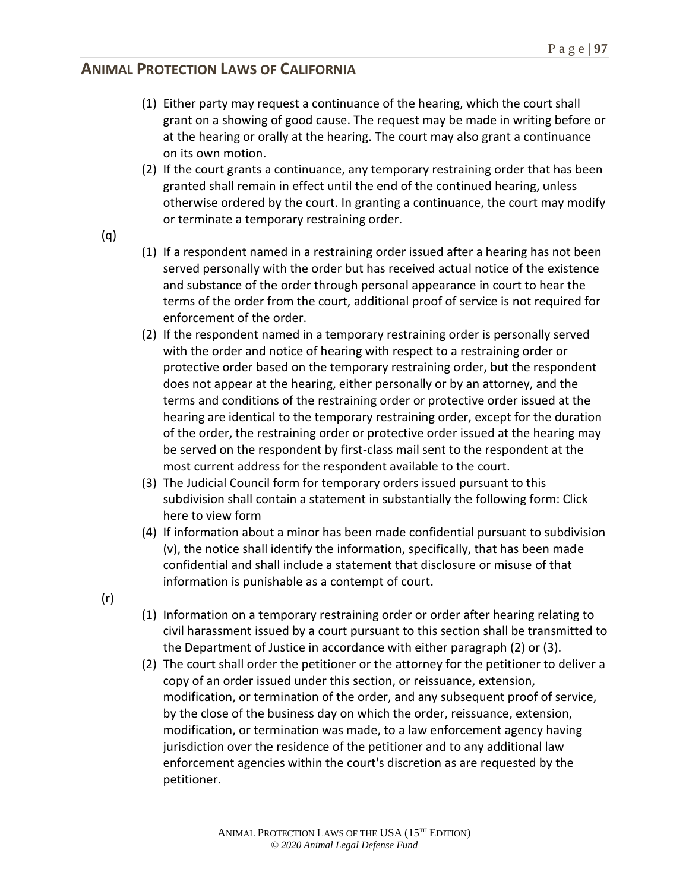(1) Either party may request a continuance of the hearing, which the court shall grant on a showing of good cause. The request may be made in writing before or at the hearing or orally at the hearing. The court may also grant a continuance on its own motion.

(2) If the court grants a continuance, any temporary restraining order that has been granted shall remain in effect until the end of the continued hearing, unless otherwise ordered by the court. In granting a continuance, the court may modify or terminate a temporary restraining order.

(q)

(1) If a respondent named in a restraining order issued after a hearing has not been served personally with the order but has received actual notice of the existence and substance of the order through personal appearance in court to hear the terms of the order from the court, additional proof of service is not required for enforcement of the order.

(2) If the respondent named in a temporary restraining order is personally served with the order and notice of hearing with respect to a restraining order or protective order based on the temporary restraining order, but the respondent does not appear at the hearing, either personally or by an attorney, and the terms and conditions of the restraining order or protective order issued at the hearing are identical to the temporary restraining order, except for the duration of the order, the restraining order or protective order issued at the hearing may be served on the respondent by first-class mail sent to the respondent at the most current address for the respondent available to the court.

(3) The Judicial Council form for temporary orders issued pursuant to this subdivision shall contain a statement in substantially the following form: Click here to view form

(4) If information about a minor has been made confidential pursuant to subdivision (v), the notice shall identify the information, specifically, that has been made confidential and shall include a statement that disclosure or misuse of that information is punishable as a contempt of court.

(r)

(1) Information on a temporary restraining order or order after hearing relating to civil harassment issued by a court pursuant to this section shall be transmitted to the Department of Justice in accordance with either paragraph (2) or (3).

(2) The court shall order the petitioner or the attorney for the petitioner to deliver a copy of an order issued under this section, or reissuance, extension, modification, or termination of the order, and any subsequent proof of service, by the close of the business day on which the order, reissuance, extension, modification, or termination was made, to a law enforcement agency having jurisdiction over the residence of the petitioner and to any additional law enforcement agencies within the court's discretion as are requested by the petitioner.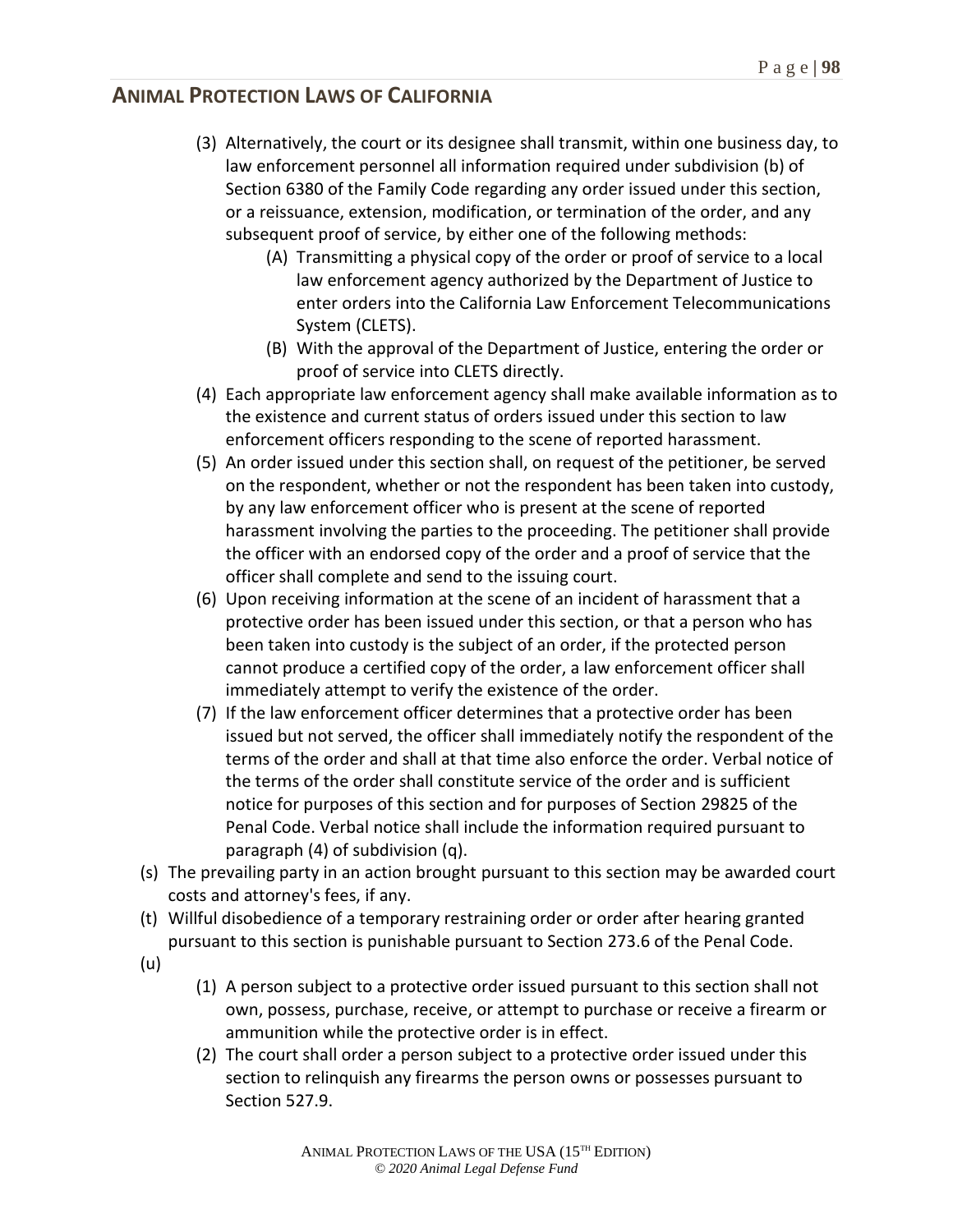(3) Alternatively, the court or its designee shall transmit, within one business day, to law enforcement personnel all information required under subdivision (b) of Section 6380 of the Family Code regarding any order issued under this section, or a reissuance, extension, modification, or termination of the order, and any subsequent proof of service, by either one of the following methods:
   (A) Transmitting a physical copy of the order or proof of service to a local law enforcement agency authorized by the Department of Justice to enter orders into the California Law Enforcement Telecommunications System (CLETS).
   (B) With the approval of the Department of Justice, entering the order or proof of service into CLETS directly.

(4) Each appropriate law enforcement agency shall make available information as to the existence and current status of orders issued under this section to law enforcement officers responding to the scene of reported harassment.

(5) An order issued under this section shall, on request of the petitioner, be served on the respondent, whether or not the respondent has been taken into custody, by any law enforcement officer who is present at the scene of reported harassment involving the parties to the proceeding. The petitioner shall provide the officer with an endorsed copy of the order and a proof of service that the officer shall complete and send to the issuing court.

(6) Upon receiving information at the scene of an incident of harassment that a protective order has been issued under this section, or that a person who has been taken into custody is the subject of an order, if the protected person cannot produce a certified copy of the order, a law enforcement officer shall immediately attempt to verify the existence of the order.

(7) If the law enforcement officer determines that a protective order has been issued but not served, the officer shall immediately notify the respondent of the terms of the order and shall at that time also enforce the order. Verbal notice of the terms of the order shall constitute service of the order and is sufficient notice for purposes of this section and for purposes of Section 29825 of the Penal Code. Verbal notice shall include the information required pursuant to paragraph (4) of subdivision (q).

(s) The prevailing party in an action brought pursuant to this section may be awarded court costs and attorney's fees, if any.

(t) Willful disobedience of a temporary restraining order or order after hearing granted pursuant to this section is punishable pursuant to Section 273.6 of the Penal Code.

(u)
   (1) A person subject to a protective order issued pursuant to this section shall not own, possess, purchase, receive, or attempt to purchase or receive a firearm or ammunition while the protective order is in effect.
   (2) The court shall order a person subject to a protective order issued under this section to relinquish any firearms the person owns or possesses pursuant to Section 527.9.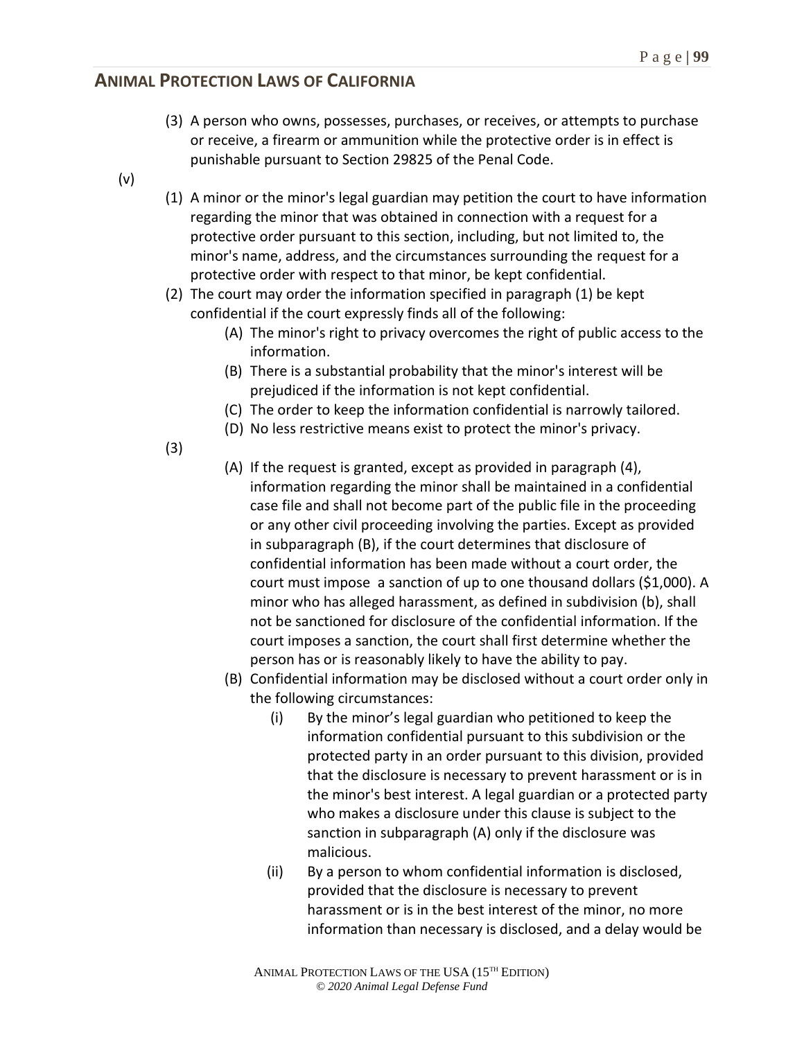(3) A person who owns, possesses, purchases, or receives, or attempts to purchase or receive, a firearm or ammunition while the protective order is in effect is punishable pursuant to Section 29825 of the Penal Code.

(v)

(1) A minor or the minor's legal guardian may petition the court to have information regarding the minor that was obtained in connection with a request for a protective order pursuant to this section, including, but not limited to, the minor's name, address, and the circumstances surrounding the request for a protective order with respect to that minor, be kept confidential.

(2) The court may order the information specified in paragraph (1) be kept confidential if the court expressly finds all of the following:

(A) The minor's right to privacy overcomes the right of public access to the information.

(B) There is a substantial probability that the minor's interest will be prejudiced if the information is not kept confidential.

(C) The order to keep the information confidential is narrowly tailored.

(D) No less restrictive means exist to protect the minor's privacy.

(3)

(A) If the request is granted, except as provided in paragraph (4), information regarding the minor shall be maintained in a confidential case file and shall not become part of the public file in the proceeding or any other civil proceeding involving the parties. Except as provided in subparagraph (B), if the court determines that disclosure of confidential information has been made without a court order, the court must impose a sanction of up to one thousand dollars ($1,000). A minor who has alleged harassment, as defined in subdivision (b), shall not be sanctioned for disclosure of the confidential information. If the court imposes a sanction, the court shall first determine whether the person has or is reasonably likely to have the ability to pay.

(B) Confidential information may be disclosed without a court order only in the following circumstances:

(i) By the minor's legal guardian who petitioned to keep the information confidential pursuant to this subdivision or the protected party in an order pursuant to this division, provided that the disclosure is necessary to prevent harassment or is in the minor's best interest. A legal guardian or a protected party who makes a disclosure under this clause is subject to the sanction in subparagraph (A) only if the disclosure was malicious.

(ii) By a person to whom confidential information is disclosed, provided that the disclosure is necessary to prevent harassment or is in the best interest of the minor, no more information than necessary is disclosed, and a delay would be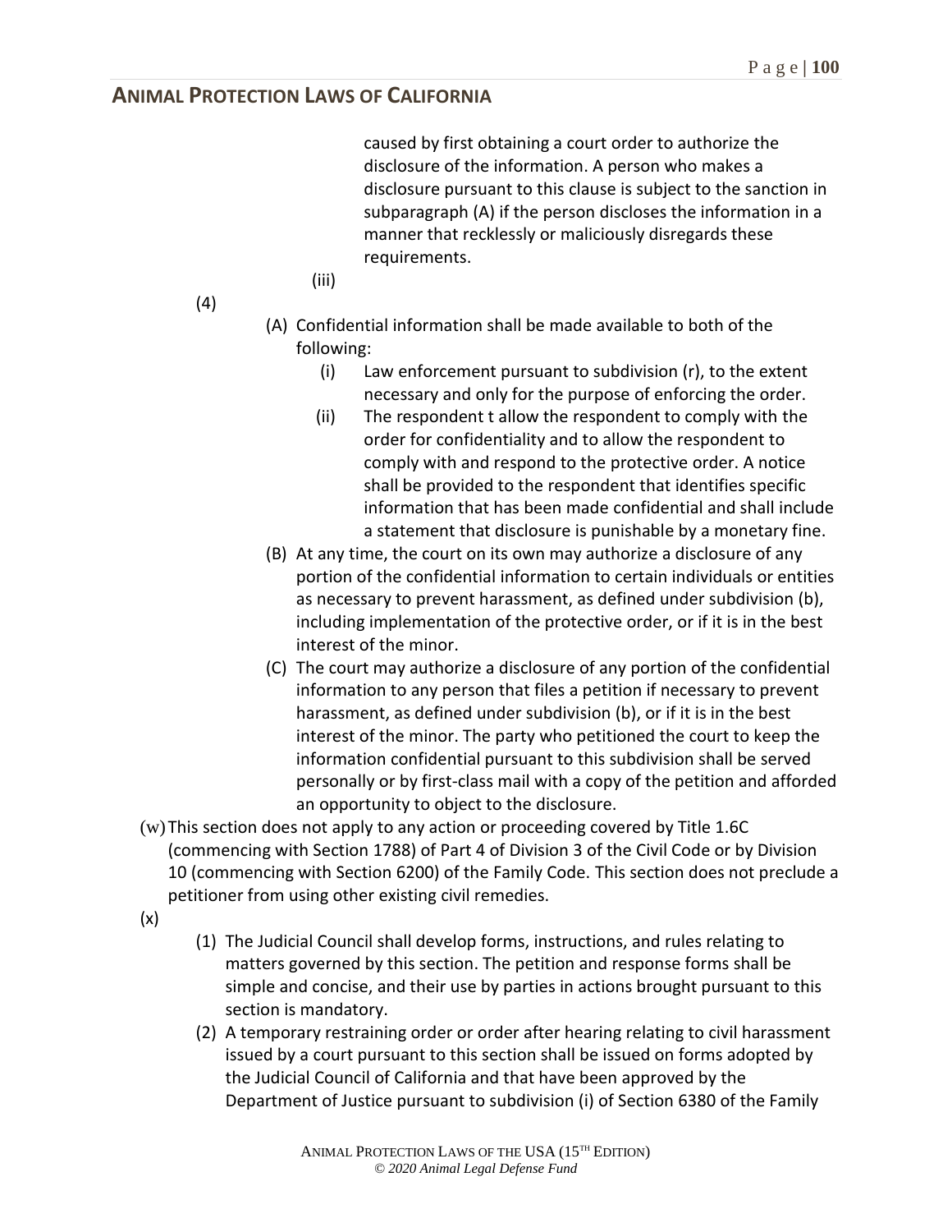caused by first obtaining a court order to authorize the disclosure of the information. A person who makes a disclosure pursuant to this clause is subject to the sanction in subparagraph (A) if the person discloses the information in a manner that recklessly or maliciously disregards these requirements.

(iii)

(4)

(A) Confidential information shall be made available to both of the following:

(i) Law enforcement pursuant to subdivision (r), to the extent necessary and only for the purpose of enforcing the order.

(ii) The respondent t allow the respondent to comply with the order for confidentiality and to allow the respondent to comply with and respond to the protective order. A notice shall be provided to the respondent that identifies specific information that has been made confidential and shall include a statement that disclosure is punishable by a monetary fine.

(B) At any time, the court on its own may authorize a disclosure of any portion of the confidential information to certain individuals or entities as necessary to prevent harassment, as defined under subdivision (b), including implementation of the protective order, or if it is in the best interest of the minor.

(C) The court may authorize a disclosure of any portion of the confidential information to any person that files a petition if necessary to prevent harassment, as defined under subdivision (b), or if it is in the best interest of the minor. The party who petitioned the court to keep the information confidential pursuant to this subdivision shall be served personally or by first-class mail with a copy of the petition and afforded an opportunity to object to the disclosure.

(w) This section does not apply to any action or proceeding covered by Title 1.6C (commencing with Section 1788) of Part 4 of Division 3 of the Civil Code or by Division 10 (commencing with Section 6200) of the Family Code. This section does not preclude a petitioner from using other existing civil remedies.

(x)

(1) The Judicial Council shall develop forms, instructions, and rules relating to matters governed by this section. The petition and response forms shall be simple and concise, and their use by parties in actions brought pursuant to this section is mandatory.

(2) A temporary restraining order or order after hearing relating to civil harassment issued by a court pursuant to this section shall be issued on forms adopted by the Judicial Council of California and that have been approved by the Department of Justice pursuant to subdivision (i) of Section 6380 of the Family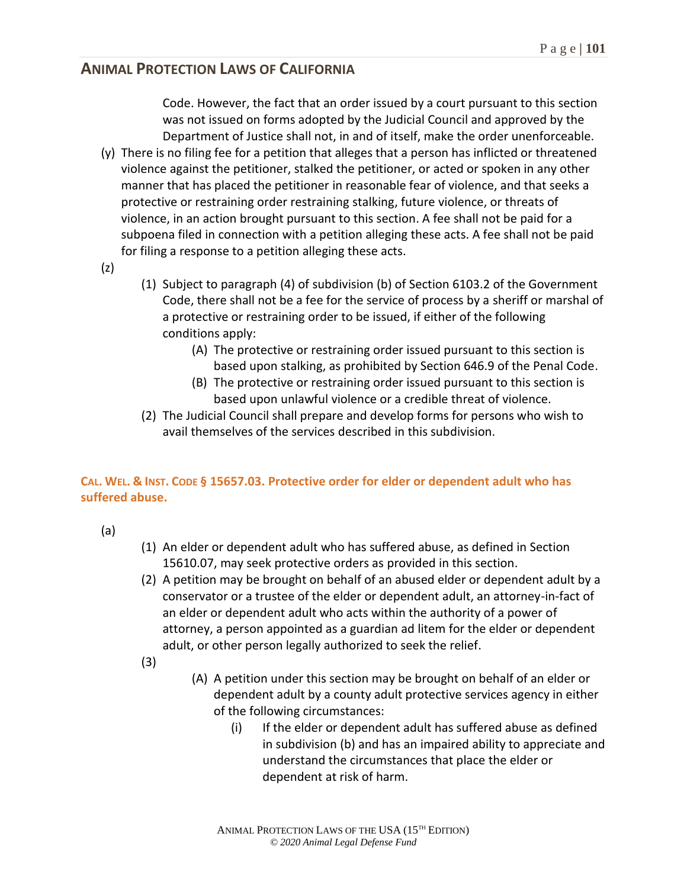Code. However, the fact that an order issued by a court pursuant to this section was not issued on forms adopted by the Judicial Council and approved by the Department of Justice shall not, in and of itself, make the order unenforceable.

(y) There is no filing fee for a petition that alleges that a person has inflicted or threatened violence against the petitioner, stalked the petitioner, or acted or spoken in any other manner that has placed the petitioner in reasonable fear of violence, and that seeks a protective or restraining order restraining stalking, future violence, or threats of violence, in an action brought pursuant to this section. A fee shall not be paid for a subpoena filed in connection with a petition alleging these acts. A fee shall not be paid for filing a response to a petition alleging these acts.

(z)

- (1) Subject to paragraph (4) of subdivision (b) of Section 6103.2 of the Government Code, there shall not be a fee for the service of process by a sheriff or marshal of a protective or restraining order to be issued, if either of the following conditions apply:
  - (A) The protective or restraining order issued pursuant to this section is based upon stalking, as prohibited by Section 646.9 of the Penal Code.
  - (B) The protective or restraining order issued pursuant to this section is based upon unlawful violence or a credible threat of violence.
- (2) The Judicial Council shall prepare and develop forms for persons who wish to avail themselves of the services described in this subdivision.

### CAL. WEL. & INST. CODE § 15657.03. Protective order for elder or dependent adult who has suffered abuse.

(a)

- (1) An elder or dependent adult who has suffered abuse, as defined in Section 15610.07, may seek protective orders as provided in this section.
- (2) A petition may be brought on behalf of an abused elder or dependent adult by a conservator or a trustee of the elder or dependent adult, an attorney-in-fact of an elder or dependent adult who acts within the authority of a power of attorney, a person appointed as a guardian ad litem for the elder or dependent adult, or other person legally authorized to seek the relief.
- (3)
  - (A) A petition under this section may be brought on behalf of an elder or dependent adult by a county adult protective services agency in either of the following circumstances:
    - (i) If the elder or dependent adult has suffered abuse as defined in subdivision (b) and has an impaired ability to appreciate and understand the circumstances that place the elder or dependent at risk of harm.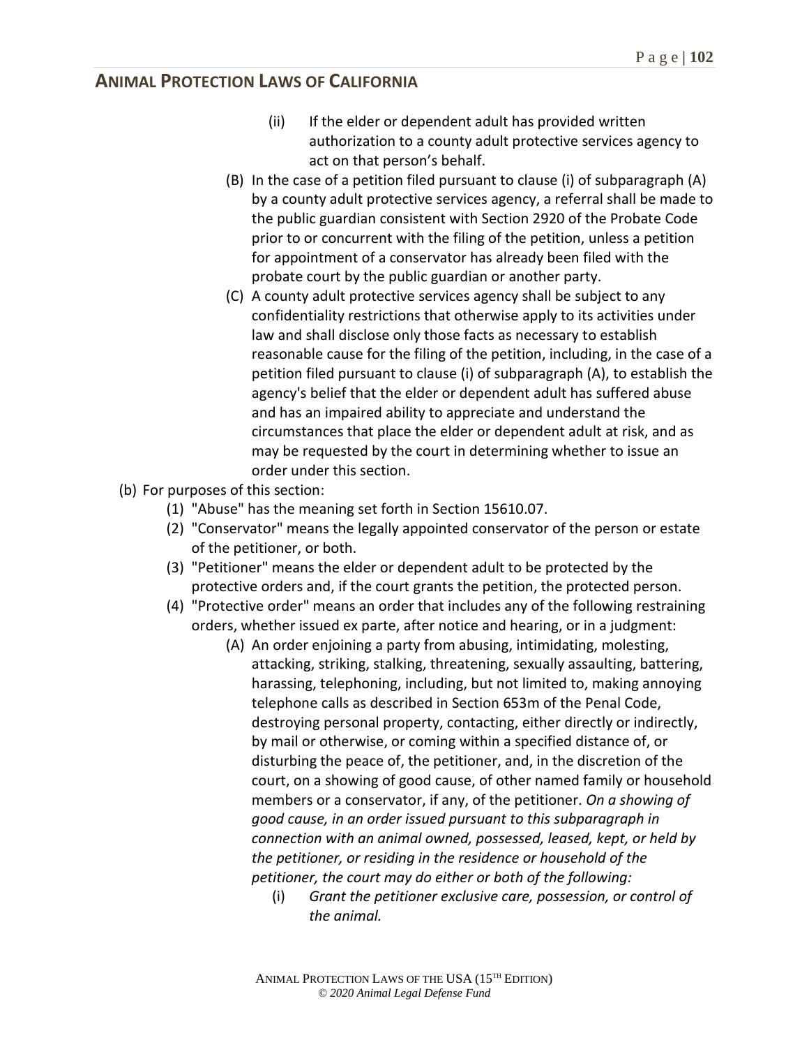- (ii) If the elder or dependent adult has provided written authorization to a county adult protective services agency to act on that person's behalf.
- (B) In the case of a petition filed pursuant to clause (i) of subparagraph (A) by a county adult protective services agency, a referral shall be made to the public guardian consistent with Section 2920 of the Probate Code prior to or concurrent with the filing of the petition, unless a petition for appointment of a conservator has already been filed with the probate court by the public guardian or another party.
- (C) A county adult protective services agency shall be subject to any confidentiality restrictions that otherwise apply to its activities under law and shall disclose only those facts as necessary to establish reasonable cause for the filing of the petition, including, in the case of a petition filed pursuant to clause (i) of subparagraph (A), to establish the agency's belief that the elder or dependent adult has suffered abuse and has an impaired ability to appreciate and understand the circumstances that place the elder or dependent adult at risk, and as may be requested by the court in determining whether to issue an order under this section.

(b) For purposes of this section:

- (1) "Abuse" has the meaning set forth in Section 15610.07.
- (2) "Conservator" means the legally appointed conservator of the person or estate of the petitioner, or both.
- (3) "Petitioner" means the elder or dependent adult to be protected by the protective orders and, if the court grants the petition, the protected person.
- (4) "Protective order" means an order that includes any of the following restraining orders, whether issued ex parte, after notice and hearing, or in a judgment:
  - (A) An order enjoining a party from abusing, intimidating, molesting, attacking, striking, stalking, threatening, sexually assaulting, battering, harassing, telephoning, including, but not limited to, making annoying telephone calls as described in Section 653m of the Penal Code, destroying personal property, contacting, either directly or indirectly, by mail or otherwise, or coming within a specified distance of, or disturbing the peace of, the petitioner, and, in the discretion of the court, on a showing of good cause, of other named family or household members or a conservator, if any, of the petitioner. *On a showing of good cause, in an order issued pursuant to this subparagraph in connection with an animal owned, possessed, leased, kept, or held by the petitioner, or residing in the residence or household of the petitioner, the court may do either or both of the following:*
    - (i) *Grant the petitioner exclusive care, possession, or control of the animal.*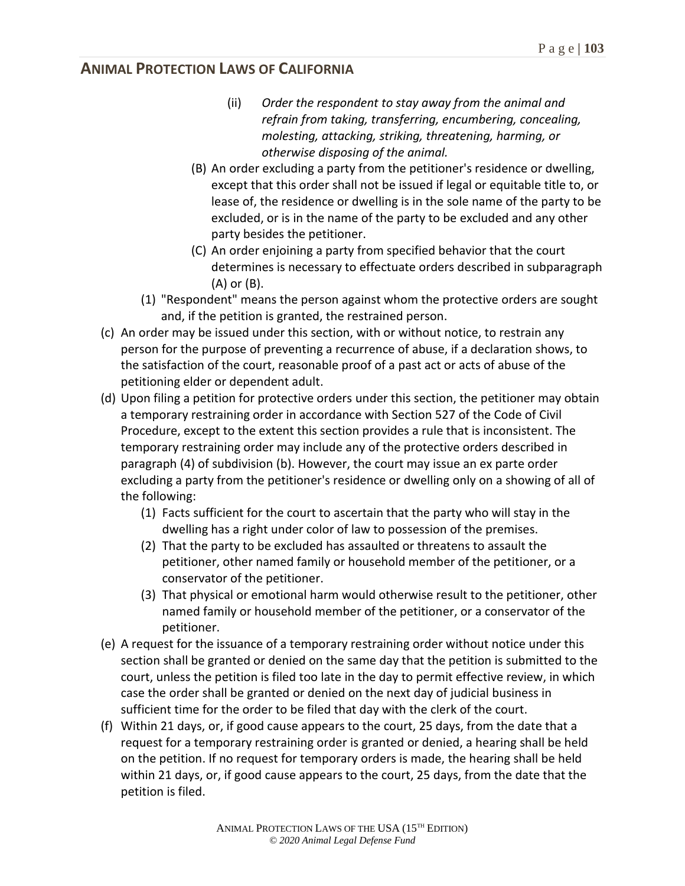(ii) *Order the respondent to stay away from the animal and refrain from taking, transferring, encumbering, concealing, molesting, attacking, striking, threatening, harming, or otherwise disposing of the animal.*

(B) An order excluding a party from the petitioner's residence or dwelling, except that this order shall not be issued if legal or equitable title to, or lease of, the residence or dwelling is in the sole name of the party to be excluded, or is in the name of the party to be excluded and any other party besides the petitioner.

(C) An order enjoining a party from specified behavior that the court determines is necessary to effectuate orders described in subparagraph (A) or (B).

(1) "Respondent" means the person against whom the protective orders are sought and, if the petition is granted, the restrained person.

(c) An order may be issued under this section, with or without notice, to restrain any person for the purpose of preventing a recurrence of abuse, if a declaration shows, to the satisfaction of the court, reasonable proof of a past act or acts of abuse of the petitioning elder or dependent adult.

(d) Upon filing a petition for protective orders under this section, the petitioner may obtain a temporary restraining order in accordance with Section 527 of the Code of Civil Procedure, except to the extent this section provides a rule that is inconsistent. The temporary restraining order may include any of the protective orders described in paragraph (4) of subdivision (b). However, the court may issue an ex parte order excluding a party from the petitioner's residence or dwelling only on a showing of all of the following:

(1) Facts sufficient for the court to ascertain that the party who will stay in the dwelling has a right under color of law to possession of the premises.

(2) That the party to be excluded has assaulted or threatens to assault the petitioner, other named family or household member of the petitioner, or a conservator of the petitioner.

(3) That physical or emotional harm would otherwise result to the petitioner, other named family or household member of the petitioner, or a conservator of the petitioner.

(e) A request for the issuance of a temporary restraining order without notice under this section shall be granted or denied on the same day that the petition is submitted to the court, unless the petition is filed too late in the day to permit effective review, in which case the order shall be granted or denied on the next day of judicial business in sufficient time for the order to be filed that day with the clerk of the court.

(f) Within 21 days, or, if good cause appears to the court, 25 days, from the date that a request for a temporary restraining order is granted or denied, a hearing shall be held on the petition. If no request for temporary orders is made, the hearing shall be held within 21 days, or, if good cause appears to the court, 25 days, from the date that the petition is filed.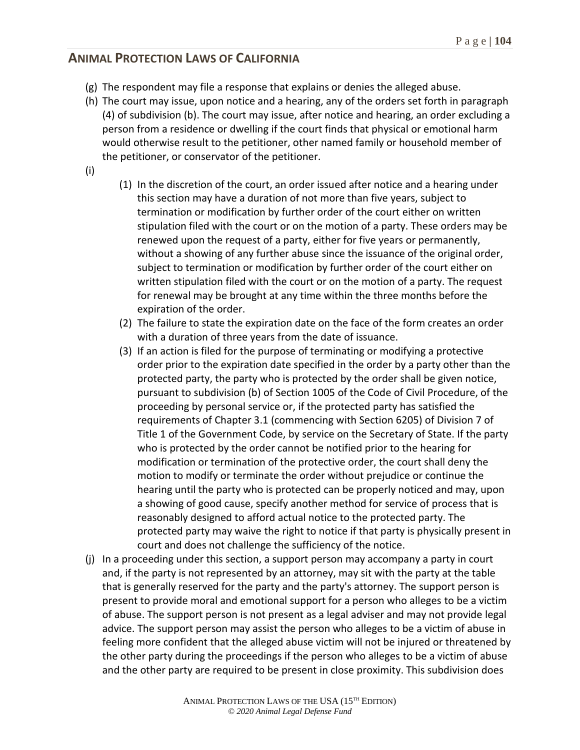(g) The respondent may file a response that explains or denies the alleged abuse.

(h) The court may issue, upon notice and a hearing, any of the orders set forth in paragraph (4) of subdivision (b). The court may issue, after notice and hearing, an order excluding a person from a residence or dwelling if the court finds that physical or emotional harm would otherwise result to the petitioner, other named family or household member of the petitioner, or conservator of the petitioner.

(i)

(1) In the discretion of the court, an order issued after notice and a hearing under this section may have a duration of not more than five years, subject to termination or modification by further order of the court either on written stipulation filed with the court or on the motion of a party. These orders may be renewed upon the request of a party, either for five years or permanently, without a showing of any further abuse since the issuance of the original order, subject to termination or modification by further order of the court either on written stipulation filed with the court or on the motion of a party. The request for renewal may be brought at any time within the three months before the expiration of the order.

(2) The failure to state the expiration date on the face of the form creates an order with a duration of three years from the date of issuance.

(3) If an action is filed for the purpose of terminating or modifying a protective order prior to the expiration date specified in the order by a party other than the protected party, the party who is protected by the order shall be given notice, pursuant to subdivision (b) of Section 1005 of the Code of Civil Procedure, of the proceeding by personal service or, if the protected party has satisfied the requirements of Chapter 3.1 (commencing with Section 6205) of Division 7 of Title 1 of the Government Code, by service on the Secretary of State. If the party who is protected by the order cannot be notified prior to the hearing for modification or termination of the protective order, the court shall deny the motion to modify or terminate the order without prejudice or continue the hearing until the party who is protected can be properly noticed and may, upon a showing of good cause, specify another method for service of process that is reasonably designed to afford actual notice to the protected party. The protected party may waive the right to notice if that party is physically present in court and does not challenge the sufficiency of the notice.

(j) In a proceeding under this section, a support person may accompany a party in court and, if the party is not represented by an attorney, may sit with the party at the table that is generally reserved for the party and the party's attorney. The support person is present to provide moral and emotional support for a person who alleges to be a victim of abuse. The support person is not present as a legal adviser and may not provide legal advice. The support person may assist the person who alleges to be a victim of abuse in feeling more confident that the alleged abuse victim will not be injured or threatened by the other party during the proceedings if the person who alleges to be a victim of abuse and the other party are required to be present in close proximity. This subdivision does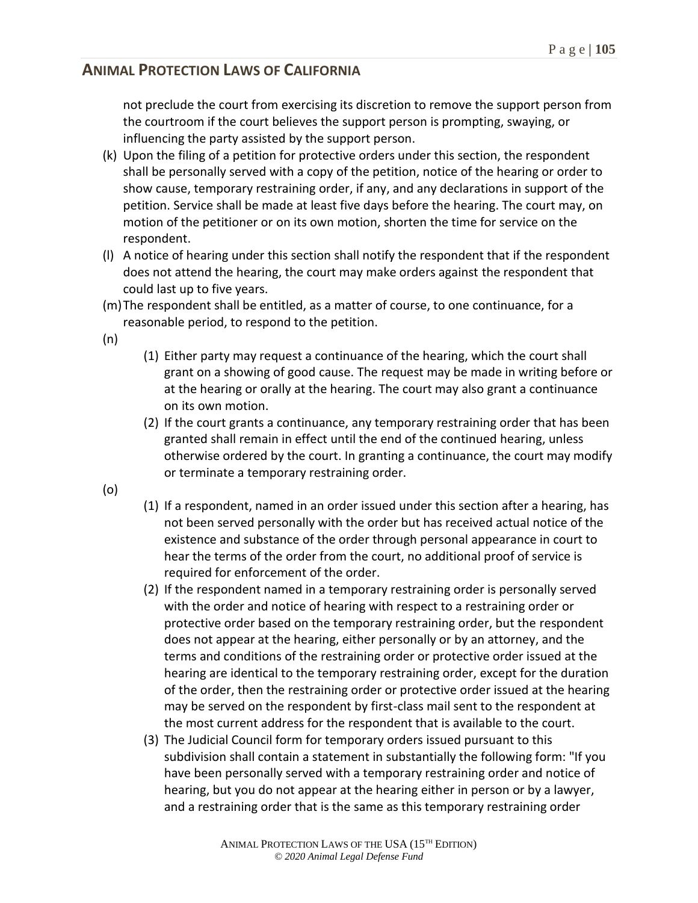not preclude the court from exercising its discretion to remove the support person from the courtroom if the court believes the support person is prompting, swaying, or influencing the party assisted by the support person.

(k) Upon the filing of a petition for protective orders under this section, the respondent shall be personally served with a copy of the petition, notice of the hearing or order to show cause, temporary restraining order, if any, and any declarations in support of the petition. Service shall be made at least five days before the hearing. The court may, on motion of the petitioner or on its own motion, shorten the time for service on the respondent.

(l) A notice of hearing under this section shall notify the respondent that if the respondent does not attend the hearing, the court may make orders against the respondent that could last up to five years.

(m) The respondent shall be entitled, as a matter of course, to one continuance, for a reasonable period, to respond to the petition.

(n)

  (1) Either party may request a continuance of the hearing, which the court shall grant on a showing of good cause. The request may be made in writing before or at the hearing or orally at the hearing. The court may also grant a continuance on its own motion.

  (2) If the court grants a continuance, any temporary restraining order that has been granted shall remain in effect until the end of the continued hearing, unless otherwise ordered by the court. In granting a continuance, the court may modify or terminate a temporary restraining order.

(o)

  (1) If a respondent, named in an order issued under this section after a hearing, has not been served personally with the order but has received actual notice of the existence and substance of the order through personal appearance in court to hear the terms of the order from the court, no additional proof of service is required for enforcement of the order.

  (2) If the respondent named in a temporary restraining order is personally served with the order and notice of hearing with respect to a restraining order or protective order based on the temporary restraining order, but the respondent does not appear at the hearing, either personally or by an attorney, and the terms and conditions of the restraining order or protective order issued at the hearing are identical to the temporary restraining order, except for the duration of the order, then the restraining order or protective order issued at the hearing may be served on the respondent by first-class mail sent to the respondent at the most current address for the respondent that is available to the court.

  (3) The Judicial Council form for temporary orders issued pursuant to this subdivision shall contain a statement in substantially the following form: "If you have been personally served with a temporary restraining order and notice of hearing, but you do not appear at the hearing either in person or by a lawyer, and a restraining order that is the same as this temporary restraining order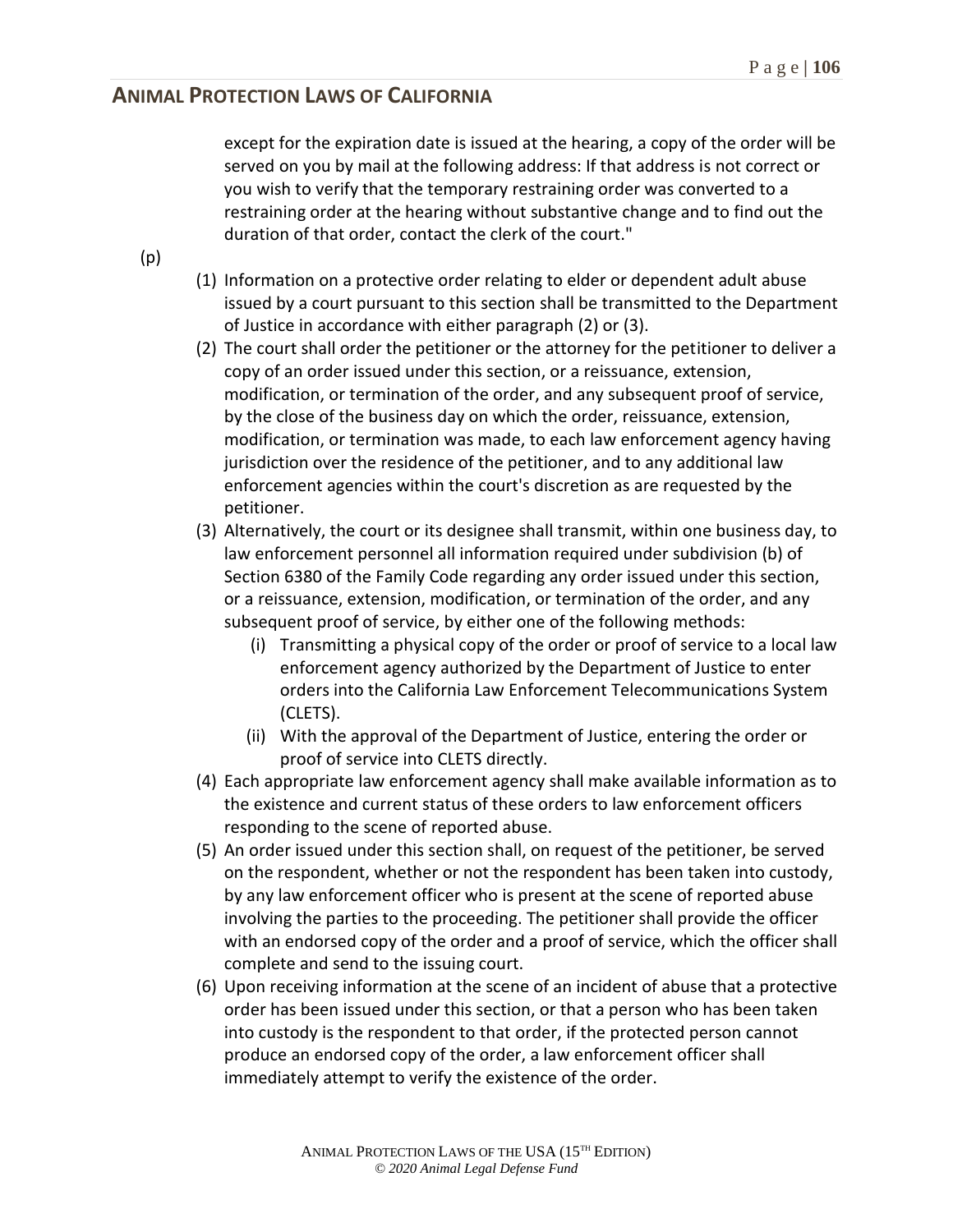except for the expiration date is issued at the hearing, a copy of the order will be served on you by mail at the following address: If that address is not correct or you wish to verify that the temporary restraining order was converted to a restraining order at the hearing without substantive change and to find out the duration of that order, contact the clerk of the court."

(p)

(1) Information on a protective order relating to elder or dependent adult abuse issued by a court pursuant to this section shall be transmitted to the Department of Justice in accordance with either paragraph (2) or (3).

(2) The court shall order the petitioner or the attorney for the petitioner to deliver a copy of an order issued under this section, or a reissuance, extension, modification, or termination of the order, and any subsequent proof of service, by the close of the business day on which the order, reissuance, extension, modification, or termination was made, to each law enforcement agency having jurisdiction over the residence of the petitioner, and to any additional law enforcement agencies within the court's discretion as are requested by the petitioner.

(3) Alternatively, the court or its designee shall transmit, within one business day, to law enforcement personnel all information required under subdivision (b) of Section 6380 of the Family Code regarding any order issued under this section, or a reissuance, extension, modification, or termination of the order, and any subsequent proof of service, by either one of the following methods:

  (i) Transmitting a physical copy of the order or proof of service to a local law enforcement agency authorized by the Department of Justice to enter orders into the California Law Enforcement Telecommunications System (CLETS).

  (ii) With the approval of the Department of Justice, entering the order or proof of service into CLETS directly.

(4) Each appropriate law enforcement agency shall make available information as to the existence and current status of these orders to law enforcement officers responding to the scene of reported abuse.

(5) An order issued under this section shall, on request of the petitioner, be served on the respondent, whether or not the respondent has been taken into custody, by any law enforcement officer who is present at the scene of reported abuse involving the parties to the proceeding. The petitioner shall provide the officer with an endorsed copy of the order and a proof of service, which the officer shall complete and send to the issuing court.

(6) Upon receiving information at the scene of an incident of abuse that a protective order has been issued under this section, or that a person who has been taken into custody is the respondent to that order, if the protected person cannot produce an endorsed copy of the order, a law enforcement officer shall immediately attempt to verify the existence of the order.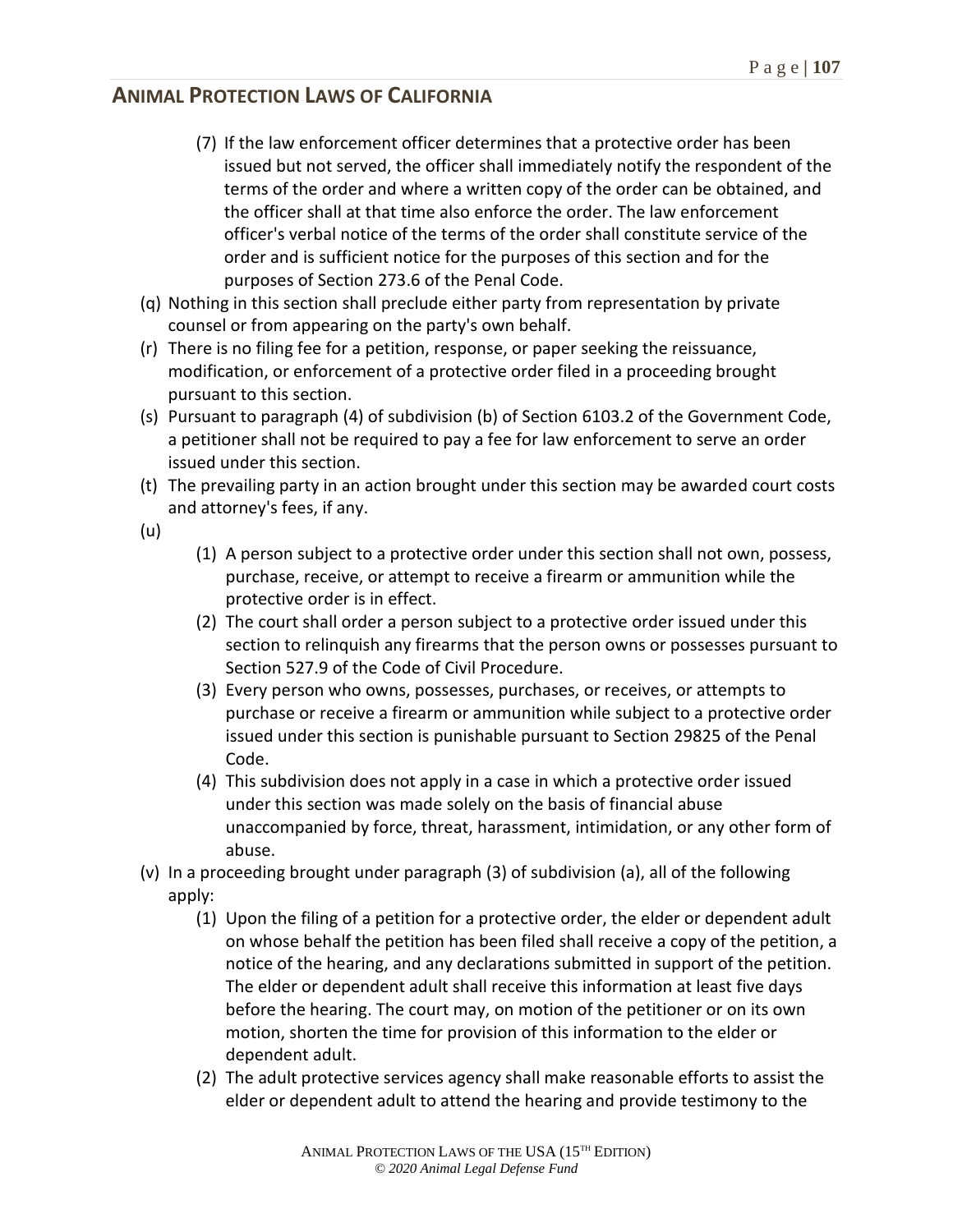(7) If the law enforcement officer determines that a protective order has been issued but not served, the officer shall immediately notify the respondent of the terms of the order and where a written copy of the order can be obtained, and the officer shall at that time also enforce the order. The law enforcement officer's verbal notice of the terms of the order shall constitute service of the order and is sufficient notice for the purposes of this section and for the purposes of Section 273.6 of the Penal Code.

(q) Nothing in this section shall preclude either party from representation by private counsel or from appearing on the party's own behalf.

(r) There is no filing fee for a petition, response, or paper seeking the reissuance, modification, or enforcement of a protective order filed in a proceeding brought pursuant to this section.

(s) Pursuant to paragraph (4) of subdivision (b) of Section 6103.2 of the Government Code, a petitioner shall not be required to pay a fee for law enforcement to serve an order issued under this section.

(t) The prevailing party in an action brought under this section may be awarded court costs and attorney's fees, if any.

(u)

(1) A person subject to a protective order under this section shall not own, possess, purchase, receive, or attempt to receive a firearm or ammunition while the protective order is in effect.

(2) The court shall order a person subject to a protective order issued under this section to relinquish any firearms that the person owns or possesses pursuant to Section 527.9 of the Code of Civil Procedure.

(3) Every person who owns, possesses, purchases, or receives, or attempts to purchase or receive a firearm or ammunition while subject to a protective order issued under this section is punishable pursuant to Section 29825 of the Penal Code.

(4) This subdivision does not apply in a case in which a protective order issued under this section was made solely on the basis of financial abuse unaccompanied by force, threat, harassment, intimidation, or any other form of abuse.

(v) In a proceeding brought under paragraph (3) of subdivision (a), all of the following apply:

(1) Upon the filing of a petition for a protective order, the elder or dependent adult on whose behalf the petition has been filed shall receive a copy of the petition, a notice of the hearing, and any declarations submitted in support of the petition. The elder or dependent adult shall receive this information at least five days before the hearing. The court may, on motion of the petitioner or on its own motion, shorten the time for provision of this information to the elder or dependent adult.

(2) The adult protective services agency shall make reasonable efforts to assist the elder or dependent adult to attend the hearing and provide testimony to the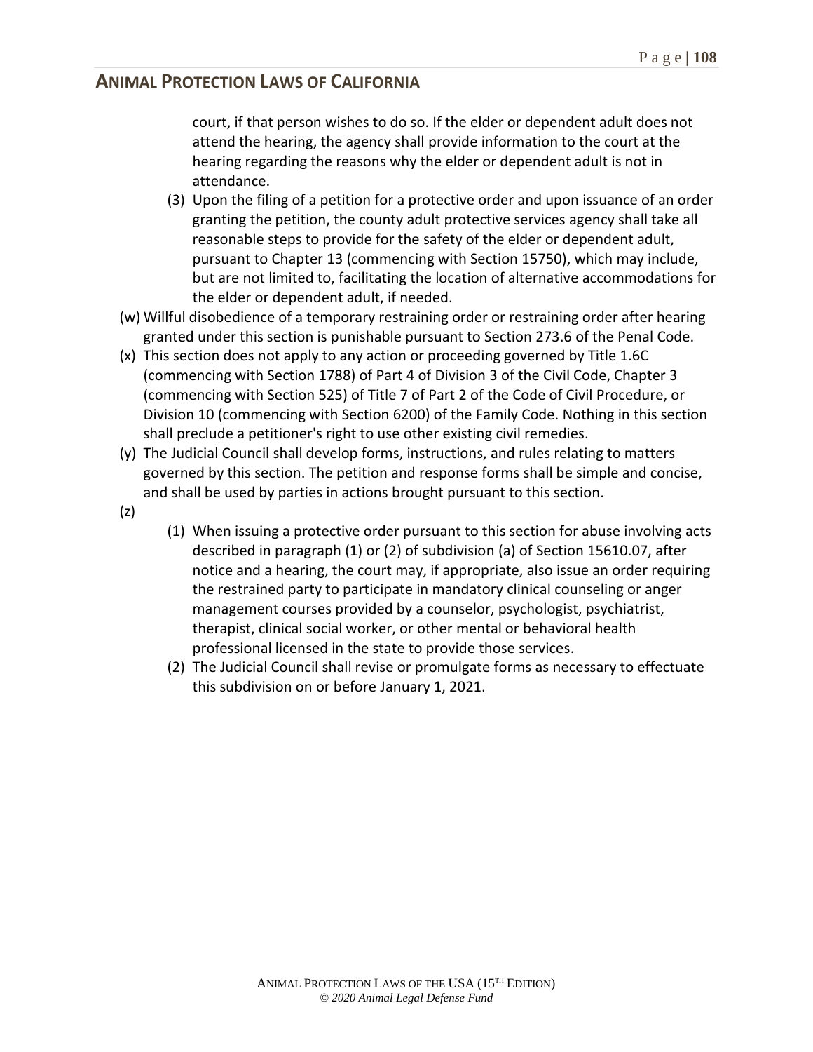court, if that person wishes to do so. If the elder or dependent adult does not attend the hearing, the agency shall provide information to the court at the hearing regarding the reasons why the elder or dependent adult is not in attendance.

   (3) Upon the filing of a petition for a protective order and upon issuance of an order granting the petition, the county adult protective services agency shall take all reasonable steps to provide for the safety of the elder or dependent adult, pursuant to Chapter 13 (commencing with Section 15750), which may include, but are not limited to, facilitating the location of alternative accommodations for the elder or dependent adult, if needed.

(w) Willful disobedience of a temporary restraining order or restraining order after hearing granted under this section is punishable pursuant to Section 273.6 of the Penal Code.

(x) This section does not apply to any action or proceeding governed by Title 1.6C (commencing with Section 1788) of Part 4 of Division 3 of the Civil Code, Chapter 3 (commencing with Section 525) of Title 7 of Part 2 of the Code of Civil Procedure, or Division 10 (commencing with Section 6200) of the Family Code. Nothing in this section shall preclude a petitioner's right to use other existing civil remedies.

(y) The Judicial Council shall develop forms, instructions, and rules relating to matters governed by this section. The petition and response forms shall be simple and concise, and shall be used by parties in actions brought pursuant to this section.

(z)

   (1) When issuing a protective order pursuant to this section for abuse involving acts described in paragraph (1) or (2) of subdivision (a) of Section 15610.07, after notice and a hearing, the court may, if appropriate, also issue an order requiring the restrained party to participate in mandatory clinical counseling or anger management courses provided by a counselor, psychologist, psychiatrist, therapist, clinical social worker, or other mental or behavioral health professional licensed in the state to provide those services.

   (2) The Judicial Council shall revise or promulgate forms as necessary to effectuate this subdivision on or before January 1, 2021.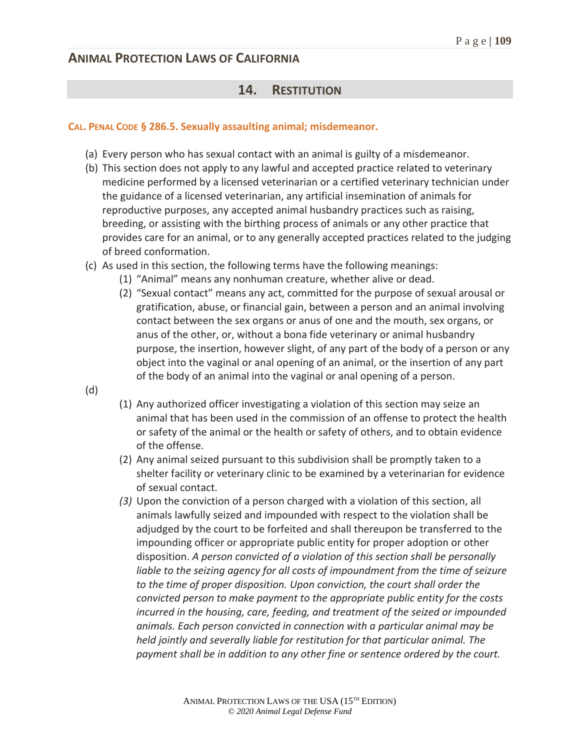## ANIMAL PROTECTION LAWS OF CALIFORNIA

## 14. RESTITUTION

### CAL. PENAL CODE § 286.5. Sexually assaulting animal; misdemeanor.

(a) Every person who has sexual contact with an animal is guilty of a misdemeanor.

(b) This section does not apply to any lawful and accepted practice related to veterinary medicine performed by a licensed veterinarian or a certified veterinary technician under the guidance of a licensed veterinarian, any artificial insemination of animals for reproductive purposes, any accepted animal husbandry practices such as raising, breeding, or assisting with the birthing process of animals or any other practice that provides care for an animal, or to any generally accepted practices related to the judging of breed conformation.

(c) As used in this section, the following terms have the following meanings:

  (1) "Animal" means any nonhuman creature, whether alive or dead.

  (2) "Sexual contact" means any act, committed for the purpose of sexual arousal or gratification, abuse, or financial gain, between a person and an animal involving contact between the sex organs or anus of one and the mouth, sex organs, or anus of the other, or, without a bona fide veterinary or animal husbandry purpose, the insertion, however slight, of any part of the body of a person or any object into the vaginal or anal opening of an animal, or the insertion of any part of the body of an animal into the vaginal or anal opening of a person.

(d)

  (1) Any authorized officer investigating a violation of this section may seize an animal that has been used in the commission of an offense to protect the health or safety of the animal or the health or safety of others, and to obtain evidence of the offense.

  (2) Any animal seized pursuant to this subdivision shall be promptly taken to a shelter facility or veterinary clinic to be examined by a veterinarian for evidence of sexual contact.

  *(3)* Upon the conviction of a person charged with a violation of this section, all animals lawfully seized and impounded with respect to the violation shall be adjudged by the court to be forfeited and shall thereupon be transferred to the impounding officer or appropriate public entity for proper adoption or other disposition. *A person convicted of a violation of this section shall be personally liable to the seizing agency for all costs of impoundment from the time of seizure to the time of proper disposition. Upon conviction, the court shall order the convicted person to make payment to the appropriate public entity for the costs incurred in the housing, care, feeding, and treatment of the seized or impounded animals. Each person convicted in connection with a particular animal may be held jointly and severally liable for restitution for that particular animal. The payment shall be in addition to any other fine or sentence ordered by the court.*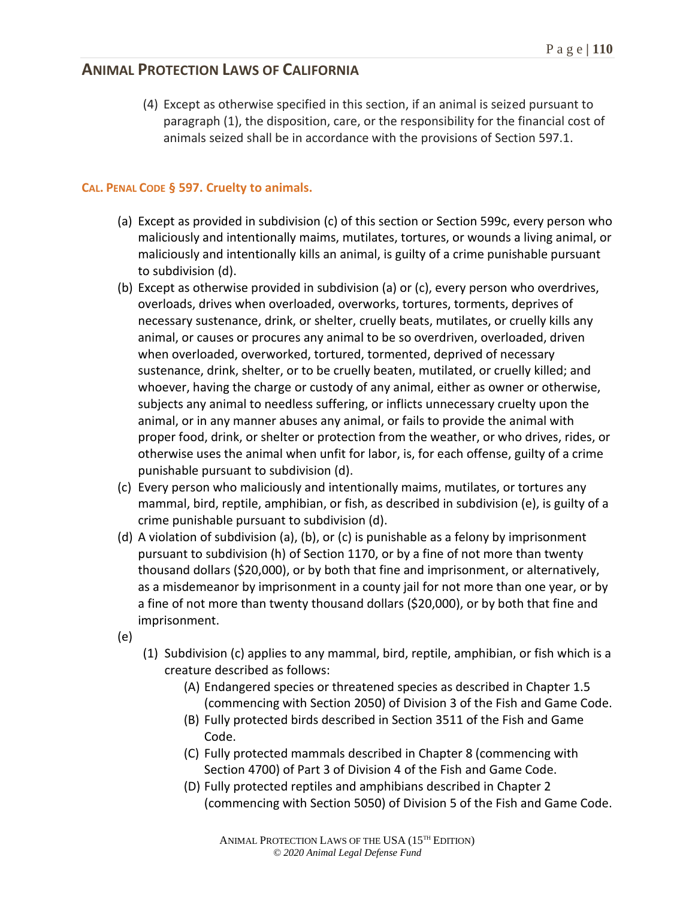(4) Except as otherwise specified in this section, if an animal is seized pursuant to paragraph (1), the disposition, care, or the responsibility for the financial cost of animals seized shall be in accordance with the provisions of Section 597.1.

### CAL. PENAL CODE § 597. Cruelty to animals.

(a) Except as provided in subdivision (c) of this section or Section 599c, every person who maliciously and intentionally maims, mutilates, tortures, or wounds a living animal, or maliciously and intentionally kills an animal, is guilty of a crime punishable pursuant to subdivision (d).

(b) Except as otherwise provided in subdivision (a) or (c), every person who overdrives, overloads, drives when overloaded, overworks, tortures, torments, deprives of necessary sustenance, drink, or shelter, cruelly beats, mutilates, or cruelly kills any animal, or causes or procures any animal to be so overdriven, overloaded, driven when overloaded, overworked, tortured, tormented, deprived of necessary sustenance, drink, shelter, or to be cruelly beaten, mutilated, or cruelly killed; and whoever, having the charge or custody of any animal, either as owner or otherwise, subjects any animal to needless suffering, or inflicts unnecessary cruelty upon the animal, or in any manner abuses any animal, or fails to provide the animal with proper food, drink, or shelter or protection from the weather, or who drives, rides, or otherwise uses the animal when unfit for labor, is, for each offense, guilty of a crime punishable pursuant to subdivision (d).

(c) Every person who maliciously and intentionally maims, mutilates, or tortures any mammal, bird, reptile, amphibian, or fish, as described in subdivision (e), is guilty of a crime punishable pursuant to subdivision (d).

(d) A violation of subdivision (a), (b), or (c) is punishable as a felony by imprisonment pursuant to subdivision (h) of Section 1170, or by a fine of not more than twenty thousand dollars ($20,000), or by both that fine and imprisonment, or alternatively, as a misdemeanor by imprisonment in a county jail for not more than one year, or by a fine of not more than twenty thousand dollars ($20,000), or by both that fine and imprisonment.

(e)

(1) Subdivision (c) applies to any mammal, bird, reptile, amphibian, or fish which is a creature described as follows:

(A) Endangered species or threatened species as described in Chapter 1.5 (commencing with Section 2050) of Division 3 of the Fish and Game Code.

(B) Fully protected birds described in Section 3511 of the Fish and Game Code.

(C) Fully protected mammals described in Chapter 8 (commencing with Section 4700) of Part 3 of Division 4 of the Fish and Game Code.

(D) Fully protected reptiles and amphibians described in Chapter 2 (commencing with Section 5050) of Division 5 of the Fish and Game Code.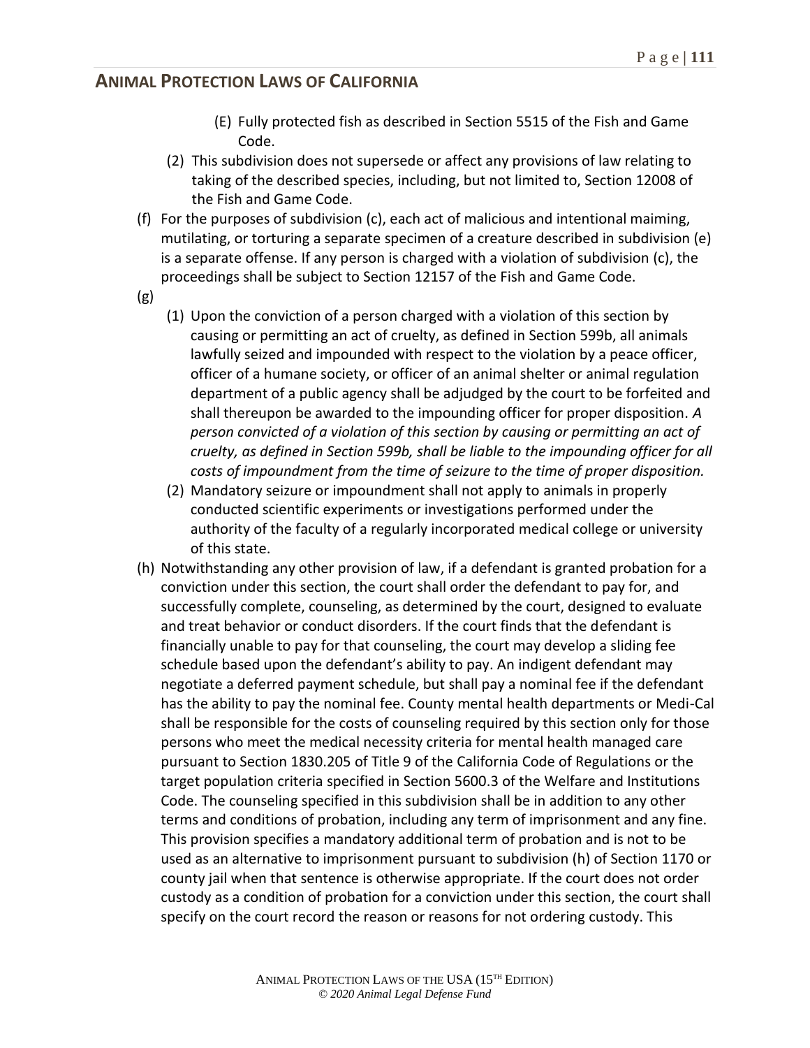- (E) Fully protected fish as described in Section 5515 of the Fish and Game Code.
 - (2) This subdivision does not supersede or affect any provisions of law relating to taking of the described species, including, but not limited to, Section 12008 of the Fish and Game Code.

(f) For the purposes of subdivision (c), each act of malicious and intentional maiming, mutilating, or torturing a separate specimen of a creature described in subdivision (e) is a separate offense. If any person is charged with a violation of subdivision (c), the proceedings shall be subject to Section 12157 of the Fish and Game Code.

(g)

 - (1) Upon the conviction of a person charged with a violation of this section by causing or permitting an act of cruelty, as defined in Section 599b, all animals lawfully seized and impounded with respect to the violation by a peace officer, officer of a humane society, or officer of an animal shelter or animal regulation department of a public agency shall be adjudged by the court to be forfeited and shall thereupon be awarded to the impounding officer for proper disposition. *A person convicted of a violation of this section by causing or permitting an act of cruelty, as defined in Section 599b, shall be liable to the impounding officer for all costs of impoundment from the time of seizure to the time of proper disposition.*
 - (2) Mandatory seizure or impoundment shall not apply to animals in properly conducted scientific experiments or investigations performed under the authority of the faculty of a regularly incorporated medical college or university of this state.

(h) Notwithstanding any other provision of law, if a defendant is granted probation for a conviction under this section, the court shall order the defendant to pay for, and successfully complete, counseling, as determined by the court, designed to evaluate and treat behavior or conduct disorders. If the court finds that the defendant is financially unable to pay for that counseling, the court may develop a sliding fee schedule based upon the defendant's ability to pay. An indigent defendant may negotiate a deferred payment schedule, but shall pay a nominal fee if the defendant has the ability to pay the nominal fee. County mental health departments or Medi-Cal shall be responsible for the costs of counseling required by this section only for those persons who meet the medical necessity criteria for mental health managed care pursuant to Section 1830.205 of Title 9 of the California Code of Regulations or the target population criteria specified in Section 5600.3 of the Welfare and Institutions Code. The counseling specified in this subdivision shall be in addition to any other terms and conditions of probation, including any term of imprisonment and any fine. This provision specifies a mandatory additional term of probation and is not to be used as an alternative to imprisonment pursuant to subdivision (h) of Section 1170 or county jail when that sentence is otherwise appropriate. If the court does not order custody as a condition of probation for a conviction under this section, the court shall specify on the court record the reason or reasons for not ordering custody. This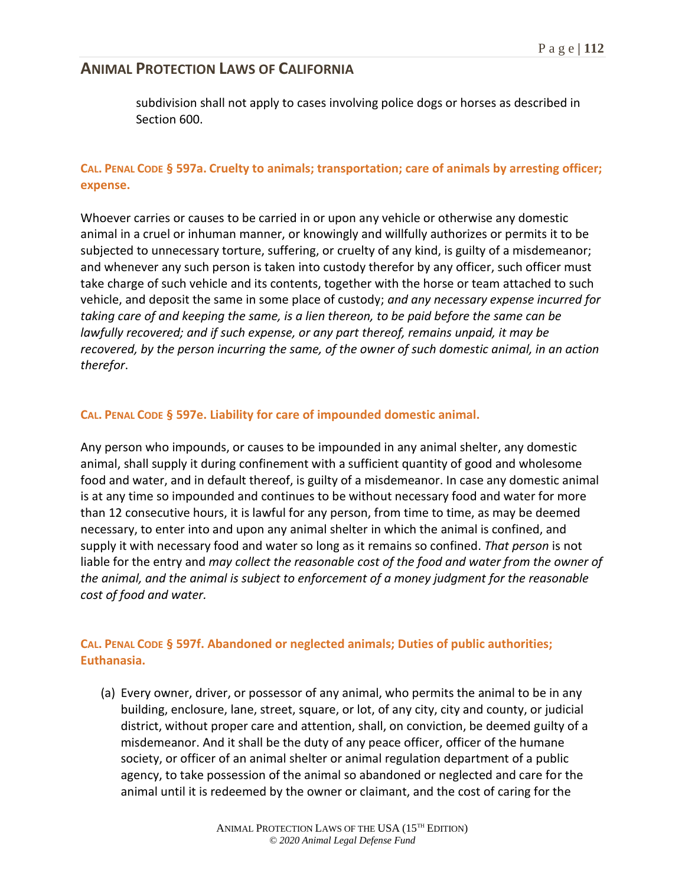subdivision shall not apply to cases involving police dogs or horses as described in Section 600.

### CAL. PENAL CODE § 597a. Cruelty to animals; transportation; care of animals by arresting officer; expense.

Whoever carries or causes to be carried in or upon any vehicle or otherwise any domestic animal in a cruel or inhuman manner, or knowingly and willfully authorizes or permits it to be subjected to unnecessary torture, suffering, or cruelty of any kind, is guilty of a misdemeanor; and whenever any such person is taken into custody therefor by any officer, such officer must take charge of such vehicle and its contents, together with the horse or team attached to such vehicle, and deposit the same in some place of custody; *and any necessary expense incurred for taking care of and keeping the same, is a lien thereon, to be paid before the same can be lawfully recovered; and if such expense, or any part thereof, remains unpaid, it may be recovered, by the person incurring the same, of the owner of such domestic animal, in an action therefor*.

### CAL. PENAL CODE § 597e. Liability for care of impounded domestic animal.

Any person who impounds, or causes to be impounded in any animal shelter, any domestic animal, shall supply it during confinement with a sufficient quantity of good and wholesome food and water, and in default thereof, is guilty of a misdemeanor. In case any domestic animal is at any time so impounded and continues to be without necessary food and water for more than 12 consecutive hours, it is lawful for any person, from time to time, as may be deemed necessary, to enter into and upon any animal shelter in which the animal is confined, and supply it with necessary food and water so long as it remains so confined. *That person* is not liable for the entry and *may collect the reasonable cost of the food and water from the owner of the animal, and the animal is subject to enforcement of a money judgment for the reasonable cost of food and water.*

### CAL. PENAL CODE § 597f. Abandoned or neglected animals; Duties of public authorities; Euthanasia.

(a) Every owner, driver, or possessor of any animal, who permits the animal to be in any building, enclosure, lane, street, square, or lot, of any city, city and county, or judicial district, without proper care and attention, shall, on conviction, be deemed guilty of a misdemeanor. And it shall be the duty of any peace officer, officer of the humane society, or officer of an animal shelter or animal regulation department of a public agency, to take possession of the animal so abandoned or neglected and care for the animal until it is redeemed by the owner or claimant, and the cost of caring for the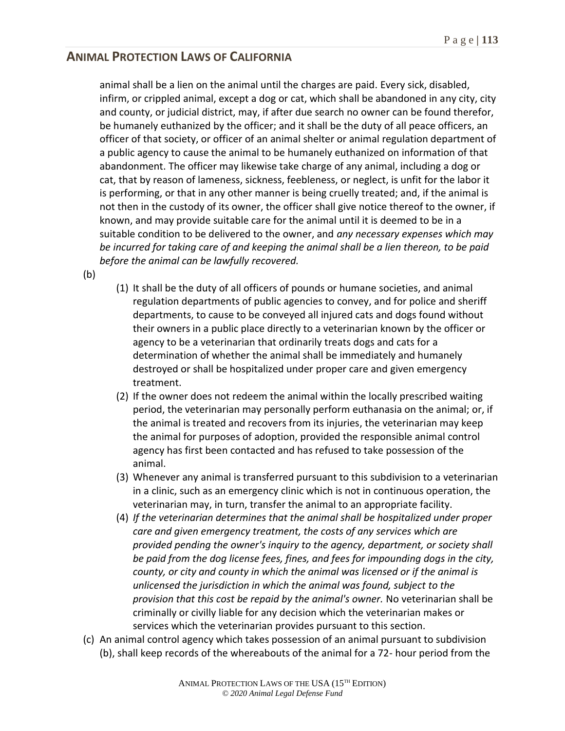animal shall be a lien on the animal until the charges are paid. Every sick, disabled, infirm, or crippled animal, except a dog or cat, which shall be abandoned in any city, city and county, or judicial district, may, if after due search no owner can be found therefor, be humanely euthanized by the officer; and it shall be the duty of all peace officers, an officer of that society, or officer of an animal shelter or animal regulation department of a public agency to cause the animal to be humanely euthanized on information of that abandonment. The officer may likewise take charge of any animal, including a dog or cat, that by reason of lameness, sickness, feebleness, or neglect, is unfit for the labor it is performing, or that in any other manner is being cruelly treated; and, if the animal is not then in the custody of its owner, the officer shall give notice thereof to the owner, if known, and may provide suitable care for the animal until it is deemed to be in a suitable condition to be delivered to the owner, and *any necessary expenses which may be incurred for taking care of and keeping the animal shall be a lien thereon, to be paid before the animal can be lawfully recovered.*

(b)

(1) It shall be the duty of all officers of pounds or humane societies, and animal regulation departments of public agencies to convey, and for police and sheriff departments, to cause to be conveyed all injured cats and dogs found without their owners in a public place directly to a veterinarian known by the officer or agency to be a veterinarian that ordinarily treats dogs and cats for a determination of whether the animal shall be immediately and humanely destroyed or shall be hospitalized under proper care and given emergency treatment.

(2) If the owner does not redeem the animal within the locally prescribed waiting period, the veterinarian may personally perform euthanasia on the animal; or, if the animal is treated and recovers from its injuries, the veterinarian may keep the animal for purposes of adoption, provided the responsible animal control agency has first been contacted and has refused to take possession of the animal.

(3) Whenever any animal is transferred pursuant to this subdivision to a veterinarian in a clinic, such as an emergency clinic which is not in continuous operation, the veterinarian may, in turn, transfer the animal to an appropriate facility.

(4) *If the veterinarian determines that the animal shall be hospitalized under proper care and given emergency treatment, the costs of any services which are provided pending the owner's inquiry to the agency, department, or society shall be paid from the dog license fees, fines, and fees for impounding dogs in the city, county, or city and county in which the animal was licensed or if the animal is unlicensed the jurisdiction in which the animal was found, subject to the provision that this cost be repaid by the animal's owner.* No veterinarian shall be criminally or civilly liable for any decision which the veterinarian makes or services which the veterinarian provides pursuant to this section.

(c) An animal control agency which takes possession of an animal pursuant to subdivision (b), shall keep records of the whereabouts of the animal for a 72- hour period from the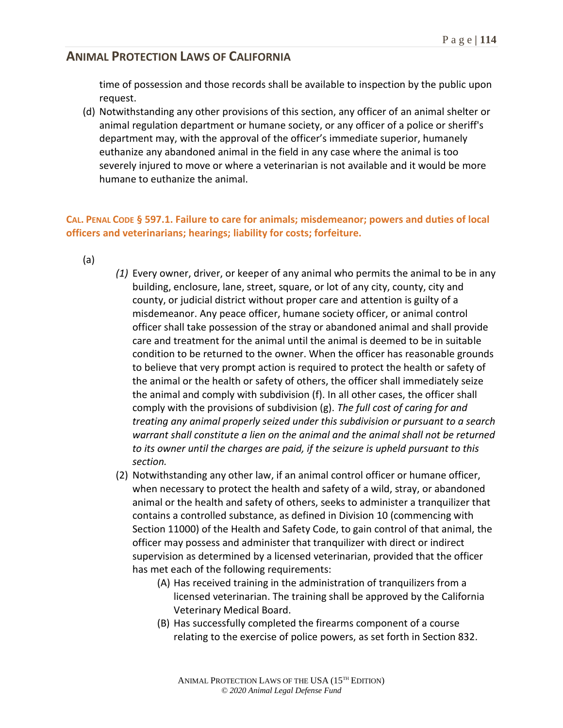time of possession and those records shall be available to inspection by the public upon request.

(d) Notwithstanding any other provisions of this section, any officer of an animal shelter or animal regulation department or humane society, or any officer of a police or sheriff's department may, with the approval of the officer's immediate superior, humanely euthanize any abandoned animal in the field in any case where the animal is too severely injured to move or where a veterinarian is not available and it would be more humane to euthanize the animal.

### CAL. PENAL CODE § 597.1. Failure to care for animals; misdemeanor; powers and duties of local officers and veterinarians; hearings; liability for costs; forfeiture.

(a)

*(1)* Every owner, driver, or keeper of any animal who permits the animal to be in any building, enclosure, lane, street, square, or lot of any city, county, city and county, or judicial district without proper care and attention is guilty of a misdemeanor. Any peace officer, humane society officer, or animal control officer shall take possession of the stray or abandoned animal and shall provide care and treatment for the animal until the animal is deemed to be in suitable condition to be returned to the owner. When the officer has reasonable grounds to believe that very prompt action is required to protect the health or safety of the animal or the health or safety of others, the officer shall immediately seize the animal and comply with subdivision (f). In all other cases, the officer shall comply with the provisions of subdivision (g). *The full cost of caring for and treating any animal properly seized under this subdivision or pursuant to a search warrant shall constitute a lien on the animal and the animal shall not be returned to its owner until the charges are paid, if the seizure is upheld pursuant to this section.*

(2) Notwithstanding any other law, if an animal control officer or humane officer, when necessary to protect the health and safety of a wild, stray, or abandoned animal or the health and safety of others, seeks to administer a tranquilizer that contains a controlled substance, as defined in Division 10 (commencing with Section 11000) of the Health and Safety Code, to gain control of that animal, the officer may possess and administer that tranquilizer with direct or indirect supervision as determined by a licensed veterinarian, provided that the officer has met each of the following requirements:

(A) Has received training in the administration of tranquilizers from a licensed veterinarian. The training shall be approved by the California Veterinary Medical Board.

(B) Has successfully completed the firearms component of a course relating to the exercise of police powers, as set forth in Section 832.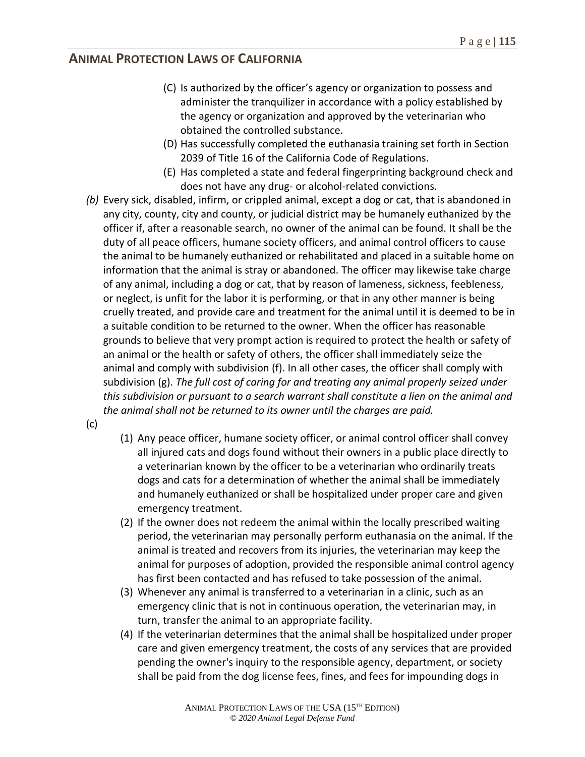(C) Is authorized by the officer's agency or organization to possess and administer the tranquilizer in accordance with a policy established by the agency or organization and approved by the veterinarian who obtained the controlled substance.

(D) Has successfully completed the euthanasia training set forth in Section 2039 of Title 16 of the California Code of Regulations.

(E) Has completed a state and federal fingerprinting background check and does not have any drug- or alcohol-related convictions.

*(b)* Every sick, disabled, infirm, or crippled animal, except a dog or cat, that is abandoned in any city, county, city and county, or judicial district may be humanely euthanized by the officer if, after a reasonable search, no owner of the animal can be found. It shall be the duty of all peace officers, humane society officers, and animal control officers to cause the animal to be humanely euthanized or rehabilitated and placed in a suitable home on information that the animal is stray or abandoned. The officer may likewise take charge of any animal, including a dog or cat, that by reason of lameness, sickness, feebleness, or neglect, is unfit for the labor it is performing, or that in any other manner is being cruelly treated, and provide care and treatment for the animal until it is deemed to be in a suitable condition to be returned to the owner. When the officer has reasonable grounds to believe that very prompt action is required to protect the health or safety of an animal or the health or safety of others, the officer shall immediately seize the animal and comply with subdivision (f). In all other cases, the officer shall comply with subdivision (g). *The full cost of caring for and treating any animal properly seized under this subdivision or pursuant to a search warrant shall constitute a lien on the animal and the animal shall not be returned to its owner until the charges are paid.*

(c)

(1) Any peace officer, humane society officer, or animal control officer shall convey all injured cats and dogs found without their owners in a public place directly to a veterinarian known by the officer to be a veterinarian who ordinarily treats dogs and cats for a determination of whether the animal shall be immediately and humanely euthanized or shall be hospitalized under proper care and given emergency treatment.

(2) If the owner does not redeem the animal within the locally prescribed waiting period, the veterinarian may personally perform euthanasia on the animal. If the animal is treated and recovers from its injuries, the veterinarian may keep the animal for purposes of adoption, provided the responsible animal control agency has first been contacted and has refused to take possession of the animal.

(3) Whenever any animal is transferred to a veterinarian in a clinic, such as an emergency clinic that is not in continuous operation, the veterinarian may, in turn, transfer the animal to an appropriate facility.

(4) If the veterinarian determines that the animal shall be hospitalized under proper care and given emergency treatment, the costs of any services that are provided pending the owner's inquiry to the responsible agency, department, or society shall be paid from the dog license fees, fines, and fees for impounding dogs in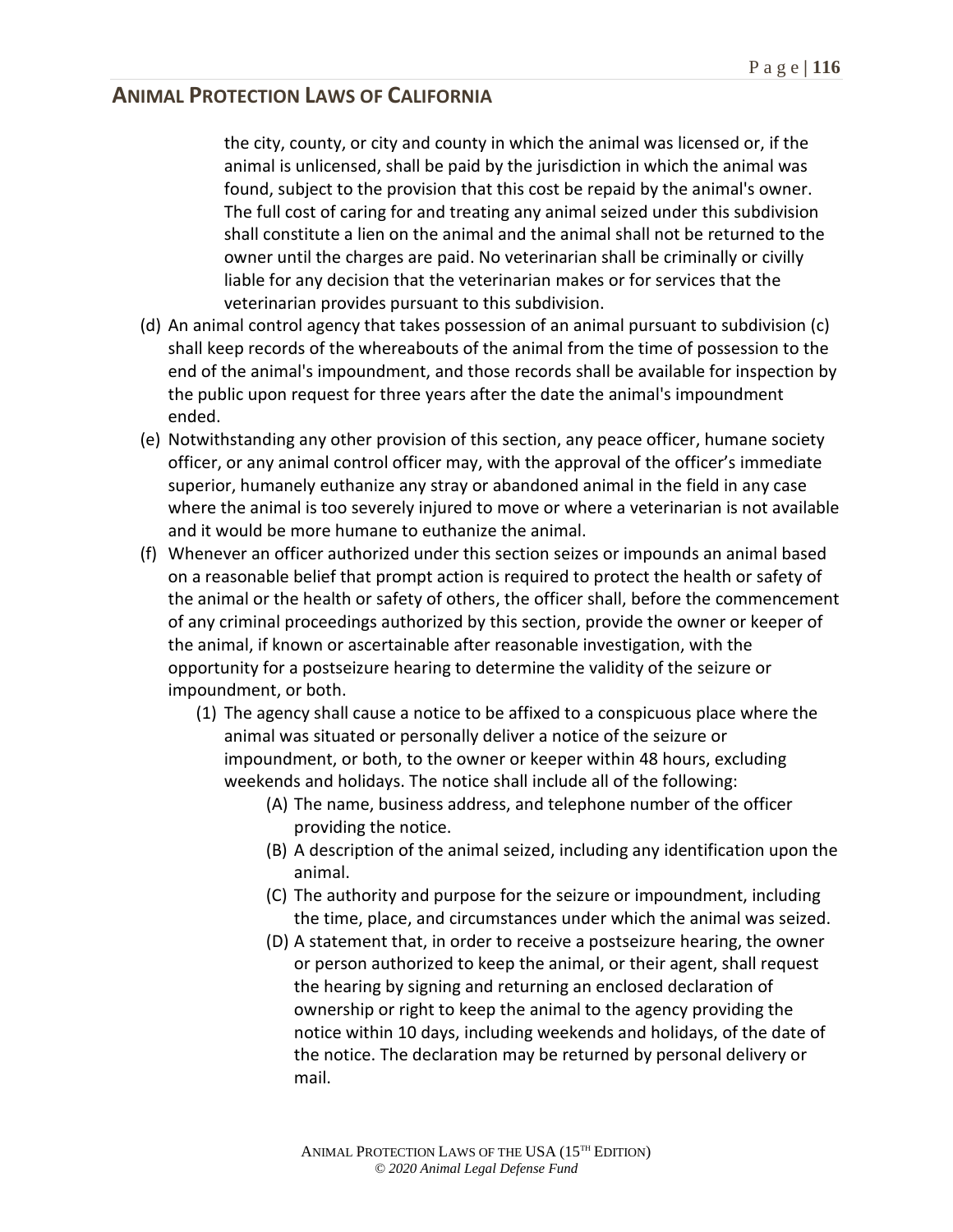the city, county, or city and county in which the animal was licensed or, if the animal is unlicensed, shall be paid by the jurisdiction in which the animal was found, subject to the provision that this cost be repaid by the animal's owner. The full cost of caring for and treating any animal seized under this subdivision shall constitute a lien on the animal and the animal shall not be returned to the owner until the charges are paid. No veterinarian shall be criminally or civilly liable for any decision that the veterinarian makes or for services that the veterinarian provides pursuant to this subdivision.

(d) An animal control agency that takes possession of an animal pursuant to subdivision (c) shall keep records of the whereabouts of the animal from the time of possession to the end of the animal's impoundment, and those records shall be available for inspection by the public upon request for three years after the date the animal's impoundment ended.

(e) Notwithstanding any other provision of this section, any peace officer, humane society officer, or any animal control officer may, with the approval of the officer's immediate superior, humanely euthanize any stray or abandoned animal in the field in any case where the animal is too severely injured to move or where a veterinarian is not available and it would be more humane to euthanize the animal.

(f) Whenever an officer authorized under this section seizes or impounds an animal based on a reasonable belief that prompt action is required to protect the health or safety of the animal or the health or safety of others, the officer shall, before the commencement of any criminal proceedings authorized by this section, provide the owner or keeper of the animal, if known or ascertainable after reasonable investigation, with the opportunity for a postseizure hearing to determine the validity of the seizure or impoundment, or both.

   (1) The agency shall cause a notice to be affixed to a conspicuous place where the animal was situated or personally deliver a notice of the seizure or impoundment, or both, to the owner or keeper within 48 hours, excluding weekends and holidays. The notice shall include all of the following:

      (A) The name, business address, and telephone number of the officer providing the notice.

      (B) A description of the animal seized, including any identification upon the animal.

      (C) The authority and purpose for the seizure or impoundment, including the time, place, and circumstances under which the animal was seized.

      (D) A statement that, in order to receive a postseizure hearing, the owner or person authorized to keep the animal, or their agent, shall request the hearing by signing and returning an enclosed declaration of ownership or right to keep the animal to the agency providing the notice within 10 days, including weekends and holidays, of the date of the notice. The declaration may be returned by personal delivery or mail.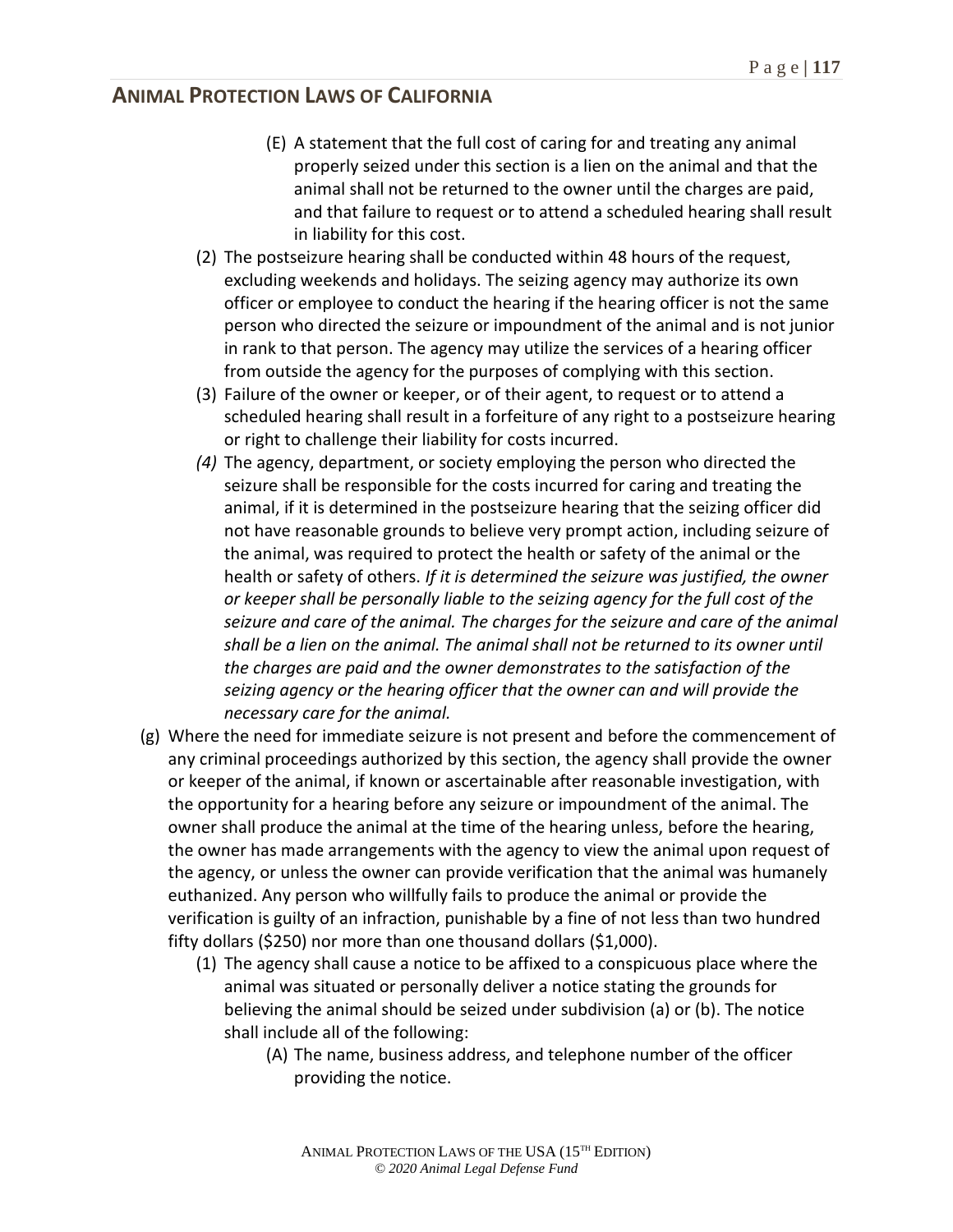(E) A statement that the full cost of caring for and treating any animal properly seized under this section is a lien on the animal and that the animal shall not be returned to the owner until the charges are paid, and that failure to request or to attend a scheduled hearing shall result in liability for this cost.

(2) The postseizure hearing shall be conducted within 48 hours of the request, excluding weekends and holidays. The seizing agency may authorize its own officer or employee to conduct the hearing if the hearing officer is not the same person who directed the seizure or impoundment of the animal and is not junior in rank to that person. The agency may utilize the services of a hearing officer from outside the agency for the purposes of complying with this section.

(3) Failure of the owner or keeper, or of their agent, to request or to attend a scheduled hearing shall result in a forfeiture of any right to a postseizure hearing or right to challenge their liability for costs incurred.

*(4)* The agency, department, or society employing the person who directed the seizure shall be responsible for the costs incurred for caring and treating the animal, if it is determined in the postseizure hearing that the seizing officer did not have reasonable grounds to believe very prompt action, including seizure of the animal, was required to protect the health or safety of the animal or the health or safety of others. *If it is determined the seizure was justified, the owner or keeper shall be personally liable to the seizing agency for the full cost of the seizure and care of the animal. The charges for the seizure and care of the animal shall be a lien on the animal. The animal shall not be returned to its owner until the charges are paid and the owner demonstrates to the satisfaction of the seizing agency or the hearing officer that the owner can and will provide the necessary care for the animal.*

(g) Where the need for immediate seizure is not present and before the commencement of any criminal proceedings authorized by this section, the agency shall provide the owner or keeper of the animal, if known or ascertainable after reasonable investigation, with the opportunity for a hearing before any seizure or impoundment of the animal. The owner shall produce the animal at the time of the hearing unless, before the hearing, the owner has made arrangements with the agency to view the animal upon request of the agency, or unless the owner can provide verification that the animal was humanely euthanized. Any person who willfully fails to produce the animal or provide the verification is guilty of an infraction, punishable by a fine of not less than two hundred fifty dollars ($250) nor more than one thousand dollars ($1,000).

(1) The agency shall cause a notice to be affixed to a conspicuous place where the animal was situated or personally deliver a notice stating the grounds for believing the animal should be seized under subdivision (a) or (b). The notice shall include all of the following:

(A) The name, business address, and telephone number of the officer providing the notice.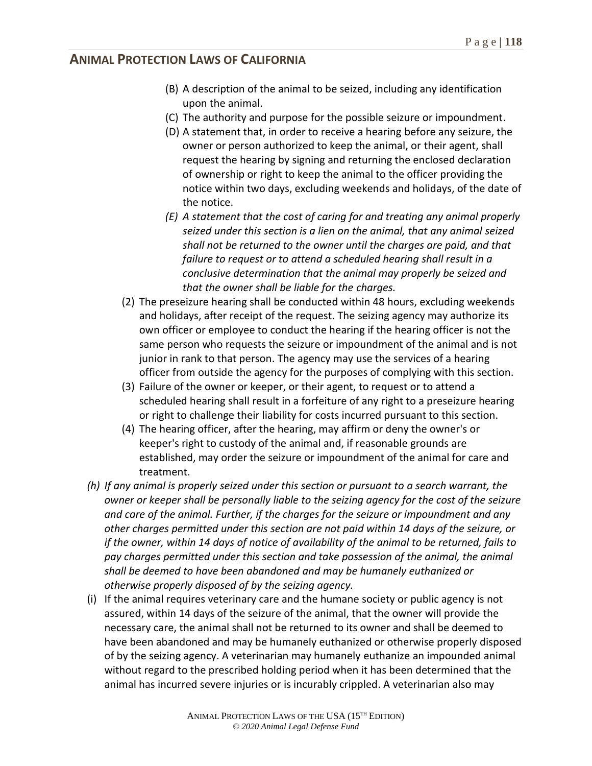(B) A description of the animal to be seized, including any identification upon the animal.

(C) The authority and purpose for the possible seizure or impoundment.

(D) A statement that, in order to receive a hearing before any seizure, the owner or person authorized to keep the animal, or their agent, shall request the hearing by signing and returning the enclosed declaration of ownership or right to keep the animal to the officer providing the notice within two days, excluding weekends and holidays, of the date of the notice.

*(E) A statement that the cost of caring for and treating any animal properly seized under this section is a lien on the animal, that any animal seized shall not be returned to the owner until the charges are paid, and that failure to request or to attend a scheduled hearing shall result in a conclusive determination that the animal may properly be seized and that the owner shall be liable for the charges.*

(2) The preseizure hearing shall be conducted within 48 hours, excluding weekends and holidays, after receipt of the request. The seizing agency may authorize its own officer or employee to conduct the hearing if the hearing officer is not the same person who requests the seizure or impoundment of the animal and is not junior in rank to that person. The agency may use the services of a hearing officer from outside the agency for the purposes of complying with this section.

(3) Failure of the owner or keeper, or their agent, to request or to attend a scheduled hearing shall result in a forfeiture of any right to a preseizure hearing or right to challenge their liability for costs incurred pursuant to this section.

(4) The hearing officer, after the hearing, may affirm or deny the owner's or keeper's right to custody of the animal and, if reasonable grounds are established, may order the seizure or impoundment of the animal for care and treatment.

*(h) If any animal is properly seized under this section or pursuant to a search warrant, the owner or keeper shall be personally liable to the seizing agency for the cost of the seizure and care of the animal. Further, if the charges for the seizure or impoundment and any other charges permitted under this section are not paid within 14 days of the seizure, or if the owner, within 14 days of notice of availability of the animal to be returned, fails to pay charges permitted under this section and take possession of the animal, the animal shall be deemed to have been abandoned and may be humanely euthanized or otherwise properly disposed of by the seizing agency.*

(i) If the animal requires veterinary care and the humane society or public agency is not assured, within 14 days of the seizure of the animal, that the owner will provide the necessary care, the animal shall not be returned to its owner and shall be deemed to have been abandoned and may be humanely euthanized or otherwise properly disposed of by the seizing agency. A veterinarian may humanely euthanize an impounded animal without regard to the prescribed holding period when it has been determined that the animal has incurred severe injuries or is incurably crippled. A veterinarian also may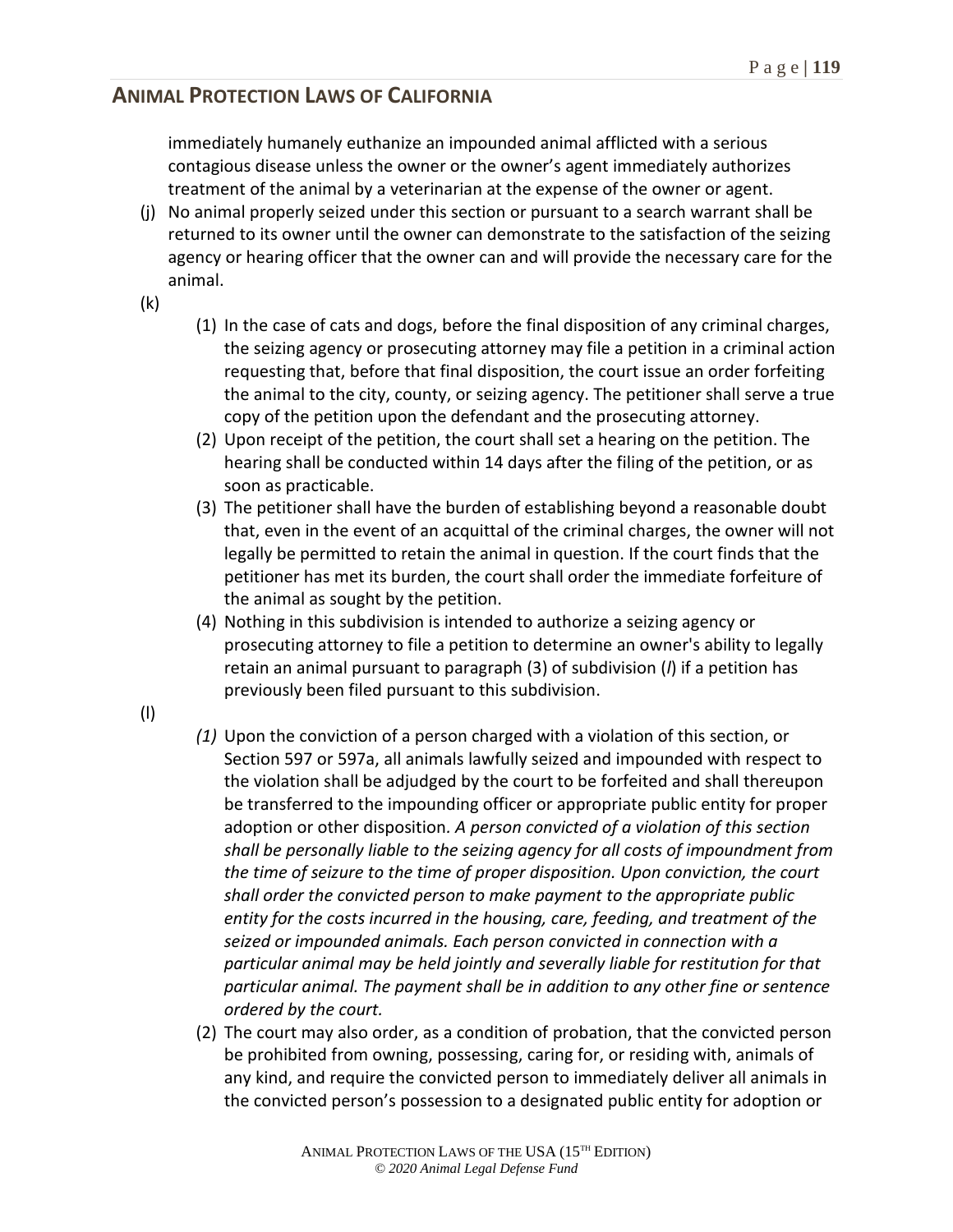immediately humanely euthanize an impounded animal afflicted with a serious contagious disease unless the owner or the owner's agent immediately authorizes treatment of the animal by a veterinarian at the expense of the owner or agent.

(j) No animal properly seized under this section or pursuant to a search warrant shall be returned to its owner until the owner can demonstrate to the satisfaction of the seizing agency or hearing officer that the owner can and will provide the necessary care for the animal.

(k)

(1) In the case of cats and dogs, before the final disposition of any criminal charges, the seizing agency or prosecuting attorney may file a petition in a criminal action requesting that, before that final disposition, the court issue an order forfeiting the animal to the city, county, or seizing agency. The petitioner shall serve a true copy of the petition upon the defendant and the prosecuting attorney.

(2) Upon receipt of the petition, the court shall set a hearing on the petition. The hearing shall be conducted within 14 days after the filing of the petition, or as soon as practicable.

(3) The petitioner shall have the burden of establishing beyond a reasonable doubt that, even in the event of an acquittal of the criminal charges, the owner will not legally be permitted to retain the animal in question. If the court finds that the petitioner has met its burden, the court shall order the immediate forfeiture of the animal as sought by the petition.

(4) Nothing in this subdivision is intended to authorize a seizing agency or prosecuting attorney to file a petition to determine an owner's ability to legally retain an animal pursuant to paragraph (3) of subdivision (*l*) if a petition has previously been filed pursuant to this subdivision.

(l)

*(1)* Upon the conviction of a person charged with a violation of this section, or Section 597 or 597a, all animals lawfully seized and impounded with respect to the violation shall be adjudged by the court to be forfeited and shall thereupon be transferred to the impounding officer or appropriate public entity for proper adoption or other disposition. *A person convicted of a violation of this section shall be personally liable to the seizing agency for all costs of impoundment from the time of seizure to the time of proper disposition. Upon conviction, the court shall order the convicted person to make payment to the appropriate public entity for the costs incurred in the housing, care, feeding, and treatment of the seized or impounded animals. Each person convicted in connection with a particular animal may be held jointly and severally liable for restitution for that particular animal. The payment shall be in addition to any other fine or sentence ordered by the court.*

(2) The court may also order, as a condition of probation, that the convicted person be prohibited from owning, possessing, caring for, or residing with, animals of any kind, and require the convicted person to immediately deliver all animals in the convicted person's possession to a designated public entity for adoption or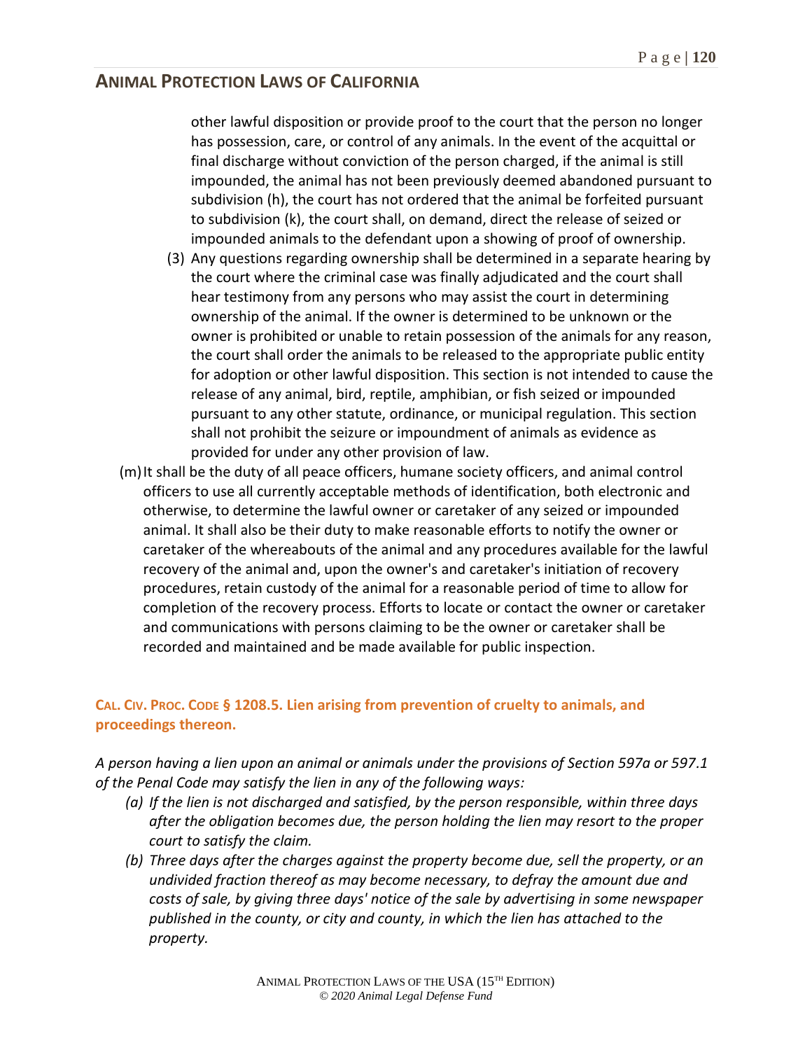other lawful disposition or provide proof to the court that the person no longer has possession, care, or control of any animals. In the event of the acquittal or final discharge without conviction of the person charged, if the animal is still impounded, the animal has not been previously deemed abandoned pursuant to subdivision (h), the court has not ordered that the animal be forfeited pursuant to subdivision (k), the court shall, on demand, direct the release of seized or impounded animals to the defendant upon a showing of proof of ownership.

(3) Any questions regarding ownership shall be determined in a separate hearing by the court where the criminal case was finally adjudicated and the court shall hear testimony from any persons who may assist the court in determining ownership of the animal. If the owner is determined to be unknown or the owner is prohibited or unable to retain possession of the animals for any reason, the court shall order the animals to be released to the appropriate public entity for adoption or other lawful disposition. This section is not intended to cause the release of any animal, bird, reptile, amphibian, or fish seized or impounded pursuant to any other statute, ordinance, or municipal regulation. This section shall not prohibit the seizure or impoundment of animals as evidence as provided for under any other provision of law.

(m) It shall be the duty of all peace officers, humane society officers, and animal control officers to use all currently acceptable methods of identification, both electronic and otherwise, to determine the lawful owner or caretaker of any seized or impounded animal. It shall also be their duty to make reasonable efforts to notify the owner or caretaker of the whereabouts of the animal and any procedures available for the lawful recovery of the animal and, upon the owner's and caretaker's initiation of recovery procedures, retain custody of the animal for a reasonable period of time to allow for completion of the recovery process. Efforts to locate or contact the owner or caretaker and communications with persons claiming to be the owner or caretaker shall be recorded and maintained and be made available for public inspection.

### CAL. CIV. PROC. CODE § 1208.5. Lien arising from prevention of cruelty to animals, and proceedings thereon.

*A person having a lien upon an animal or animals under the provisions of Section 597a or 597.1 of the Penal Code may satisfy the lien in any of the following ways:*

*(a) If the lien is not discharged and satisfied, by the person responsible, within three days after the obligation becomes due, the person holding the lien may resort to the proper court to satisfy the claim.*

*(b) Three days after the charges against the property become due, sell the property, or an undivided fraction thereof as may become necessary, to defray the amount due and costs of sale, by giving three days' notice of the sale by advertising in some newspaper published in the county, or city and county, in which the lien has attached to the property.*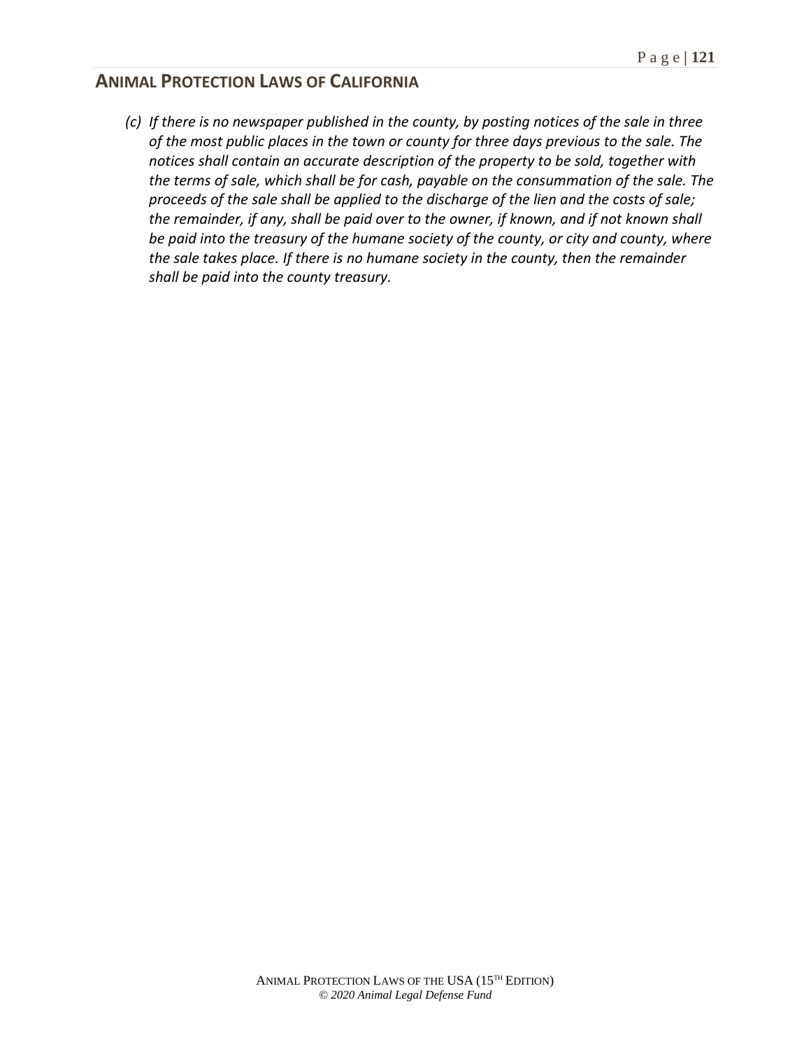*(c) If there is no newspaper published in the county, by posting notices of the sale in three of the most public places in the town or county for three days previous to the sale. The notices shall contain an accurate description of the property to be sold, together with the terms of sale, which shall be for cash, payable on the consummation of the sale. The proceeds of the sale shall be applied to the discharge of the lien and the costs of sale; the remainder, if any, shall be paid over to the owner, if known, and if not known shall be paid into the treasury of the humane society of the county, or city and county, where the sale takes place. If there is no humane society in the county, then the remainder shall be paid into the county treasury.*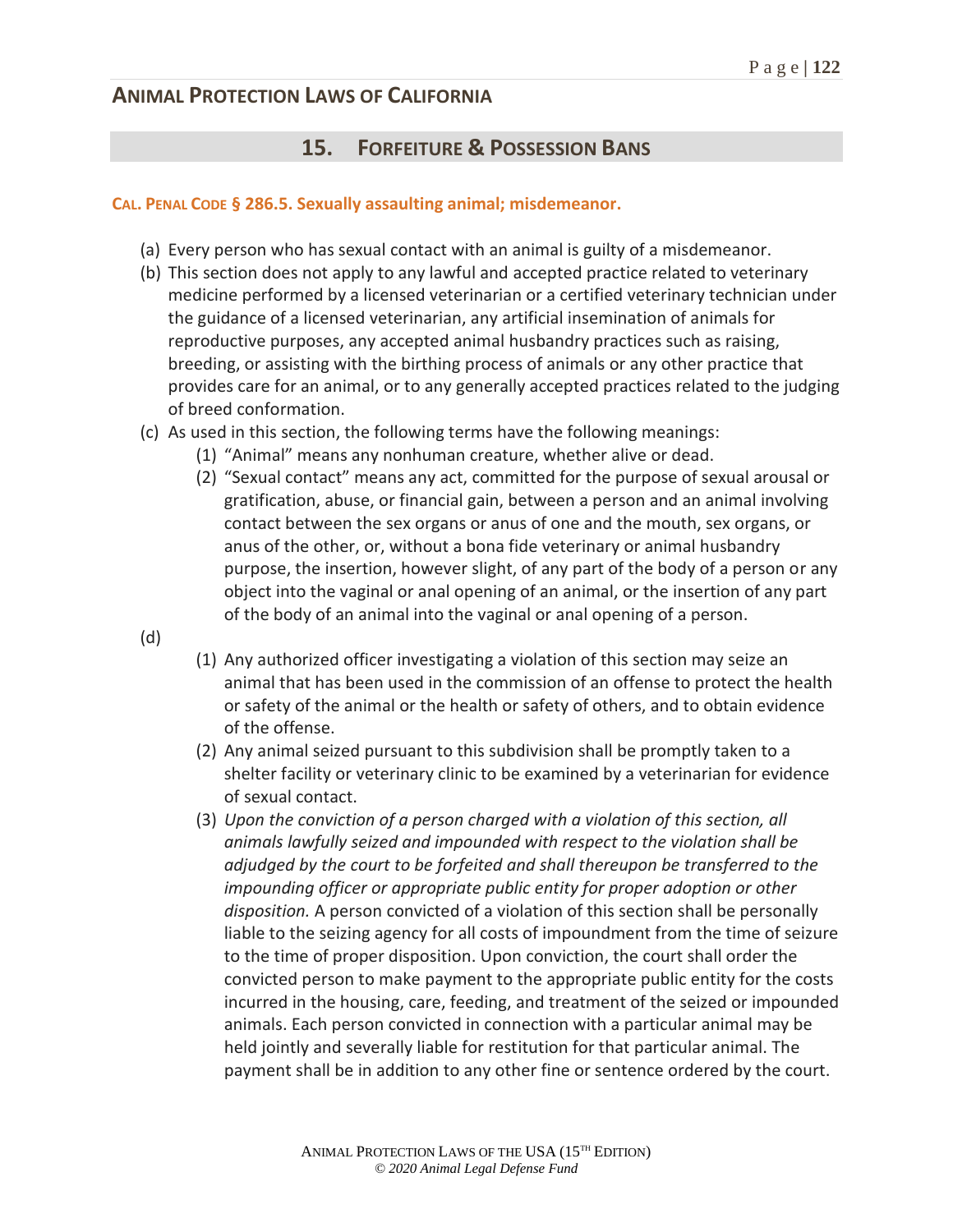## 15. Forfeiture & Possession Bans

**CAL. PENAL CODE § 286.5. Sexually assaulting animal; misdemeanor.**

(a) Every person who has sexual contact with an animal is guilty of a misdemeanor.

(b) This section does not apply to any lawful and accepted practice related to veterinary medicine performed by a licensed veterinarian or a certified veterinary technician under the guidance of a licensed veterinarian, any artificial insemination of animals for reproductive purposes, any accepted animal husbandry practices such as raising, breeding, or assisting with the birthing process of animals or any other practice that provides care for an animal, or to any generally accepted practices related to the judging of breed conformation.

(c) As used in this section, the following terms have the following meanings:

   (1) "Animal" means any nonhuman creature, whether alive or dead.

   (2) "Sexual contact" means any act, committed for the purpose of sexual arousal or gratification, abuse, or financial gain, between a person and an animal involving contact between the sex organs or anus of one and the mouth, sex organs, or anus of the other, or, without a bona fide veterinary or animal husbandry purpose, the insertion, however slight, of any part of the body of a person or any object into the vaginal or anal opening of an animal, or the insertion of any part of the body of an animal into the vaginal or anal opening of a person.

(d)

   (1) Any authorized officer investigating a violation of this section may seize an animal that has been used in the commission of an offense to protect the health or safety of the animal or the health or safety of others, and to obtain evidence of the offense.

   (2) Any animal seized pursuant to this subdivision shall be promptly taken to a shelter facility or veterinary clinic to be examined by a veterinarian for evidence of sexual contact.

   (3) *Upon the conviction of a person charged with a violation of this section, all animals lawfully seized and impounded with respect to the violation shall be adjudged by the court to be forfeited and shall thereupon be transferred to the impounding officer or appropriate public entity for proper adoption or other disposition.* A person convicted of a violation of this section shall be personally liable to the seizing agency for all costs of impoundment from the time of seizure to the time of proper disposition. Upon conviction, the court shall order the convicted person to make payment to the appropriate public entity for the costs incurred in the housing, care, feeding, and treatment of the seized or impounded animals. Each person convicted in connection with a particular animal may be held jointly and severally liable for restitution for that particular animal. The payment shall be in addition to any other fine or sentence ordered by the court.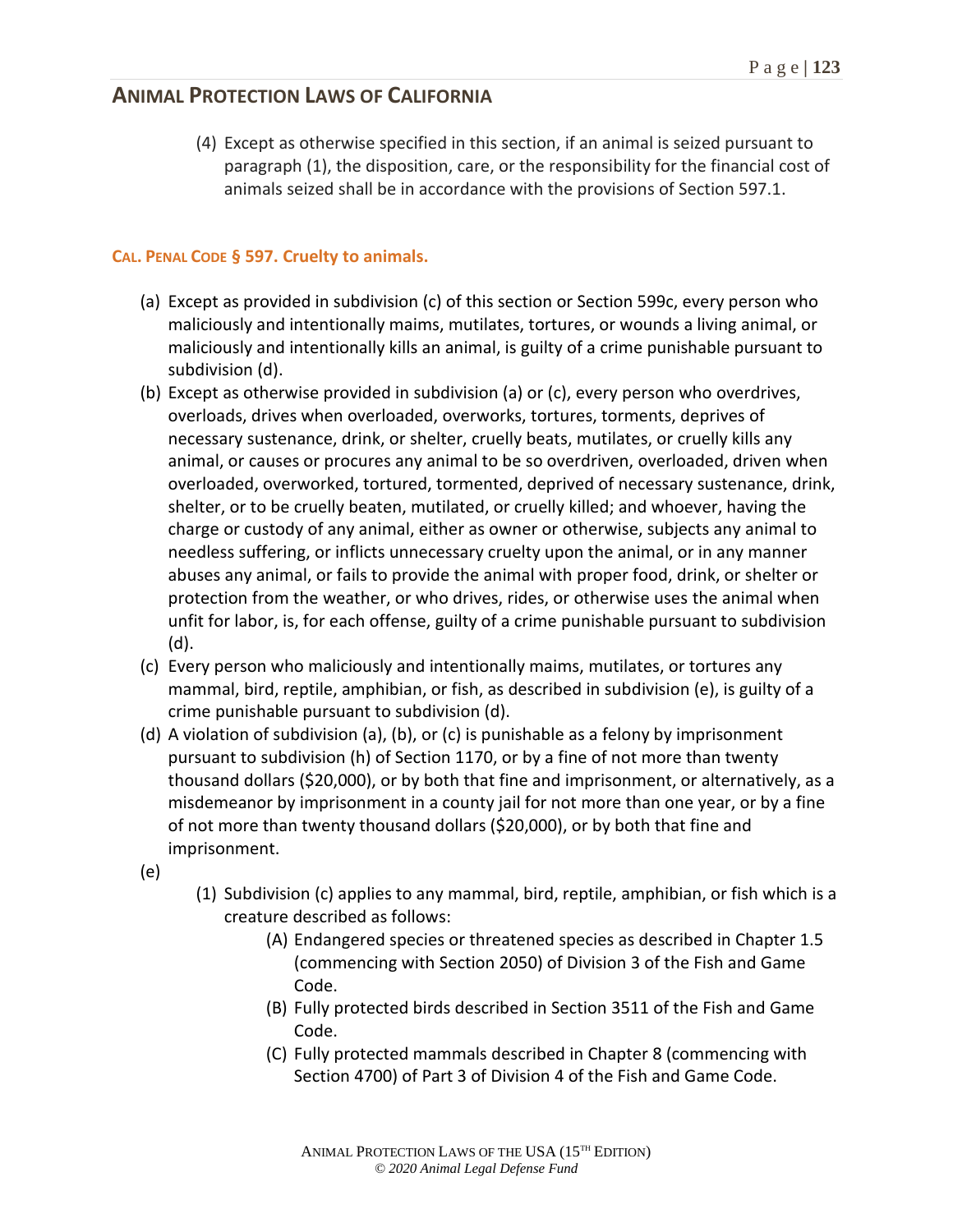(4) Except as otherwise specified in this section, if an animal is seized pursuant to paragraph (1), the disposition, care, or the responsibility for the financial cost of animals seized shall be in accordance with the provisions of Section 597.1.

### CAL. PENAL CODE § 597. Cruelty to animals.

(a) Except as provided in subdivision (c) of this section or Section 599c, every person who maliciously and intentionally maims, mutilates, tortures, or wounds a living animal, or maliciously and intentionally kills an animal, is guilty of a crime punishable pursuant to subdivision (d).

(b) Except as otherwise provided in subdivision (a) or (c), every person who overdrives, overloads, drives when overloaded, overworks, tortures, torments, deprives of necessary sustenance, drink, or shelter, cruelly beats, mutilates, or cruelly kills any animal, or causes or procures any animal to be so overdriven, overloaded, driven when overloaded, overworked, tortured, tormented, deprived of necessary sustenance, drink, shelter, or to be cruelly beaten, mutilated, or cruelly killed; and whoever, having the charge or custody of any animal, either as owner or otherwise, subjects any animal to needless suffering, or inflicts unnecessary cruelty upon the animal, or in any manner abuses any animal, or fails to provide the animal with proper food, drink, or shelter or protection from the weather, or who drives, rides, or otherwise uses the animal when unfit for labor, is, for each offense, guilty of a crime punishable pursuant to subdivision (d).

(c) Every person who maliciously and intentionally maims, mutilates, or tortures any mammal, bird, reptile, amphibian, or fish, as described in subdivision (e), is guilty of a crime punishable pursuant to subdivision (d).

(d) A violation of subdivision (a), (b), or (c) is punishable as a felony by imprisonment pursuant to subdivision (h) of Section 1170, or by a fine of not more than twenty thousand dollars ($20,000), or by both that fine and imprisonment, or alternatively, as a misdemeanor by imprisonment in a county jail for not more than one year, or by a fine of not more than twenty thousand dollars ($20,000), or by both that fine and imprisonment.

(e)

(1) Subdivision (c) applies to any mammal, bird, reptile, amphibian, or fish which is a creature described as follows:

(A) Endangered species or threatened species as described in Chapter 1.5 (commencing with Section 2050) of Division 3 of the Fish and Game Code.

(B) Fully protected birds described in Section 3511 of the Fish and Game Code.

(C) Fully protected mammals described in Chapter 8 (commencing with Section 4700) of Part 3 of Division 4 of the Fish and Game Code.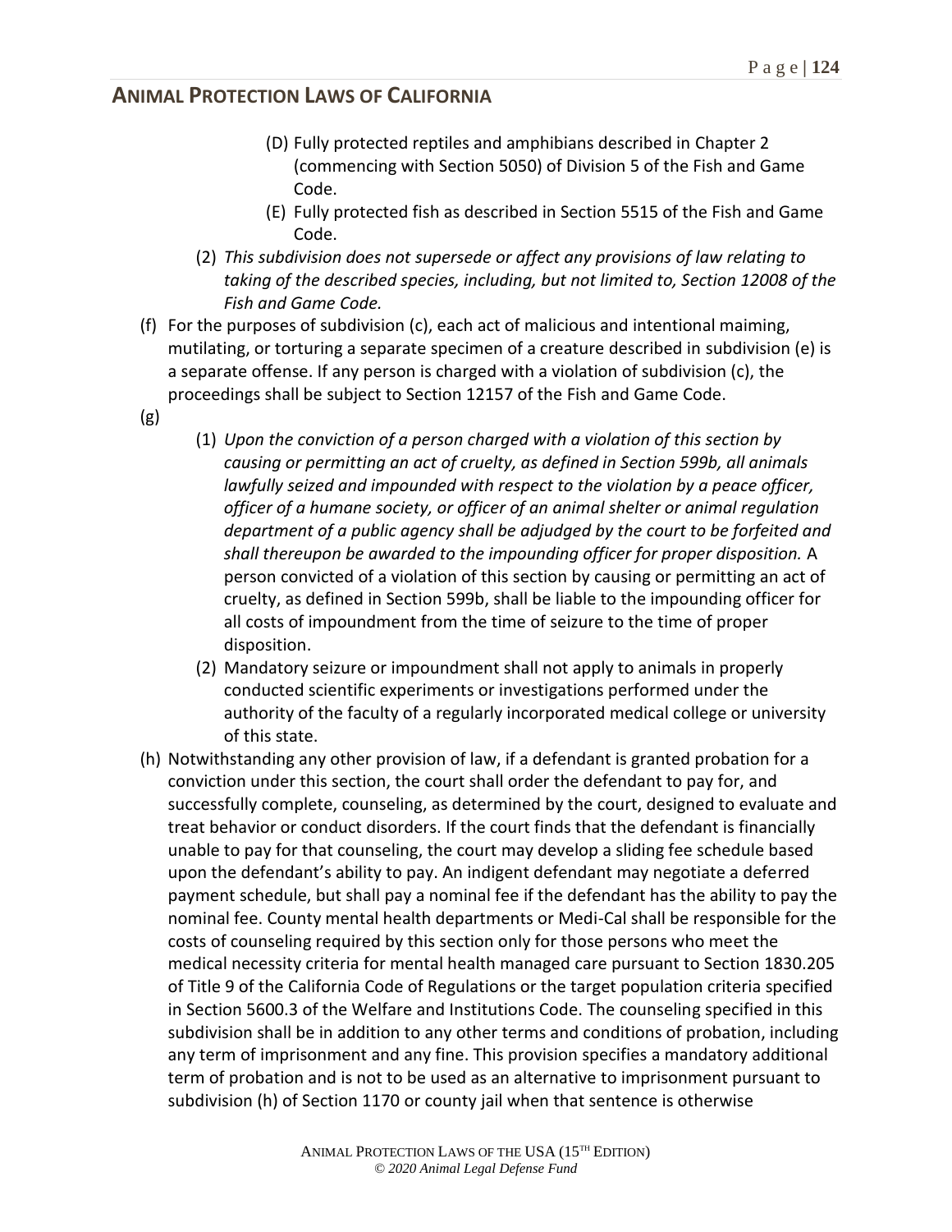(D) Fully protected reptiles and amphibians described in Chapter 2 (commencing with Section 5050) of Division 5 of the Fish and Game Code.

(E) Fully protected fish as described in Section 5515 of the Fish and Game Code.

(2) *This subdivision does not supersede or affect any provisions of law relating to taking of the described species, including, but not limited to, Section 12008 of the Fish and Game Code.*

(f) For the purposes of subdivision (c), each act of malicious and intentional maiming, mutilating, or torturing a separate specimen of a creature described in subdivision (e) is a separate offense. If any person is charged with a violation of subdivision (c), the proceedings shall be subject to Section 12157 of the Fish and Game Code.

(g)

(1) *Upon the conviction of a person charged with a violation of this section by causing or permitting an act of cruelty, as defined in Section 599b, all animals lawfully seized and impounded with respect to the violation by a peace officer, officer of a humane society, or officer of an animal shelter or animal regulation department of a public agency shall be adjudged by the court to be forfeited and shall thereupon be awarded to the impounding officer for proper disposition.* A person convicted of a violation of this section by causing or permitting an act of cruelty, as defined in Section 599b, shall be liable to the impounding officer for all costs of impoundment from the time of seizure to the time of proper disposition.

(2) Mandatory seizure or impoundment shall not apply to animals in properly conducted scientific experiments or investigations performed under the authority of the faculty of a regularly incorporated medical college or university of this state.

(h) Notwithstanding any other provision of law, if a defendant is granted probation for a conviction under this section, the court shall order the defendant to pay for, and successfully complete, counseling, as determined by the court, designed to evaluate and treat behavior or conduct disorders. If the court finds that the defendant is financially unable to pay for that counseling, the court may develop a sliding fee schedule based upon the defendant's ability to pay. An indigent defendant may negotiate a deferred payment schedule, but shall pay a nominal fee if the defendant has the ability to pay the nominal fee. County mental health departments or Medi-Cal shall be responsible for the costs of counseling required by this section only for those persons who meet the medical necessity criteria for mental health managed care pursuant to Section 1830.205 of Title 9 of the California Code of Regulations or the target population criteria specified in Section 5600.3 of the Welfare and Institutions Code. The counseling specified in this subdivision shall be in addition to any other terms and conditions of probation, including any term of imprisonment and any fine. This provision specifies a mandatory additional term of probation and is not to be used as an alternative to imprisonment pursuant to subdivision (h) of Section 1170 or county jail when that sentence is otherwise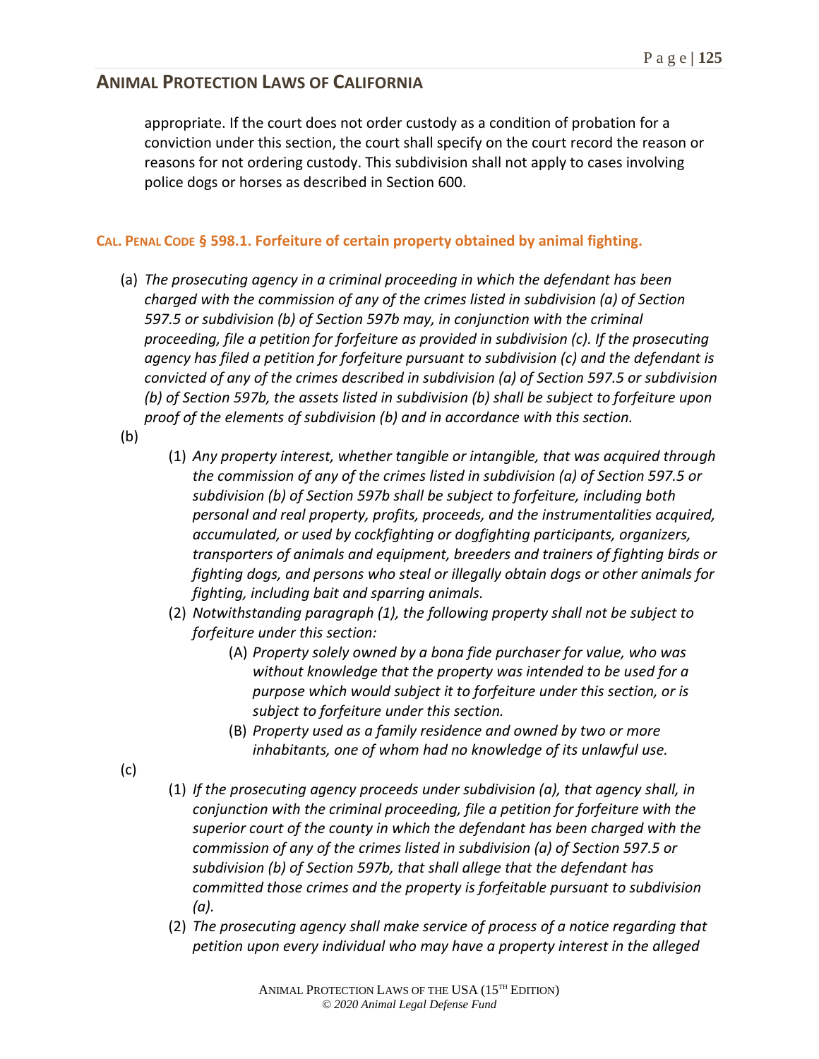appropriate. If the court does not order custody as a condition of probation for a conviction under this section, the court shall specify on the court record the reason or reasons for not ordering custody. This subdivision shall not apply to cases involving police dogs or horses as described in Section 600.

### CAL. PENAL CODE § 598.1. Forfeiture of certain property obtained by animal fighting.

(a) *The prosecuting agency in a criminal proceeding in which the defendant has been charged with the commission of any of the crimes listed in subdivision (a) of Section 597.5 or subdivision (b) of Section 597b may, in conjunction with the criminal proceeding, file a petition for forfeiture as provided in subdivision (c). If the prosecuting agency has filed a petition for forfeiture pursuant to subdivision (c) and the defendant is convicted of any of the crimes described in subdivision (a) of Section 597.5 or subdivision (b) of Section 597b, the assets listed in subdivision (b) shall be subject to forfeiture upon proof of the elements of subdivision (b) and in accordance with this section.*

(b)

- (1) *Any property interest, whether tangible or intangible, that was acquired through the commission of any of the crimes listed in subdivision (a) of Section 597.5 or subdivision (b) of Section 597b shall be subject to forfeiture, including both personal and real property, profits, proceeds, and the instrumentalities acquired, accumulated, or used by cockfighting or dogfighting participants, organizers, transporters of animals and equipment, breeders and trainers of fighting birds or fighting dogs, and persons who steal or illegally obtain dogs or other animals for fighting, including bait and sparring animals.*
- (2) *Notwithstanding paragraph (1), the following property shall not be subject to forfeiture under this section:*
  - (A) *Property solely owned by a bona fide purchaser for value, who was without knowledge that the property was intended to be used for a purpose which would subject it to forfeiture under this section, or is subject to forfeiture under this section.*
  - (B) *Property used as a family residence and owned by two or more inhabitants, one of whom had no knowledge of its unlawful use.*

(c)

- (1) *If the prosecuting agency proceeds under subdivision (a), that agency shall, in conjunction with the criminal proceeding, file a petition for forfeiture with the superior court of the county in which the defendant has been charged with the commission of any of the crimes listed in subdivision (a) of Section 597.5 or subdivision (b) of Section 597b, that shall allege that the defendant has committed those crimes and the property is forfeitable pursuant to subdivision (a).*
- (2) *The prosecuting agency shall make service of process of a notice regarding that petition upon every individual who may have a property interest in the alleged*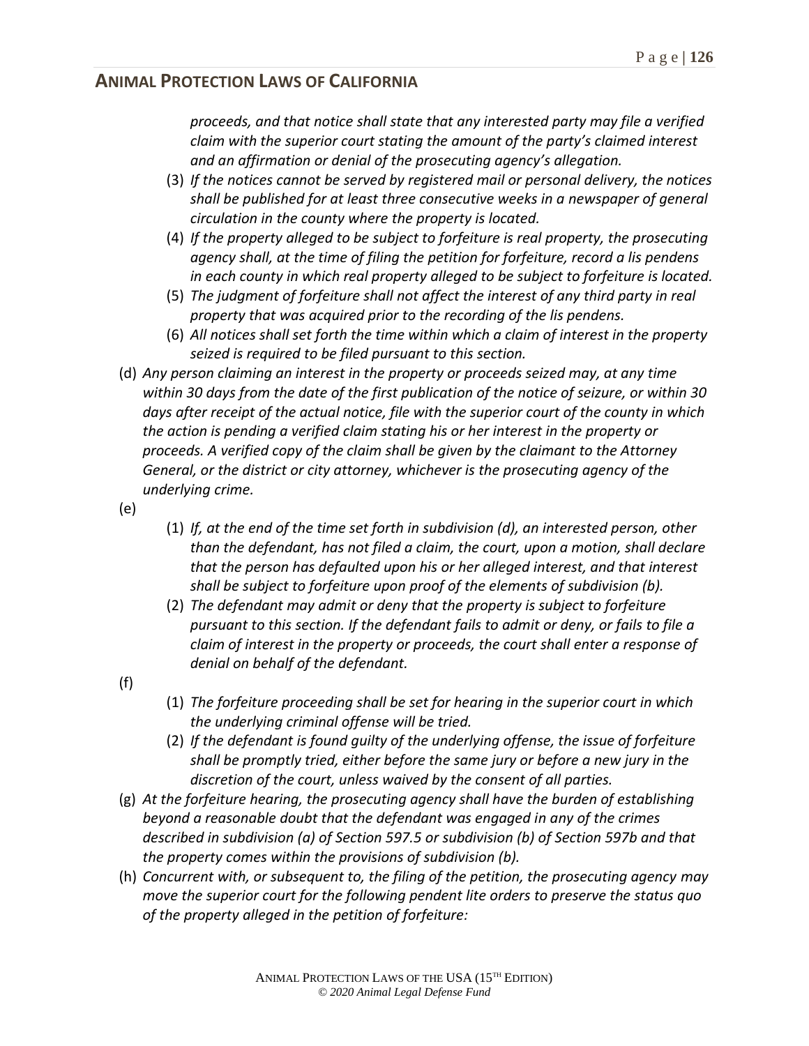*proceeds, and that notice shall state that any interested party may file a verified claim with the superior court stating the amount of the party's claimed interest and an affirmation or denial of the prosecuting agency's allegation.*

(3) *If the notices cannot be served by registered mail or personal delivery, the notices shall be published for at least three consecutive weeks in a newspaper of general circulation in the county where the property is located.*

(4) *If the property alleged to be subject to forfeiture is real property, the prosecuting agency shall, at the time of filing the petition for forfeiture, record a lis pendens in each county in which real property alleged to be subject to forfeiture is located.*

(5) *The judgment of forfeiture shall not affect the interest of any third party in real property that was acquired prior to the recording of the lis pendens.*

(6) *All notices shall set forth the time within which a claim of interest in the property seized is required to be filed pursuant to this section.*

(d) *Any person claiming an interest in the property or proceeds seized may, at any time within 30 days from the date of the first publication of the notice of seizure, or within 30 days after receipt of the actual notice, file with the superior court of the county in which the action is pending a verified claim stating his or her interest in the property or proceeds. A verified copy of the claim shall be given by the claimant to the Attorney General, or the district or city attorney, whichever is the prosecuting agency of the underlying crime.*

(e)

(1) *If, at the end of the time set forth in subdivision (d), an interested person, other than the defendant, has not filed a claim, the court, upon a motion, shall declare that the person has defaulted upon his or her alleged interest, and that interest shall be subject to forfeiture upon proof of the elements of subdivision (b).*

(2) *The defendant may admit or deny that the property is subject to forfeiture pursuant to this section. If the defendant fails to admit or deny, or fails to file a claim of interest in the property or proceeds, the court shall enter a response of denial on behalf of the defendant.*

(f)

(1) *The forfeiture proceeding shall be set for hearing in the superior court in which the underlying criminal offense will be tried.*

(2) *If the defendant is found guilty of the underlying offense, the issue of forfeiture shall be promptly tried, either before the same jury or before a new jury in the discretion of the court, unless waived by the consent of all parties.*

(g) *At the forfeiture hearing, the prosecuting agency shall have the burden of establishing beyond a reasonable doubt that the defendant was engaged in any of the crimes described in subdivision (a) of Section 597.5 or subdivision (b) of Section 597b and that the property comes within the provisions of subdivision (b).*

(h) *Concurrent with, or subsequent to, the filing of the petition, the prosecuting agency may move the superior court for the following pendent lite orders to preserve the status quo of the property alleged in the petition of forfeiture:*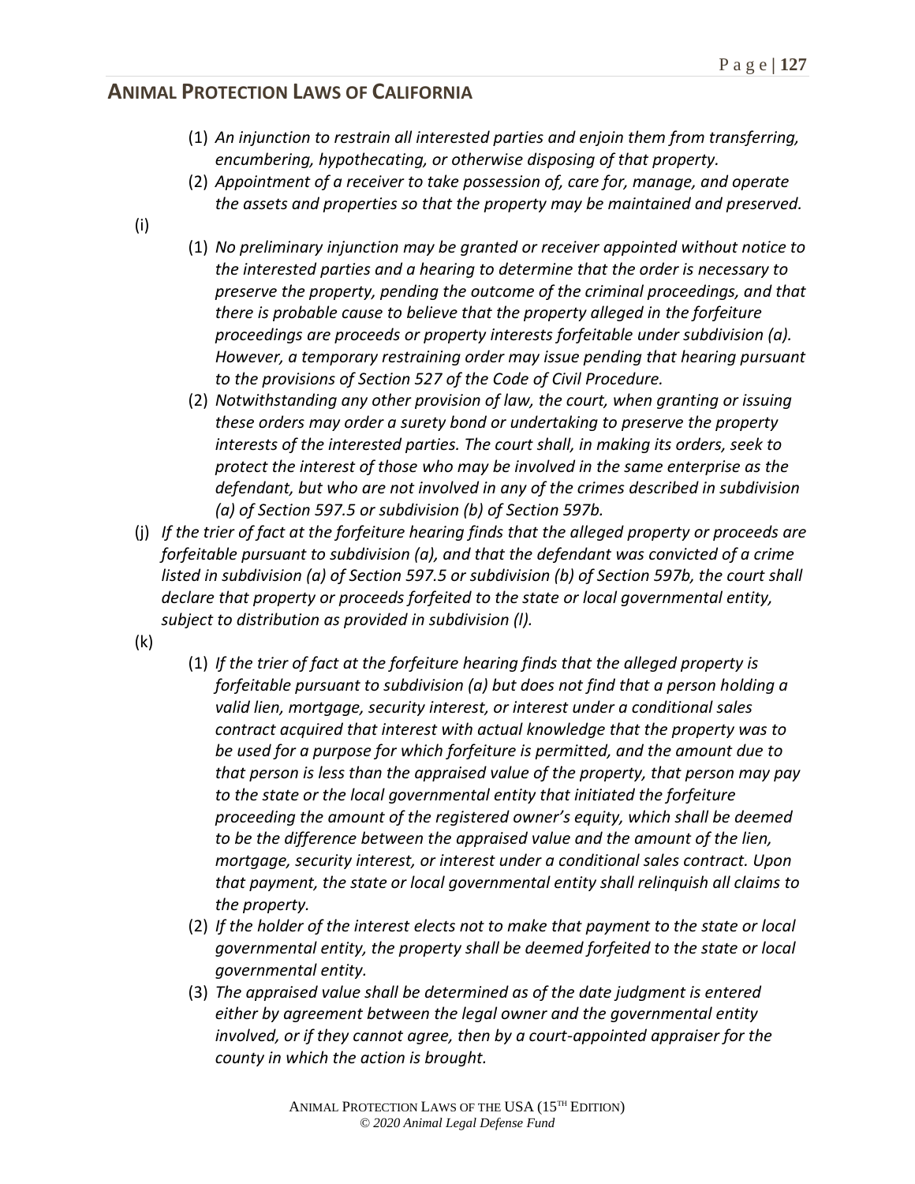(1) *An injunction to restrain all interested parties and enjoin them from transferring, encumbering, hypothecating, or otherwise disposing of that property.*

(2) *Appointment of a receiver to take possession of, care for, manage, and operate the assets and properties so that the property may be maintained and preserved.*

(i)

(1) *No preliminary injunction may be granted or receiver appointed without notice to the interested parties and a hearing to determine that the order is necessary to preserve the property, pending the outcome of the criminal proceedings, and that there is probable cause to believe that the property alleged in the forfeiture proceedings are proceeds or property interests forfeitable under subdivision (a). However, a temporary restraining order may issue pending that hearing pursuant to the provisions of Section 527 of the Code of Civil Procedure.*

(2) *Notwithstanding any other provision of law, the court, when granting or issuing these orders may order a surety bond or undertaking to preserve the property interests of the interested parties. The court shall, in making its orders, seek to protect the interest of those who may be involved in the same enterprise as the defendant, but who are not involved in any of the crimes described in subdivision (a) of Section 597.5 or subdivision (b) of Section 597b.*

(j) *If the trier of fact at the forfeiture hearing finds that the alleged property or proceeds are forfeitable pursuant to subdivision (a), and that the defendant was convicted of a crime listed in subdivision (a) of Section 597.5 or subdivision (b) of Section 597b, the court shall declare that property or proceeds forfeited to the state or local governmental entity, subject to distribution as provided in subdivision (l).*

(k)

(1) *If the trier of fact at the forfeiture hearing finds that the alleged property is forfeitable pursuant to subdivision (a) but does not find that a person holding a valid lien, mortgage, security interest, or interest under a conditional sales contract acquired that interest with actual knowledge that the property was to be used for a purpose for which forfeiture is permitted, and the amount due to that person is less than the appraised value of the property, that person may pay to the state or the local governmental entity that initiated the forfeiture proceeding the amount of the registered owner's equity, which shall be deemed to be the difference between the appraised value and the amount of the lien, mortgage, security interest, or interest under a conditional sales contract. Upon that payment, the state or local governmental entity shall relinquish all claims to the property.*

(2) *If the holder of the interest elects not to make that payment to the state or local governmental entity, the property shall be deemed forfeited to the state or local governmental entity.*

(3) *The appraised value shall be determined as of the date judgment is entered either by agreement between the legal owner and the governmental entity involved, or if they cannot agree, then by a court-appointed appraiser for the county in which the action is brought.*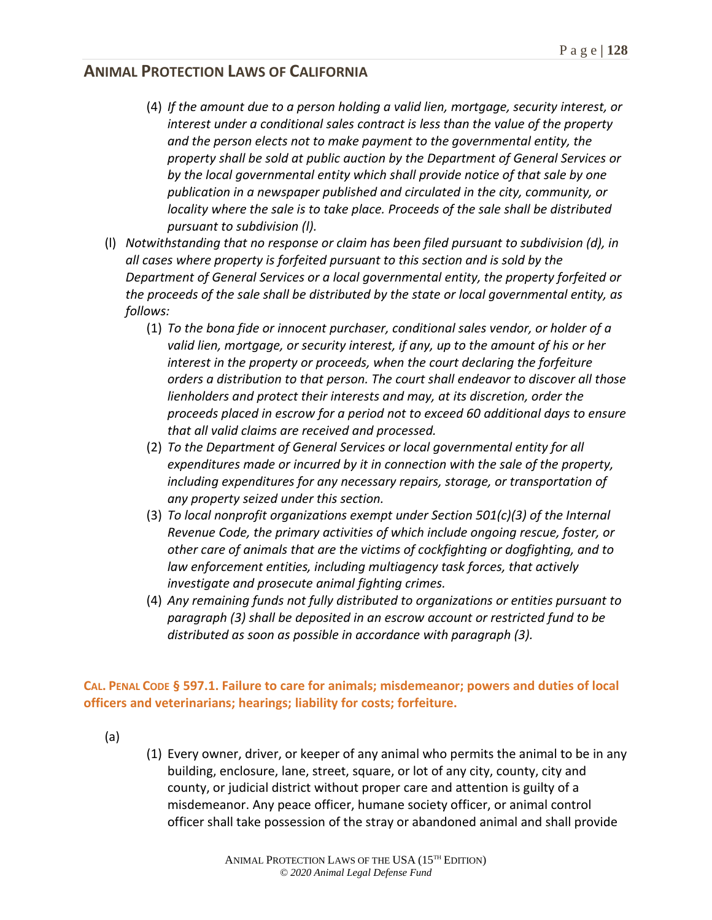(4) *If the amount due to a person holding a valid lien, mortgage, security interest, or interest under a conditional sales contract is less than the value of the property and the person elects not to make payment to the governmental entity, the property shall be sold at public auction by the Department of General Services or by the local governmental entity which shall provide notice of that sale by one publication in a newspaper published and circulated in the city, community, or locality where the sale is to take place. Proceeds of the sale shall be distributed pursuant to subdivision (l).*

(l) *Notwithstanding that no response or claim has been filed pursuant to subdivision (d), in all cases where property is forfeited pursuant to this section and is sold by the Department of General Services or a local governmental entity, the property forfeited or the proceeds of the sale shall be distributed by the state or local governmental entity, as follows:*

(1) *To the bona fide or innocent purchaser, conditional sales vendor, or holder of a valid lien, mortgage, or security interest, if any, up to the amount of his or her interest in the property or proceeds, when the court declaring the forfeiture orders a distribution to that person. The court shall endeavor to discover all those lienholders and protect their interests and may, at its discretion, order the proceeds placed in escrow for a period not to exceed 60 additional days to ensure that all valid claims are received and processed.*

(2) *To the Department of General Services or local governmental entity for all expenditures made or incurred by it in connection with the sale of the property, including expenditures for any necessary repairs, storage, or transportation of any property seized under this section.*

(3) *To local nonprofit organizations exempt under Section 501(c)(3) of the Internal Revenue Code, the primary activities of which include ongoing rescue, foster, or other care of animals that are the victims of cockfighting or dogfighting, and to law enforcement entities, including multiagency task forces, that actively investigate and prosecute animal fighting crimes.*

(4) *Any remaining funds not fully distributed to organizations or entities pursuant to paragraph (3) shall be deposited in an escrow account or restricted fund to be distributed as soon as possible in accordance with paragraph (3).*

### CAL. PENAL CODE § 597.1. Failure to care for animals; misdemeanor; powers and duties of local officers and veterinarians; hearings; liability for costs; forfeiture.

(a)

(1) Every owner, driver, or keeper of any animal who permits the animal to be in any building, enclosure, lane, street, square, or lot of any city, county, city and county, or judicial district without proper care and attention is guilty of a misdemeanor. Any peace officer, humane society officer, or animal control officer shall take possession of the stray or abandoned animal and shall provide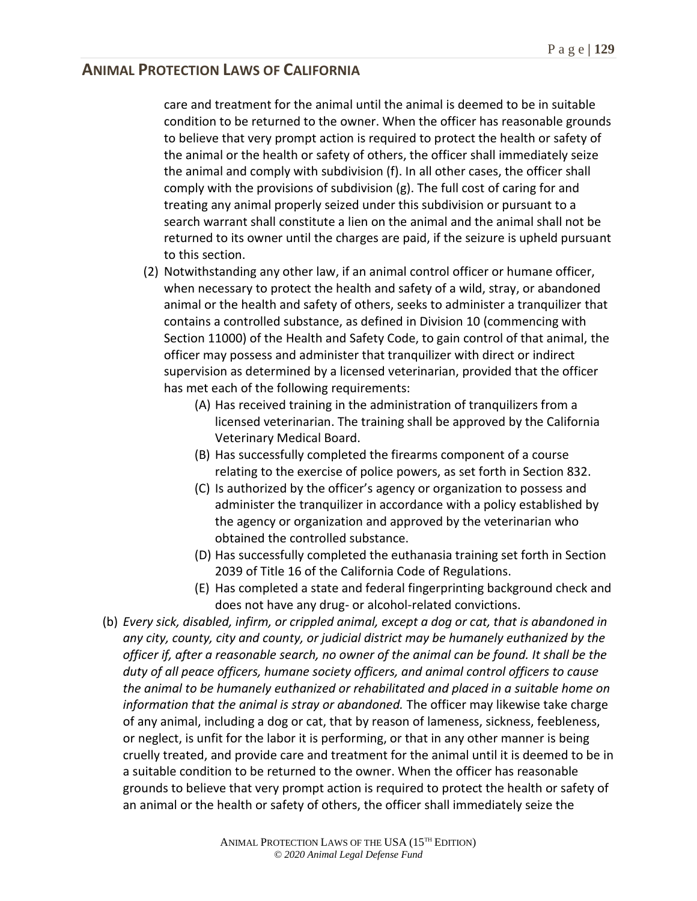care and treatment for the animal until the animal is deemed to be in suitable condition to be returned to the owner. When the officer has reasonable grounds to believe that very prompt action is required to protect the health or safety of the animal or the health or safety of others, the officer shall immediately seize the animal and comply with subdivision (f). In all other cases, the officer shall comply with the provisions of subdivision (g). The full cost of caring for and treating any animal properly seized under this subdivision or pursuant to a search warrant shall constitute a lien on the animal and the animal shall not be returned to its owner until the charges are paid, if the seizure is upheld pursuant to this section.

(2) Notwithstanding any other law, if an animal control officer or humane officer, when necessary to protect the health and safety of a wild, stray, or abandoned animal or the health and safety of others, seeks to administer a tranquilizer that contains a controlled substance, as defined in Division 10 (commencing with Section 11000) of the Health and Safety Code, to gain control of that animal, the officer may possess and administer that tranquilizer with direct or indirect supervision as determined by a licensed veterinarian, provided that the officer has met each of the following requirements:

(A) Has received training in the administration of tranquilizers from a licensed veterinarian. The training shall be approved by the California Veterinary Medical Board.

(B) Has successfully completed the firearms component of a course relating to the exercise of police powers, as set forth in Section 832.

(C) Is authorized by the officer's agency or organization to possess and administer the tranquilizer in accordance with a policy established by the agency or organization and approved by the veterinarian who obtained the controlled substance.

(D) Has successfully completed the euthanasia training set forth in Section 2039 of Title 16 of the California Code of Regulations.

(E) Has completed a state and federal fingerprinting background check and does not have any drug- or alcohol-related convictions.

(b) *Every sick, disabled, infirm, or crippled animal, except a dog or cat, that is abandoned in any city, county, city and county, or judicial district may be humanely euthanized by the officer if, after a reasonable search, no owner of the animal can be found. It shall be the duty of all peace officers, humane society officers, and animal control officers to cause the animal to be humanely euthanized or rehabilitated and placed in a suitable home on information that the animal is stray or abandoned.* The officer may likewise take charge of any animal, including a dog or cat, that by reason of lameness, sickness, feebleness, or neglect, is unfit for the labor it is performing, or that in any other manner is being cruelly treated, and provide care and treatment for the animal until it is deemed to be in a suitable condition to be returned to the owner. When the officer has reasonable grounds to believe that very prompt action is required to protect the health or safety of an animal or the health or safety of others, the officer shall immediately seize the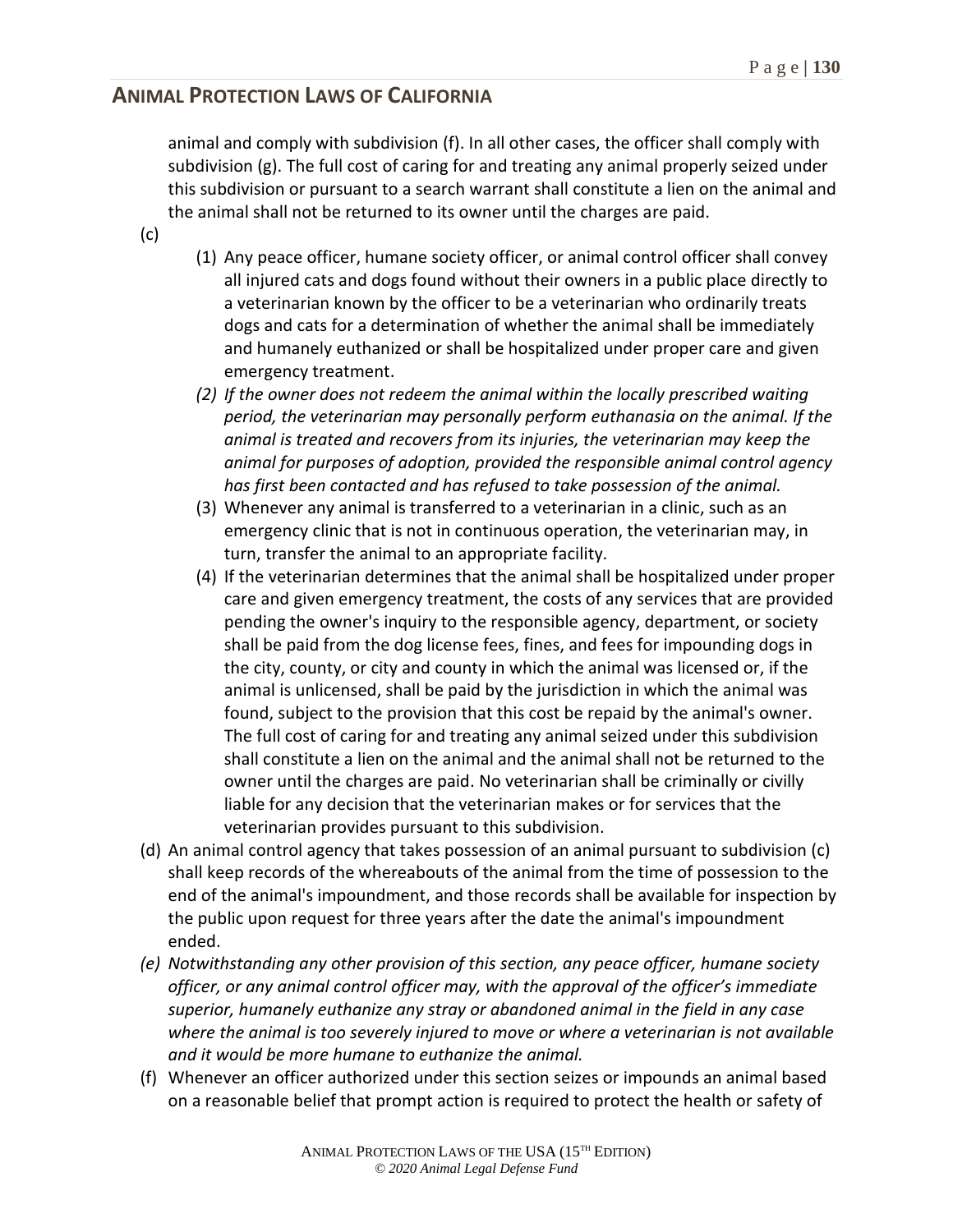animal and comply with subdivision (f). In all other cases, the officer shall comply with subdivision (g). The full cost of caring for and treating any animal properly seized under this subdivision or pursuant to a search warrant shall constitute a lien on the animal and the animal shall not be returned to its owner until the charges are paid.

(c)

(1) Any peace officer, humane society officer, or animal control officer shall convey all injured cats and dogs found without their owners in a public place directly to a veterinarian known by the officer to be a veterinarian who ordinarily treats dogs and cats for a determination of whether the animal shall be immediately and humanely euthanized or shall be hospitalized under proper care and given emergency treatment.

*(2) If the owner does not redeem the animal within the locally prescribed waiting period, the veterinarian may personally perform euthanasia on the animal. If the animal is treated and recovers from its injuries, the veterinarian may keep the animal for purposes of adoption, provided the responsible animal control agency has first been contacted and has refused to take possession of the animal.*

(3) Whenever any animal is transferred to a veterinarian in a clinic, such as an emergency clinic that is not in continuous operation, the veterinarian may, in turn, transfer the animal to an appropriate facility.

(4) If the veterinarian determines that the animal shall be hospitalized under proper care and given emergency treatment, the costs of any services that are provided pending the owner's inquiry to the responsible agency, department, or society shall be paid from the dog license fees, fines, and fees for impounding dogs in the city, county, or city and county in which the animal was licensed or, if the animal is unlicensed, shall be paid by the jurisdiction in which the animal was found, subject to the provision that this cost be repaid by the animal's owner. The full cost of caring for and treating any animal seized under this subdivision shall constitute a lien on the animal and the animal shall not be returned to the owner until the charges are paid. No veterinarian shall be criminally or civilly liable for any decision that the veterinarian makes or for services that the veterinarian provides pursuant to this subdivision.

(d) An animal control agency that takes possession of an animal pursuant to subdivision (c) shall keep records of the whereabouts of the animal from the time of possession to the end of the animal's impoundment, and those records shall be available for inspection by the public upon request for three years after the date the animal's impoundment ended.

*(e) Notwithstanding any other provision of this section, any peace officer, humane society officer, or any animal control officer may, with the approval of the officer's immediate superior, humanely euthanize any stray or abandoned animal in the field in any case where the animal is too severely injured to move or where a veterinarian is not available and it would be more humane to euthanize the animal.*

(f) Whenever an officer authorized under this section seizes or impounds an animal based on a reasonable belief that prompt action is required to protect the health or safety of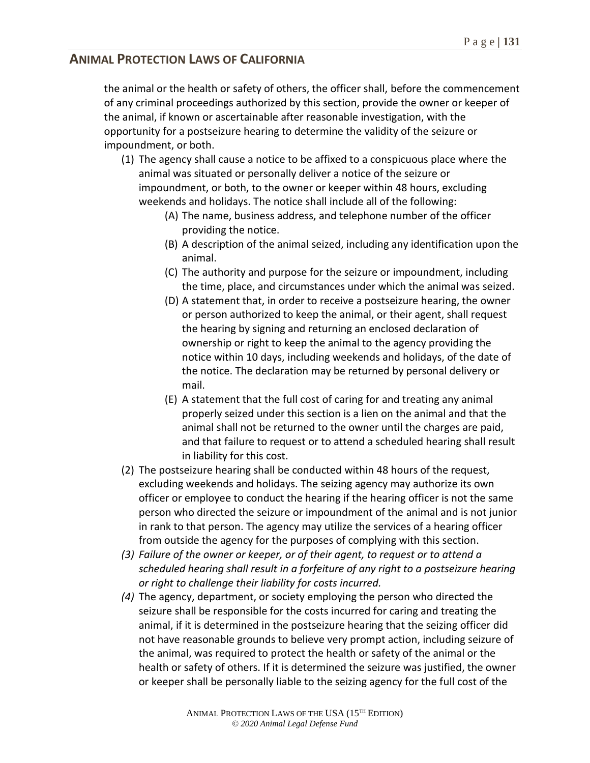the animal or the health or safety of others, the officer shall, before the commencement of any criminal proceedings authorized by this section, provide the owner or keeper of the animal, if known or ascertainable after reasonable investigation, with the opportunity for a postseizure hearing to determine the validity of the seizure or impoundment, or both.

(1) The agency shall cause a notice to be affixed to a conspicuous place where the animal was situated or personally deliver a notice of the seizure or impoundment, or both, to the owner or keeper within 48 hours, excluding weekends and holidays. The notice shall include all of the following:

   (A) The name, business address, and telephone number of the officer providing the notice.

   (B) A description of the animal seized, including any identification upon the animal.

   (C) The authority and purpose for the seizure or impoundment, including the time, place, and circumstances under which the animal was seized.

   (D) A statement that, in order to receive a postseizure hearing, the owner or person authorized to keep the animal, or their agent, shall request the hearing by signing and returning an enclosed declaration of ownership or right to keep the animal to the agency providing the notice within 10 days, including weekends and holidays, of the date of the notice. The declaration may be returned by personal delivery or mail.

   (E) A statement that the full cost of caring for and treating any animal properly seized under this section is a lien on the animal and that the animal shall not be returned to the owner until the charges are paid, and that failure to request or to attend a scheduled hearing shall result in liability for this cost.

(2) The postseizure hearing shall be conducted within 48 hours of the request, excluding weekends and holidays. The seizing agency may authorize its own officer or employee to conduct the hearing if the hearing officer is not the same person who directed the seizure or impoundment of the animal and is not junior in rank to that person. The agency may utilize the services of a hearing officer from outside the agency for the purposes of complying with this section.

*(3) Failure of the owner or keeper, or of their agent, to request or to attend a scheduled hearing shall result in a forfeiture of any right to a postseizure hearing or right to challenge their liability for costs incurred.*

*(4)* The agency, department, or society employing the person who directed the seizure shall be responsible for the costs incurred for caring and treating the animal, if it is determined in the postseizure hearing that the seizing officer did not have reasonable grounds to believe very prompt action, including seizure of the animal, was required to protect the health or safety of the animal or the health or safety of others. If it is determined the seizure was justified, the owner or keeper shall be personally liable to the seizing agency for the full cost of the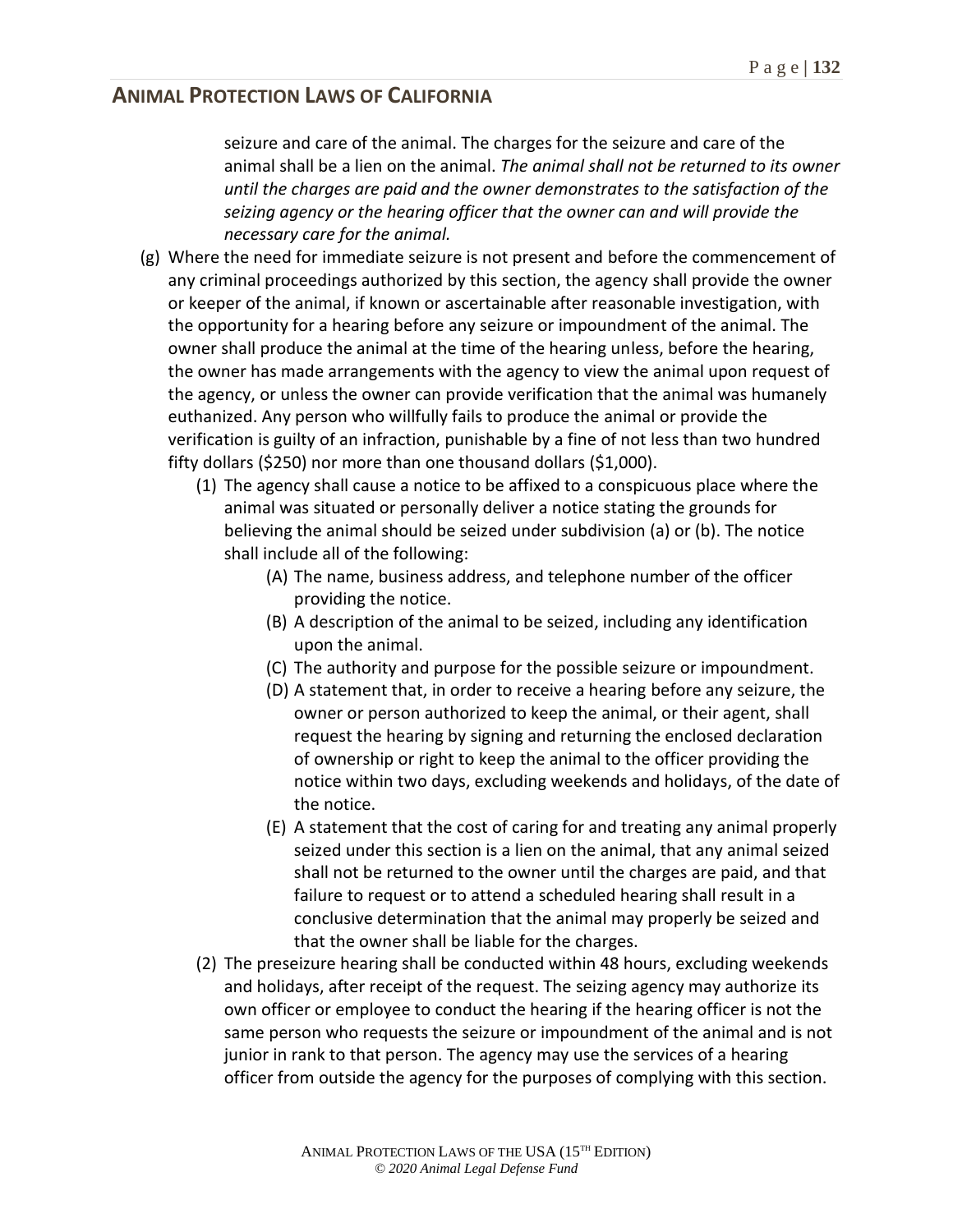seizure and care of the animal. The charges for the seizure and care of the animal shall be a lien on the animal. *The animal shall not be returned to its owner until the charges are paid and the owner demonstrates to the satisfaction of the seizing agency or the hearing officer that the owner can and will provide the necessary care for the animal.*

(g) Where the need for immediate seizure is not present and before the commencement of any criminal proceedings authorized by this section, the agency shall provide the owner or keeper of the animal, if known or ascertainable after reasonable investigation, with the opportunity for a hearing before any seizure or impoundment of the animal. The owner shall produce the animal at the time of the hearing unless, before the hearing, the owner has made arrangements with the agency to view the animal upon request of the agency, or unless the owner can provide verification that the animal was humanely euthanized. Any person who willfully fails to produce the animal or provide the verification is guilty of an infraction, punishable by a fine of not less than two hundred fifty dollars ($250) nor more than one thousand dollars ($1,000).

  (1) The agency shall cause a notice to be affixed to a conspicuous place where the animal was situated or personally deliver a notice stating the grounds for believing the animal should be seized under subdivision (a) or (b). The notice shall include all of the following:

    (A) The name, business address, and telephone number of the officer providing the notice.

    (B) A description of the animal to be seized, including any identification upon the animal.

    (C) The authority and purpose for the possible seizure or impoundment.

    (D) A statement that, in order to receive a hearing before any seizure, the owner or person authorized to keep the animal, or their agent, shall request the hearing by signing and returning the enclosed declaration of ownership or right to keep the animal to the officer providing the notice within two days, excluding weekends and holidays, of the date of the notice.

    (E) A statement that the cost of caring for and treating any animal properly seized under this section is a lien on the animal, that any animal seized shall not be returned to the owner until the charges are paid, and that failure to request or to attend a scheduled hearing shall result in a conclusive determination that the animal may properly be seized and that the owner shall be liable for the charges.

  (2) The preseizure hearing shall be conducted within 48 hours, excluding weekends and holidays, after receipt of the request. The seizing agency may authorize its own officer or employee to conduct the hearing if the hearing officer is not the same person who requests the seizure or impoundment of the animal and is not junior in rank to that person. The agency may use the services of a hearing officer from outside the agency for the purposes of complying with this section.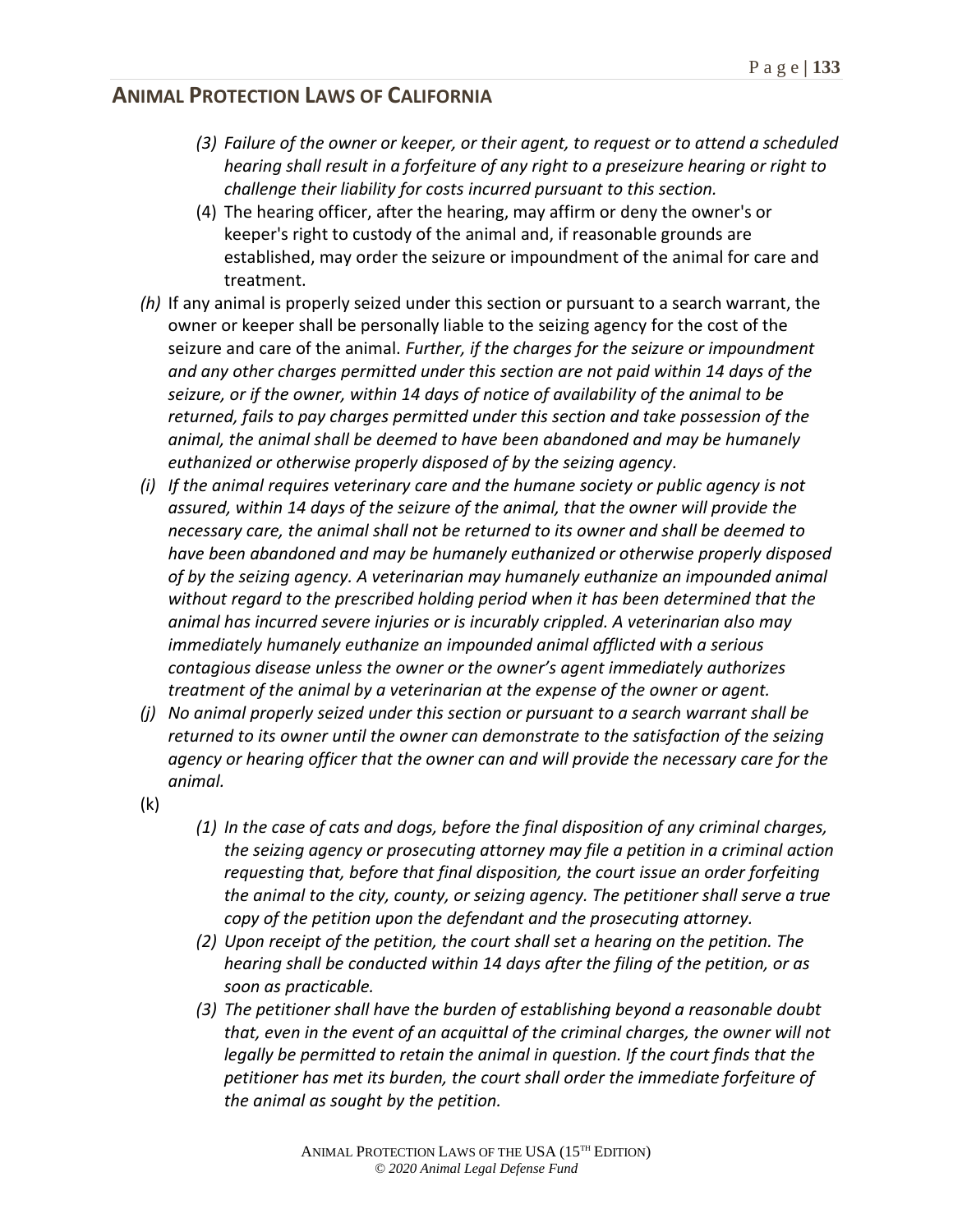- *(3) Failure of the owner or keeper, or their agent, to request or to attend a scheduled hearing shall result in a forfeiture of any right to a preseizure hearing or right to challenge their liability for costs incurred pursuant to this section.*
- (4) The hearing officer, after the hearing, may affirm or deny the owner's or keeper's right to custody of the animal and, if reasonable grounds are established, may order the seizure or impoundment of the animal for care and treatment.

*(h)* If any animal is properly seized under this section or pursuant to a search warrant, the owner or keeper shall be personally liable to the seizing agency for the cost of the seizure and care of the animal. *Further, if the charges for the seizure or impoundment and any other charges permitted under this section are not paid within 14 days of the seizure, or if the owner, within 14 days of notice of availability of the animal to be returned, fails to pay charges permitted under this section and take possession of the animal, the animal shall be deemed to have been abandoned and may be humanely euthanized or otherwise properly disposed of by the seizing agency.*

*(i) If the animal requires veterinary care and the humane society or public agency is not assured, within 14 days of the seizure of the animal, that the owner will provide the necessary care, the animal shall not be returned to its owner and shall be deemed to have been abandoned and may be humanely euthanized or otherwise properly disposed of by the seizing agency. A veterinarian may humanely euthanize an impounded animal without regard to the prescribed holding period when it has been determined that the animal has incurred severe injuries or is incurably crippled. A veterinarian also may immediately humanely euthanize an impounded animal afflicted with a serious contagious disease unless the owner or the owner's agent immediately authorizes treatment of the animal by a veterinarian at the expense of the owner or agent.*

*(j) No animal properly seized under this section or pursuant to a search warrant shall be returned to its owner until the owner can demonstrate to the satisfaction of the seizing agency or hearing officer that the owner can and will provide the necessary care for the animal.*

(k)

- *(1) In the case of cats and dogs, before the final disposition of any criminal charges, the seizing agency or prosecuting attorney may file a petition in a criminal action requesting that, before that final disposition, the court issue an order forfeiting the animal to the city, county, or seizing agency. The petitioner shall serve a true copy of the petition upon the defendant and the prosecuting attorney.*
- *(2) Upon receipt of the petition, the court shall set a hearing on the petition. The hearing shall be conducted within 14 days after the filing of the petition, or as soon as practicable.*
- *(3) The petitioner shall have the burden of establishing beyond a reasonable doubt that, even in the event of an acquittal of the criminal charges, the owner will not legally be permitted to retain the animal in question. If the court finds that the petitioner has met its burden, the court shall order the immediate forfeiture of the animal as sought by the petition.*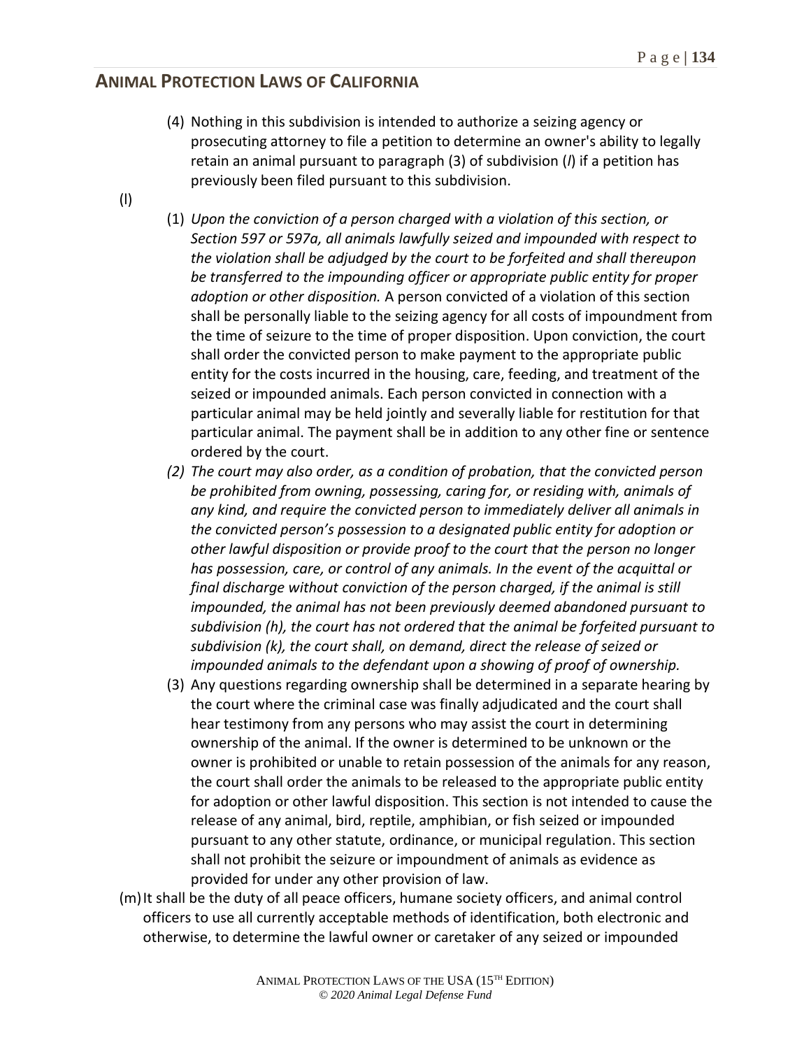(4) Nothing in this subdivision is intended to authorize a seizing agency or prosecuting attorney to file a petition to determine an owner's ability to legally retain an animal pursuant to paragraph (3) of subdivision (*l*) if a petition has previously been filed pursuant to this subdivision.

(l)

(1) *Upon the conviction of a person charged with a violation of this section, or Section 597 or 597a, all animals lawfully seized and impounded with respect to the violation shall be adjudged by the court to be forfeited and shall thereupon be transferred to the impounding officer or appropriate public entity for proper adoption or other disposition.* A person convicted of a violation of this section shall be personally liable to the seizing agency for all costs of impoundment from the time of seizure to the time of proper disposition. Upon conviction, the court shall order the convicted person to make payment to the appropriate public entity for the costs incurred in the housing, care, feeding, and treatment of the seized or impounded animals. Each person convicted in connection with a particular animal may be held jointly and severally liable for restitution for that particular animal. The payment shall be in addition to any other fine or sentence ordered by the court.

*(2) The court may also order, as a condition of probation, that the convicted person be prohibited from owning, possessing, caring for, or residing with, animals of any kind, and require the convicted person to immediately deliver all animals in the convicted person's possession to a designated public entity for adoption or other lawful disposition or provide proof to the court that the person no longer has possession, care, or control of any animals. In the event of the acquittal or final discharge without conviction of the person charged, if the animal is still impounded, the animal has not been previously deemed abandoned pursuant to subdivision (h), the court has not ordered that the animal be forfeited pursuant to subdivision (k), the court shall, on demand, direct the release of seized or impounded animals to the defendant upon a showing of proof of ownership.*

(3) Any questions regarding ownership shall be determined in a separate hearing by the court where the criminal case was finally adjudicated and the court shall hear testimony from any persons who may assist the court in determining ownership of the animal. If the owner is determined to be unknown or the owner is prohibited or unable to retain possession of the animals for any reason, the court shall order the animals to be released to the appropriate public entity for adoption or other lawful disposition. This section is not intended to cause the release of any animal, bird, reptile, amphibian, or fish seized or impounded pursuant to any other statute, ordinance, or municipal regulation. This section shall not prohibit the seizure or impoundment of animals as evidence as provided for under any other provision of law.

(m) It shall be the duty of all peace officers, humane society officers, and animal control officers to use all currently acceptable methods of identification, both electronic and otherwise, to determine the lawful owner or caretaker of any seized or impounded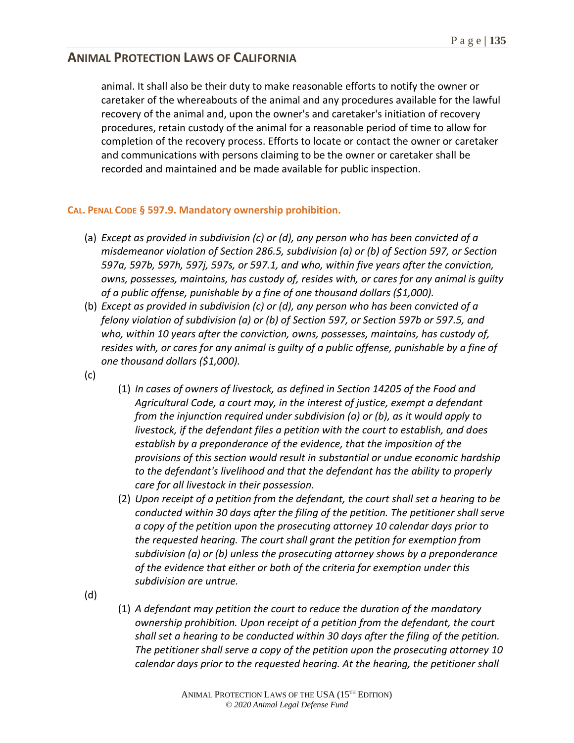animal. It shall also be their duty to make reasonable efforts to notify the owner or caretaker of the whereabouts of the animal and any procedures available for the lawful recovery of the animal and, upon the owner's and caretaker's initiation of recovery procedures, retain custody of the animal for a reasonable period of time to allow for completion of the recovery process. Efforts to locate or contact the owner or caretaker and communications with persons claiming to be the owner or caretaker shall be recorded and maintained and be made available for public inspection.

### CAL. PENAL CODE § 597.9. Mandatory ownership prohibition.

(a) *Except as provided in subdivision (c) or (d), any person who has been convicted of a misdemeanor violation of Section 286.5, subdivision (a) or (b) of Section 597, or Section 597a, 597b, 597h, 597j, 597s, or 597.1, and who, within five years after the conviction, owns, possesses, maintains, has custody of, resides with, or cares for any animal is guilty of a public offense, punishable by a fine of one thousand dollars ($1,000).*

(b) *Except as provided in subdivision (c) or (d), any person who has been convicted of a felony violation of subdivision (a) or (b) of Section 597, or Section 597b or 597.5, and who, within 10 years after the conviction, owns, possesses, maintains, has custody of, resides with, or cares for any animal is guilty of a public offense, punishable by a fine of one thousand dollars ($1,000).*

(c)

  (1) *In cases of owners of livestock, as defined in Section 14205 of the Food and Agricultural Code, a court may, in the interest of justice, exempt a defendant from the injunction required under subdivision (a) or (b), as it would apply to livestock, if the defendant files a petition with the court to establish, and does establish by a preponderance of the evidence, that the imposition of the provisions of this section would result in substantial or undue economic hardship to the defendant's livelihood and that the defendant has the ability to properly care for all livestock in their possession.*

  (2) *Upon receipt of a petition from the defendant, the court shall set a hearing to be conducted within 30 days after the filing of the petition. The petitioner shall serve a copy of the petition upon the prosecuting attorney 10 calendar days prior to the requested hearing. The court shall grant the petition for exemption from subdivision (a) or (b) unless the prosecuting attorney shows by a preponderance of the evidence that either or both of the criteria for exemption under this subdivision are untrue.*

(d)

  (1) *A defendant may petition the court to reduce the duration of the mandatory ownership prohibition. Upon receipt of a petition from the defendant, the court shall set a hearing to be conducted within 30 days after the filing of the petition. The petitioner shall serve a copy of the petition upon the prosecuting attorney 10 calendar days prior to the requested hearing. At the hearing, the petitioner shall*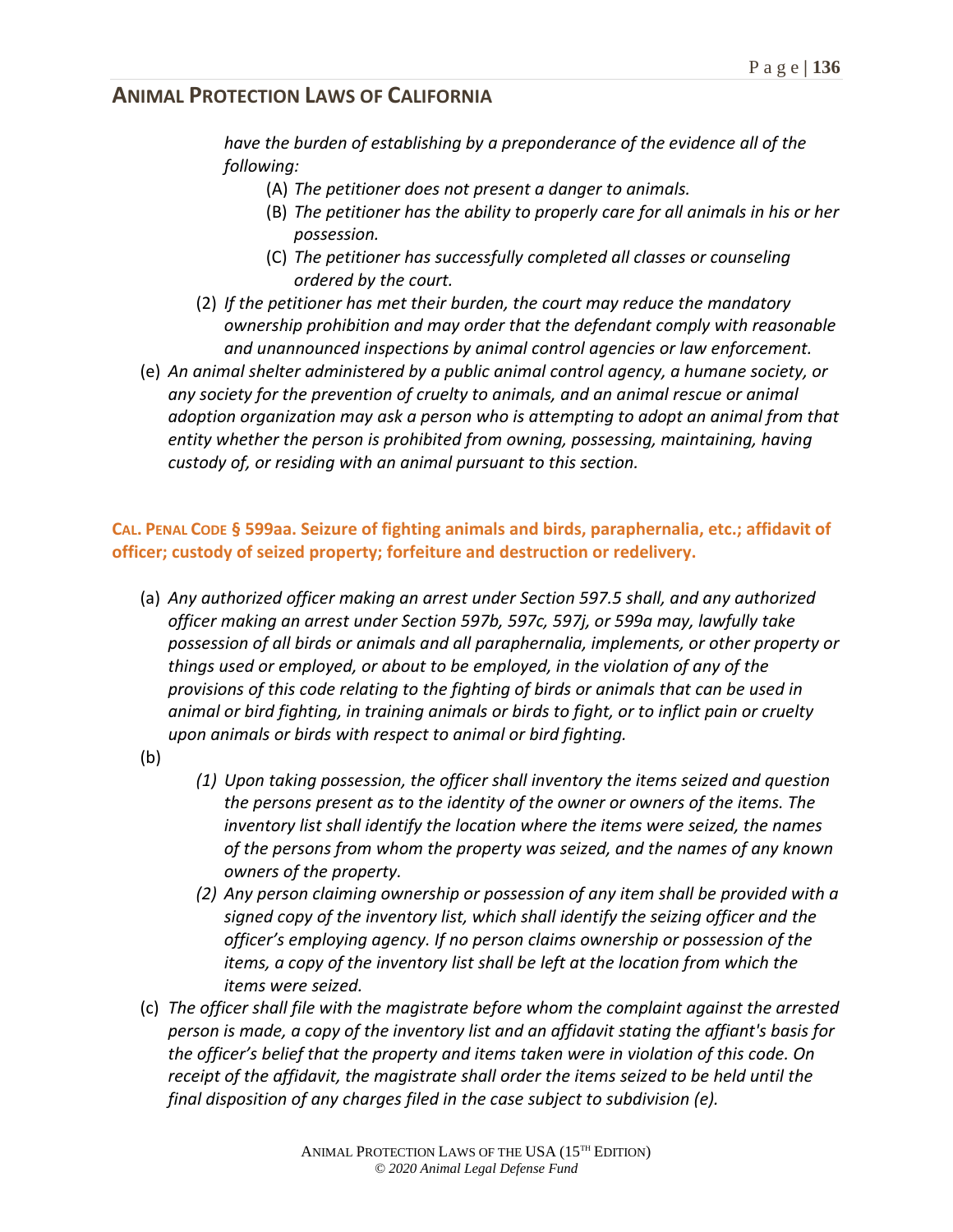*have the burden of establishing by a preponderance of the evidence all of the following:*

   (A) *The petitioner does not present a danger to animals.*
   (B) *The petitioner has the ability to properly care for all animals in his or her possession.*
   (C) *The petitioner has successfully completed all classes or counseling ordered by the court.*

(2) *If the petitioner has met their burden, the court may reduce the mandatory ownership prohibition and may order that the defendant comply with reasonable and unannounced inspections by animal control agencies or law enforcement.*

(e) *An animal shelter administered by a public animal control agency, a humane society, or any society for the prevention of cruelty to animals, and an animal rescue or animal adoption organization may ask a person who is attempting to adopt an animal from that entity whether the person is prohibited from owning, possessing, maintaining, having custody of, or residing with an animal pursuant to this section.*

**CAL. PENAL CODE § 599aa. Seizure of fighting animals and birds, paraphernalia, etc.; affidavit of officer; custody of seized property; forfeiture and destruction or redelivery.**

(a) *Any authorized officer making an arrest under Section 597.5 shall, and any authorized officer making an arrest under Section 597b, 597c, 597j, or 599a may, lawfully take possession of all birds or animals and all paraphernalia, implements, or other property or things used or employed, or about to be employed, in the violation of any of the provisions of this code relating to the fighting of birds or animals that can be used in animal or bird fighting, in training animals or birds to fight, or to inflict pain or cruelty upon animals or birds with respect to animal or bird fighting.*

(b)

   *(1) Upon taking possession, the officer shall inventory the items seized and question the persons present as to the identity of the owner or owners of the items. The inventory list shall identify the location where the items were seized, the names of the persons from whom the property was seized, and the names of any known owners of the property.*

   *(2) Any person claiming ownership or possession of any item shall be provided with a signed copy of the inventory list, which shall identify the seizing officer and the officer's employing agency. If no person claims ownership or possession of the items, a copy of the inventory list shall be left at the location from which the items were seized.*

(c) *The officer shall file with the magistrate before whom the complaint against the arrested person is made, a copy of the inventory list and an affidavit stating the affiant's basis for the officer's belief that the property and items taken were in violation of this code. On receipt of the affidavit, the magistrate shall order the items seized to be held until the final disposition of any charges filed in the case subject to subdivision (e).*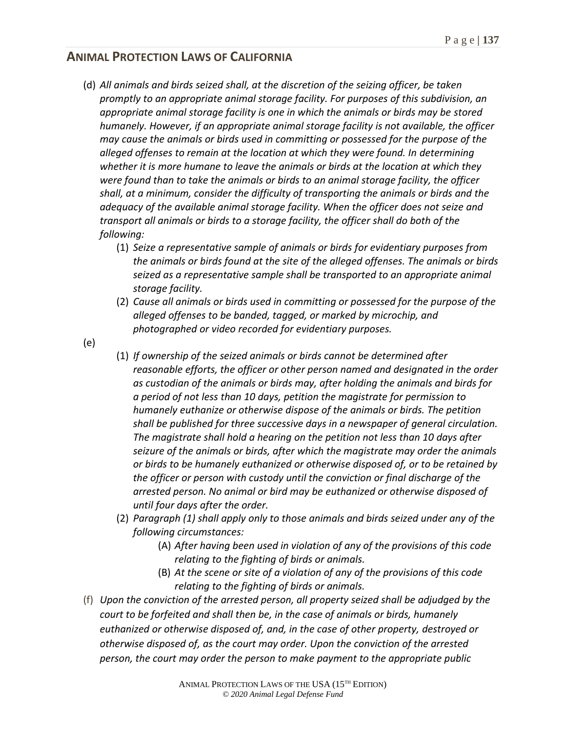## ANIMAL PROTECTION LAWS OF CALIFORNIA

(d) *All animals and birds seized shall, at the discretion of the seizing officer, be taken promptly to an appropriate animal storage facility. For purposes of this subdivision, an appropriate animal storage facility is one in which the animals or birds may be stored humanely. However, if an appropriate animal storage facility is not available, the officer may cause the animals or birds used in committing or possessed for the purpose of the alleged offenses to remain at the location at which they were found. In determining whether it is more humane to leave the animals or birds at the location at which they were found than to take the animals or birds to an animal storage facility, the officer shall, at a minimum, consider the difficulty of transporting the animals or birds and the adequacy of the available animal storage facility. When the officer does not seize and transport all animals or birds to a storage facility, the officer shall do both of the following:*

   (1) *Seize a representative sample of animals or birds for evidentiary purposes from the animals or birds found at the site of the alleged offenses. The animals or birds seized as a representative sample shall be transported to an appropriate animal storage facility.*

   (2) *Cause all animals or birds used in committing or possessed for the purpose of the alleged offenses to be banded, tagged, or marked by microchip, and photographed or video recorded for evidentiary purposes.*

(e)

   (1) *If ownership of the seized animals or birds cannot be determined after reasonable efforts, the officer or other person named and designated in the order as custodian of the animals or birds may, after holding the animals and birds for a period of not less than 10 days, petition the magistrate for permission to humanely euthanize or otherwise dispose of the animals or birds. The petition shall be published for three successive days in a newspaper of general circulation. The magistrate shall hold a hearing on the petition not less than 10 days after seizure of the animals or birds, after which the magistrate may order the animals or birds to be humanely euthanized or otherwise disposed of, or to be retained by the officer or person with custody until the conviction or final discharge of the arrested person. No animal or bird may be euthanized or otherwise disposed of until four days after the order.*

   (2) *Paragraph (1) shall apply only to those animals and birds seized under any of the following circumstances:*

      (A) *After having been used in violation of any of the provisions of this code relating to the fighting of birds or animals.*

      (B) *At the scene or site of a violation of any of the provisions of this code relating to the fighting of birds or animals.*

(f) *Upon the conviction of the arrested person, all property seized shall be adjudged by the court to be forfeited and shall then be, in the case of animals or birds, humanely euthanized or otherwise disposed of, and, in the case of other property, destroyed or otherwise disposed of, as the court may order. Upon the conviction of the arrested person, the court may order the person to make payment to the appropriate public*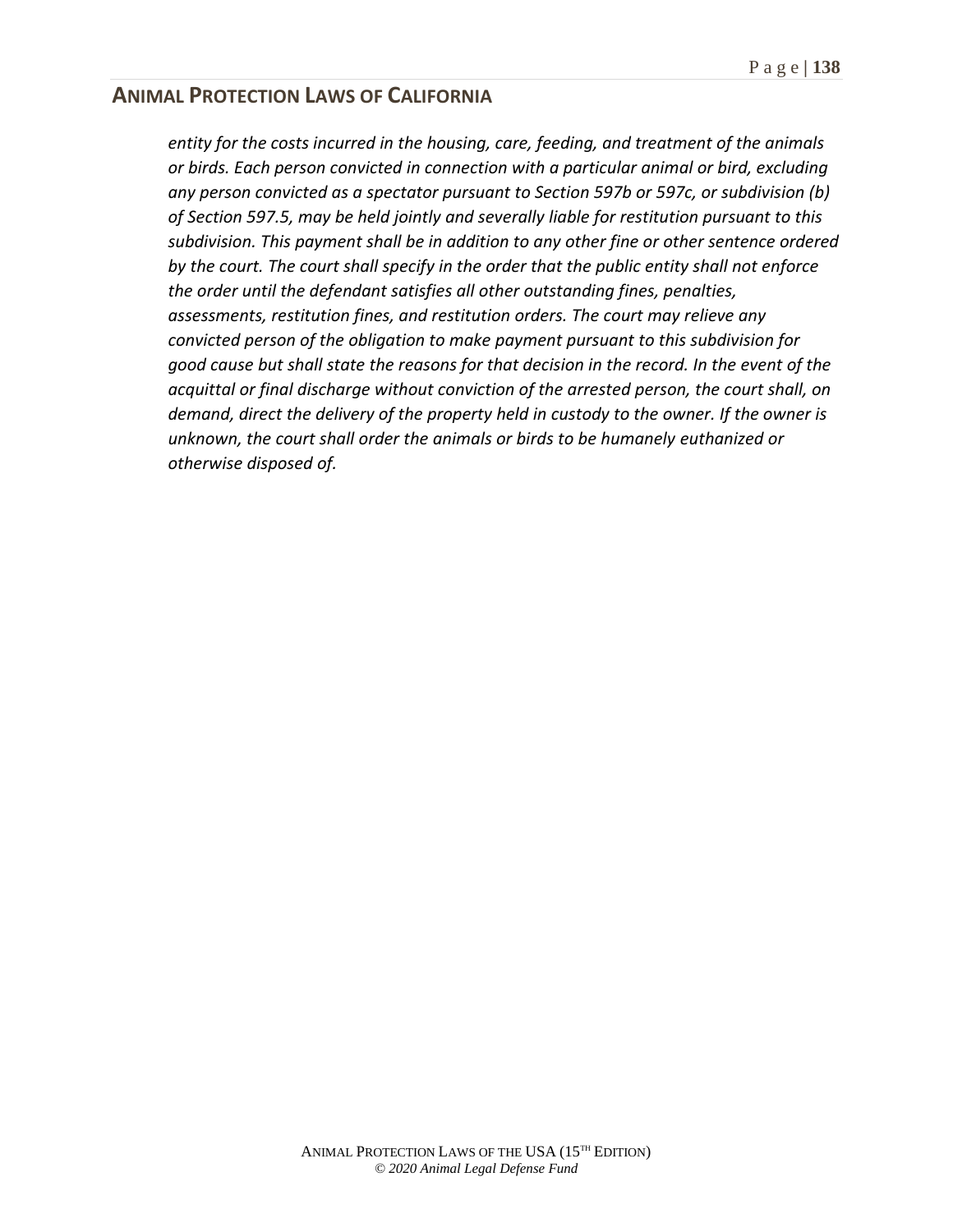*entity for the costs incurred in the housing, care, feeding, and treatment of the animals or birds. Each person convicted in connection with a particular animal or bird, excluding any person convicted as a spectator pursuant to Section 597b or 597c, or subdivision (b) of Section 597.5, may be held jointly and severally liable for restitution pursuant to this subdivision. This payment shall be in addition to any other fine or other sentence ordered by the court. The court shall specify in the order that the public entity shall not enforce the order until the defendant satisfies all other outstanding fines, penalties, assessments, restitution fines, and restitution orders. The court may relieve any convicted person of the obligation to make payment pursuant to this subdivision for good cause but shall state the reasons for that decision in the record. In the event of the acquittal or final discharge without conviction of the arrested person, the court shall, on demand, direct the delivery of the property held in custody to the owner. If the owner is unknown, the court shall order the animals or birds to be humanely euthanized or otherwise disposed of.*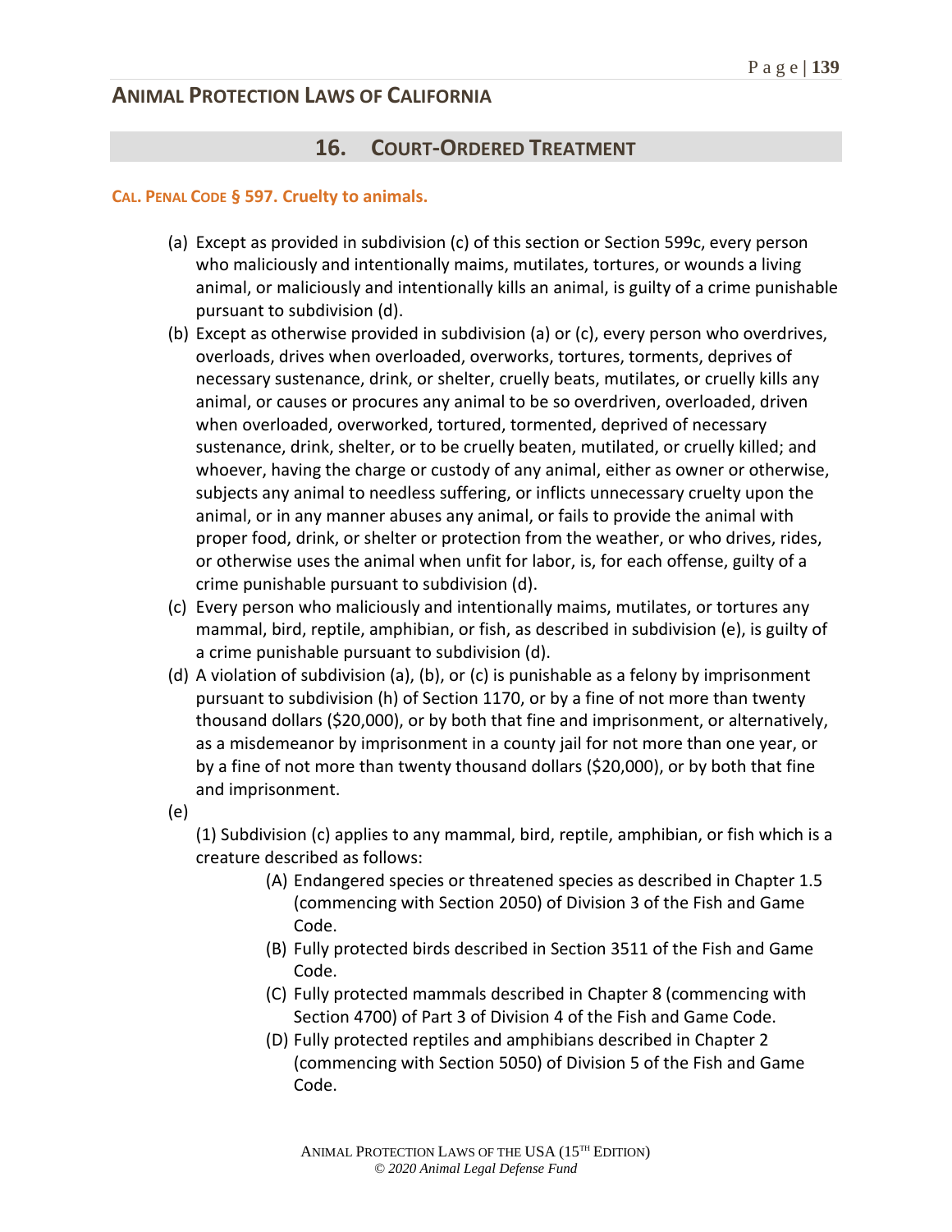## 16. COURT-ORDERED TREATMENT

### CAL. PENAL CODE § 597. Cruelty to animals.

(a) Except as provided in subdivision (c) of this section or Section 599c, every person who maliciously and intentionally maims, mutilates, tortures, or wounds a living animal, or maliciously and intentionally kills an animal, is guilty of a crime punishable pursuant to subdivision (d).

(b) Except as otherwise provided in subdivision (a) or (c), every person who overdrives, overloads, drives when overloaded, overworks, tortures, torments, deprives of necessary sustenance, drink, or shelter, cruelly beats, mutilates, or cruelly kills any animal, or causes or procures any animal to be so overdriven, overloaded, driven when overloaded, overworked, tortured, tormented, deprived of necessary sustenance, drink, shelter, or to be cruelly beaten, mutilated, or cruelly killed; and whoever, having the charge or custody of any animal, either as owner or otherwise, subjects any animal to needless suffering, or inflicts unnecessary cruelty upon the animal, or in any manner abuses any animal, or fails to provide the animal with proper food, drink, or shelter or protection from the weather, or who drives, rides, or otherwise uses the animal when unfit for labor, is, for each offense, guilty of a crime punishable pursuant to subdivision (d).

(c) Every person who maliciously and intentionally maims, mutilates, or tortures any mammal, bird, reptile, amphibian, or fish, as described in subdivision (e), is guilty of a crime punishable pursuant to subdivision (d).

(d) A violation of subdivision (a), (b), or (c) is punishable as a felony by imprisonment pursuant to subdivision (h) of Section 1170, or by a fine of not more than twenty thousand dollars ($20,000), or by both that fine and imprisonment, or alternatively, as a misdemeanor by imprisonment in a county jail for not more than one year, or by a fine of not more than twenty thousand dollars ($20,000), or by both that fine and imprisonment.

(e)

(1) Subdivision (c) applies to any mammal, bird, reptile, amphibian, or fish which is a creature described as follows:

- (A) Endangered species or threatened species as described in Chapter 1.5 (commencing with Section 2050) of Division 3 of the Fish and Game Code.
- (B) Fully protected birds described in Section 3511 of the Fish and Game Code.
- (C) Fully protected mammals described in Chapter 8 (commencing with Section 4700) of Part 3 of Division 4 of the Fish and Game Code.
- (D) Fully protected reptiles and amphibians described in Chapter 2 (commencing with Section 5050) of Division 5 of the Fish and Game Code.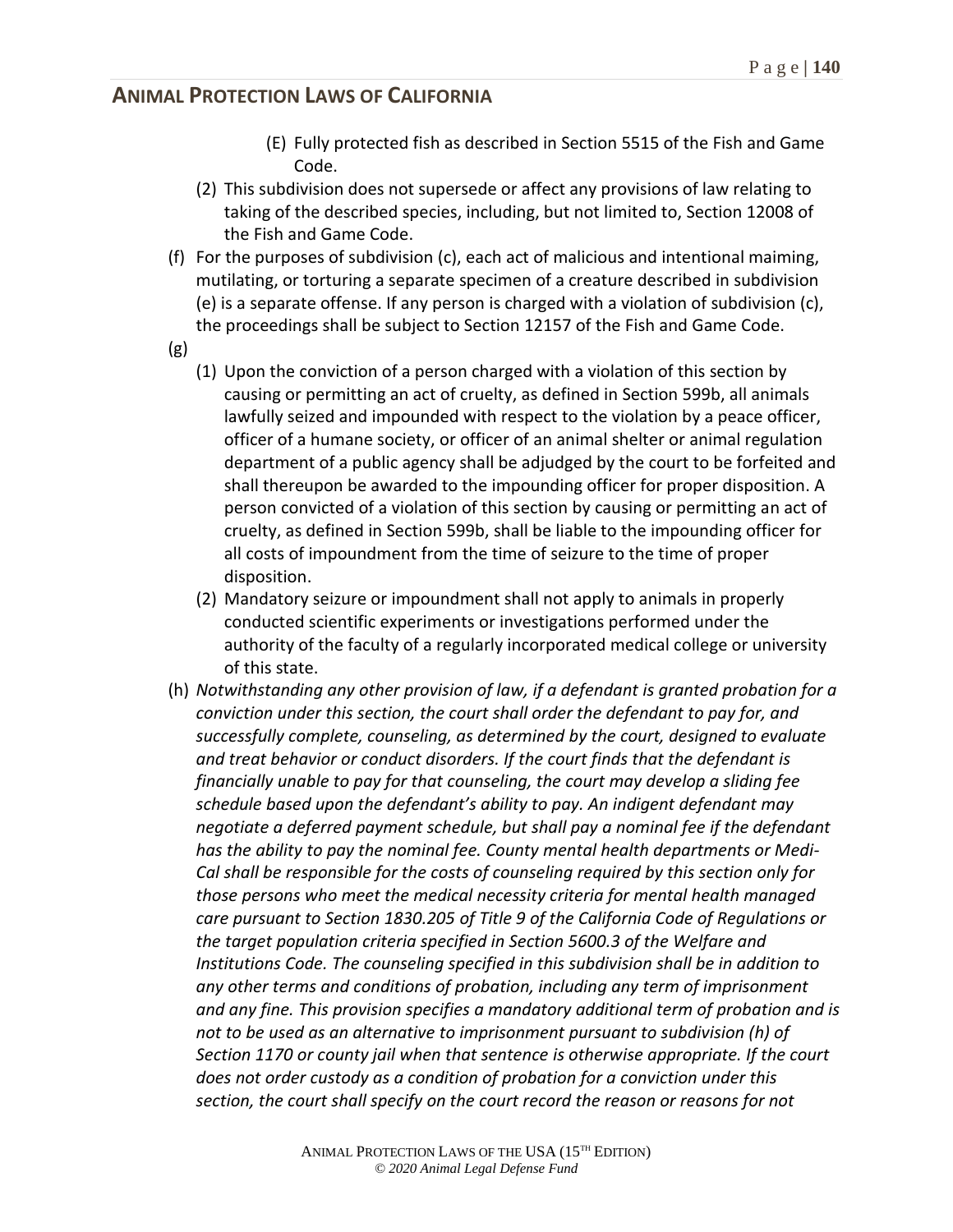(E) Fully protected fish as described in Section 5515 of the Fish and Game Code.

(2) This subdivision does not supersede or affect any provisions of law relating to taking of the described species, including, but not limited to, Section 12008 of the Fish and Game Code.

(f) For the purposes of subdivision (c), each act of malicious and intentional maiming, mutilating, or torturing a separate specimen of a creature described in subdivision (e) is a separate offense. If any person is charged with a violation of subdivision (c), the proceedings shall be subject to Section 12157 of the Fish and Game Code.

(g)

(1) Upon the conviction of a person charged with a violation of this section by causing or permitting an act of cruelty, as defined in Section 599b, all animals lawfully seized and impounded with respect to the violation by a peace officer, officer of a humane society, or officer of an animal shelter or animal regulation department of a public agency shall be adjudged by the court to be forfeited and shall thereupon be awarded to the impounding officer for proper disposition. A person convicted of a violation of this section by causing or permitting an act of cruelty, as defined in Section 599b, shall be liable to the impounding officer for all costs of impoundment from the time of seizure to the time of proper disposition.

(2) Mandatory seizure or impoundment shall not apply to animals in properly conducted scientific experiments or investigations performed under the authority of the faculty of a regularly incorporated medical college or university of this state.

(h) *Notwithstanding any other provision of law, if a defendant is granted probation for a conviction under this section, the court shall order the defendant to pay for, and successfully complete, counseling, as determined by the court, designed to evaluate and treat behavior or conduct disorders. If the court finds that the defendant is financially unable to pay for that counseling, the court may develop a sliding fee schedule based upon the defendant's ability to pay. An indigent defendant may negotiate a deferred payment schedule, but shall pay a nominal fee if the defendant has the ability to pay the nominal fee. County mental health departments or Medi-Cal shall be responsible for the costs of counseling required by this section only for those persons who meet the medical necessity criteria for mental health managed care pursuant to Section 1830.205 of Title 9 of the California Code of Regulations or the target population criteria specified in Section 5600.3 of the Welfare and Institutions Code. The counseling specified in this subdivision shall be in addition to any other terms and conditions of probation, including any term of imprisonment and any fine. This provision specifies a mandatory additional term of probation and is not to be used as an alternative to imprisonment pursuant to subdivision (h) of Section 1170 or county jail when that sentence is otherwise appropriate. If the court does not order custody as a condition of probation for a conviction under this section, the court shall specify on the court record the reason or reasons for not*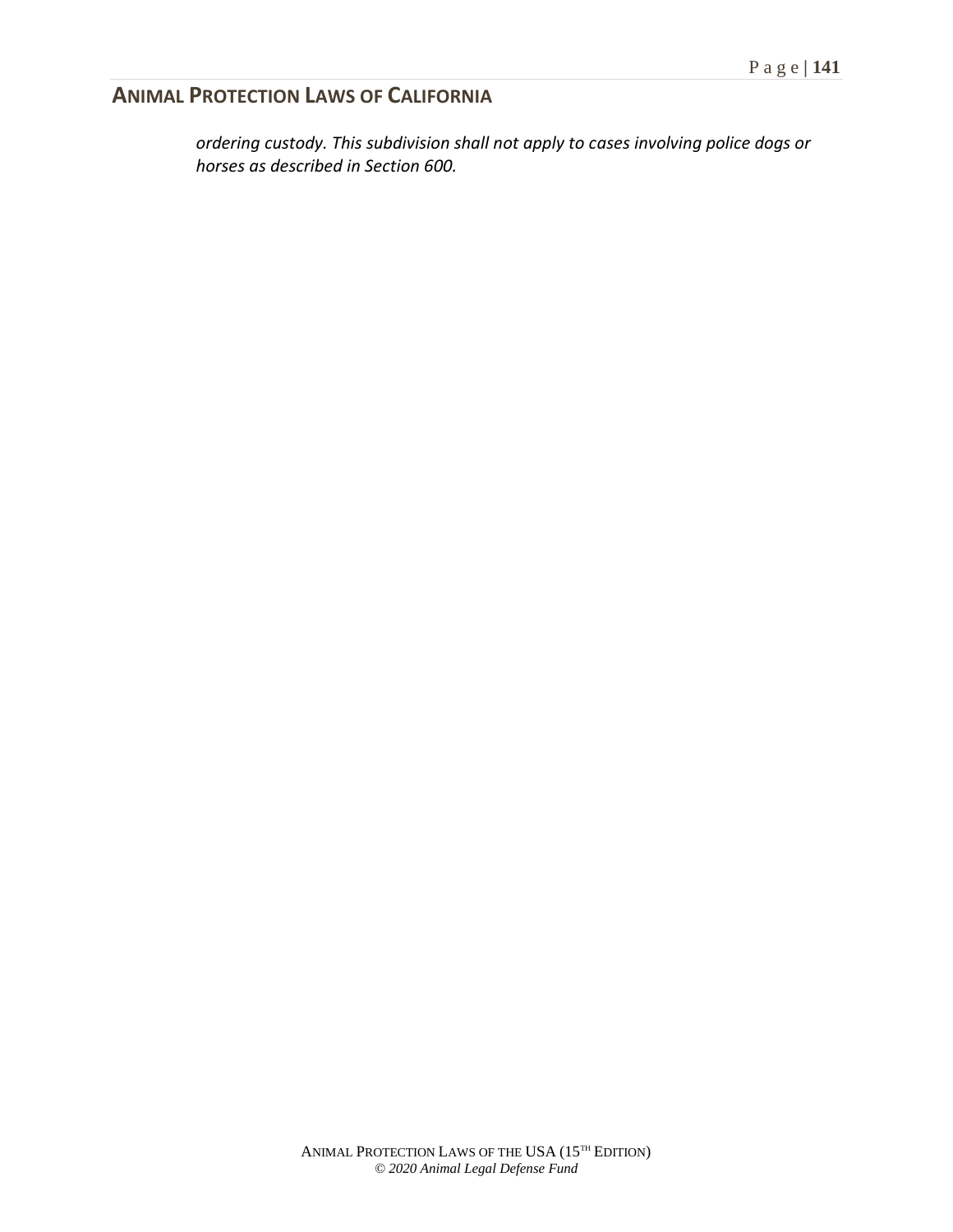*ordering custody. This subdivision shall not apply to cases involving police dogs or horses as described in Section 600.*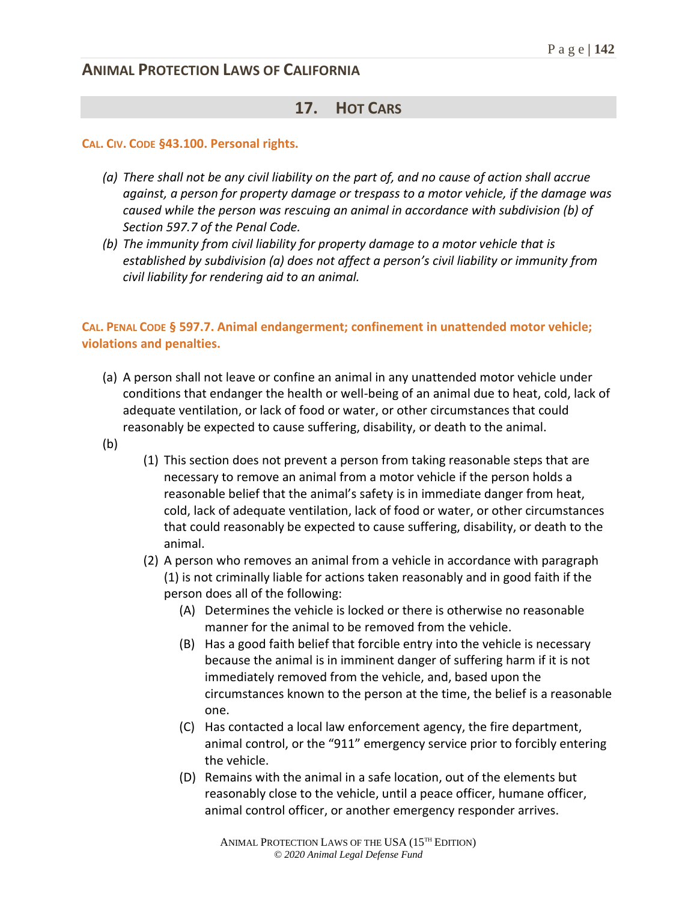## 17. HOT CARS

**CAL. CIV. CODE §43.100. Personal rights.**

*(a) There shall not be any civil liability on the part of, and no cause of action shall accrue against, a person for property damage or trespass to a motor vehicle, if the damage was caused while the person was rescuing an animal in accordance with subdivision (b) of Section 597.7 of the Penal Code.*

*(b) The immunity from civil liability for property damage to a motor vehicle that is established by subdivision (a) does not affect a person's civil liability or immunity from civil liability for rendering aid to an animal.*

**CAL. PENAL CODE § 597.7. Animal endangerment; confinement in unattended motor vehicle; violations and penalties.**

(a) A person shall not leave or confine an animal in any unattended motor vehicle under conditions that endanger the health or well-being of an animal due to heat, cold, lack of adequate ventilation, or lack of food or water, or other circumstances that could reasonably be expected to cause suffering, disability, or death to the animal.

(b)

(1) This section does not prevent a person from taking reasonable steps that are necessary to remove an animal from a motor vehicle if the person holds a reasonable belief that the animal's safety is in immediate danger from heat, cold, lack of adequate ventilation, lack of food or water, or other circumstances that could reasonably be expected to cause suffering, disability, or death to the animal.

(2) A person who removes an animal from a vehicle in accordance with paragraph (1) is not criminally liable for actions taken reasonably and in good faith if the person does all of the following:

(A) Determines the vehicle is locked or there is otherwise no reasonable manner for the animal to be removed from the vehicle.

(B) Has a good faith belief that forcible entry into the vehicle is necessary because the animal is in imminent danger of suffering harm if it is not immediately removed from the vehicle, and, based upon the circumstances known to the person at the time, the belief is a reasonable one.

(C) Has contacted a local law enforcement agency, the fire department, animal control, or the "911" emergency service prior to forcibly entering the vehicle.

(D) Remains with the animal in a safe location, out of the elements but reasonably close to the vehicle, until a peace officer, humane officer, animal control officer, or another emergency responder arrives.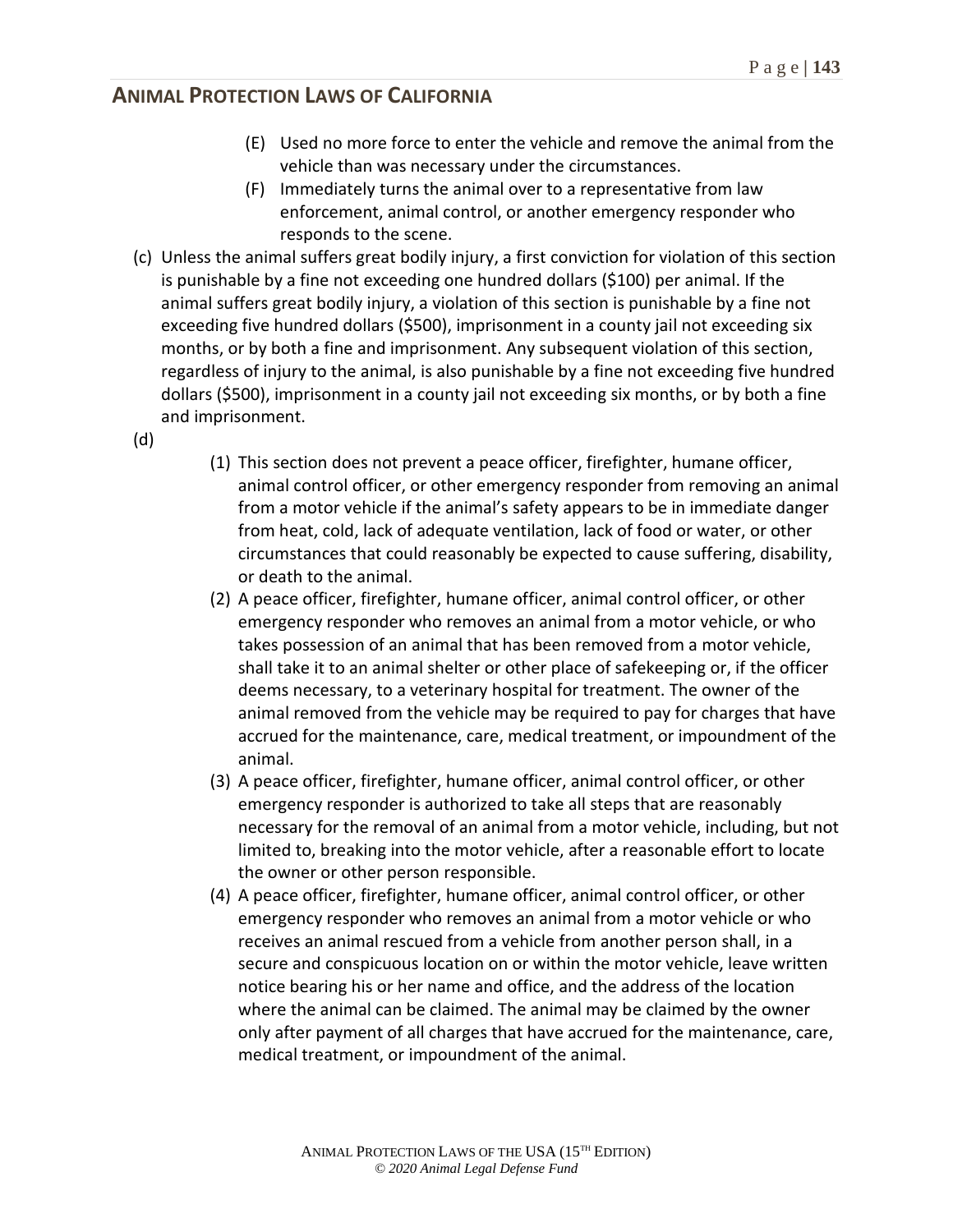(E) Used no more force to enter the vehicle and remove the animal from the vehicle than was necessary under the circumstances.

(F) Immediately turns the animal over to a representative from law enforcement, animal control, or another emergency responder who responds to the scene.

(c) Unless the animal suffers great bodily injury, a first conviction for violation of this section is punishable by a fine not exceeding one hundred dollars ($100) per animal. If the animal suffers great bodily injury, a violation of this section is punishable by a fine not exceeding five hundred dollars ($500), imprisonment in a county jail not exceeding six months, or by both a fine and imprisonment. Any subsequent violation of this section, regardless of injury to the animal, is also punishable by a fine not exceeding five hundred dollars ($500), imprisonment in a county jail not exceeding six months, or by both a fine and imprisonment.

(d)

(1) This section does not prevent a peace officer, firefighter, humane officer, animal control officer, or other emergency responder from removing an animal from a motor vehicle if the animal's safety appears to be in immediate danger from heat, cold, lack of adequate ventilation, lack of food or water, or other circumstances that could reasonably be expected to cause suffering, disability, or death to the animal.

(2) A peace officer, firefighter, humane officer, animal control officer, or other emergency responder who removes an animal from a motor vehicle, or who takes possession of an animal that has been removed from a motor vehicle, shall take it to an animal shelter or other place of safekeeping or, if the officer deems necessary, to a veterinary hospital for treatment. The owner of the animal removed from the vehicle may be required to pay for charges that have accrued for the maintenance, care, medical treatment, or impoundment of the animal.

(3) A peace officer, firefighter, humane officer, animal control officer, or other emergency responder is authorized to take all steps that are reasonably necessary for the removal of an animal from a motor vehicle, including, but not limited to, breaking into the motor vehicle, after a reasonable effort to locate the owner or other person responsible.

(4) A peace officer, firefighter, humane officer, animal control officer, or other emergency responder who removes an animal from a motor vehicle or who receives an animal rescued from a vehicle from another person shall, in a secure and conspicuous location on or within the motor vehicle, leave written notice bearing his or her name and office, and the address of the location where the animal can be claimed. The animal may be claimed by the owner only after payment of all charges that have accrued for the maintenance, care, medical treatment, or impoundment of the animal.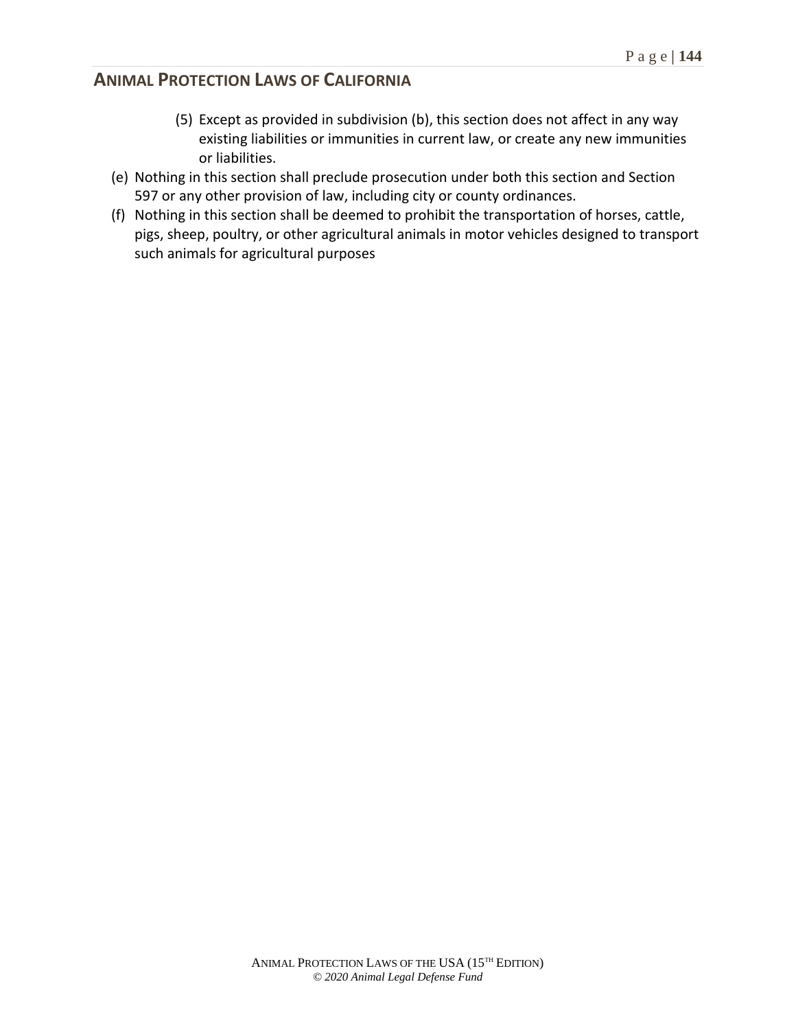(5) Except as provided in subdivision (b), this section does not affect in any way existing liabilities or immunities in current law, or create any new immunities or liabilities.

(e) Nothing in this section shall preclude prosecution under both this section and Section 597 or any other provision of law, including city or county ordinances.

(f) Nothing in this section shall be deemed to prohibit the transportation of horses, cattle, pigs, sheep, poultry, or other agricultural animals in motor vehicles designed to transport such animals for agricultural purposes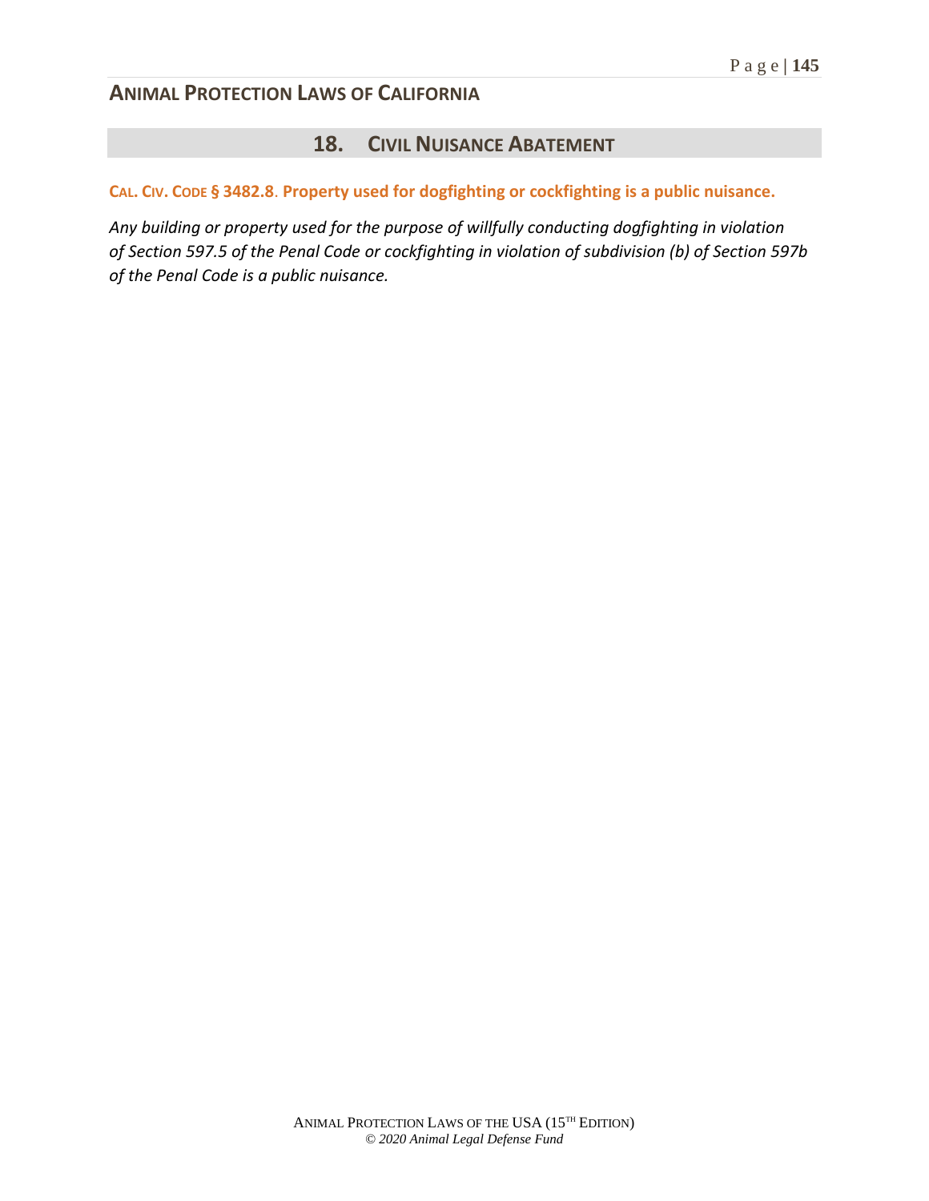## 18. CIVIL NUISANCE ABATEMENT

**CAL. CIV. CODE § 3482.8. Property used for dogfighting or cockfighting is a public nuisance.**

*Any building or property used for the purpose of willfully conducting dogfighting in violation of Section 597.5 of the Penal Code or cockfighting in violation of subdivision (b) of Section 597b of the Penal Code is a public nuisance.*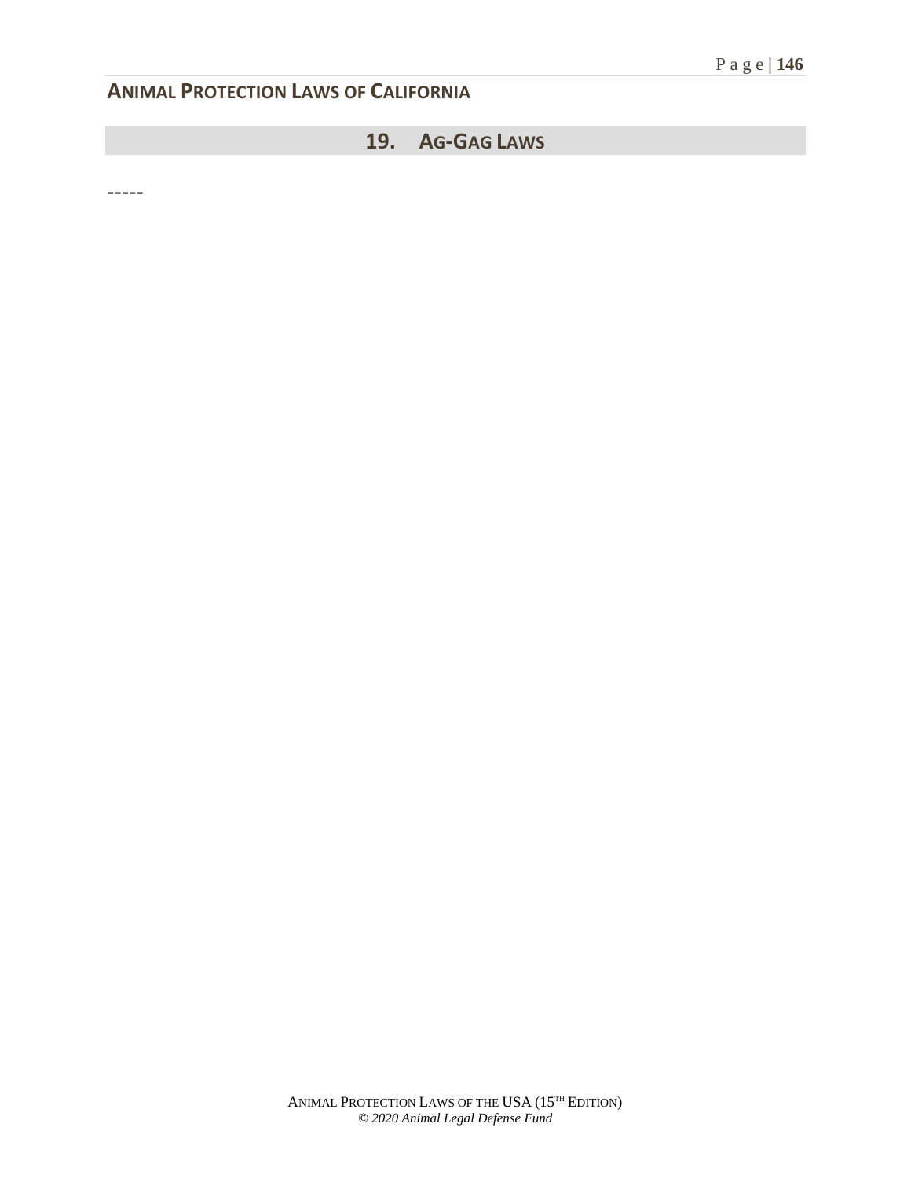## 19. AG-GAG LAWS

-----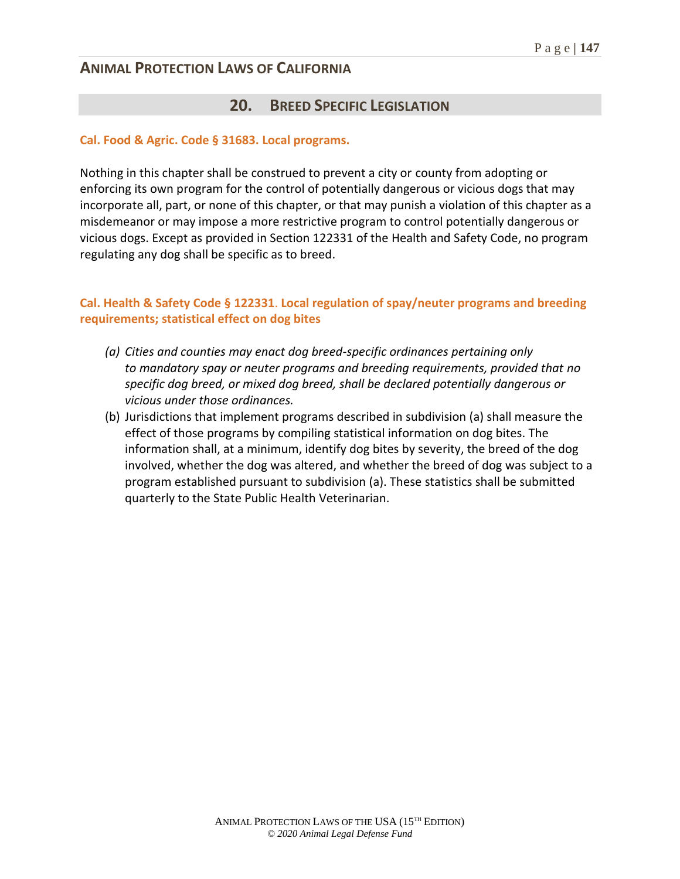## 20. BREED SPECIFIC LEGISLATION

**Cal. Food & Agric. Code § 31683. Local programs.**

Nothing in this chapter shall be construed to prevent a city or county from adopting or enforcing its own program for the control of potentially dangerous or vicious dogs that may incorporate all, part, or none of this chapter, or that may punish a violation of this chapter as a misdemeanor or may impose a more restrictive program to control potentially dangerous or vicious dogs. Except as provided in Section 122331 of the Health and Safety Code, no program regulating any dog shall be specific as to breed.

**Cal. Health & Safety Code § 122331. Local regulation of spay/neuter programs and breeding requirements; statistical effect on dog bites**

*(a) Cities and counties may enact dog breed-specific ordinances pertaining only to mandatory spay or neuter programs and breeding requirements, provided that no specific dog breed, or mixed dog breed, shall be declared potentially dangerous or vicious under those ordinances.*

(b) Jurisdictions that implement programs described in subdivision (a) shall measure the effect of those programs by compiling statistical information on dog bites. The information shall, at a minimum, identify dog bites by severity, the breed of the dog involved, whether the dog was altered, and whether the breed of dog was subject to a program established pursuant to subdivision (a). These statistics shall be submitted quarterly to the State Public Health Veterinarian.